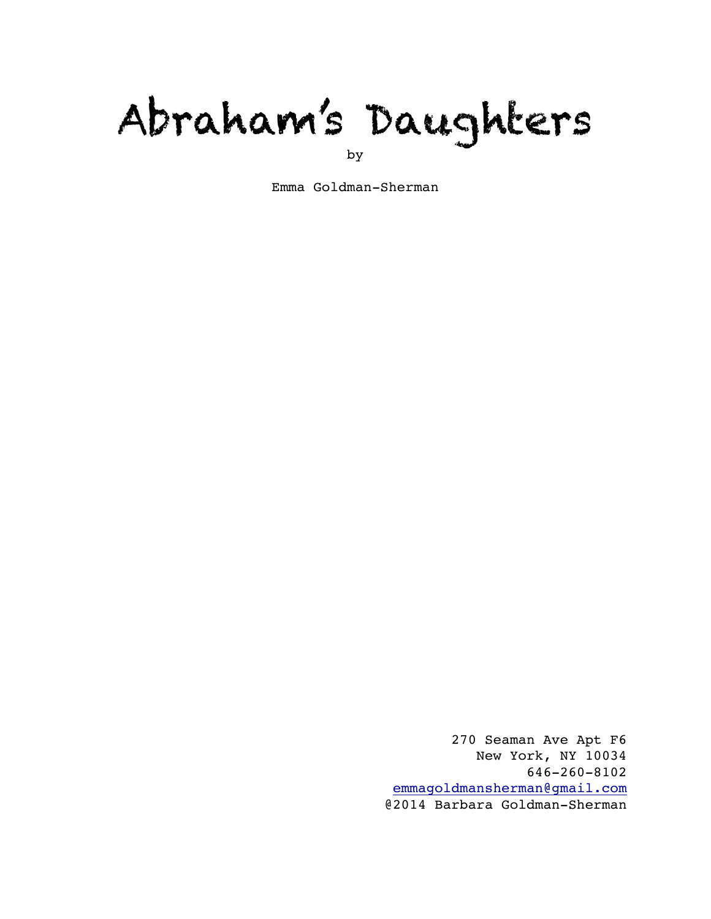# Abraham's Daughters

by

Emma Goldman-Sherman

270 Seaman Ave Apt F6
New York, NY 10034
646-260-8102
emmagoldmansherman@gmail.com
@2014 Barbara Goldman-Sherman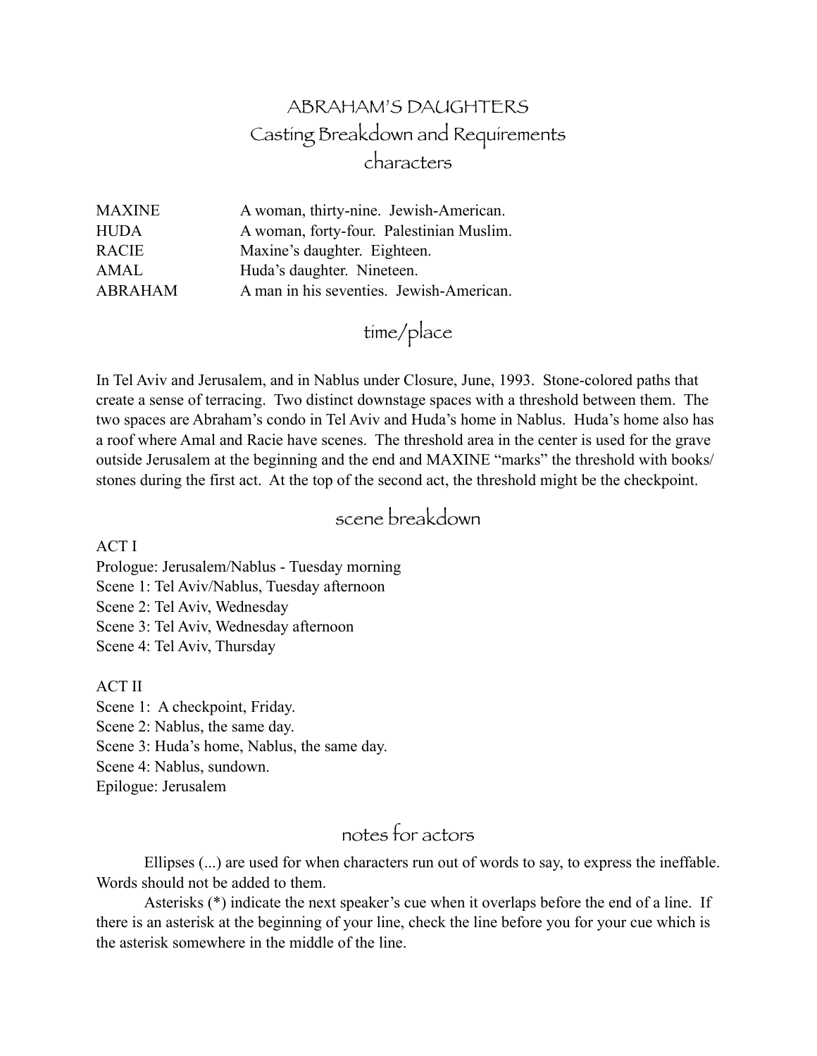# ABRAHAM'S DAUGHTERS
## Casting Breakdown and Requirements
## characters

| | |
|---|---|
| MAXINE | A woman, thirty-nine. Jewish-American. |
| HUDA | A woman, forty-four. Palestinian Muslim. |
| RACIE | Maxine's daughter. Eighteen. |
| AMAL | Huda's daughter. Nineteen. |
| ABRAHAM | A man in his seventies. Jewish-American. |

## time/place

In Tel Aviv and Jerusalem, and in Nablus under Closure, June, 1993. Stone-colored paths that create a sense of terracing. Two distinct downstage spaces with a threshold between them. The two spaces are Abraham's condo in Tel Aviv and Huda's home in Nablus. Huda's home also has a roof where Amal and Racie have scenes. The threshold area in the center is used for the grave outside Jerusalem at the beginning and the end and MAXINE "marks" the threshold with books/stones during the first act. At the top of the second act, the threshold might be the checkpoint.

## scene breakdown

ACT I
Prologue: Jerusalem/Nablus - Tuesday morning
Scene 1: Tel Aviv/Nablus, Tuesday afternoon
Scene 2: Tel Aviv, Wednesday
Scene 3: Tel Aviv, Wednesday afternoon
Scene 4: Tel Aviv, Thursday

ACT II
Scene 1: A checkpoint, Friday.
Scene 2: Nablus, the same day.
Scene 3: Huda's home, Nablus, the same day.
Scene 4: Nablus, sundown.
Epilogue: Jerusalem

## notes for actors

Ellipses (...) are used for when characters run out of words to say, to express the ineffable. Words should not be added to them.

Asterisks (*) indicate the next speaker's cue when it overlaps before the end of a line. If there is an asterisk at the beginning of your line, check the line before you for your cue which is the asterisk somewhere in the middle of the line.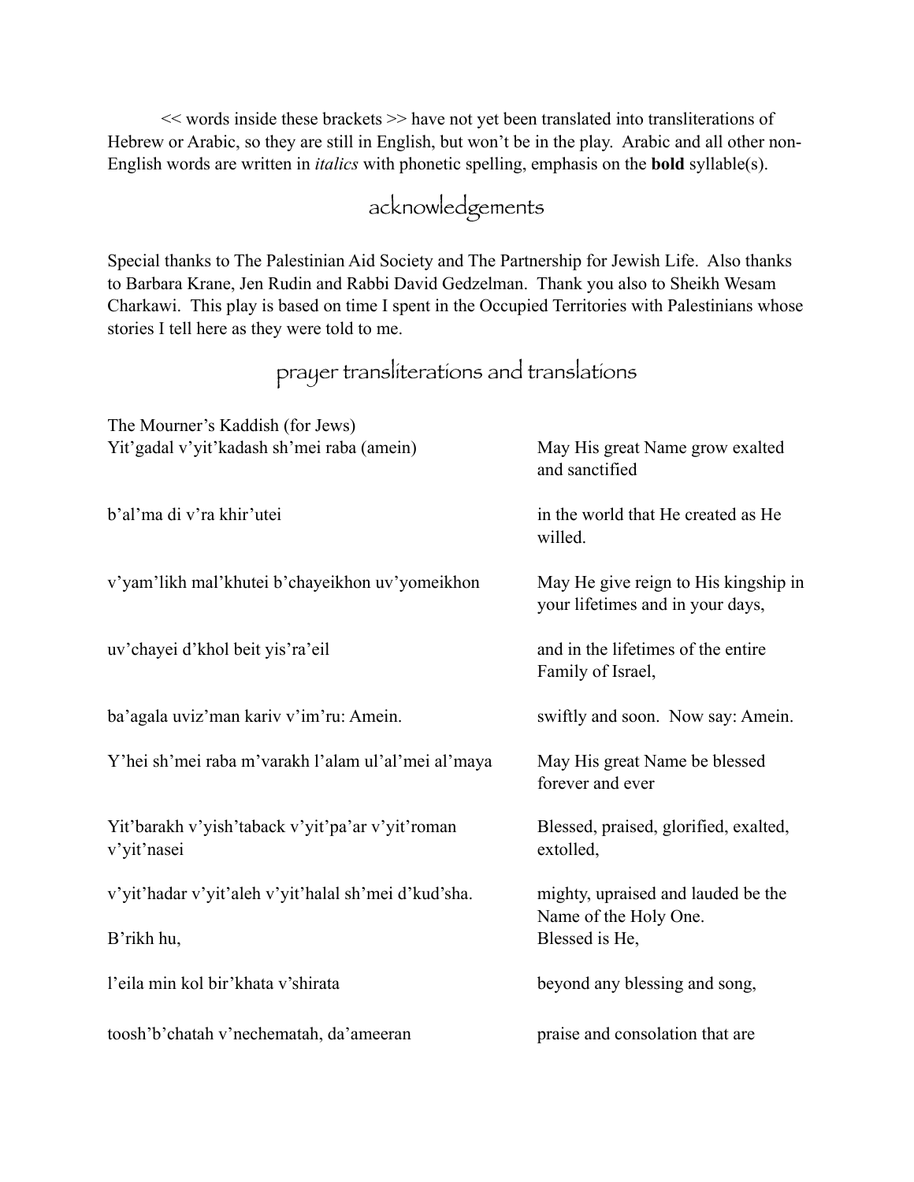<< words inside these brackets >> have not yet been translated into transliterations of Hebrew or Arabic, so they are still in English, but won't be in the play. Arabic and all other non-English words are written in *italics* with phonetic spelling, emphasis on the **bold** syllable(s).

## acknowledgements

Special thanks to The Palestinian Aid Society and The Partnership for Jewish Life. Also thanks to Barbara Krane, Jen Rudin and Rabbi David Gedzelman. Thank you also to Sheikh Wesam Charkawi. This play is based on time I spent in the Occupied Territories with Palestinians whose stories I tell here as they were told to me.

## prayer transliterations and translations

The Mourner's Kaddish (for Jews)

| | |
|---|---|
| Yit'gadal v'yit'kadash sh'mei raba (amein) | May His great Name grow exalted and sanctified |
| b'al'ma di v'ra khir'utei | in the world that He created as He willed. |
| v'yam'likh mal'khutei b'chayeikhon uv'yomeikhon | May He give reign to His kingship in your lifetimes and in your days, |
| uv'chayei d'khol beit yis'ra'eil | and in the lifetimes of the entire Family of Israel, |
| ba'agala uviz'man kariv v'im'ru: Amein. | swiftly and soon. Now say: Amein. |
| Y'hei sh'mei raba m'varakh l'alam ul'al'mei al'maya | May His great Name be blessed forever and ever |
| Yit'barakh v'yish'taback v'yit'pa'ar v'yit'roman v'yit'nasei | Blessed, praised, glorified, exalted, extolled, |
| v'yit'hadar v'yit'aleh v'yit'halal sh'mei d'kud'sha. | mighty, upraised and lauded be the Name of the Holy One. |
| B'rikh hu, | Blessed is He, |
| l'eila min kol bir'khata v'shirata | beyond any blessing and song, |
| toosh'b'chatah v'nechematah, da'ameeran | praise and consolation that are |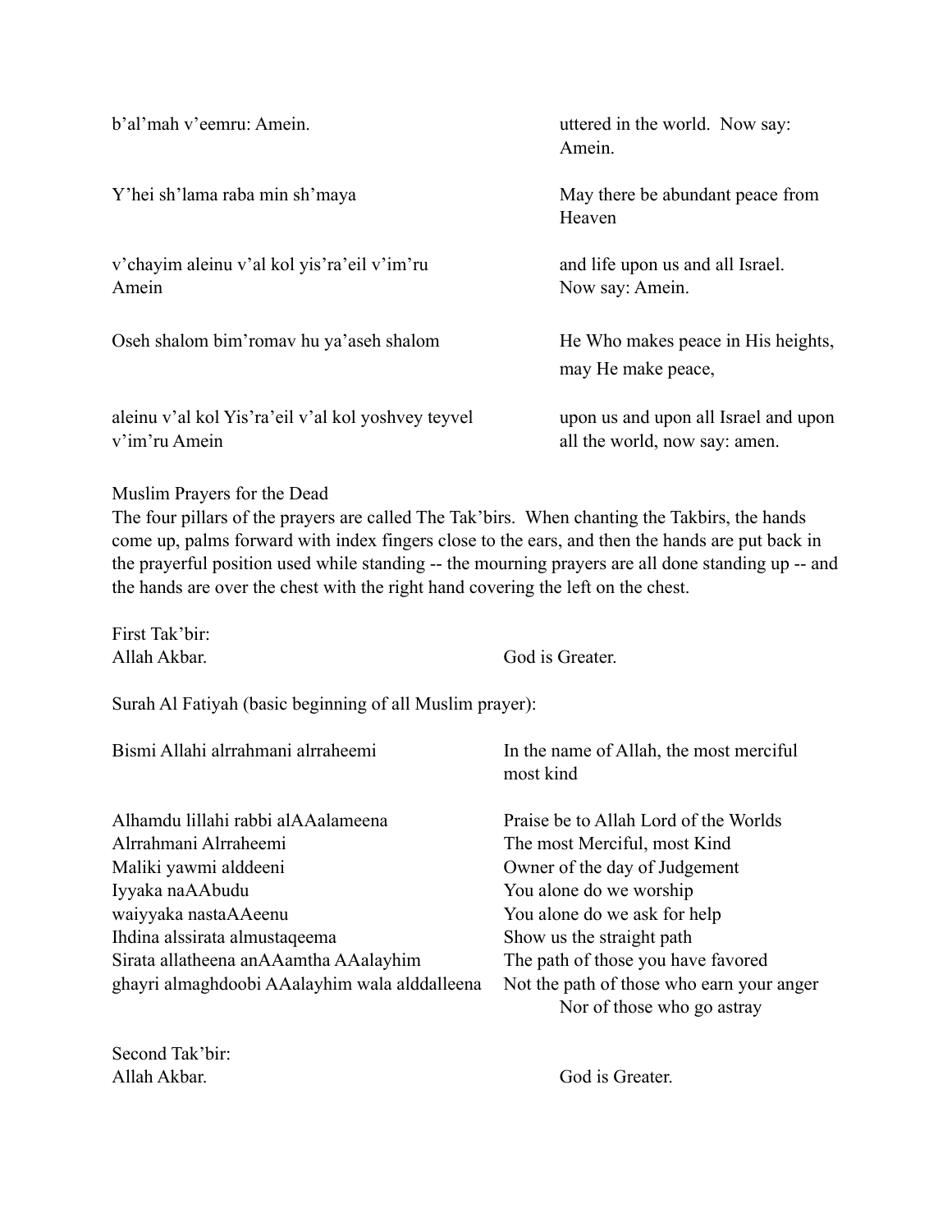| | |
|---|---|
| b'al'mah v'eemru: Amein. | uttered in the world. Now say: Amein. |
| Y'hei sh'lama raba min sh'maya | May there be abundant peace from Heaven |
| v'chayim aleinu v'al kol yis'ra'eil v'im'ru Amein | and life upon us and all Israel. Now say: Amein. |
| Oseh shalom bim'romav hu ya'aseh shalom | He Who makes peace in His heights, may He make peace, |
| aleinu v'al kol Yis'ra'eil v'al kol yoshvey teyvel v'im'ru Amein | upon us and upon all Israel and upon all the world, now say: amen. |

Muslim Prayers for the Dead

The four pillars of the prayers are called The Tak'birs. When chanting the Takbirs, the hands come up, palms forward with index fingers close to the ears, and then the hands are put back in the prayerful position used while standing -- the mourning prayers are all done standing up -- and the hands are over the chest with the right hand covering the left on the chest.

First Tak'bir:

| | |
|---|---|
| Allah Akbar. | God is Greater. |

Surah Al Fatiyah (basic beginning of all Muslim prayer):

| | |
|---|---|
| Bismi Allahi alrrahmani alrraheemi | In the name of Allah, the most merciful most kind |
| Alhamdu lillahi rabbi alAAalameena | Praise be to Allah Lord of the Worlds |
| Alrrahmani Alrraheemi | The most Merciful, most Kind |
| Maliki yawmi alddeeni | Owner of the day of Judgement |
| Iyyaka naAAbudu | You alone do we worship |
| waiyyaka nastaAAeenu | You alone do we ask for help |
| Ihdina alssirata almustaqeema | Show us the straight path |
| Sirata allatheena anAAamtha AAalayhim | The path of those you have favored |
| ghayri almaghdoobi AAalayhim wala alddalleena | Not the path of those who earn your anger Nor of those who go astray |

Second Tak'bir:

| | |
|---|---|
| Allah Akbar. | God is Greater. |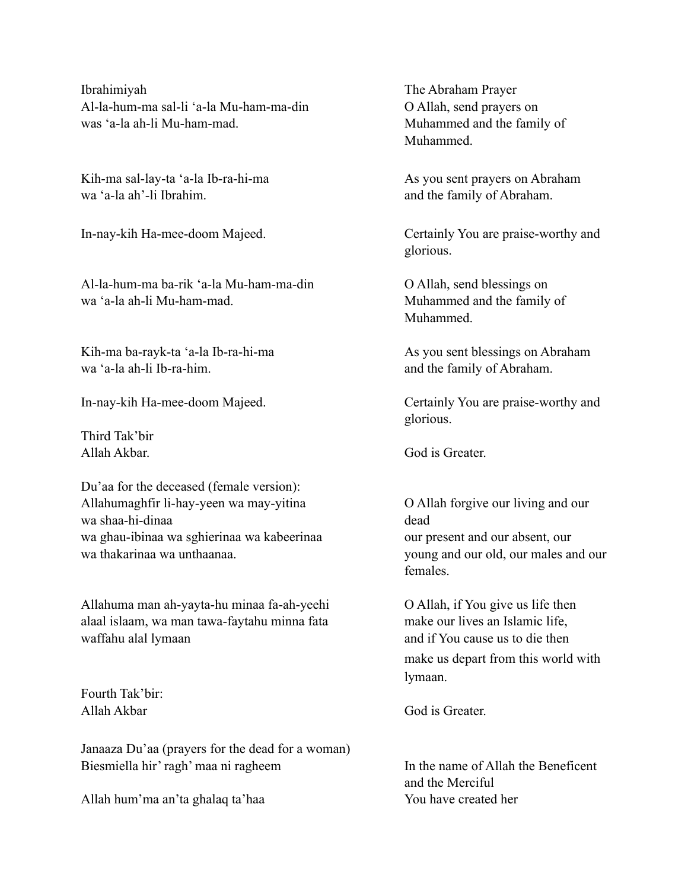Ibrahimiyah
Al-la-hum-ma sal-li 'a-la Mu-ham-ma-din
was 'a-la ah-li Mu-ham-mad.

The Abraham Prayer
O Allah, send prayers on Muhammed and the family of Muhammed.

Kih-ma sal-lay-ta 'a-la Ib-ra-hi-ma
wa 'a-la ah'-li Ibrahim.

As you sent prayers on Abraham and the family of Abraham.

In-nay-kih Ha-mee-doom Majeed.

Certainly You are praise-worthy and glorious.

Al-la-hum-ma ba-rik 'a-la Mu-ham-ma-din
wa 'a-la ah-li Mu-ham-mad.

O Allah, send blessings on Muhammed and the family of Muhammed.

Kih-ma ba-rayk-ta 'a-la Ib-ra-hi-ma
wa 'a-la ah-li Ib-ra-him.

As you sent blessings on Abraham and the family of Abraham.

In-nay-kih Ha-mee-doom Majeed.

Certainly You are praise-worthy and glorious.

Third Tak'bir
Allah Akbar.

God is Greater.

Du'aa for the deceased (female version):
Allahumaghfir li-hay-yeen wa may-yitina
wa shaa-hi-dinaa
wa ghau-ibinaa wa sghierinaa wa kabeerinaa
wa thakarinaa wa unthaanaa.

O Allah forgive our living and our dead
our present and our absent, our young and our old, our males and our females.

Allahuma man ah-yayta-hu minaa fa-ah-yeehi
alaal islaam, wa man tawa-faytahu minna fata
waffahu alal lymaan

O Allah, if You give us life then make our lives an Islamic life,
and if You cause us to die then make us depart from this world with lymaan.

Fourth Tak'bir:
Allah Akbar

God is Greater.

Janaaza Du'aa (prayers for the dead for a woman)
Biesmiella hir' ragh' maa ni ragheem

In the name of Allah the Beneficent and the Merciful

Allah hum'ma an'ta ghalaq ta'haa

You have created her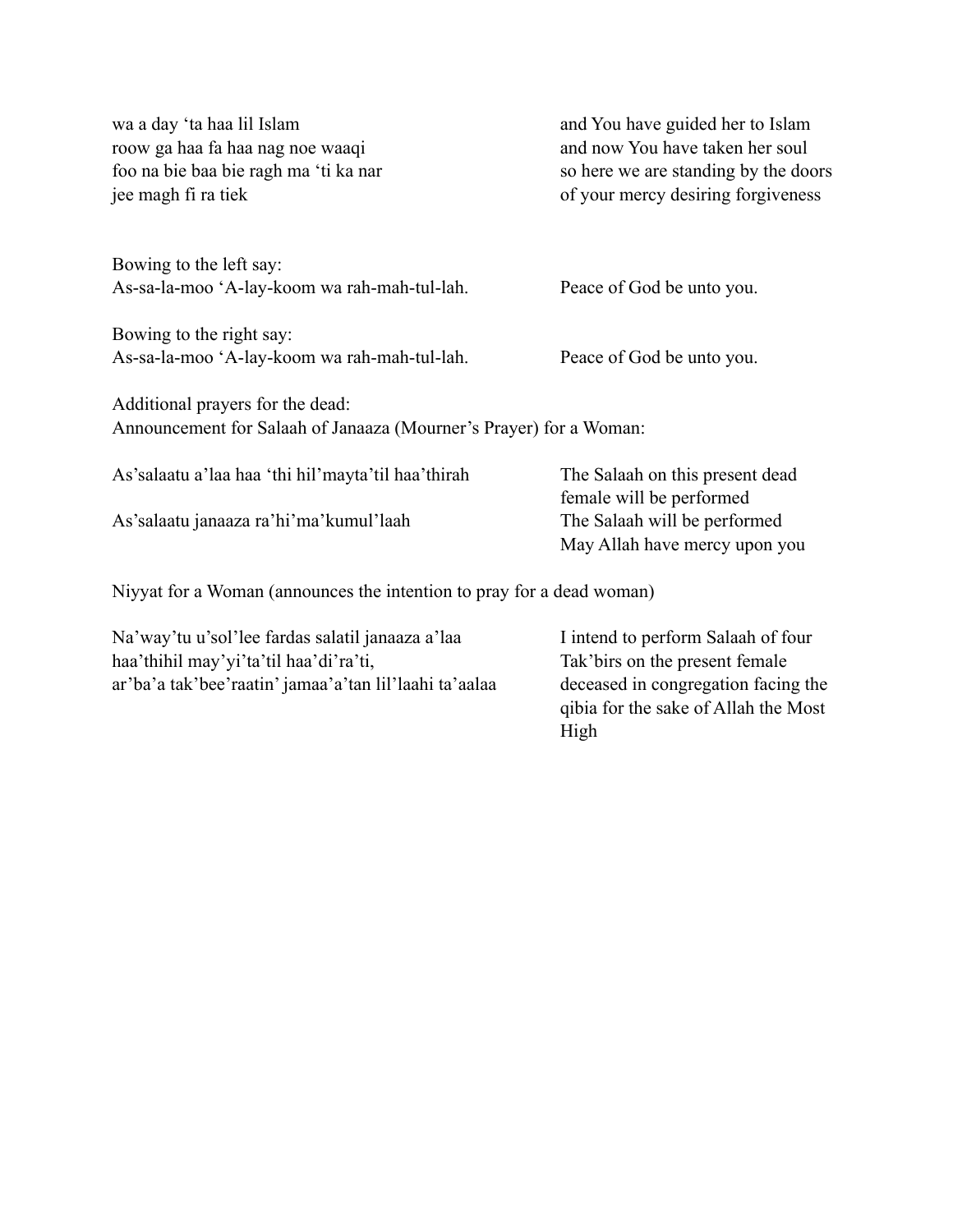| | |
|---|---|
| wa a day 'ta haa lil Islam<br>roow ga haa fa haa nag noe waaqi<br>foo na bie baa bie ragh ma 'ti ka nar<br>jee magh fi ra tiek | and You have guided her to Islam<br>and now You have taken her soul<br>so here we are standing by the doors<br>of your mercy desiring forgiveness |

Bowing to the left say:

| | |
|---|---|
| As-sa-la-moo 'A-lay-koom wa rah-mah-tul-lah. | Peace of God be unto you. |

Bowing to the right say:

| | |
|---|---|
| As-sa-la-moo 'A-lay-koom wa rah-mah-tul-lah. | Peace of God be unto you. |

Additional prayers for the dead:

Announcement for Salaah of Janaaza (Mourner's Prayer) for a Woman:

| | |
|---|---|
| As'salaatu a'laa haa 'thi hil'mayta'til haa'thirah | The Salaah on this present dead female will be performed |
| As'salaatu janaaza ra'hi'ma'kumul'laah | The Salaah will be performed<br>May Allah have mercy upon you |

Niyyat for a Woman (announces the intention to pray for a dead woman)

| | |
|---|---|
| Na'way'tu u'sol'lee fardas salatil janaaza a'laa haa'thihil may'yi'ta'til haa'di'ra'ti,<br>ar'ba'a tak'bee'raatin' jamaa'a'tan lil'laahi ta'aalaa | I intend to perform Salaah of four Tak'birs on the present female deceased in congregation facing the qibia for the sake of Allah the Most High |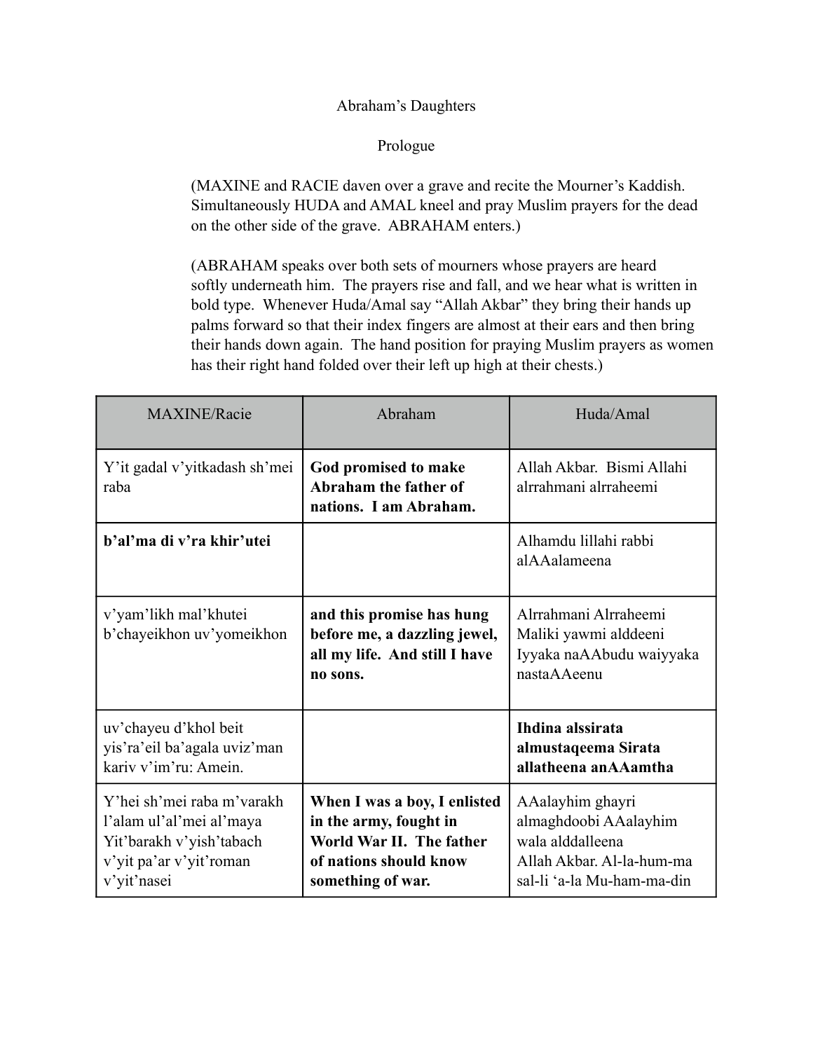Abraham's Daughters

Prologue

(MAXINE and RACIE daven over a grave and recite the Mourner's Kaddish. Simultaneously HUDA and AMAL kneel and pray Muslim prayers for the dead on the other side of the grave. ABRAHAM enters.)

(ABRAHAM speaks over both sets of mourners whose prayers are heard softly underneath him. The prayers rise and fall, and we hear what is written in bold type. Whenever Huda/Amal say "Allah Akbar" they bring their hands up palms forward so that their index fingers are almost at their ears and then bring their hands down again. The hand position for praying Muslim prayers as women has their right hand folded over their left up high at their chests.)

| MAXINE/Racie | Abraham | Huda/Amal |
|---|---|---|
| Y'it gadal v'yitkadash sh'mei raba | **God promised to make Abraham the father of nations. I am Abraham.** | Allah Akbar. Bismi Allahi alrrahmani alrraheemi |
| **b'al'ma di v'ra khir'utei** | | Alhamdu lillahi rabbi alAAalameena |
| v'yam'likh mal'khutei b'chayeikhon uv'yomeikhon | **and this promise has hung before me, a dazzling jewel, all my life. And still I have no sons.** | Alrrahmani Alrraheemi Maliki yawmi alddeeni Iyyaka naAAbudu waiyyaka nastaAAeenu |
| uv'chayeu d'khol beit yis'ra'eil ba'agala uviz'man kariv v'im'ru: Amein. | | **Ihdina alssirata almustaqeema Sirata allatheena anAAamtha** |
| Y'hei sh'mei raba m'varakh l'alam ul'al'mei al'maya Yit'barakh v'yish'tabach v'yit pa'ar v'yit'roman v'yit'nasei | **When I was a boy, I enlisted in the army, fought in World War II. The father of nations should know something of war.** | AAalayhim ghayri almaghdoobi AAalayhim wala alddalleena Allah Akbar. Al-la-hum-ma sal-li 'a-la Mu-ham-ma-din |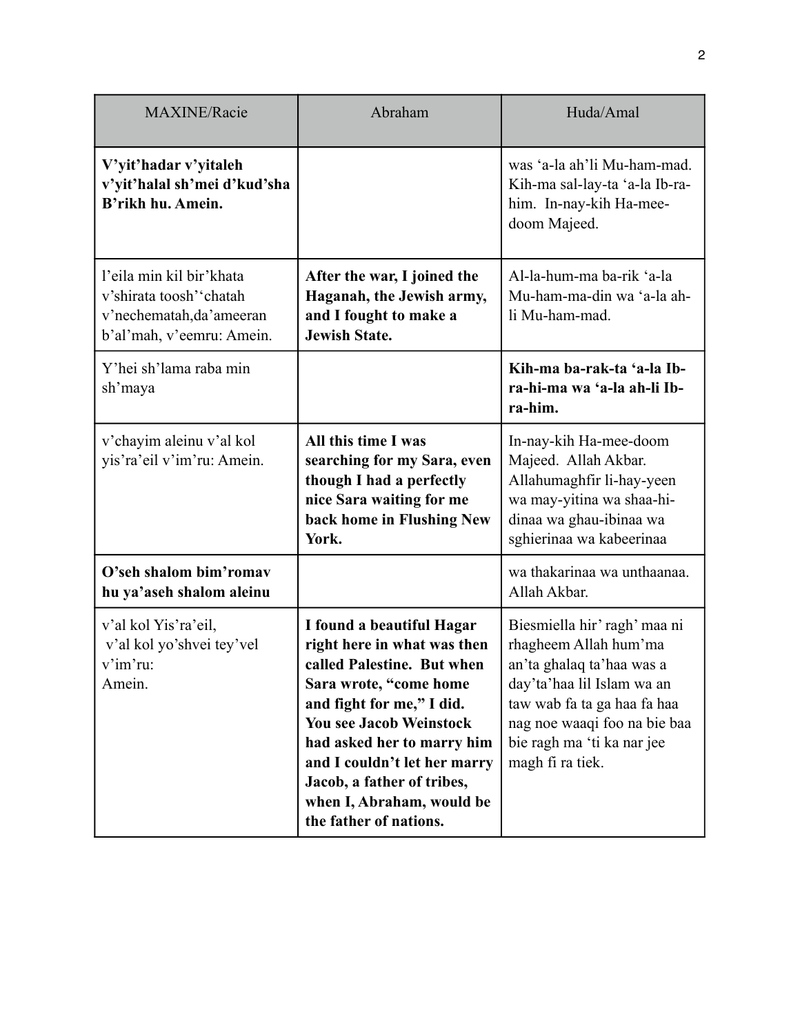| MAXINE/Racie | Abraham | Huda/Amal |
|---|---|---|
| **V'yit'hadar v'yitaleh v'yit'halal sh'mei d'kud'sha B'rikh hu. Amein.** | | was 'a-la ah'li Mu-ham-mad. Kih-ma sal-lay-ta 'a-la Ib-ra-him. In-nay-kih Ha-mee-doom Majeed. |
| l'eila min kil bir'khata v'shirata toosh''chatah v'nechematah,da'ameeran b'al'mah, v'eemru: Amein. | **After the war, I joined the Haganah, the Jewish army, and I fought to make a Jewish State.** | Al-la-hum-ma ba-rik 'a-la Mu-ham-ma-din wa 'a-la ah-li Mu-ham-mad. |
| Y'hei sh'lama raba min sh'maya | | **Kih-ma ba-rak-ta 'a-la Ib-ra-hi-ma wa 'a-la ah-li Ib-ra-him.** |
| v'chayim aleinu v'al kol yis'ra'eil v'im'ru: Amein. | **All this time I was searching for my Sara, even though I had a perfectly nice Sara waiting for me back home in Flushing New York.** | In-nay-kih Ha-mee-doom Majeed. Allah Akbar. Allahumaghfir li-hay-yeen wa may-yitina wa shaa-hi-dinaa wa ghau-ibinaa wa sghierinaa wa kabeerinaa |
| **O'seh shalom bim'romav hu ya'aseh shalom aleinu** | | wa thakarinaa wa unthaanaa. Allah Akbar. |
| v'al kol Yis'ra'eil, v'al kol yo'shvei tey'vel v'im'ru: Amein. | **I found a beautiful Hagar right here in what was then called Palestine. But when Sara wrote, "come home and fight for me," I did. You see Jacob Weinstock had asked her to marry him and I couldn't let her marry Jacob, a father of tribes, when I, Abraham, would be the father of nations.** | Biesmiella hir' ragh' maa ni rhagheem Allah hum'ma an'ta ghalaq ta'haa was a day'ta'haa lil Islam wa an taw wab fa ta ga haa fa haa nag noe waaqi foo na bie baa bie ragh ma 'ti ka nar jee magh fi ra tiek. |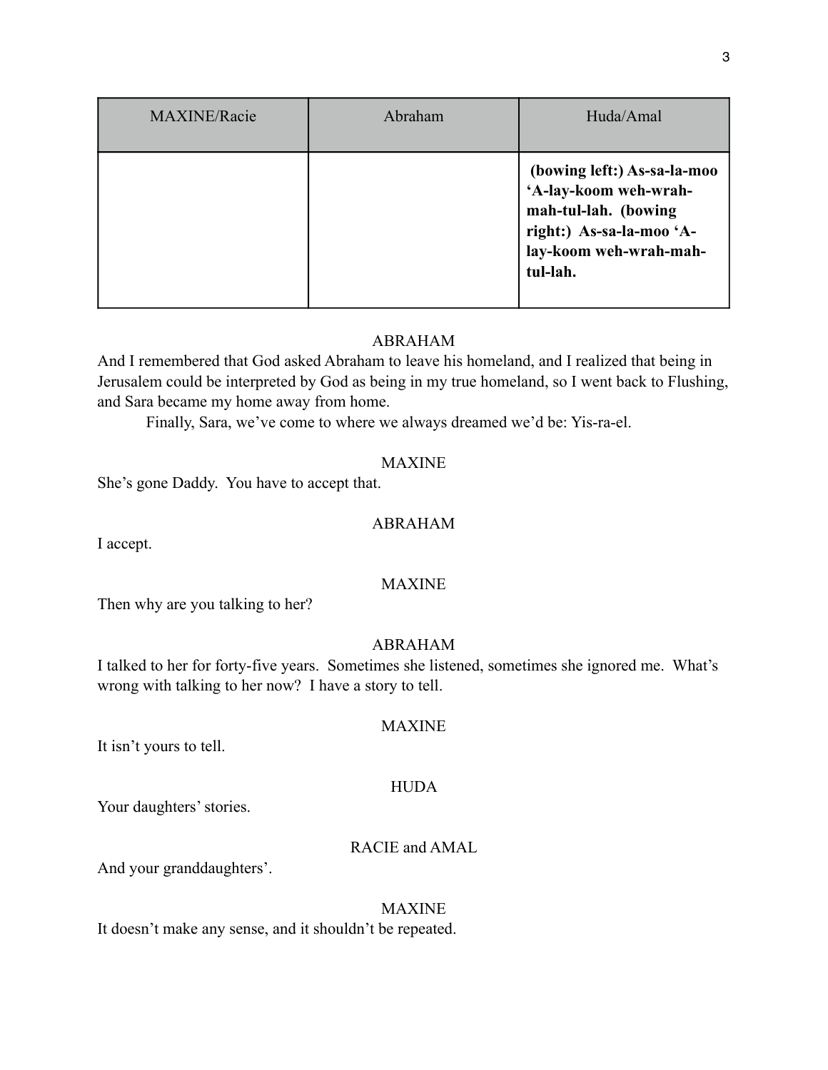| MAXINE/Racie | Abraham | Huda/Amal |
|---|---|---|
| | | **(bowing left:) As-sa-la-moo 'A-lay-koom weh-wrah-mah-tul-lah. (bowing right:) As-sa-la-moo 'A-lay-koom weh-wrah-mah-tul-lah.** |

ABRAHAM

And I remembered that God asked Abraham to leave his homeland, and I realized that being in Jerusalem could be interpreted by God as being in my true homeland, so I went back to Flushing, and Sara became my home away from home.

Finally, Sara, we've come to where we always dreamed we'd be: Yis-ra-el.

MAXINE

She's gone Daddy. You have to accept that.

ABRAHAM

I accept.

MAXINE

Then why are you talking to her?

ABRAHAM

I talked to her for forty-five years. Sometimes she listened, sometimes she ignored me. What's wrong with talking to her now? I have a story to tell.

MAXINE

It isn't yours to tell.

HUDA

Your daughters' stories.

RACIE and AMAL

And your granddaughters'.

MAXINE

It doesn't make any sense, and it shouldn't be repeated.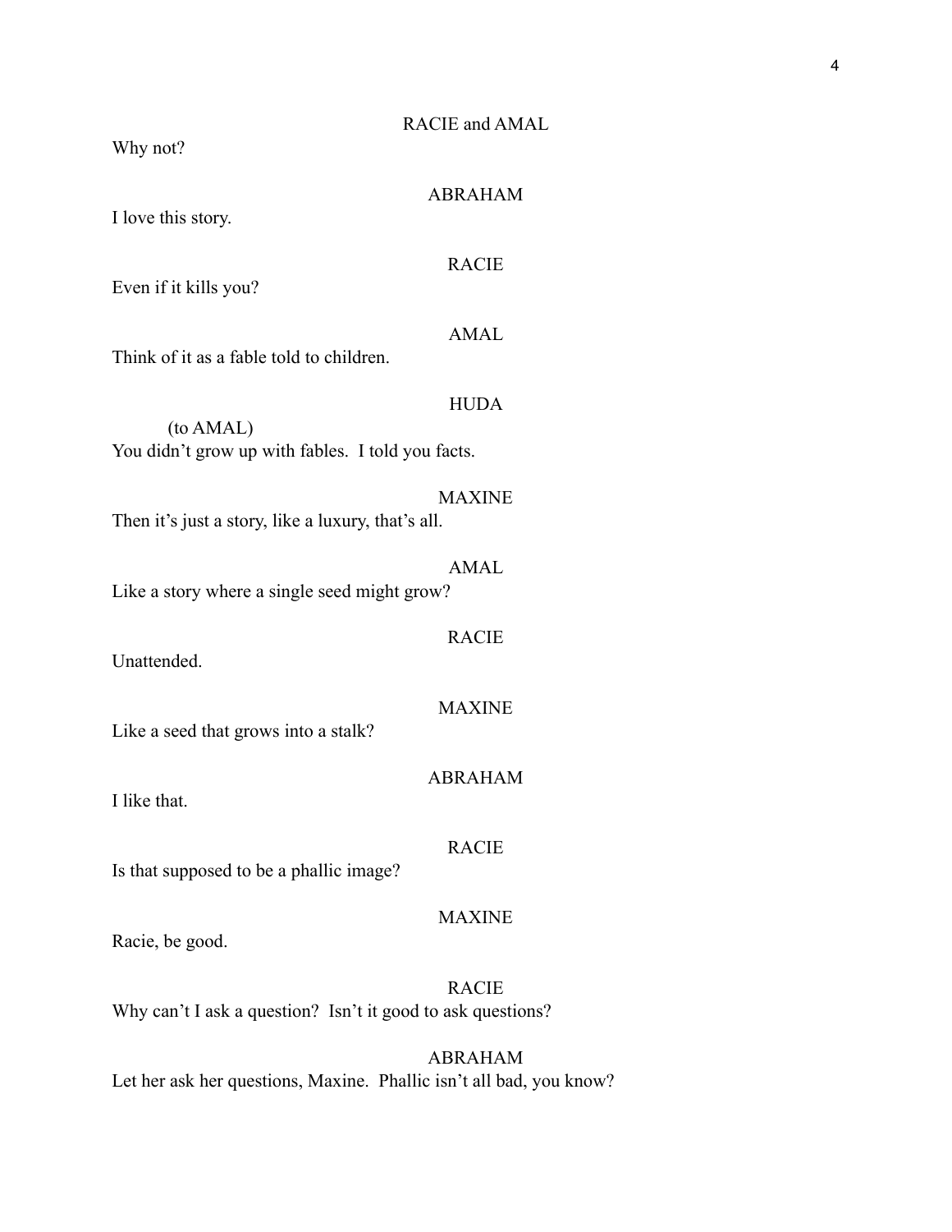RACIE and AMAL

Why not?

ABRAHAM

I love this story.

RACIE

Even if it kills you?

AMAL

Think of it as a fable told to children.

HUDA

(to AMAL)

You didn't grow up with fables. I told you facts.

MAXINE

Then it's just a story, like a luxury, that's all.

AMAL

Like a story where a single seed might grow?

RACIE

Unattended.

MAXINE

Like a seed that grows into a stalk?

ABRAHAM

I like that.

RACIE

Is that supposed to be a phallic image?

MAXINE

Racie, be good.

RACIE

Why can't I ask a question? Isn't it good to ask questions?

ABRAHAM

Let her ask her questions, Maxine. Phallic isn't all bad, you know?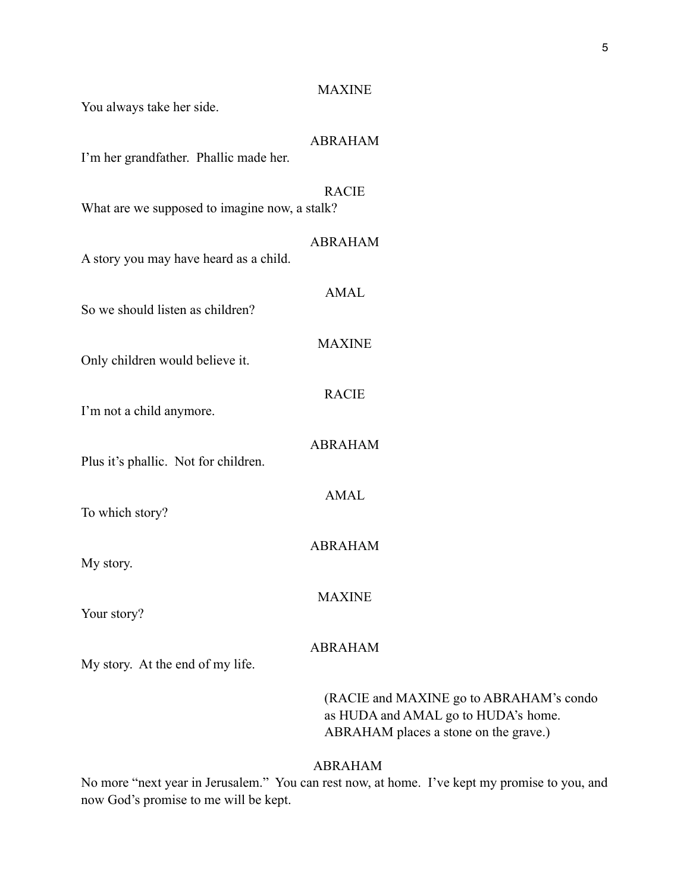MAXINE

You always take her side.

ABRAHAM

I'm her grandfather. Phallic made her.

RACIE

What are we supposed to imagine now, a stalk?

ABRAHAM

A story you may have heard as a child.

AMAL

So we should listen as children?

MAXINE

Only children would believe it.

RACIE

I'm not a child anymore.

ABRAHAM

Plus it's phallic. Not for children.

AMAL

To which story?

ABRAHAM

My story.

MAXINE

Your story?

ABRAHAM

My story. At the end of my life.

(RACIE and MAXINE go to ABRAHAM's condo as HUDA and AMAL go to HUDA's home. ABRAHAM places a stone on the grave.)

ABRAHAM

No more "next year in Jerusalem." You can rest now, at home. I've kept my promise to you, and now God's promise to me will be kept.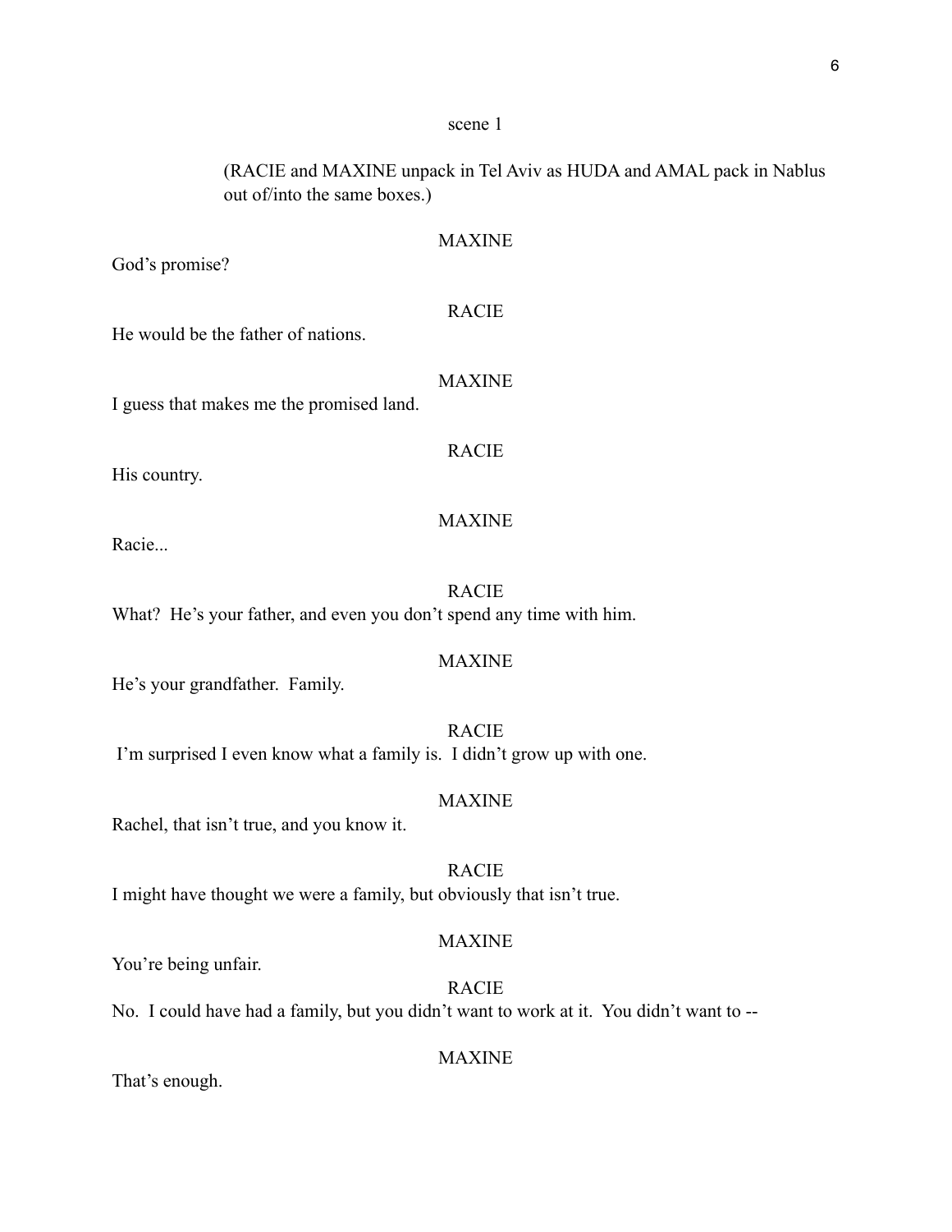scene 1

(RACIE and MAXINE unpack in Tel Aviv as HUDA and AMAL pack in Nablus out of/into the same boxes.)

MAXINE

God's promise?

RACIE

He would be the father of nations.

MAXINE

I guess that makes me the promised land.

RACIE

His country.

MAXINE

Racie...

RACIE

What? He's your father, and even you don't spend any time with him.

MAXINE

He's your grandfather. Family.

RACIE

I'm surprised I even know what a family is. I didn't grow up with one.

MAXINE

Rachel, that isn't true, and you know it.

RACIE

I might have thought we were a family, but obviously that isn't true.

MAXINE

You're being unfair.

RACIE

No. I could have had a family, but you didn't want to work at it. You didn't want to --

MAXINE

That's enough.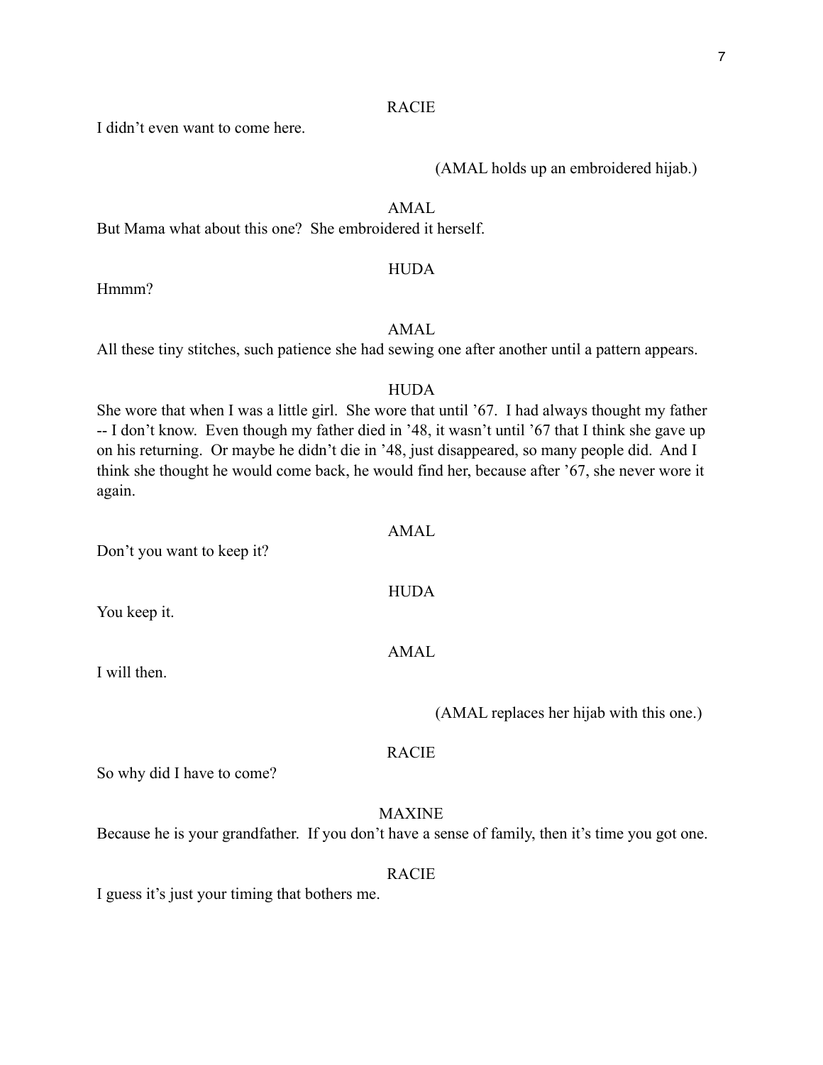RACIE

I didn't even want to come here.

(AMAL holds up an embroidered hijab.)

AMAL

But Mama what about this one? She embroidered it herself.

HUDA

Hmmm?

AMAL

All these tiny stitches, such patience she had sewing one after another until a pattern appears.

HUDA

She wore that when I was a little girl. She wore that until '67. I had always thought my father -- I don't know. Even though my father died in '48, it wasn't until '67 that I think she gave up on his returning. Or maybe he didn't die in '48, just disappeared, so many people did. And I think she thought he would come back, he would find her, because after '67, she never wore it again.

AMAL

Don't you want to keep it?

HUDA

You keep it.

AMAL

I will then.

(AMAL replaces her hijab with this one.)

RACIE

So why did I have to come?

MAXINE

Because he is your grandfather. If you don't have a sense of family, then it's time you got one.

RACIE

I guess it's just your timing that bothers me.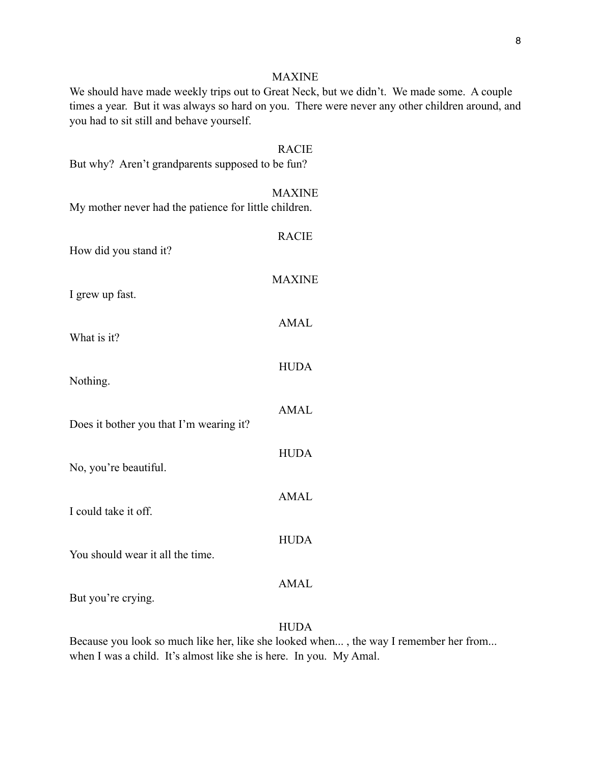MAXINE

We should have made weekly trips out to Great Neck, but we didn't. We made some. A couple times a year. But it was always so hard on you. There were never any other children around, and you had to sit still and behave yourself.

RACIE

But why? Aren't grandparents supposed to be fun?

MAXINE

My mother never had the patience for little children.

RACIE

How did you stand it?

MAXINE

I grew up fast.

AMAL

What is it?

HUDA

Nothing.

AMAL

Does it bother you that I'm wearing it?

HUDA

No, you're beautiful.

AMAL

I could take it off.

HUDA

You should wear it all the time.

AMAL

But you're crying.

HUDA

Because you look so much like her, like she looked when... , the way I remember her from... when I was a child. It's almost like she is here. In you. My Amal.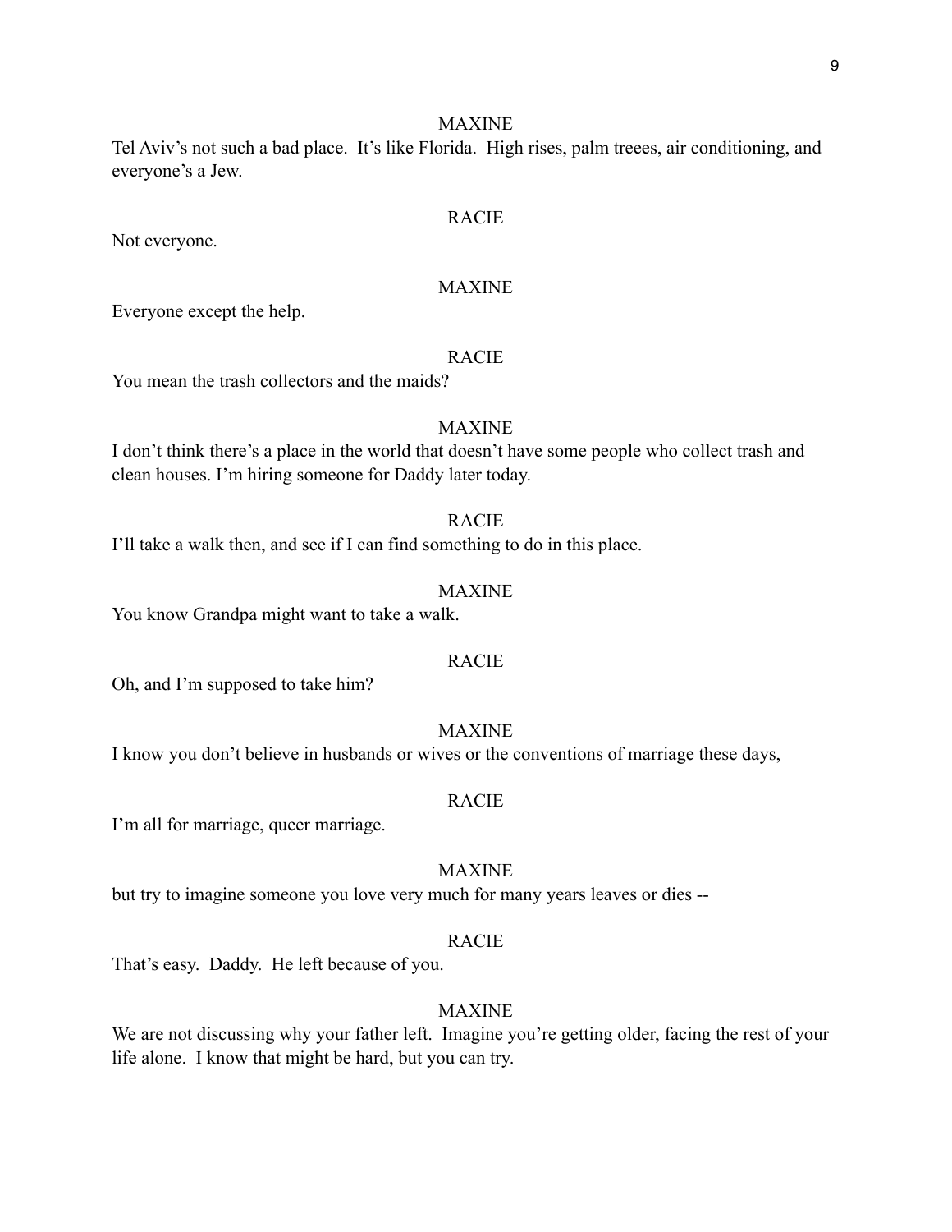MAXINE

Tel Aviv's not such a bad place. It's like Florida. High rises, palm treees, air conditioning, and everyone's a Jew.

RACIE

Not everyone.

MAXINE

Everyone except the help.

RACIE

You mean the trash collectors and the maids?

MAXINE

I don't think there's a place in the world that doesn't have some people who collect trash and clean houses. I'm hiring someone for Daddy later today.

RACIE

I'll take a walk then, and see if I can find something to do in this place.

MAXINE

You know Grandpa might want to take a walk.

RACIE

Oh, and I'm supposed to take him?

MAXINE

I know you don't believe in husbands or wives or the conventions of marriage these days,

RACIE

I'm all for marriage, queer marriage.

MAXINE

but try to imagine someone you love very much for many years leaves or dies --

RACIE

That's easy. Daddy. He left because of you.

MAXINE

We are not discussing why your father left. Imagine you're getting older, facing the rest of your life alone. I know that might be hard, but you can try.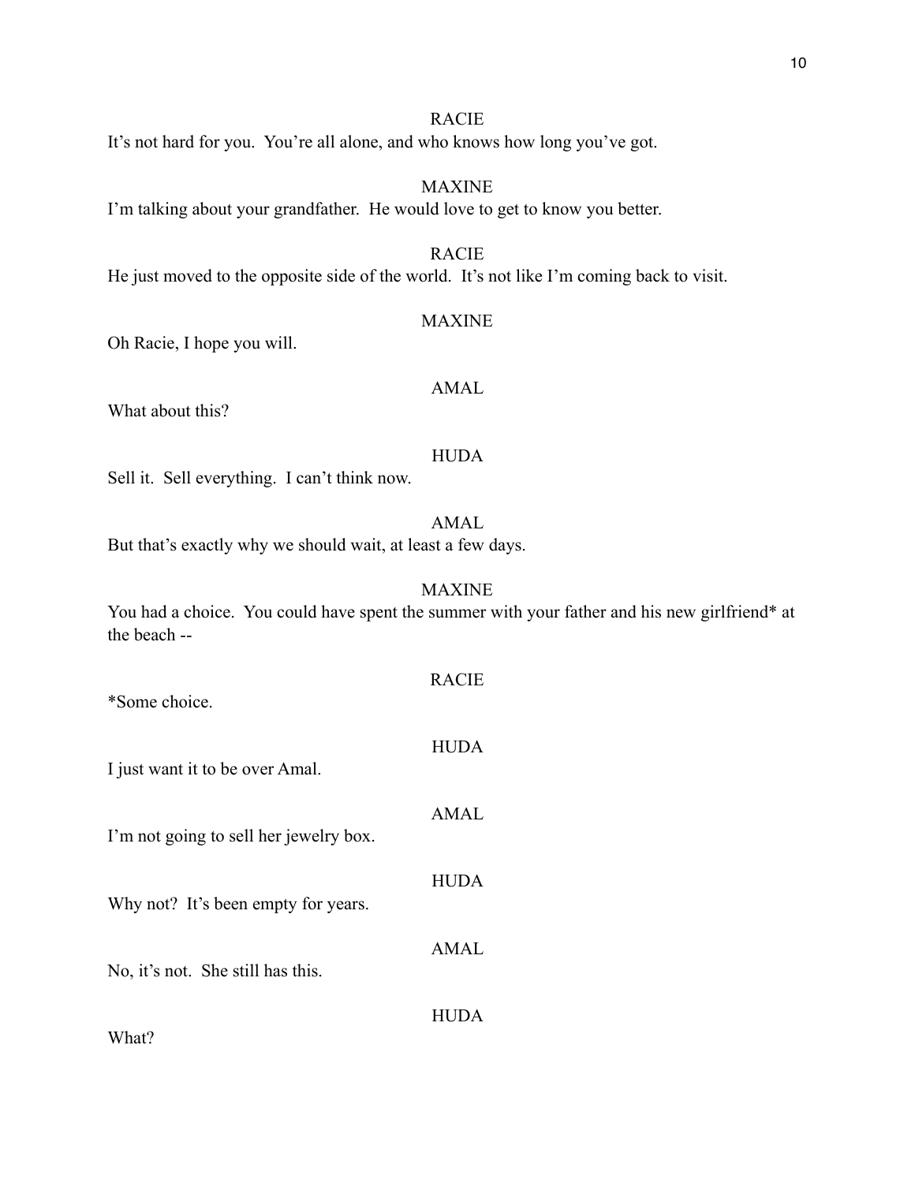RACIE

It's not hard for you. You're all alone, and who knows how long you've got.

MAXINE

I'm talking about your grandfather. He would love to get to know you better.

RACIE

He just moved to the opposite side of the world. It's not like I'm coming back to visit.

MAXINE

Oh Racie, I hope you will.

AMAL

What about this?

HUDA

Sell it. Sell everything. I can't think now.

AMAL

But that's exactly why we should wait, at least a few days.

MAXINE

You had a choice. You could have spent the summer with your father and his new girlfriend* at the beach --

RACIE

*Some choice.

HUDA

I just want it to be over Amal.

AMAL

I'm not going to sell her jewelry box.

HUDA

Why not? It's been empty for years.

AMAL

No, it's not. She still has this.

HUDA

What?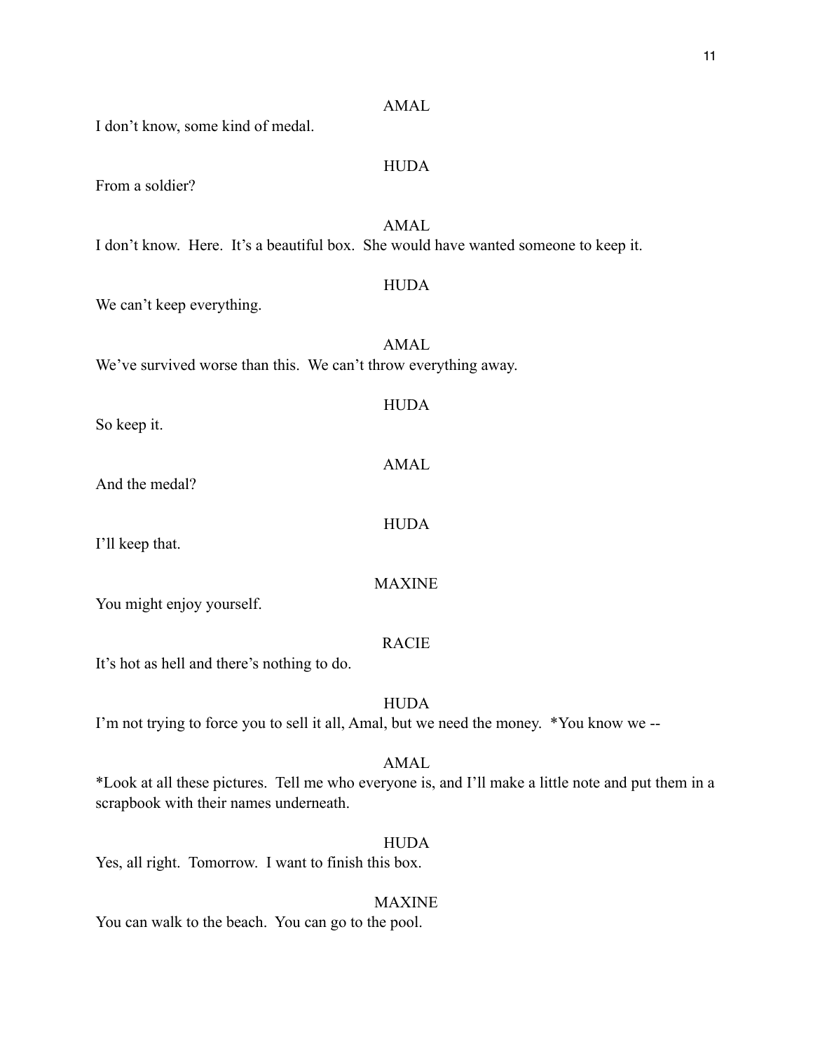AMAL

I don't know, some kind of medal.

HUDA

From a soldier?

AMAL

I don't know.  Here.  It's a beautiful box.  She would have wanted someone to keep it.

HUDA

We can't keep everything.

AMAL

We've survived worse than this.  We can't throw everything away.

HUDA

So keep it.

AMAL

And the medal?

HUDA

I'll keep that.

MAXINE

You might enjoy yourself.

RACIE

It's hot as hell and there's nothing to do.

HUDA

I'm not trying to force you to sell it all, Amal, but we need the money.  *You know we --

AMAL

*Look at all these pictures.  Tell me who everyone is, and I'll make a little note and put them in a scrapbook with their names underneath.

HUDA

Yes, all right.  Tomorrow.  I want to finish this box.

MAXINE

You can walk to the beach.  You can go to the pool.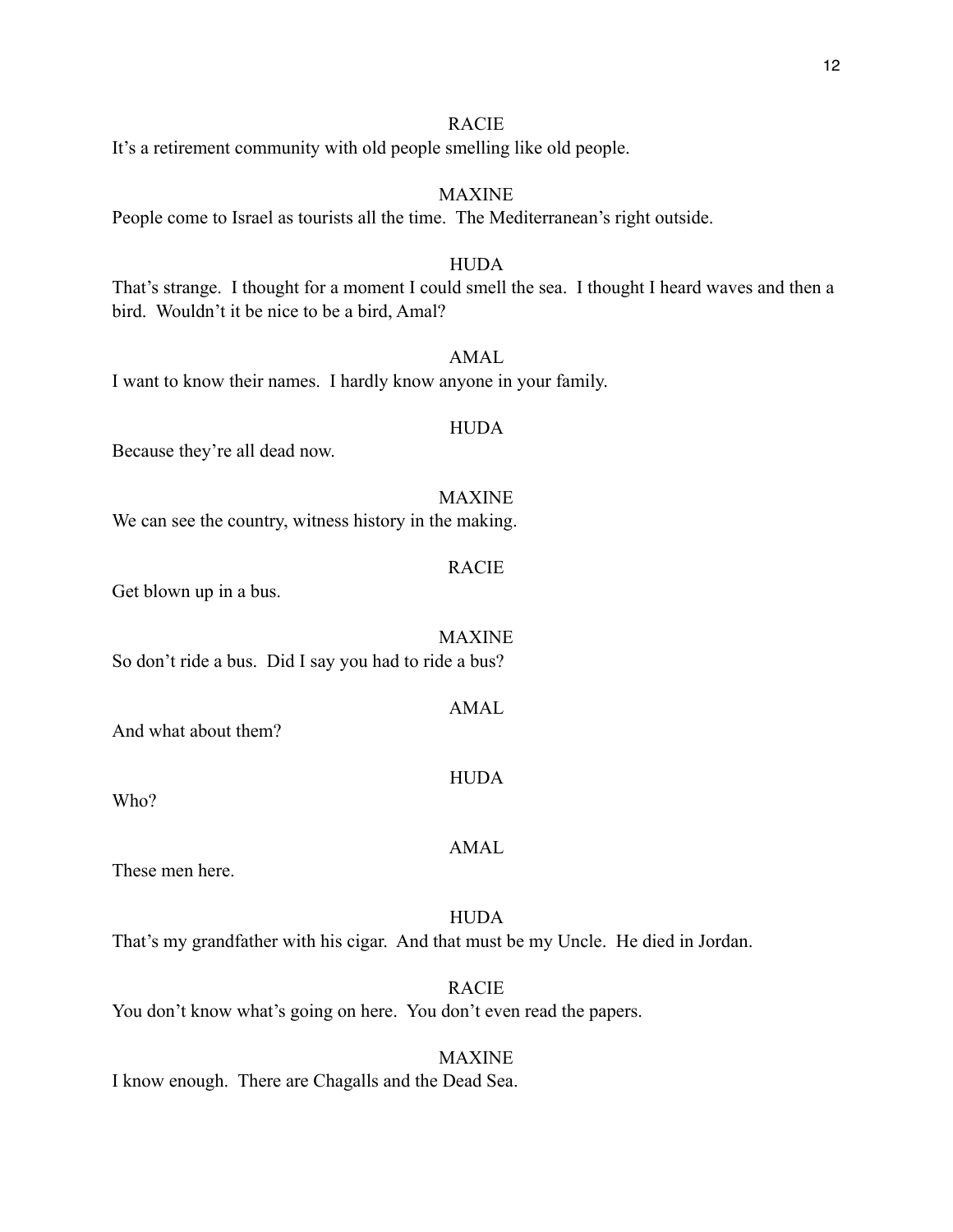RACIE

It's a retirement community with old people smelling like old people.

MAXINE

People come to Israel as tourists all the time. The Mediterranean's right outside.

HUDA

That's strange. I thought for a moment I could smell the sea. I thought I heard waves and then a bird. Wouldn't it be nice to be a bird, Amal?

AMAL

I want to know their names. I hardly know anyone in your family.

HUDA

Because they're all dead now.

MAXINE

We can see the country, witness history in the making.

RACIE

Get blown up in a bus.

MAXINE

So don't ride a bus. Did I say you had to ride a bus?

AMAL

And what about them?

HUDA

Who?

AMAL

These men here.

HUDA

That's my grandfather with his cigar. And that must be my Uncle. He died in Jordan.

RACIE

You don't know what's going on here. You don't even read the papers.

MAXINE

I know enough. There are Chagalls and the Dead Sea.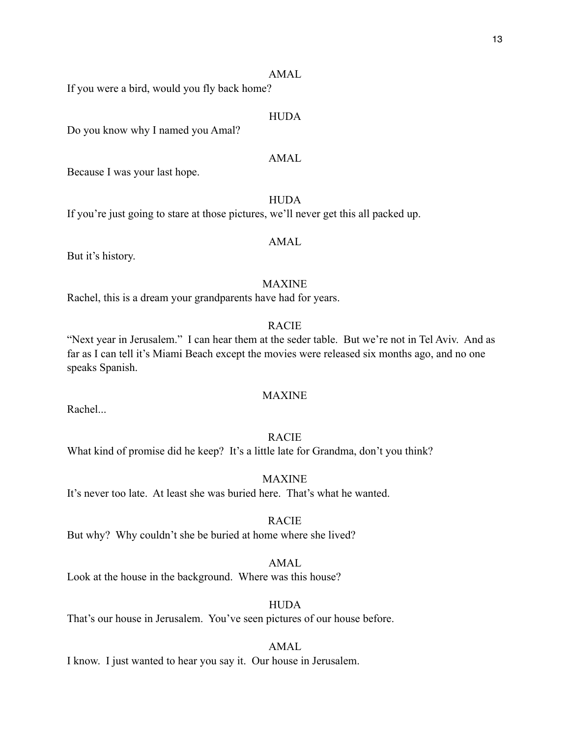AMAL

If you were a bird, would you fly back home?

HUDA

Do you know why I named you Amal?

AMAL

Because I was your last hope.

HUDA

If you're just going to stare at those pictures, we'll never get this all packed up.

AMAL

But it's history.

MAXINE

Rachel, this is a dream your grandparents have had for years.

RACIE

"Next year in Jerusalem." I can hear them at the seder table. But we're not in Tel Aviv. And as far as I can tell it's Miami Beach except the movies were released six months ago, and no one speaks Spanish.

MAXINE

Rachel...

RACIE

What kind of promise did he keep? It's a little late for Grandma, don't you think?

MAXINE

It's never too late. At least she was buried here. That's what he wanted.

RACIE

But why? Why couldn't she be buried at home where she lived?

AMAL

Look at the house in the background. Where was this house?

HUDA

That's our house in Jerusalem. You've seen pictures of our house before.

AMAL

I know. I just wanted to hear you say it. Our house in Jerusalem.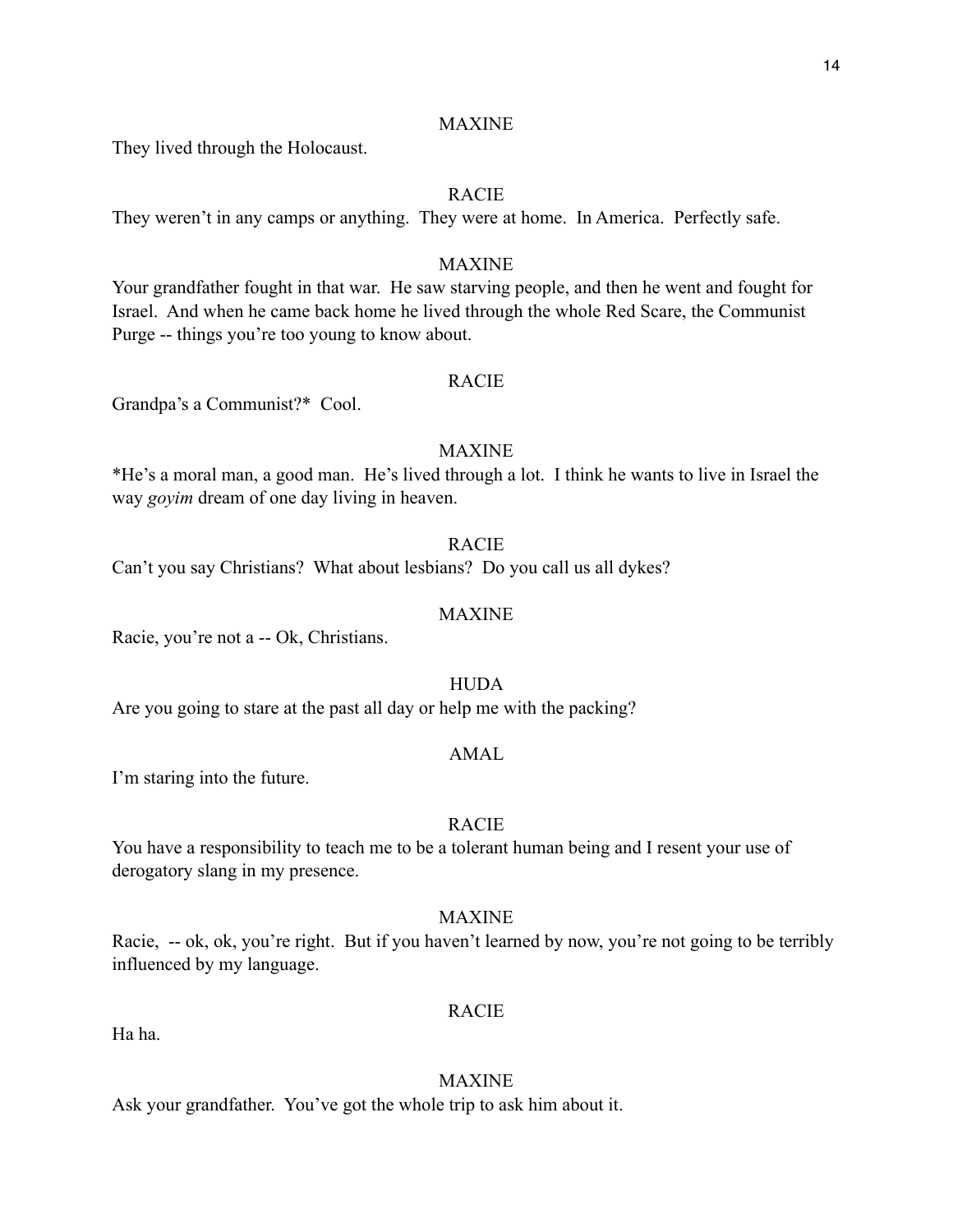MAXINE

They lived through the Holocaust.

RACIE

They weren't in any camps or anything. They were at home. In America. Perfectly safe.

MAXINE

Your grandfather fought in that war. He saw starving people, and then he went and fought for Israel. And when he came back home he lived through the whole Red Scare, the Communist Purge -- things you're too young to know about.

RACIE

Grandpa's a Communist?* Cool.

MAXINE

*He's a moral man, a good man. He's lived through a lot. I think he wants to live in Israel the way *goyim* dream of one day living in heaven.

RACIE

Can't you say Christians? What about lesbians? Do you call us all dykes?

MAXINE

Racie, you're not a -- Ok, Christians.

HUDA

Are you going to stare at the past all day or help me with the packing?

AMAL

I'm staring into the future.

RACIE

You have a responsibility to teach me to be a tolerant human being and I resent your use of derogatory slang in my presence.

MAXINE

Racie, -- ok, ok, you're right. But if you haven't learned by now, you're not going to be terribly influenced by my language.

RACIE

Ha ha.

MAXINE

Ask your grandfather. You've got the whole trip to ask him about it.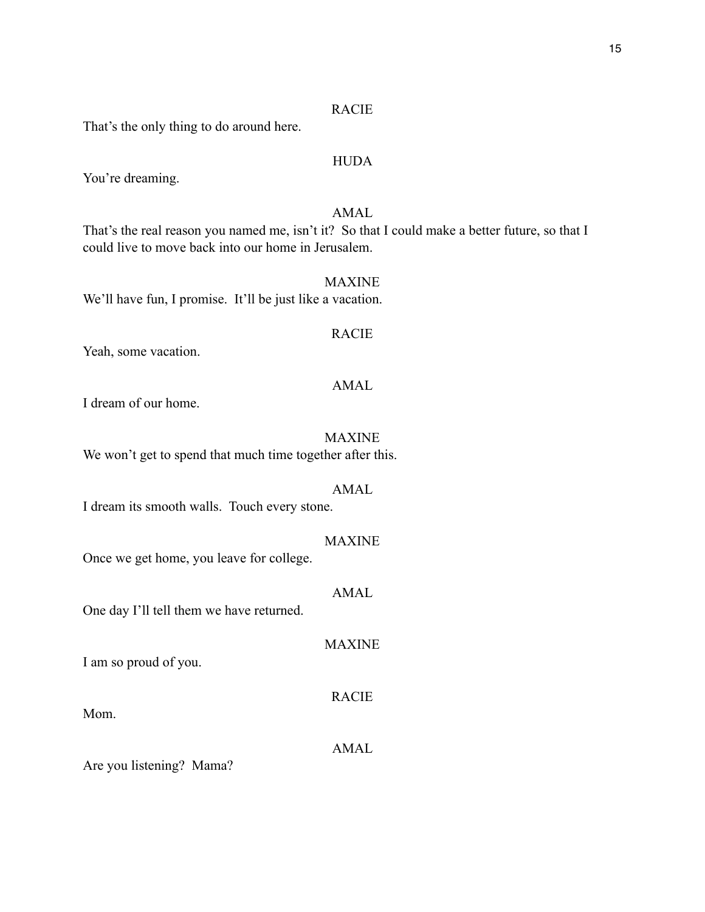RACIE

That's the only thing to do around here.

HUDA

You're dreaming.

AMAL

That's the real reason you named me, isn't it? So that I could make a better future, so that I could live to move back into our home in Jerusalem.

MAXINE

We'll have fun, I promise. It'll be just like a vacation.

RACIE

Yeah, some vacation.

AMAL

I dream of our home.

MAXINE

We won't get to spend that much time together after this.

AMAL

I dream its smooth walls. Touch every stone.

MAXINE

Once we get home, you leave for college.

AMAL

One day I'll tell them we have returned.

MAXINE

I am so proud of you.

RACIE

Mom.

AMAL

Are you listening? Mama?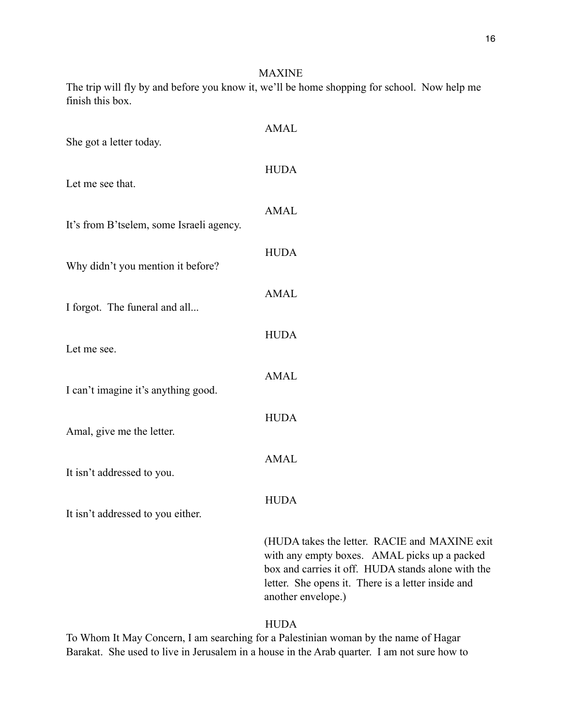MAXINE

The trip will fly by and before you know it, we'll be home shopping for school. Now help me finish this box.

AMAL

She got a letter today.

HUDA

Let me see that.

AMAL

It's from B'tselem, some Israeli agency.

HUDA

Why didn't you mention it before?

AMAL

I forgot. The funeral and all...

HUDA

Let me see.

AMAL

I can't imagine it's anything good.

HUDA

Amal, give me the letter.

AMAL

It isn't addressed to you.

HUDA

It isn't addressed to you either.

(HUDA takes the letter. RACIE and MAXINE exit with any empty boxes. AMAL picks up a packed box and carries it off. HUDA stands alone with the letter. She opens it. There is a letter inside and another envelope.)

HUDA

To Whom It May Concern, I am searching for a Palestinian woman by the name of Hagar Barakat. She used to live in Jerusalem in a house in the Arab quarter. I am not sure how to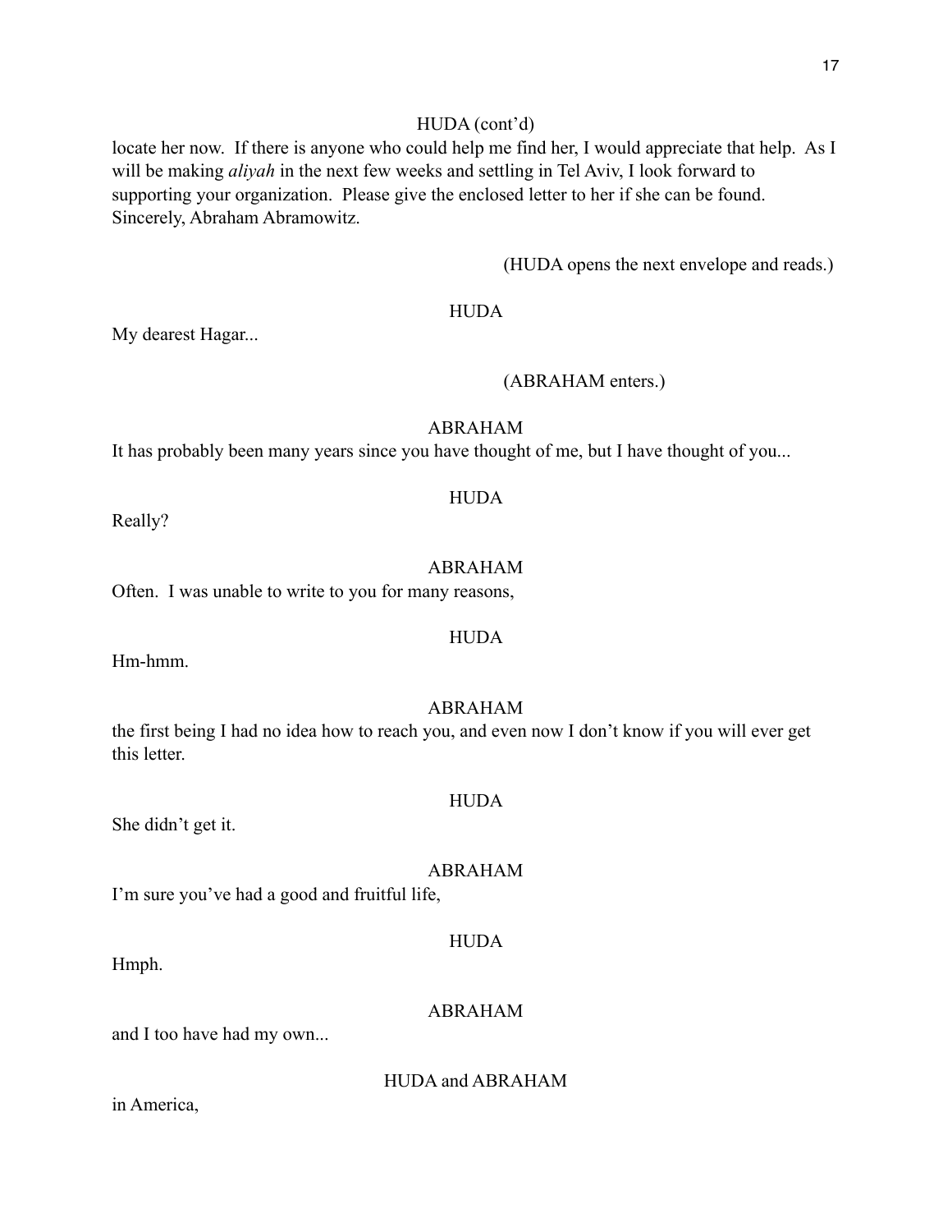HUDA (cont'd)

locate her now. If there is anyone who could help me find her, I would appreciate that help. As I will be making *aliyah* in the next few weeks and settling in Tel Aviv, I look forward to supporting your organization. Please give the enclosed letter to her if she can be found. Sincerely, Abraham Abramowitz.

(HUDA opens the next envelope and reads.)

HUDA

My dearest Hagar...

(ABRAHAM enters.)

ABRAHAM

It has probably been many years since you have thought of me, but I have thought of you...

HUDA

Really?

ABRAHAM

Often. I was unable to write to you for many reasons,

HUDA

Hm-hmm.

ABRAHAM

the first being I had no idea how to reach you, and even now I don't know if you will ever get this letter.

HUDA

She didn't get it.

ABRAHAM

I'm sure you've had a good and fruitful life,

HUDA

Hmph.

ABRAHAM

and I too have had my own...

HUDA and ABRAHAM

in America,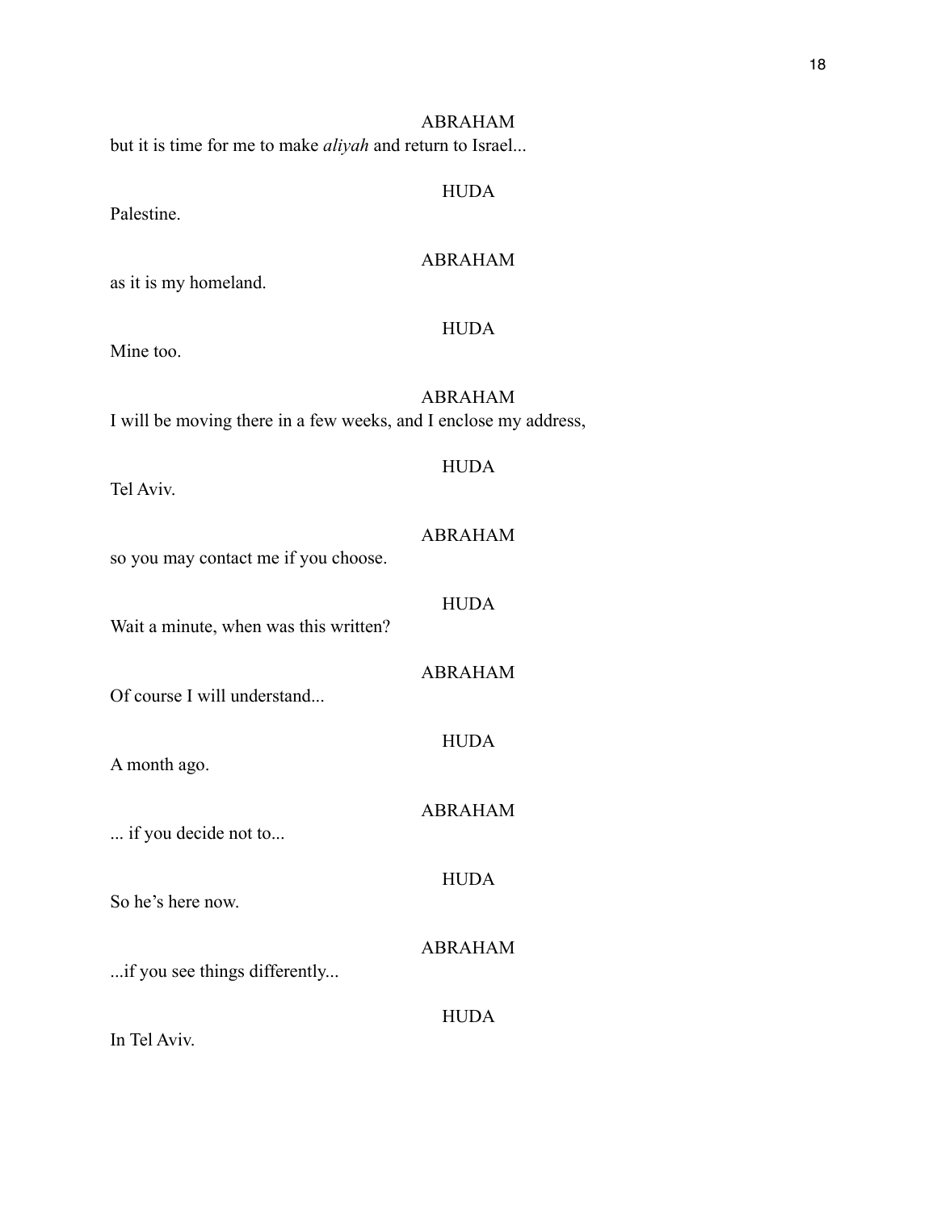ABRAHAM

but it is time for me to make *aliyah* and return to Israel...

HUDA

Palestine.

ABRAHAM

as it is my homeland.

HUDA

Mine too.

ABRAHAM

I will be moving there in a few weeks, and I enclose my address,

HUDA

Tel Aviv.

ABRAHAM

so you may contact me if you choose.

HUDA

Wait a minute, when was this written?

ABRAHAM

Of course I will understand...

HUDA

A month ago.

ABRAHAM

... if you decide not to...

HUDA

So he's here now.

ABRAHAM

...if you see things differently...

HUDA

In Tel Aviv.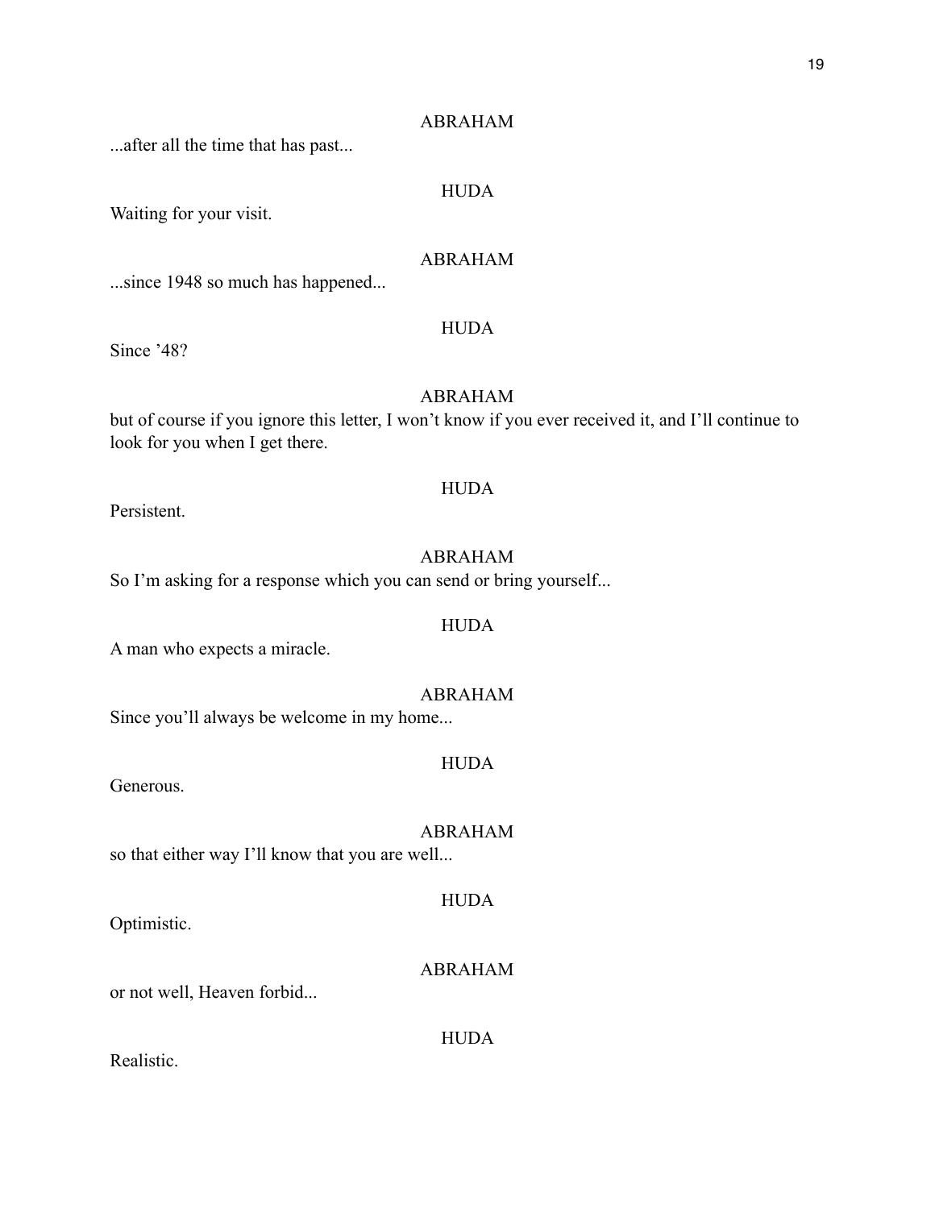ABRAHAM

...after all the time that has past...

HUDA

Waiting for your visit.

ABRAHAM

...since 1948 so much has happened...

HUDA

Since ’48?

ABRAHAM

but of course if you ignore this letter, I won’t know if you ever received it, and I’ll continue to look for you when I get there.

HUDA

Persistent.

ABRAHAM

So I’m asking for a response which you can send or bring yourself...

HUDA

A man who expects a miracle.

ABRAHAM

Since you’ll always be welcome in my home...

HUDA

Generous.

ABRAHAM

so that either way I’ll know that you are well...

HUDA

Optimistic.

ABRAHAM

or not well, Heaven forbid...

HUDA

Realistic.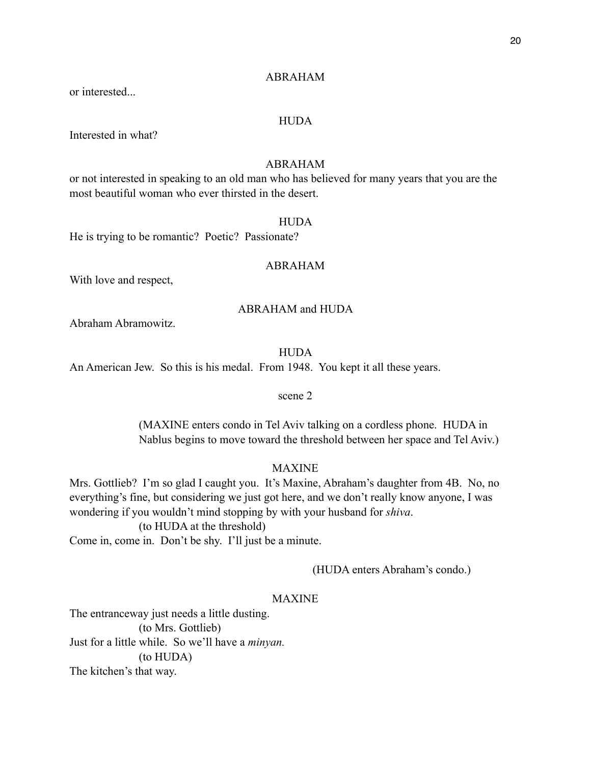ABRAHAM

or interested...

HUDA

Interested in what?

ABRAHAM

or not interested in speaking to an old man who has believed for many years that you are the most beautiful woman who ever thirsted in the desert.

HUDA

He is trying to be romantic? Poetic? Passionate?

ABRAHAM

With love and respect,

ABRAHAM and HUDA

Abraham Abramowitz.

HUDA

An American Jew. So this is his medal. From 1948. You kept it all these years.

scene 2

(MAXINE enters condo in Tel Aviv talking on a cordless phone. HUDA in Nablus begins to move toward the threshold between her space and Tel Aviv.)

MAXINE

Mrs. Gottlieb? I'm so glad I caught you. It's Maxine, Abraham's daughter from 4B. No, no everything's fine, but considering we just got here, and we don't really know anyone, I was wondering if you wouldn't mind stopping by with your husband for *shiva*.

(to HUDA at the threshold)

Come in, come in. Don't be shy. I'll just be a minute.

(HUDA enters Abraham's condo.)

MAXINE

The entranceway just needs a little dusting.

(to Mrs. Gottlieb)

Just for a little while. So we'll have a *minyan.*

(to HUDA)

The kitchen's that way.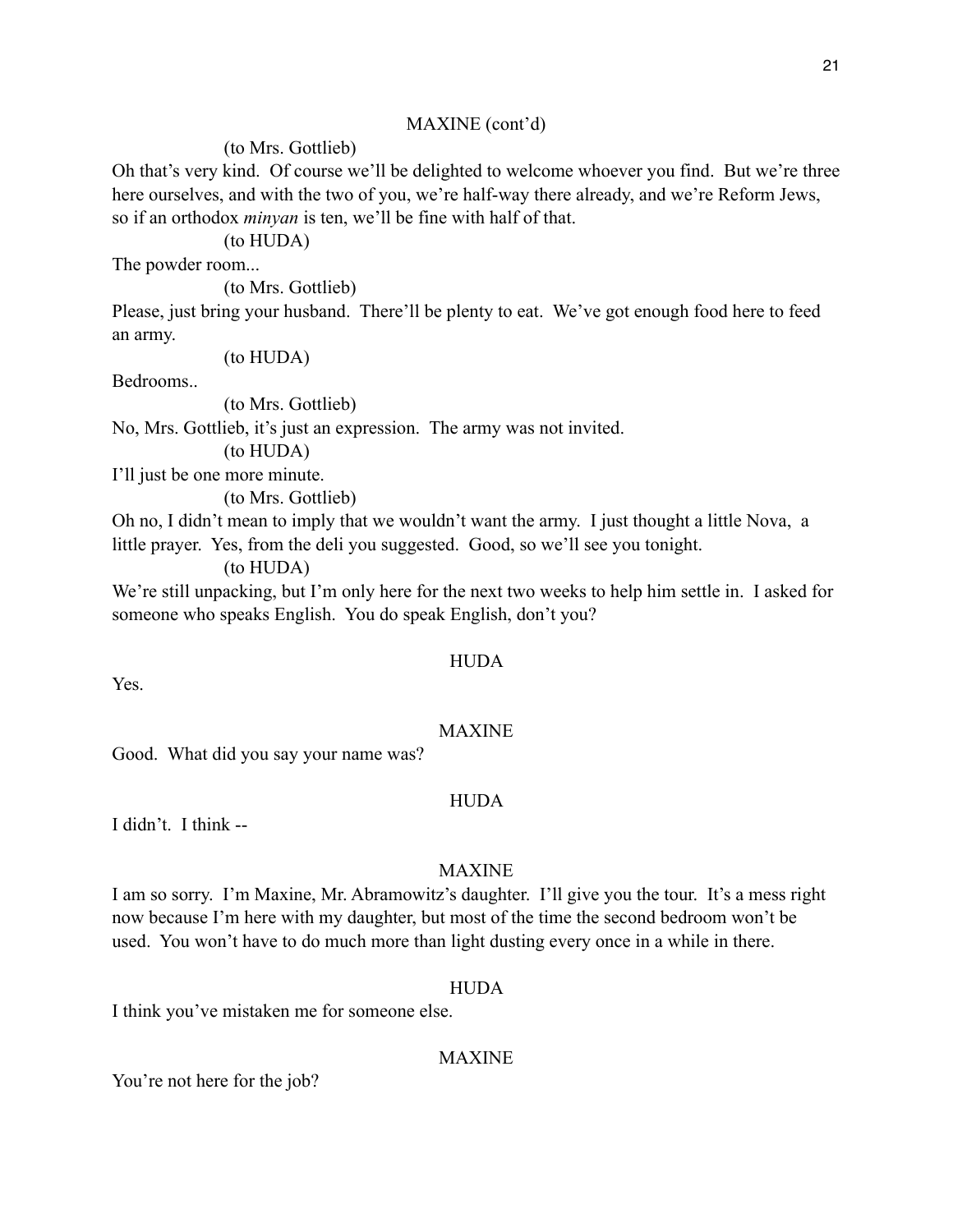MAXINE (cont'd)

(to Mrs. Gottlieb)

Oh that's very kind. Of course we'll be delighted to welcome whoever you find. But we're three here ourselves, and with the two of you, we're half-way there already, and we're Reform Jews, so if an orthodox *minyan* is ten, we'll be fine with half of that.

(to HUDA)

The powder room...

(to Mrs. Gottlieb)

Please, just bring your husband. There'll be plenty to eat. We've got enough food here to feed an army.

(to HUDA)

Bedrooms..

(to Mrs. Gottlieb)

No, Mrs. Gottlieb, it's just an expression. The army was not invited.

(to HUDA)

I'll just be one more minute.

(to Mrs. Gottlieb)

Oh no, I didn't mean to imply that we wouldn't want the army. I just thought a little Nova, a little prayer. Yes, from the deli you suggested. Good, so we'll see you tonight.

(to HUDA)

We're still unpacking, but I'm only here for the next two weeks to help him settle in. I asked for someone who speaks English. You do speak English, don't you?

HUDA

Yes.

MAXINE

Good. What did you say your name was?

HUDA

I didn't. I think --

MAXINE

I am so sorry. I'm Maxine, Mr. Abramowitz's daughter. I'll give you the tour. It's a mess right now because I'm here with my daughter, but most of the time the second bedroom won't be used. You won't have to do much more than light dusting every once in a while in there.

HUDA

I think you've mistaken me for someone else.

MAXINE

You're not here for the job?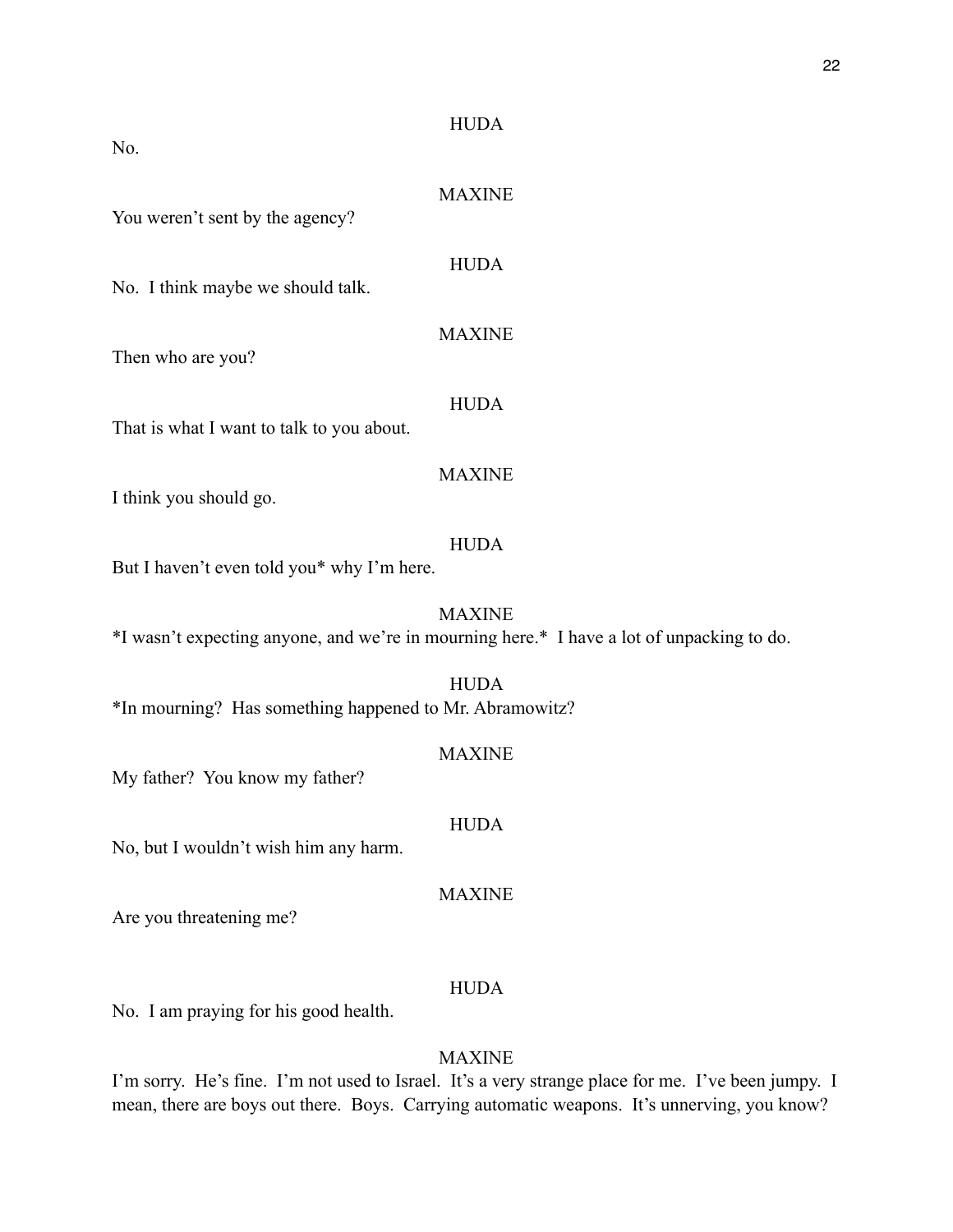HUDA

No.

MAXINE

You weren't sent by the agency?

HUDA

No. I think maybe we should talk.

MAXINE

Then who are you?

HUDA

That is what I want to talk to you about.

MAXINE

I think you should go.

HUDA

But I haven't even told you* why I'm here.

MAXINE

*I wasn't expecting anyone, and we're in mourning here.* I have a lot of unpacking to do.

HUDA

*In mourning? Has something happened to Mr. Abramowitz?

MAXINE

My father? You know my father?

HUDA

No, but I wouldn't wish him any harm.

MAXINE

Are you threatening me?

HUDA

No. I am praying for his good health.

MAXINE

I'm sorry. He's fine. I'm not used to Israel. It's a very strange place for me. I've been jumpy. I mean, there are boys out there. Boys. Carrying automatic weapons. It's unnerving, you know?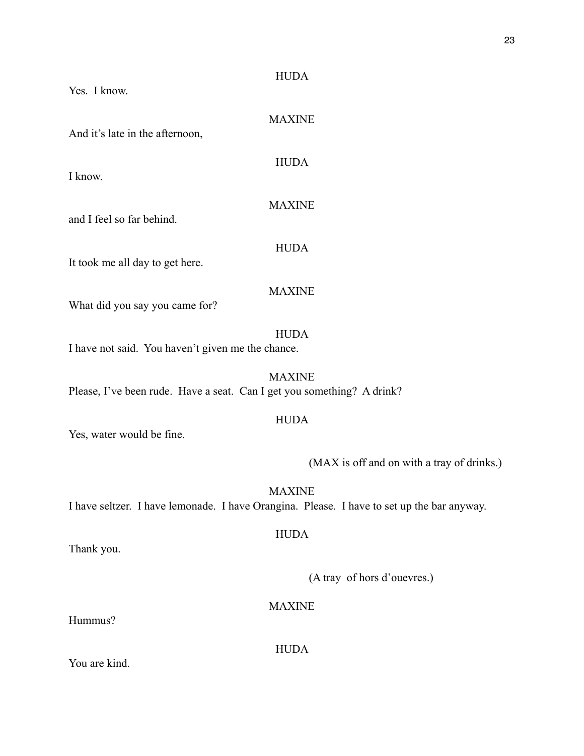HUDA

Yes. I know.

MAXINE

And it's late in the afternoon,

HUDA

I know.

MAXINE

and I feel so far behind.

HUDA

It took me all day to get here.

MAXINE

What did you say you came for?

HUDA

I have not said. You haven't given me the chance.

MAXINE

Please, I've been rude. Have a seat. Can I get you something? A drink?

HUDA

Yes, water would be fine.

(MAX is off and on with a tray of drinks.)

MAXINE

I have seltzer. I have lemonade. I have Orangina. Please. I have to set up the bar anyway.

HUDA

Thank you.

(A tray of hors d'ouevres.)

MAXINE

Hummus?

HUDA

You are kind.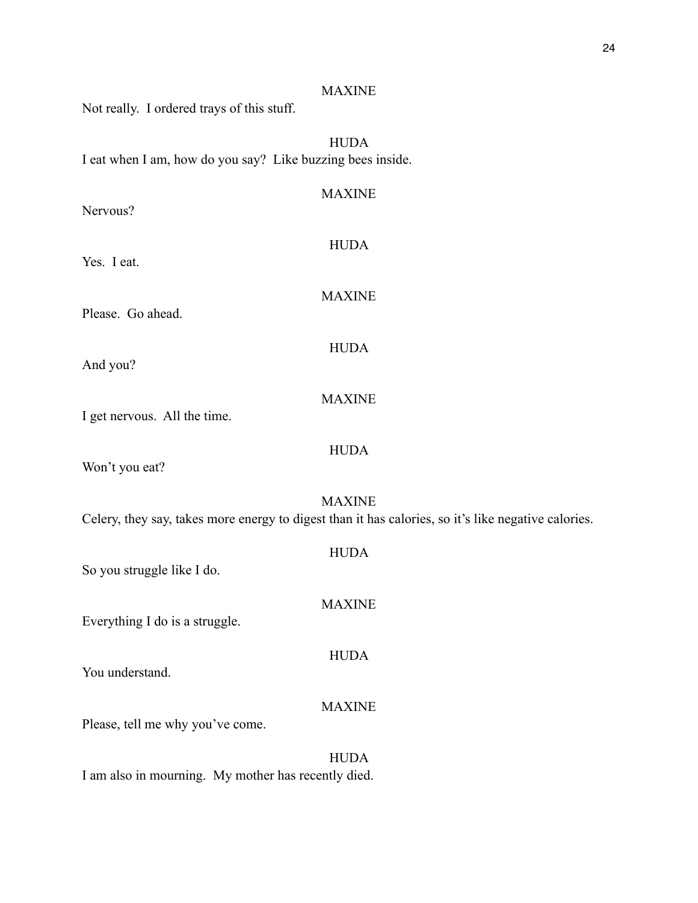MAXINE

Not really.  I ordered trays of this stuff.

HUDA

I eat when I am, how do you say?  Like buzzing bees inside.

MAXINE

Nervous?

HUDA

Yes.  I eat.

MAXINE

Please.  Go ahead.

HUDA

And you?

MAXINE

I get nervous.  All the time.

HUDA

Won't you eat?

MAXINE

Celery, they say, takes more energy to digest than it has calories, so it's like negative calories.

HUDA

So you struggle like I do.

MAXINE

Everything I do is a struggle.

HUDA

You understand.

MAXINE

Please, tell me why you've come.

HUDA

I am also in mourning.  My mother has recently died.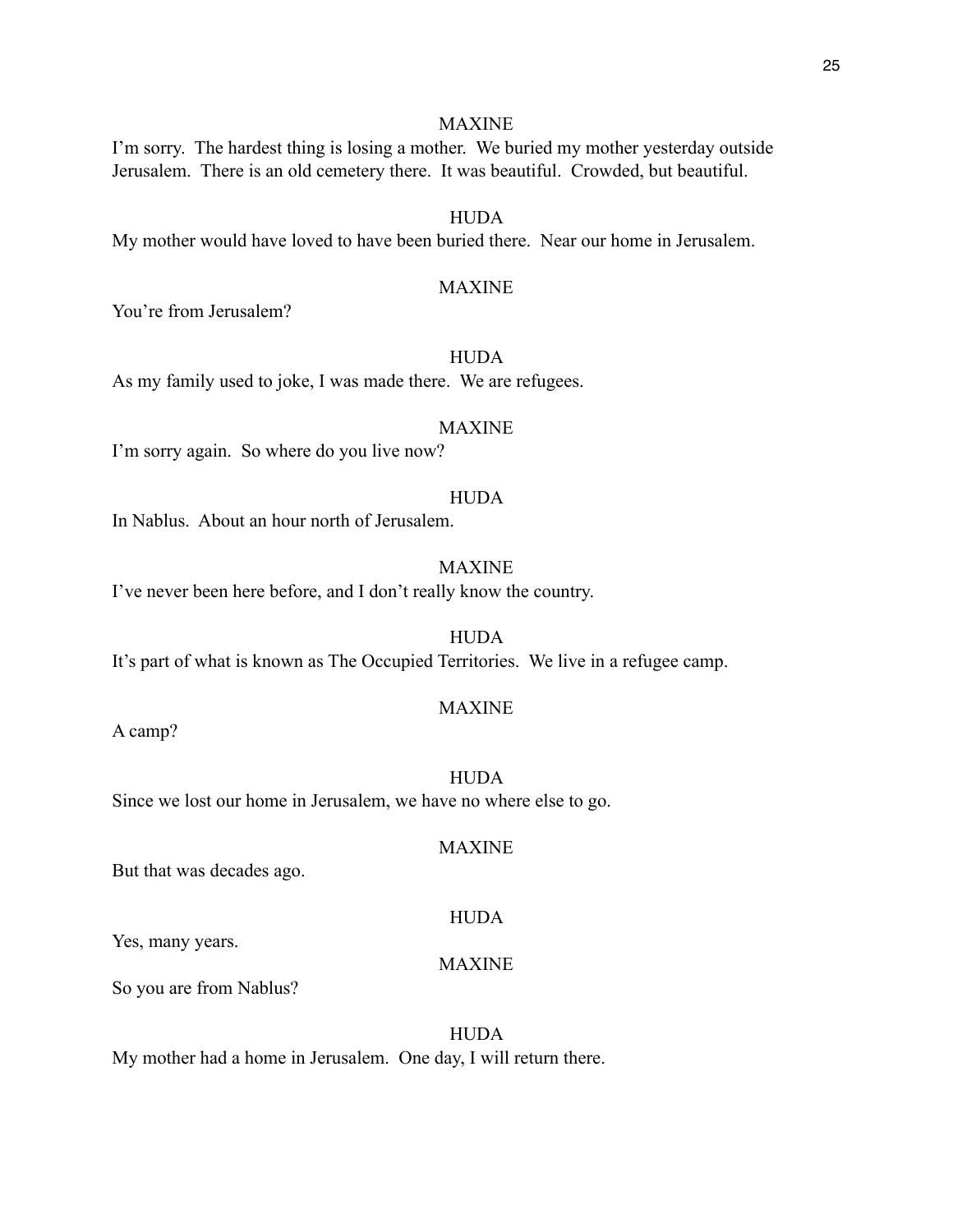MAXINE

I'm sorry.  The hardest thing is losing a mother.  We buried my mother yesterday outside Jerusalem.  There is an old cemetery there.  It was beautiful.  Crowded, but beautiful.

HUDA

My mother would have loved to have been buried there.  Near our home in Jerusalem.

MAXINE

You're from Jerusalem?

HUDA

As my family used to joke, I was made there.  We are refugees.

MAXINE

I'm sorry again.  So where do you live now?

HUDA

In Nablus.  About an hour north of Jerusalem.

MAXINE

I've never been here before, and I don't really know the country.

HUDA

It's part of what is known as The Occupied Territories.  We live in a refugee camp.

MAXINE

A camp?

HUDA

Since we lost our home in Jerusalem, we have no where else to go.

MAXINE

But that was decades ago.

HUDA

Yes, many years.

MAXINE

So you are from Nablus?

HUDA

My mother had a home in Jerusalem.  One day, I will return there.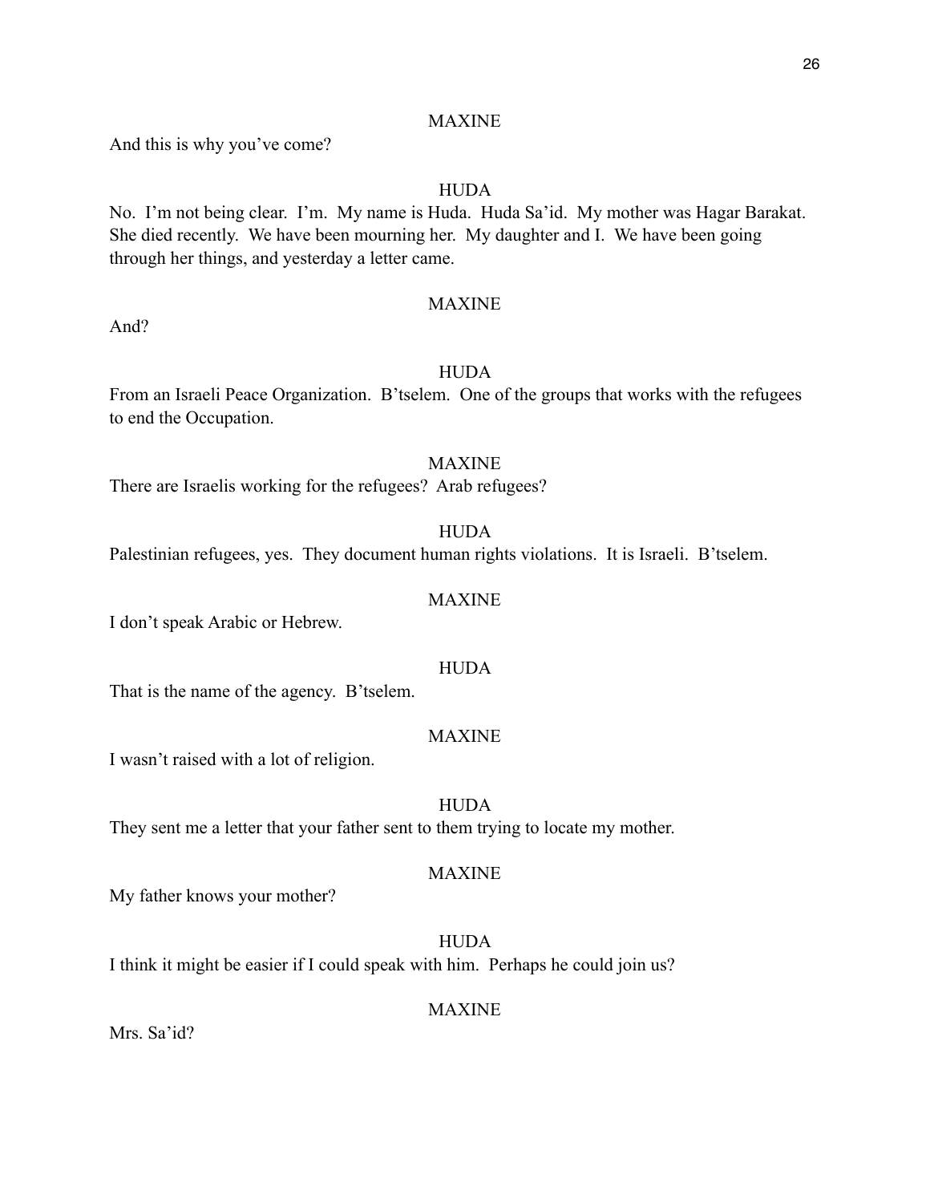MAXINE

And this is why you've come?

HUDA

No.  I'm not being clear.  I'm.  My name is Huda.  Huda Sa'id.  My mother was Hagar Barakat.  She died recently.  We have been mourning her.  My daughter and I.  We have been going through her things, and yesterday a letter came.

MAXINE

And?

HUDA

From an Israeli Peace Organization.  B'tselem.  One of the groups that works with the refugees to end the Occupation.

MAXINE

There are Israelis working for the refugees?  Arab refugees?

HUDA

Palestinian refugees, yes.  They document human rights violations.  It is Israeli.  B'tselem.

MAXINE

I don't speak Arabic or Hebrew.

HUDA

That is the name of the agency.  B'tselem.

MAXINE

I wasn't raised with a lot of religion.

HUDA

They sent me a letter that your father sent to them trying to locate my mother.

MAXINE

My father knows your mother?

HUDA

I think it might be easier if I could speak with him.  Perhaps he could join us?

MAXINE

Mrs. Sa'id?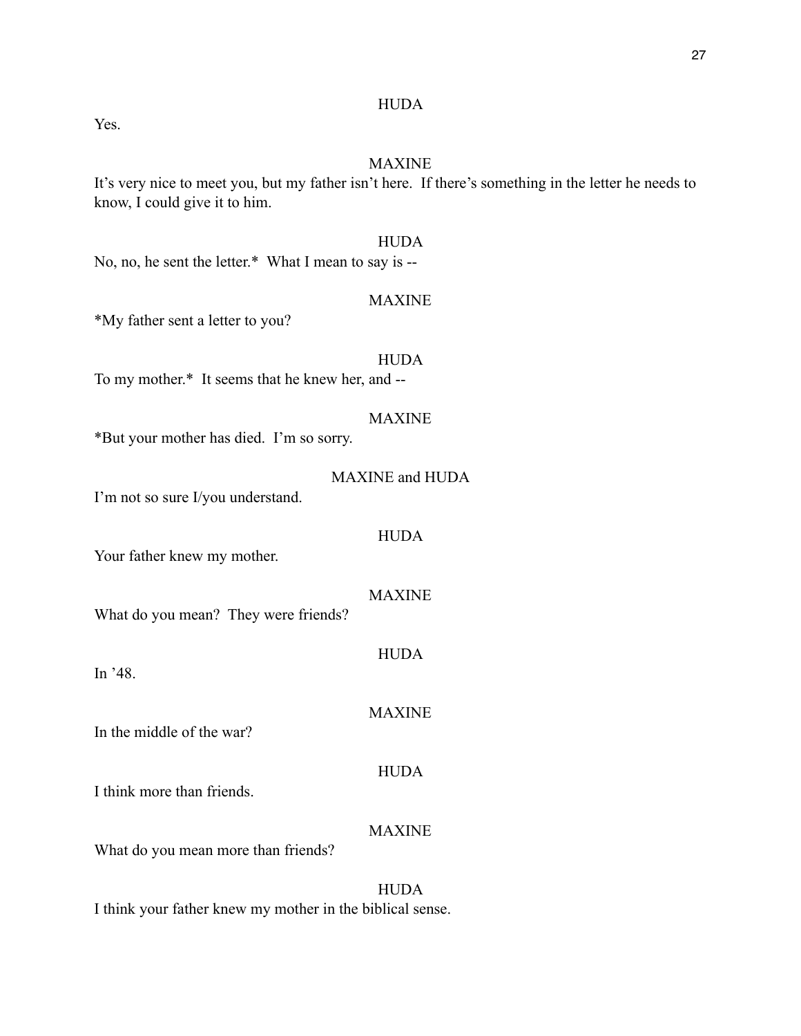HUDA

Yes.

MAXINE

It's very nice to meet you, but my father isn't here. If there's something in the letter he needs to know, I could give it to him.

HUDA

No, no, he sent the letter.* What I mean to say is --

MAXINE

*My father sent a letter to you?

HUDA

To my mother.* It seems that he knew her, and --

MAXINE

*But your mother has died. I'm so sorry.

MAXINE and HUDA

I'm not so sure I/you understand.

HUDA

Your father knew my mother.

MAXINE

What do you mean? They were friends?

HUDA

In '48.

MAXINE

In the middle of the war?

HUDA

I think more than friends.

MAXINE

What do you mean more than friends?

HUDA

I think your father knew my mother in the biblical sense.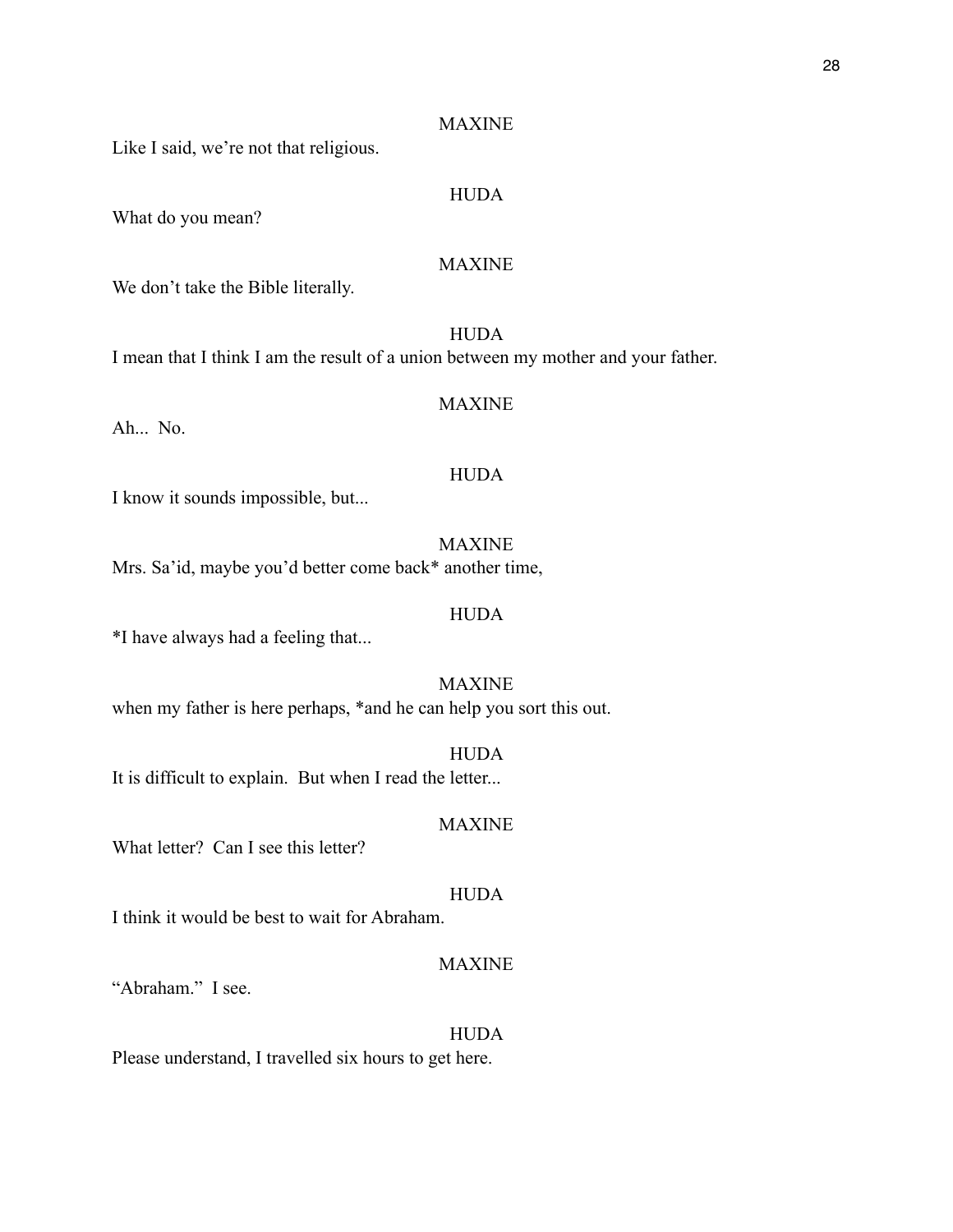MAXINE

Like I said, we're not that religious.

HUDA

What do you mean?

MAXINE

We don't take the Bible literally.

HUDA

I mean that I think I am the result of a union between my mother and your father.

MAXINE

Ah... No.

HUDA

I know it sounds impossible, but...

MAXINE

Mrs. Sa'id, maybe you'd better come back* another time,

HUDA

*I have always had a feeling that...

MAXINE

when my father is here perhaps, *and he can help you sort this out.

HUDA

It is difficult to explain. But when I read the letter...

MAXINE

What letter? Can I see this letter?

HUDA

I think it would be best to wait for Abraham.

MAXINE

"Abraham." I see.

HUDA

Please understand, I travelled six hours to get here.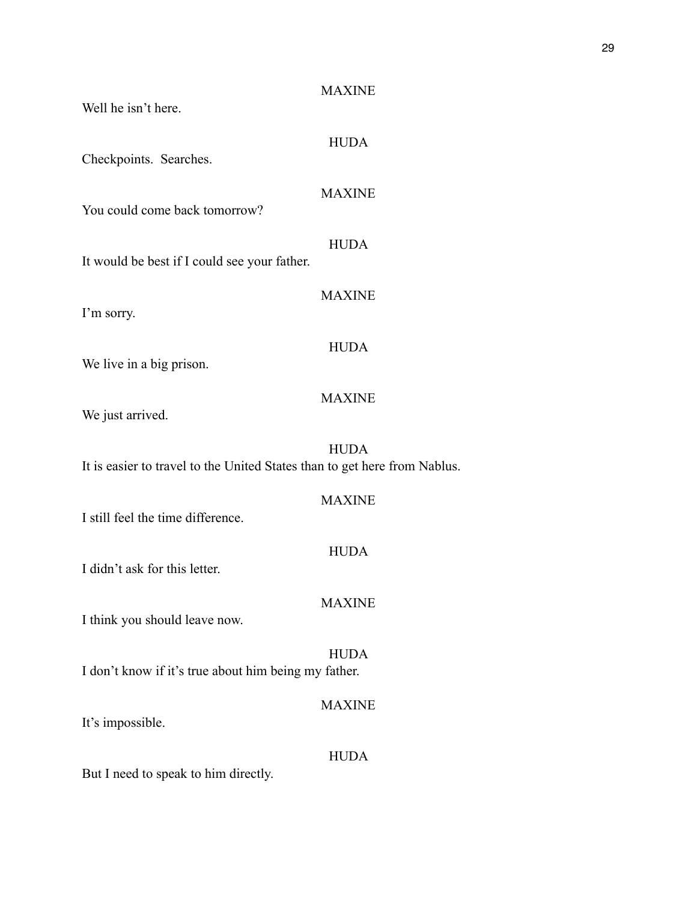MAXINE

Well he isn't here.

HUDA

Checkpoints.  Searches.

MAXINE

You could come back tomorrow?

HUDA

It would be best if I could see your father.

MAXINE

I'm sorry.

HUDA

We live in a big prison.

MAXINE

We just arrived.

HUDA

It is easier to travel to the United States than to get here from Nablus.

MAXINE

I still feel the time difference.

HUDA

I didn't ask for this letter.

MAXINE

I think you should leave now.

HUDA

I don't know if it's true about him being my father.

MAXINE

It's impossible.

HUDA

But I need to speak to him directly.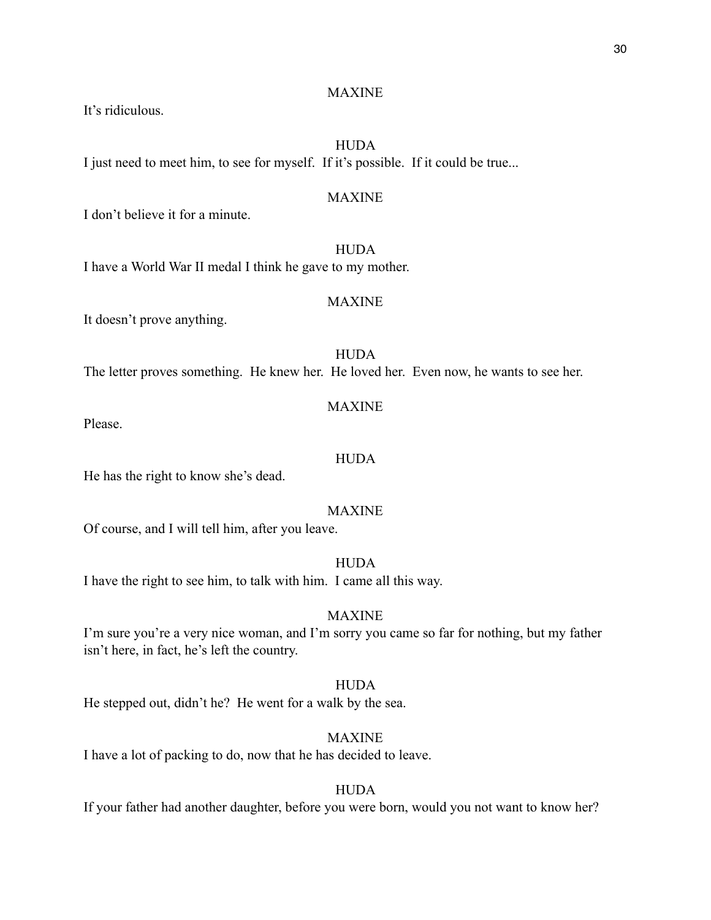MAXINE

It's ridiculous.

HUDA

I just need to meet him, to see for myself. If it's possible. If it could be true...

MAXINE

I don't believe it for a minute.

HUDA

I have a World War II medal I think he gave to my mother.

MAXINE

It doesn't prove anything.

HUDA

The letter proves something. He knew her. He loved her. Even now, he wants to see her.

MAXINE

Please.

HUDA

He has the right to know she's dead.

MAXINE

Of course, and I will tell him, after you leave.

HUDA

I have the right to see him, to talk with him. I came all this way.

MAXINE

I'm sure you're a very nice woman, and I'm sorry you came so far for nothing, but my father isn't here, in fact, he's left the country.

HUDA

He stepped out, didn't he? He went for a walk by the sea.

MAXINE

I have a lot of packing to do, now that he has decided to leave.

HUDA

If your father had another daughter, before you were born, would you not want to know her?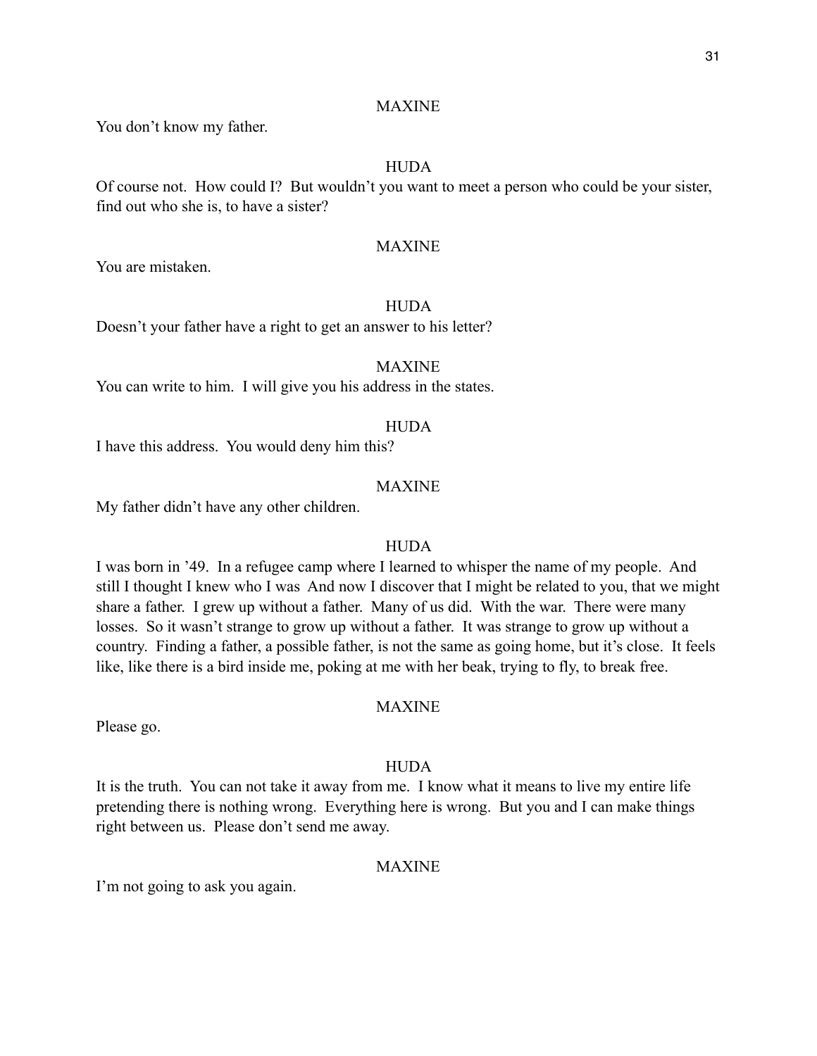MAXINE

You don't know my father.

HUDA

Of course not. How could I? But wouldn't you want to meet a person who could be your sister, find out who she is, to have a sister?

MAXINE

You are mistaken.

HUDA

Doesn't your father have a right to get an answer to his letter?

MAXINE

You can write to him. I will give you his address in the states.

HUDA

I have this address. You would deny him this?

MAXINE

My father didn't have any other children.

HUDA

I was born in '49. In a refugee camp where I learned to whisper the name of my people. And still I thought I knew who I was And now I discover that I might be related to you, that we might share a father. I grew up without a father. Many of us did. With the war. There were many losses. So it wasn't strange to grow up without a father. It was strange to grow up without a country. Finding a father, a possible father, is not the same as going home, but it's close. It feels like, like there is a bird inside me, poking at me with her beak, trying to fly, to break free.

MAXINE

Please go.

HUDA

It is the truth. You can not take it away from me. I know what it means to live my entire life pretending there is nothing wrong. Everything here is wrong. But you and I can make things right between us. Please don't send me away.

MAXINE

I'm not going to ask you again.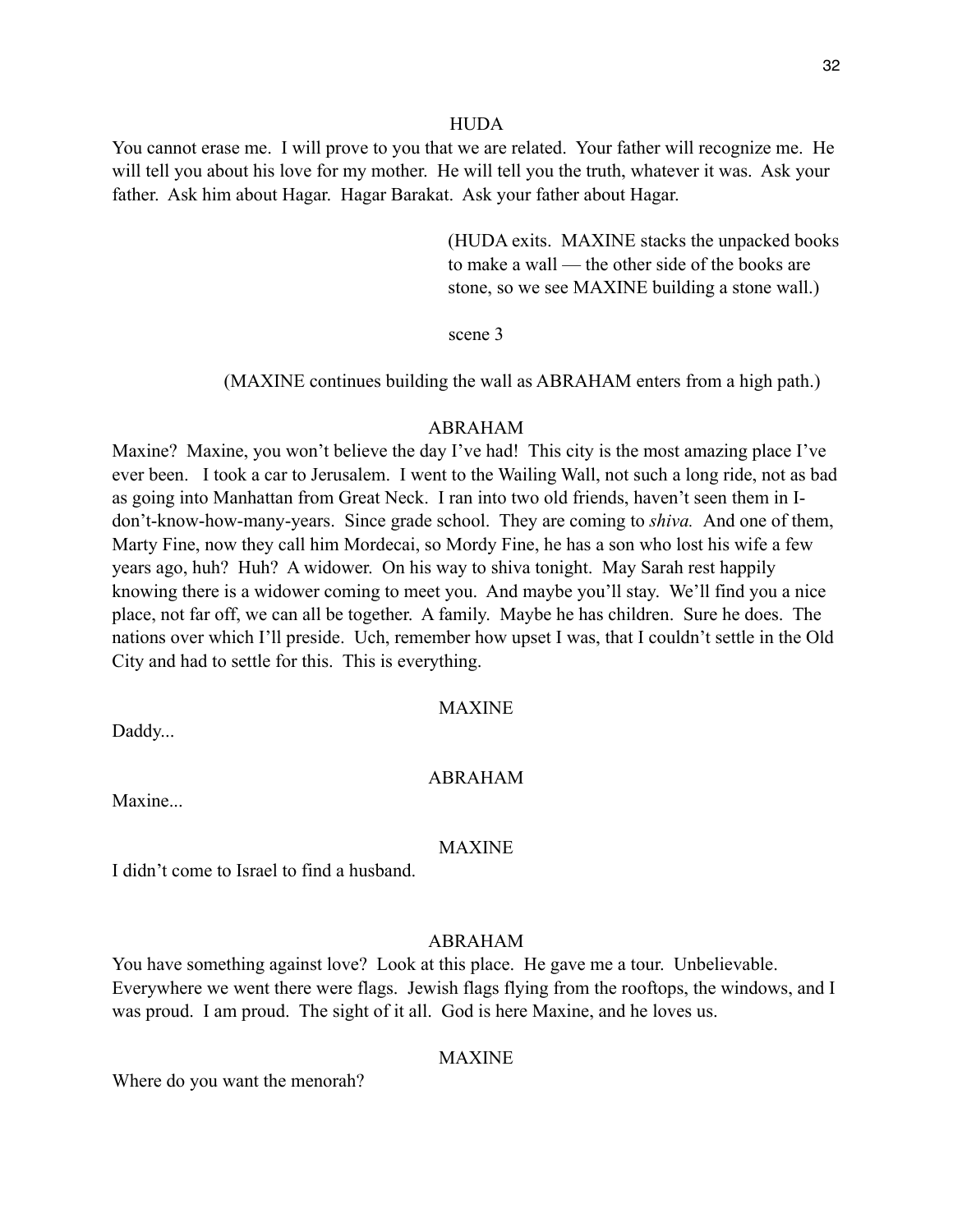HUDA

You cannot erase me. I will prove to you that we are related. Your father will recognize me. He will tell you about his love for my mother. He will tell you the truth, whatever it was. Ask your father. Ask him about Hagar. Hagar Barakat. Ask your father about Hagar.

(HUDA exits. MAXINE stacks the unpacked books to make a wall — the other side of the books are stone, so we see MAXINE building a stone wall.)

scene 3

(MAXINE continues building the wall as ABRAHAM enters from a high path.)

ABRAHAM

Maxine? Maxine, you won't believe the day I've had! This city is the most amazing place I've ever been. I took a car to Jerusalem. I went to the Wailing Wall, not such a long ride, not as bad as going into Manhattan from Great Neck. I ran into two old friends, haven't seen them in I-don't-know-how-many-years. Since grade school. They are coming to *shiva.* And one of them, Marty Fine, now they call him Mordecai, so Mordy Fine, he has a son who lost his wife a few years ago, huh? Huh? A widower. On his way to shiva tonight. May Sarah rest happily knowing there is a widower coming to meet you. And maybe you'll stay. We'll find you a nice place, not far off, we can all be together. A family. Maybe he has children. Sure he does. The nations over which I'll preside. Uch, remember how upset I was, that I couldn't settle in the Old City and had to settle for this. This is everything.

MAXINE

Daddy...

ABRAHAM

Maxine...

MAXINE

I didn't come to Israel to find a husband.

ABRAHAM

You have something against love? Look at this place. He gave me a tour. Unbelievable. Everywhere we went there were flags. Jewish flags flying from the rooftops, the windows, and I was proud. I am proud. The sight of it all. God is here Maxine, and he loves us.

MAXINE

Where do you want the menorah?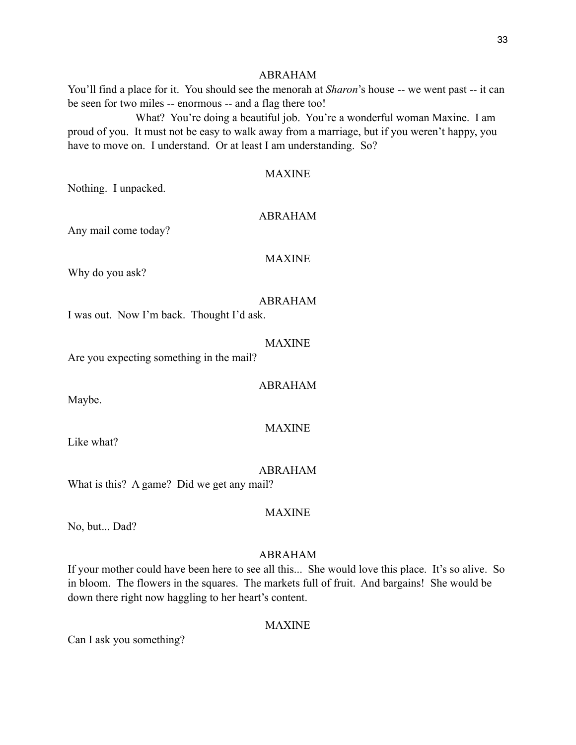ABRAHAM

You'll find a place for it. You should see the menorah at *Sharon*'s house -- we went past -- it can be seen for two miles -- enormous -- and a flag there too!

What? You're doing a beautiful job. You're a wonderful woman Maxine. I am proud of you. It must not be easy to walk away from a marriage, but if you weren't happy, you have to move on. I understand. Or at least I am understanding. So?

MAXINE

Nothing. I unpacked.

ABRAHAM

Any mail come today?

MAXINE

Why do you ask?

ABRAHAM

I was out. Now I'm back. Thought I'd ask.

MAXINE

Are you expecting something in the mail?

ABRAHAM

Maybe.

MAXINE

Like what?

ABRAHAM

What is this? A game? Did we get any mail?

MAXINE

No, but... Dad?

ABRAHAM

If your mother could have been here to see all this... She would love this place. It's so alive. So in bloom. The flowers in the squares. The markets full of fruit. And bargains! She would be down there right now haggling to her heart's content.

MAXINE

Can I ask you something?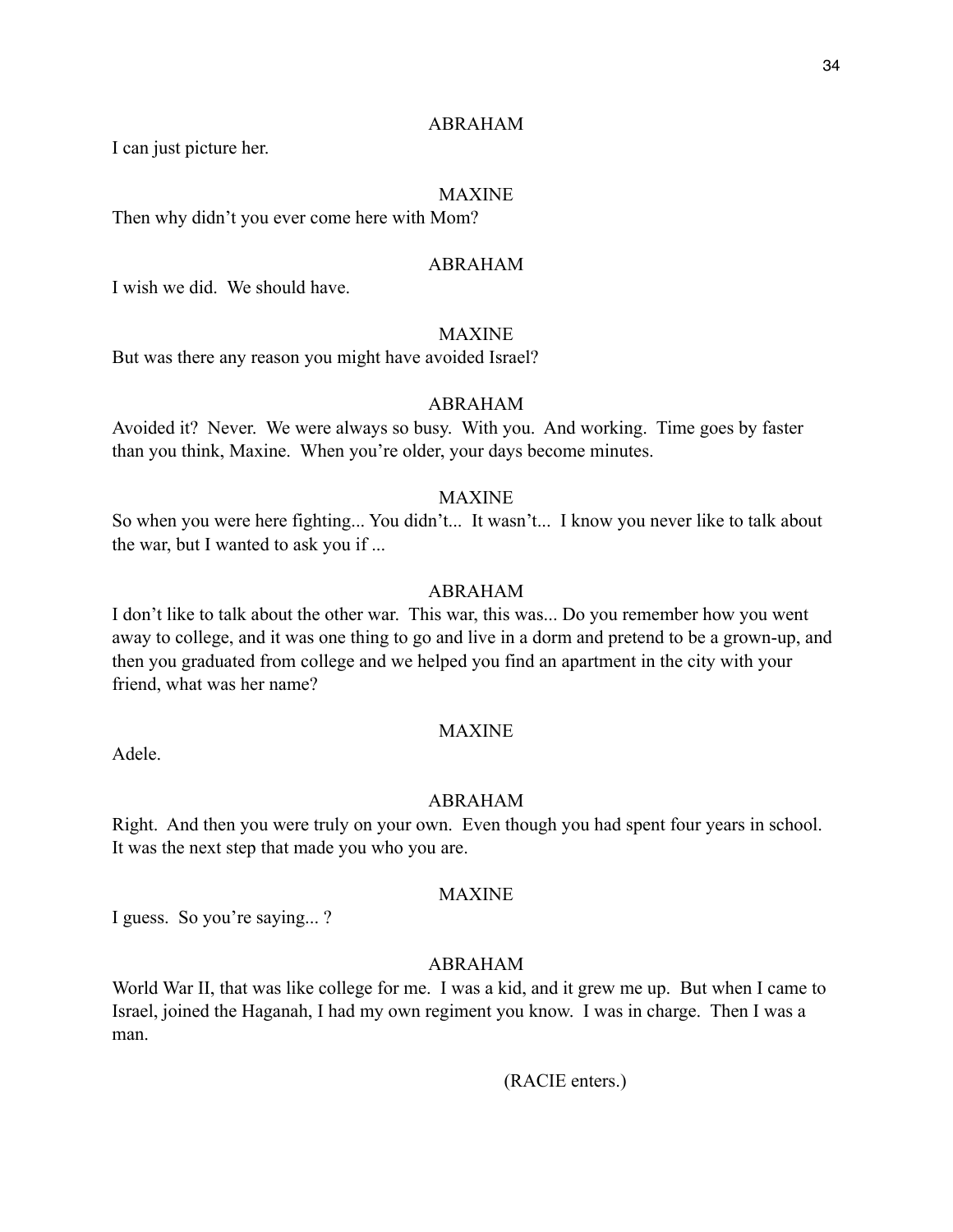ABRAHAM

I can just picture her.

MAXINE

Then why didn't you ever come here with Mom?

ABRAHAM

I wish we did. We should have.

MAXINE

But was there any reason you might have avoided Israel?

ABRAHAM

Avoided it? Never. We were always so busy. With you. And working. Time goes by faster than you think, Maxine. When you're older, your days become minutes.

MAXINE

So when you were here fighting... You didn't... It wasn't... I know you never like to talk about the war, but I wanted to ask you if ...

ABRAHAM

I don't like to talk about the other war. This war, this was... Do you remember how you went away to college, and it was one thing to go and live in a dorm and pretend to be a grown-up, and then you graduated from college and we helped you find an apartment in the city with your friend, what was her name?

MAXINE

Adele.

ABRAHAM

Right. And then you were truly on your own. Even though you had spent four years in school. It was the next step that made you who you are.

MAXINE

I guess. So you're saying... ?

ABRAHAM

World War II, that was like college for me. I was a kid, and it grew me up. But when I came to Israel, joined the Haganah, I had my own regiment you know. I was in charge. Then I was a man.

(RACIE enters.)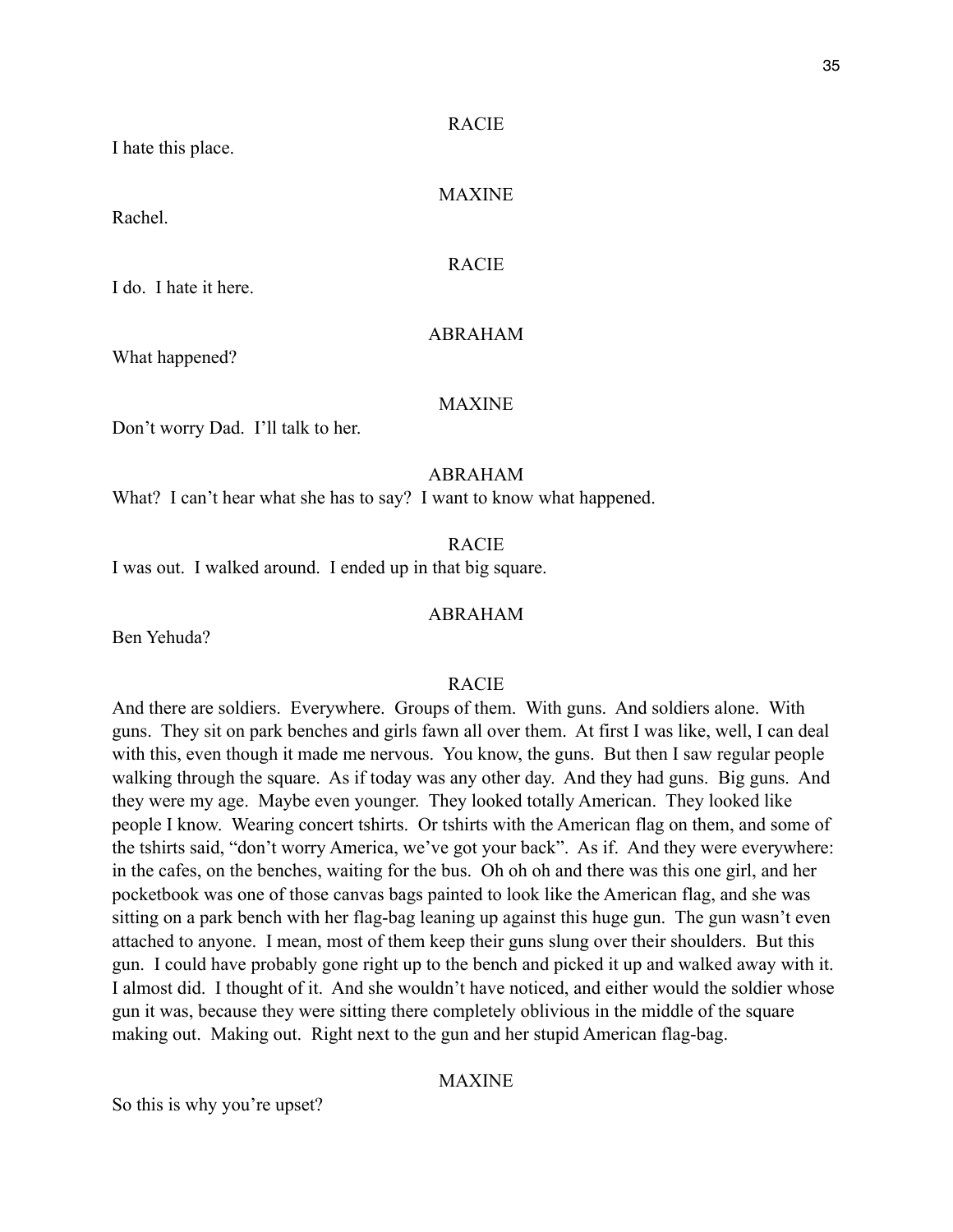RACIE

I hate this place.

MAXINE

Rachel.

RACIE

I do.  I hate it here.

ABRAHAM

What happened?

MAXINE

Don't worry Dad.  I'll talk to her.

ABRAHAM

What?  I can't hear what she has to say?  I want to know what happened.

RACIE

I was out.  I walked around.  I ended up in that big square.

ABRAHAM

Ben Yehuda?

RACIE

And there are soldiers.  Everywhere.  Groups of them.  With guns.  And soldiers alone.  With guns.  They sit on park benches and girls fawn all over them.  At first I was like, well, I can deal with this, even though it made me nervous.  You know, the guns.  But then I saw regular people walking through the square.  As if today was any other day.  And they had guns.  Big guns.  And they were my age.  Maybe even younger.  They looked totally American.  They looked like people I know.  Wearing concert tshirts.  Or tshirts with the American flag on them, and some of the tshirts said, "don't worry America, we've got your back".  As if.  And they were everywhere: in the cafes, on the benches, waiting for the bus.  Oh oh oh and there was this one girl, and her pocketbook was one of those canvas bags painted to look like the American flag, and she was sitting on a park bench with her flag-bag leaning up against this huge gun.  The gun wasn't even attached to anyone.  I mean, most of them keep their guns slung over their shoulders.  But this gun.  I could have probably gone right up to the bench and picked it up and walked away with it.  I almost did.  I thought of it.  And she wouldn't have noticed, and either would the soldier whose gun it was, because they were sitting there completely oblivious in the middle of the square making out.  Making out.  Right next to the gun and her stupid American flag-bag.

MAXINE

So this is why you're upset?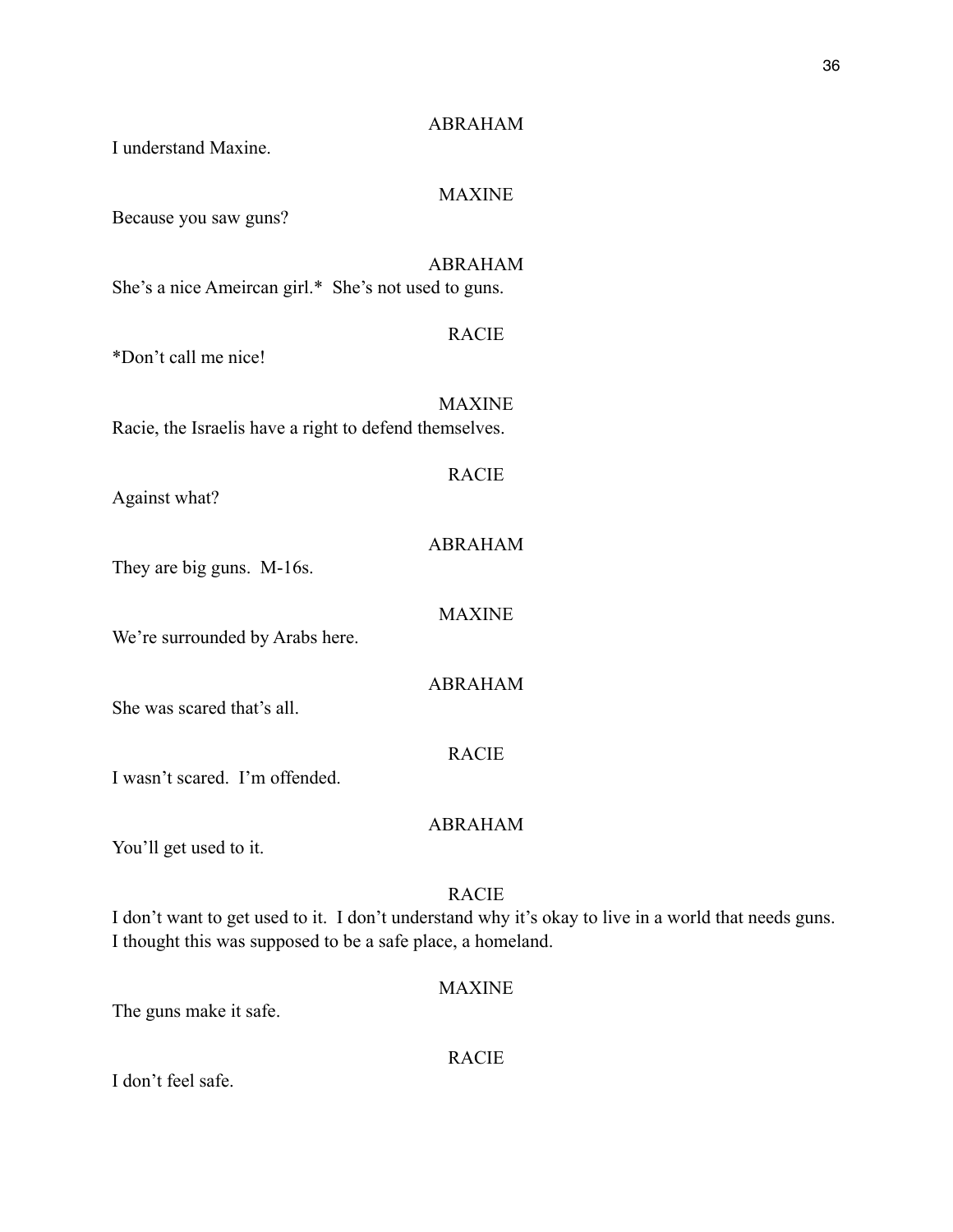ABRAHAM

I understand Maxine.

MAXINE

Because you saw guns?

ABRAHAM

She's a nice Ameircan girl.* She's not used to guns.

RACIE

*Don't call me nice!

MAXINE

Racie, the Israelis have a right to defend themselves.

RACIE

Against what?

ABRAHAM

They are big guns. M-16s.

MAXINE

We're surrounded by Arabs here.

ABRAHAM

She was scared that's all.

RACIE

I wasn't scared. I'm offended.

ABRAHAM

You'll get used to it.

RACIE

I don't want to get used to it. I don't understand why it's okay to live in a world that needs guns. I thought this was supposed to be a safe place, a homeland.

MAXINE

The guns make it safe.

RACIE

I don't feel safe.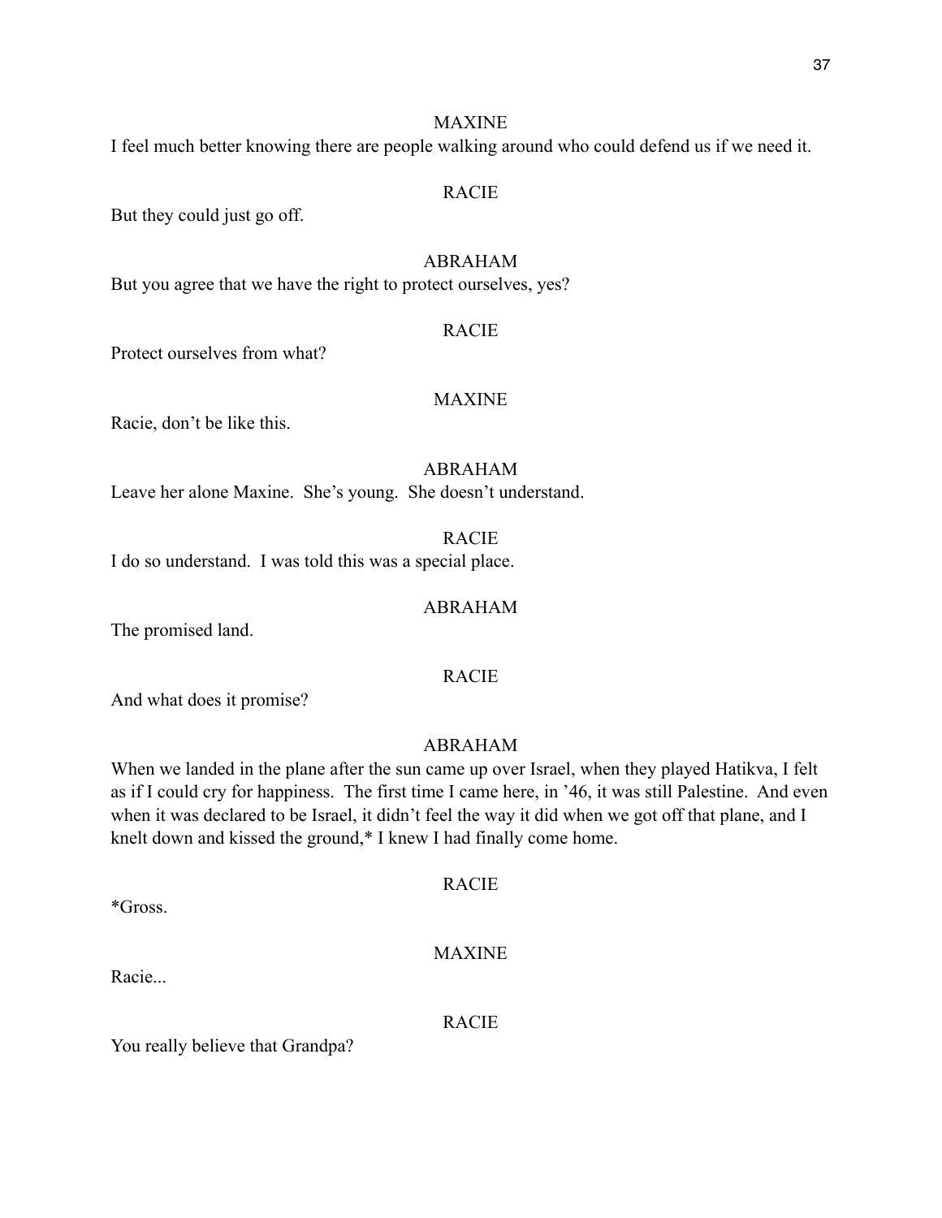MAXINE

I feel much better knowing there are people walking around who could defend us if we need it.

RACIE

But they could just go off.

ABRAHAM

But you agree that we have the right to protect ourselves, yes?

RACIE

Protect ourselves from what?

MAXINE

Racie, don't be like this.

ABRAHAM

Leave her alone Maxine. She's young. She doesn't understand.

RACIE

I do so understand. I was told this was a special place.

ABRAHAM

The promised land.

RACIE

And what does it promise?

ABRAHAM

When we landed in the plane after the sun came up over Israel, when they played Hatikva, I felt as if I could cry for happiness. The first time I came here, in '46, it was still Palestine. And even when it was declared to be Israel, it didn't feel the way it did when we got off that plane, and I knelt down and kissed the ground,* I knew I had finally come home.

RACIE

*Gross.

MAXINE

Racie...

RACIE

You really believe that Grandpa?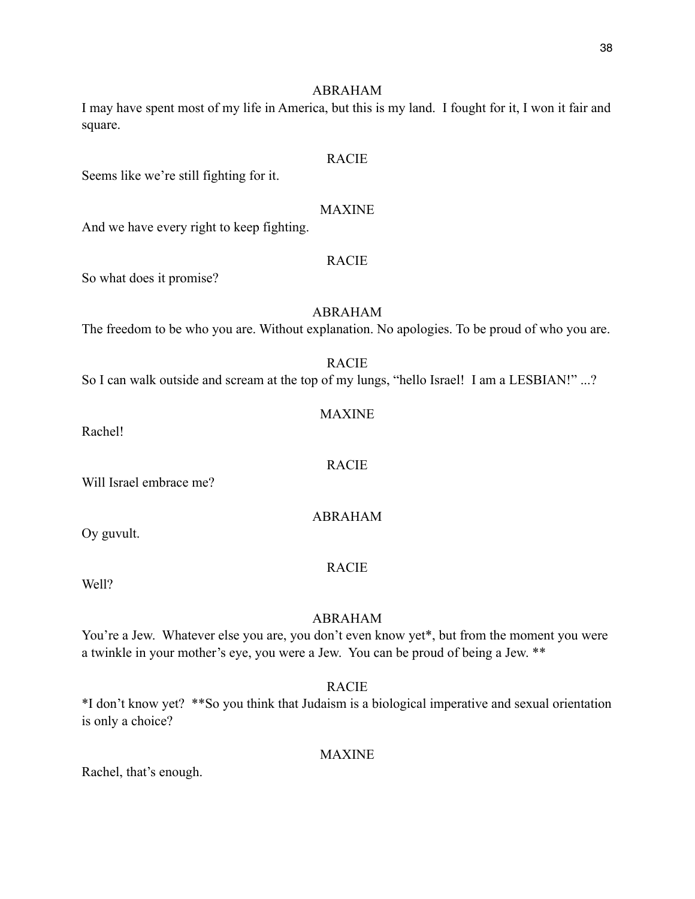ABRAHAM

I may have spent most of my life in America, but this is my land. I fought for it, I won it fair and square.

RACIE

Seems like we're still fighting for it.

MAXINE

And we have every right to keep fighting.

RACIE

So what does it promise?

ABRAHAM

The freedom to be who you are. Without explanation. No apologies. To be proud of who you are.

RACIE

So I can walk outside and scream at the top of my lungs, "hello Israel! I am a LESBIAN!" ...?

MAXINE

Rachel!

RACIE

Will Israel embrace me?

ABRAHAM

Oy guvult.

RACIE

Well?

ABRAHAM

You're a Jew. Whatever else you are, you don't even know yet*, but from the moment you were a twinkle in your mother's eye, you were a Jew. You can be proud of being a Jew. **

RACIE

*I don't know yet? **So you think that Judaism is a biological imperative and sexual orientation is only a choice?

MAXINE

Rachel, that's enough.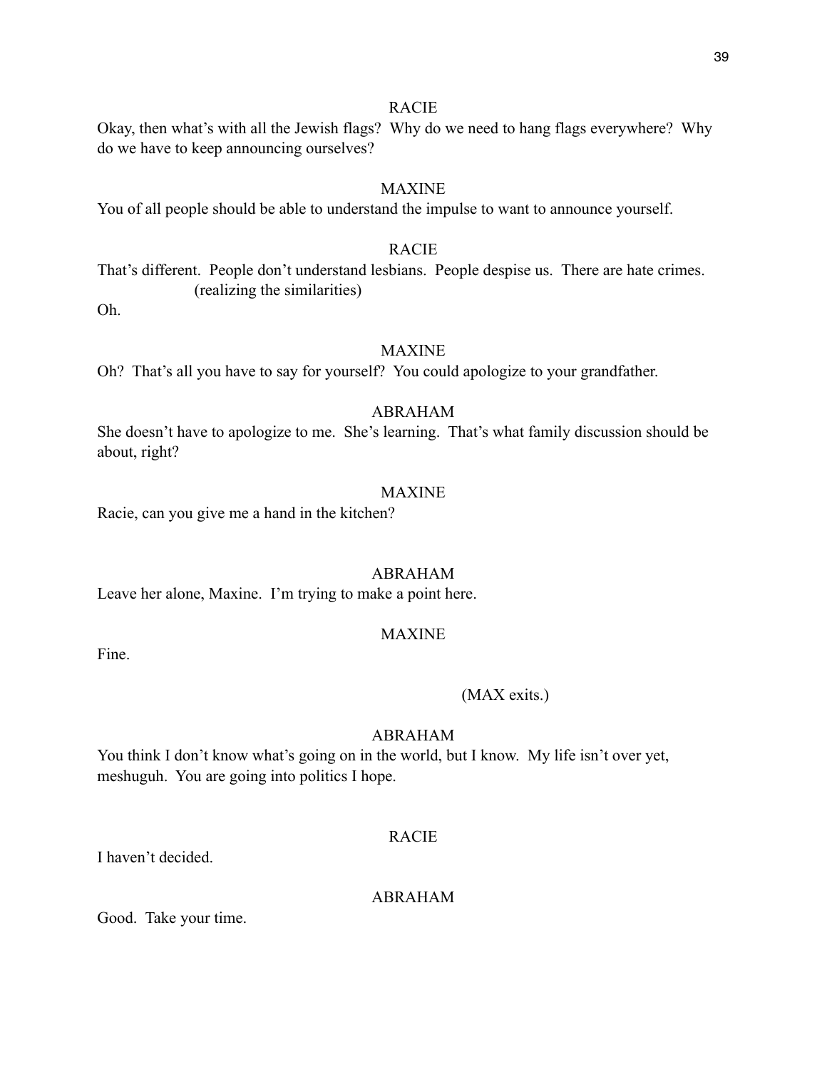RACIE

Okay, then what's with all the Jewish flags? Why do we need to hang flags everywhere? Why do we have to keep announcing ourselves?

MAXINE

You of all people should be able to understand the impulse to want to announce yourself.

RACIE

That's different. People don't understand lesbians. People despise us. There are hate crimes.
(realizing the similarities)
Oh.

MAXINE

Oh? That's all you have to say for yourself? You could apologize to your grandfather.

ABRAHAM

She doesn't have to apologize to me. She's learning. That's what family discussion should be about, right?

MAXINE

Racie, can you give me a hand in the kitchen?

ABRAHAM

Leave her alone, Maxine. I'm trying to make a point here.

MAXINE

Fine.

(MAX exits.)

ABRAHAM

You think I don't know what's going on in the world, but I know. My life isn't over yet, meshuguh. You are going into politics I hope.

RACIE

I haven't decided.

ABRAHAM

Good. Take your time.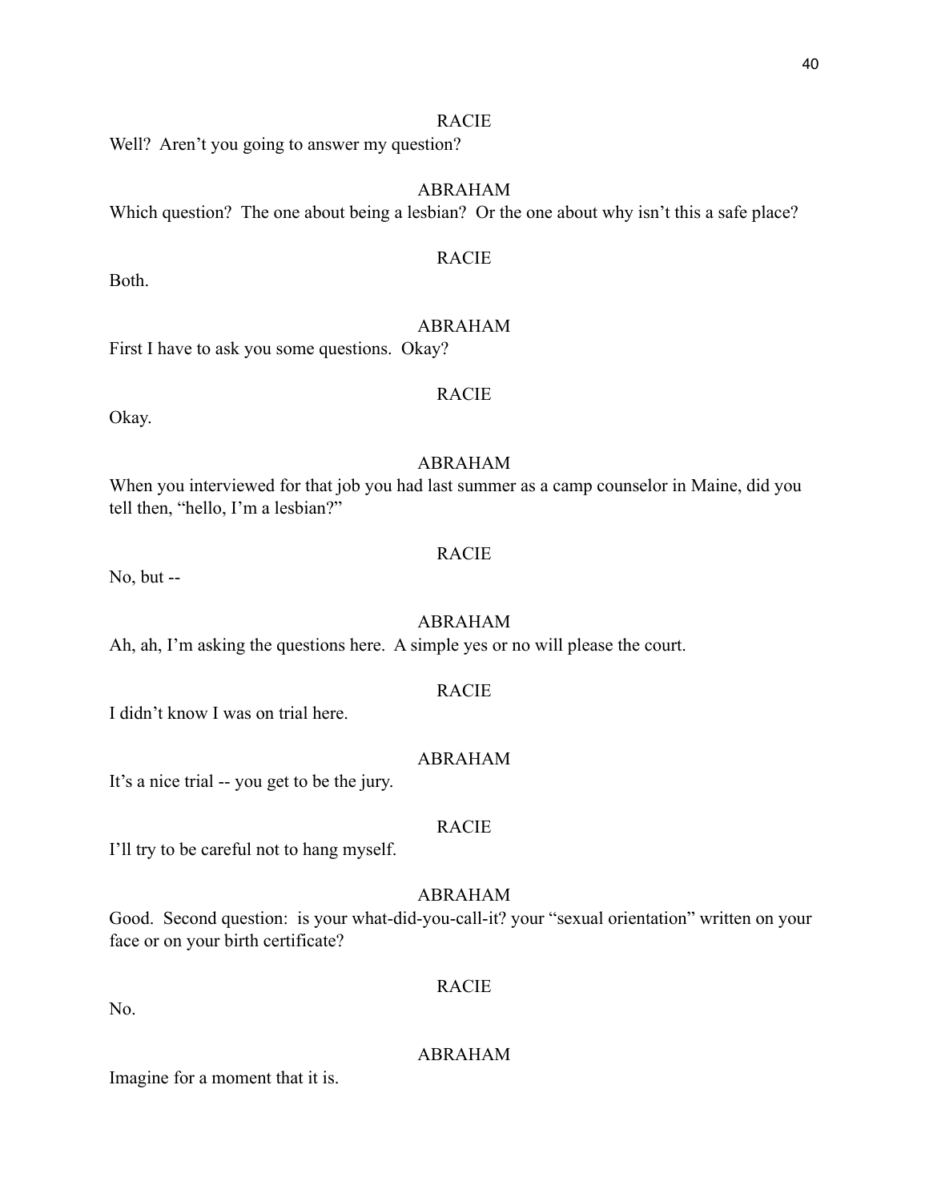RACIE

Well?  Aren't you going to answer my question?

ABRAHAM

Which question?  The one about being a lesbian?  Or the one about why isn't this a safe place?

RACIE

Both.

ABRAHAM

First I have to ask you some questions.  Okay?

RACIE

Okay.

ABRAHAM

When you interviewed for that job you had last summer as a camp counselor in Maine, did you tell then, "hello, I'm a lesbian?"

RACIE

No, but --

ABRAHAM

Ah, ah, I'm asking the questions here.  A simple yes or no will please the court.

RACIE

I didn't know I was on trial here.

ABRAHAM

It's a nice trial -- you get to be the jury.

RACIE

I'll try to be careful not to hang myself.

ABRAHAM

Good.  Second question:  is your what-did-you-call-it? your "sexual orientation" written on your face or on your birth certificate?

RACIE

No.

ABRAHAM

Imagine for a moment that it is.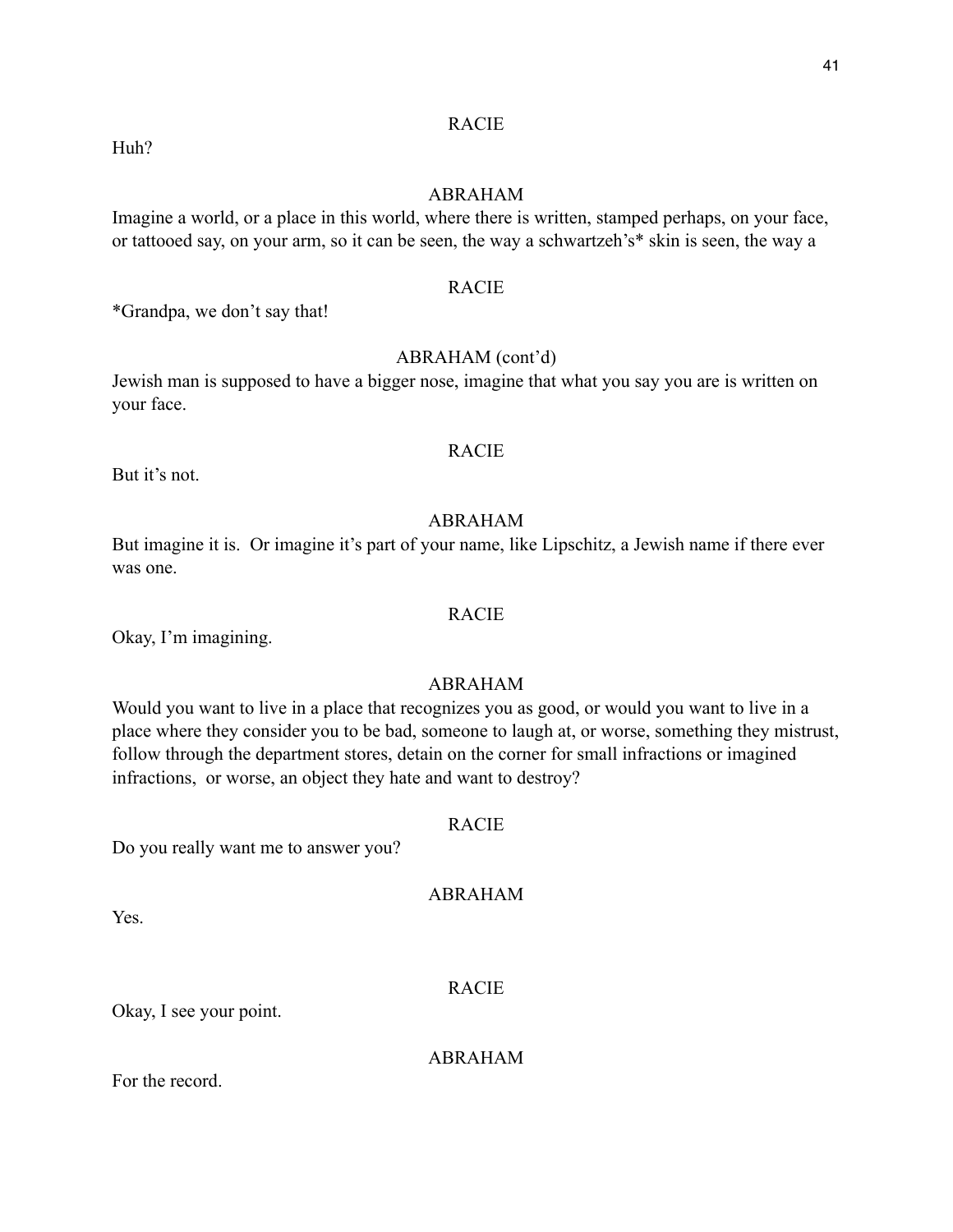RACIE

Huh?

ABRAHAM

Imagine a world, or a place in this world, where there is written, stamped perhaps, on your face, or tattooed say, on your arm, so it can be seen, the way a schwartzeh's* skin is seen, the way a

RACIE

*Grandpa, we don't say that!

ABRAHAM (cont'd)

Jewish man is supposed to have a bigger nose, imagine that what you say you are is written on your face.

RACIE

But it's not.

ABRAHAM

But imagine it is. Or imagine it's part of your name, like Lipschitz, a Jewish name if there ever was one.

RACIE

Okay, I'm imagining.

ABRAHAM

Would you want to live in a place that recognizes you as good, or would you want to live in a place where they consider you to be bad, someone to laugh at, or worse, something they mistrust, follow through the department stores, detain on the corner for small infractions or imagined infractions, or worse, an object they hate and want to destroy?

RACIE

Do you really want me to answer you?

ABRAHAM

Yes.

RACIE

Okay, I see your point.

ABRAHAM

For the record.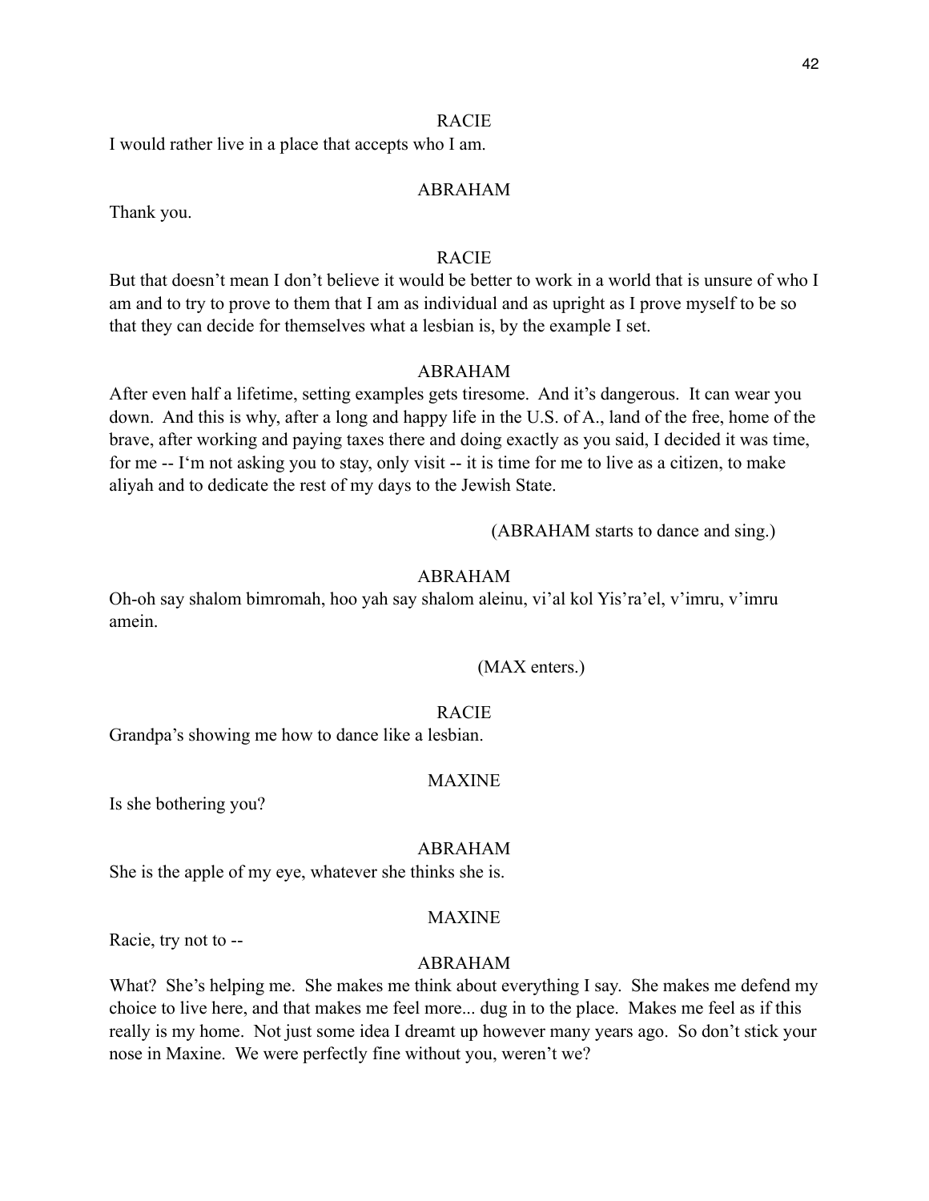RACIE

I would rather live in a place that accepts who I am.

ABRAHAM

Thank you.

RACIE

But that doesn't mean I don't believe it would be better to work in a world that is unsure of who I am and to try to prove to them that I am as individual and as upright as I prove myself to be so that they can decide for themselves what a lesbian is, by the example I set.

ABRAHAM

After even half a lifetime, setting examples gets tiresome. And it's dangerous. It can wear you down. And this is why, after a long and happy life in the U.S. of A., land of the free, home of the brave, after working and paying taxes there and doing exactly as you said, I decided it was time, for me -- I'm not asking you to stay, only visit -- it is time for me to live as a citizen, to make aliyah and to dedicate the rest of my days to the Jewish State.

(ABRAHAM starts to dance and sing.)

ABRAHAM

Oh-oh say shalom bimromah, hoo yah say shalom aleinu, vi'al kol Yis'ra'el, v'imru, v'imru amein.

(MAX enters.)

RACIE

Grandpa's showing me how to dance like a lesbian.

MAXINE

Is she bothering you?

ABRAHAM

She is the apple of my eye, whatever she thinks she is.

MAXINE

Racie, try not to --

ABRAHAM

What? She's helping me. She makes me think about everything I say. She makes me defend my choice to live here, and that makes me feel more... dug in to the place. Makes me feel as if this really is my home. Not just some idea I dreamt up however many years ago. So don't stick your nose in Maxine. We were perfectly fine without you, weren't we?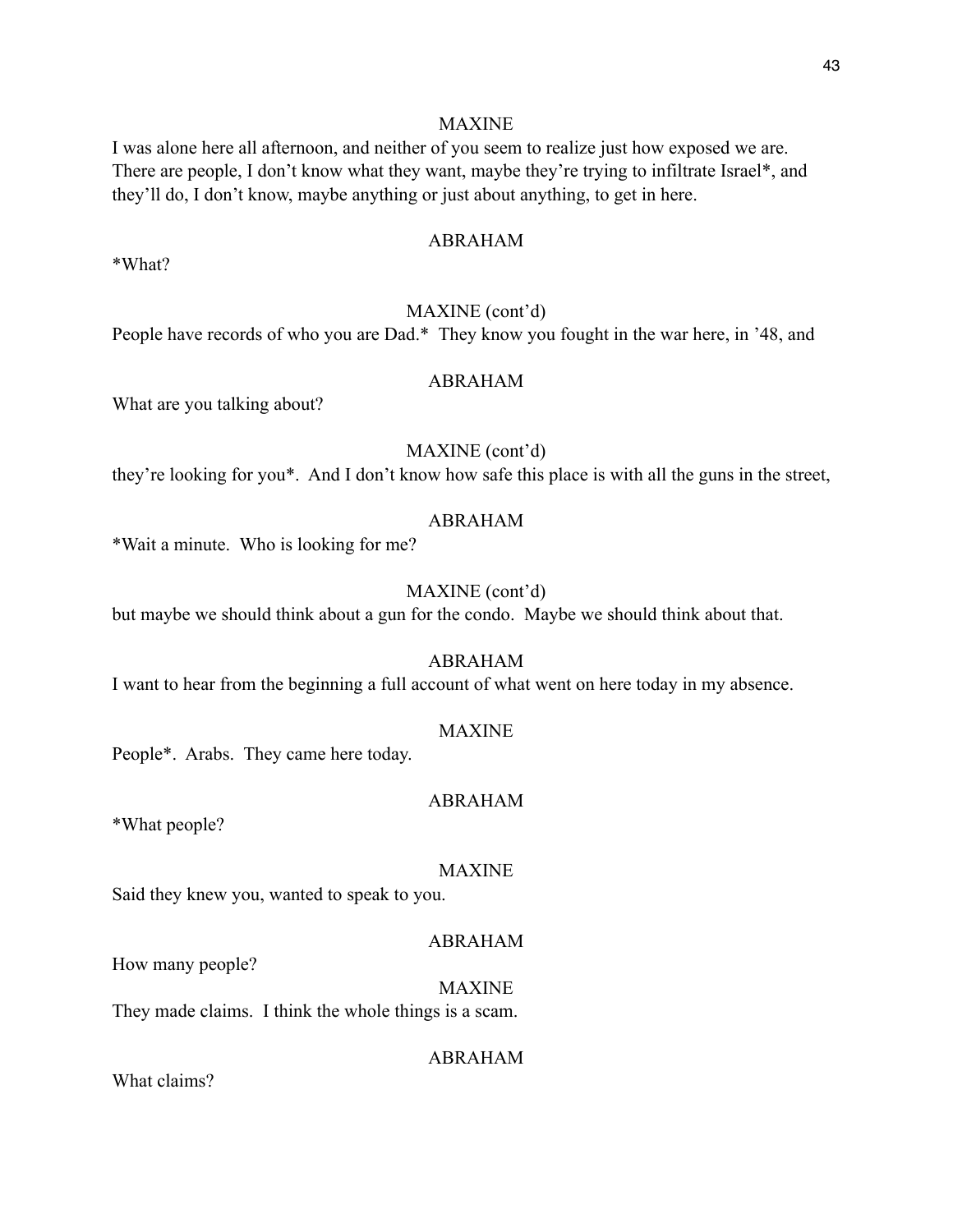MAXINE

I was alone here all afternoon, and neither of you seem to realize just how exposed we are. There are people, I don't know what they want, maybe they're trying to infiltrate Israel*, and they'll do, I don't know, maybe anything or just about anything, to get in here.

ABRAHAM

*What?

MAXINE (cont'd)

People have records of who you are Dad.* They know you fought in the war here, in '48, and

ABRAHAM

What are you talking about?

MAXINE (cont'd)

they're looking for you*. And I don't know how safe this place is with all the guns in the street,

ABRAHAM

*Wait a minute. Who is looking for me?

MAXINE (cont'd)

but maybe we should think about a gun for the condo. Maybe we should think about that.

ABRAHAM

I want to hear from the beginning a full account of what went on here today in my absence.

MAXINE

People*. Arabs. They came here today.

ABRAHAM

*What people?

MAXINE

Said they knew you, wanted to speak to you.

ABRAHAM

How many people?

MAXINE

They made claims. I think the whole things is a scam.

ABRAHAM

What claims?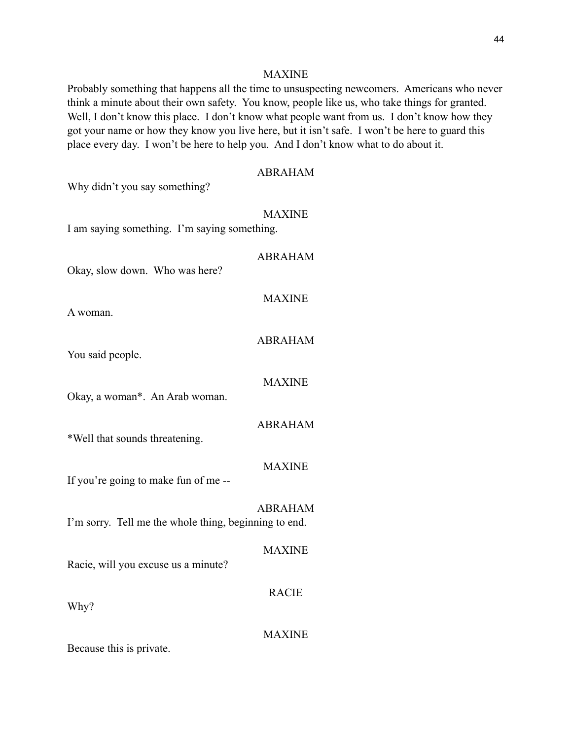MAXINE

Probably something that happens all the time to unsuspecting newcomers. Americans who never think a minute about their own safety. You know, people like us, who take things for granted. Well, I don't know this place. I don't know what people want from us. I don't know how they got your name or how they know you live here, but it isn't safe. I won't be here to guard this place every day. I won't be here to help you. And I don't know what to do about it.

ABRAHAM

Why didn't you say something?

MAXINE

I am saying something. I'm saying something.

ABRAHAM

Okay, slow down. Who was here?

MAXINE

A woman.

ABRAHAM

You said people.

MAXINE

Okay, a woman*. An Arab woman.

ABRAHAM

*Well that sounds threatening.

MAXINE

If you're going to make fun of me --

ABRAHAM

I'm sorry. Tell me the whole thing, beginning to end.

MAXINE

Racie, will you excuse us a minute?

RACIE

Why?

MAXINE

Because this is private.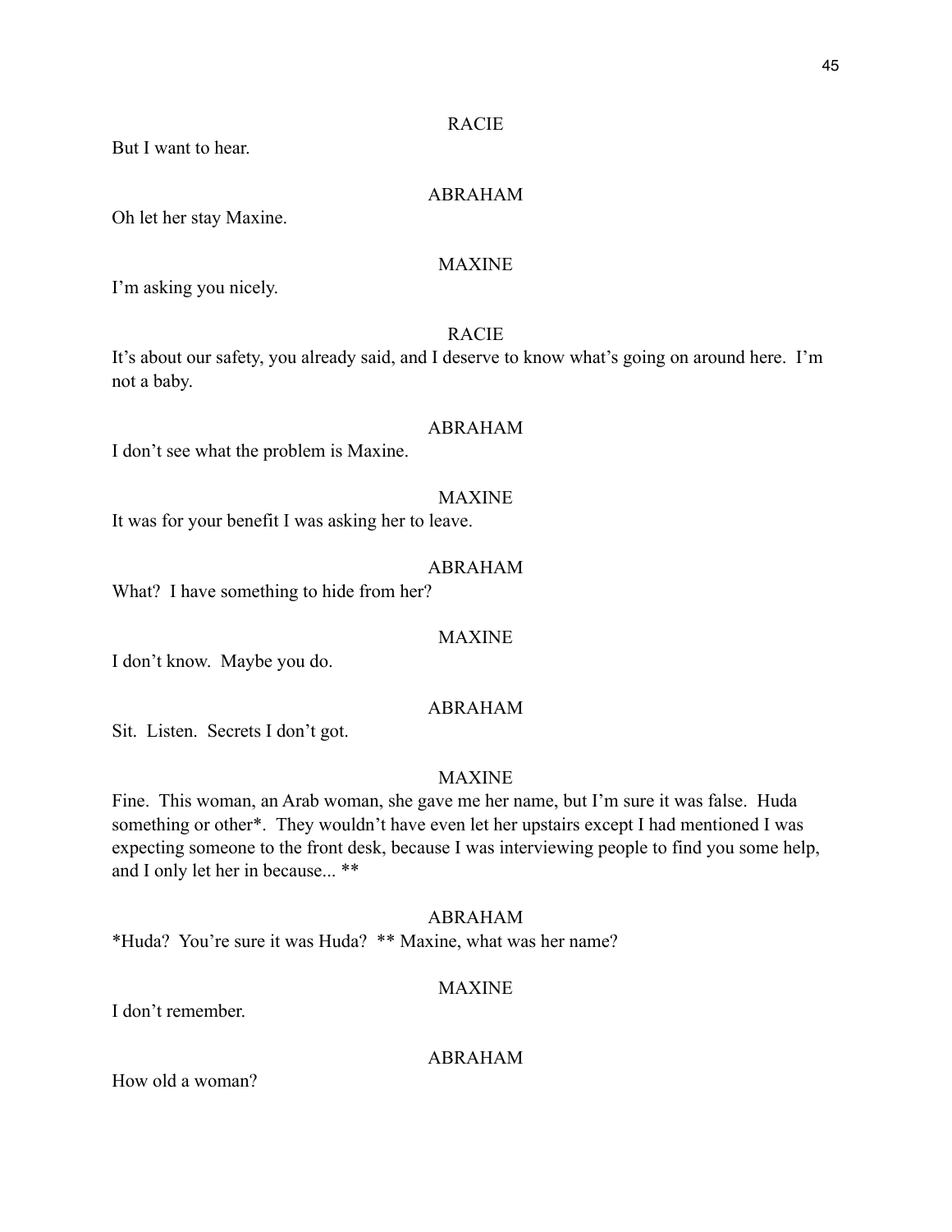RACIE

But I want to hear.

ABRAHAM

Oh let her stay Maxine.

MAXINE

I'm asking you nicely.

RACIE

It's about our safety, you already said, and I deserve to know what's going on around here. I'm not a baby.

ABRAHAM

I don't see what the problem is Maxine.

MAXINE

It was for your benefit I was asking her to leave.

ABRAHAM

What? I have something to hide from her?

MAXINE

I don't know. Maybe you do.

ABRAHAM

Sit. Listen. Secrets I don't got.

MAXINE

Fine. This woman, an Arab woman, she gave me her name, but I'm sure it was false. Huda something or other*. They wouldn't have even let her upstairs except I had mentioned I was expecting someone to the front desk, because I was interviewing people to find you some help, and I only let her in because... **

ABRAHAM

*Huda? You're sure it was Huda? ** Maxine, what was her name?

MAXINE

I don't remember.

ABRAHAM

How old a woman?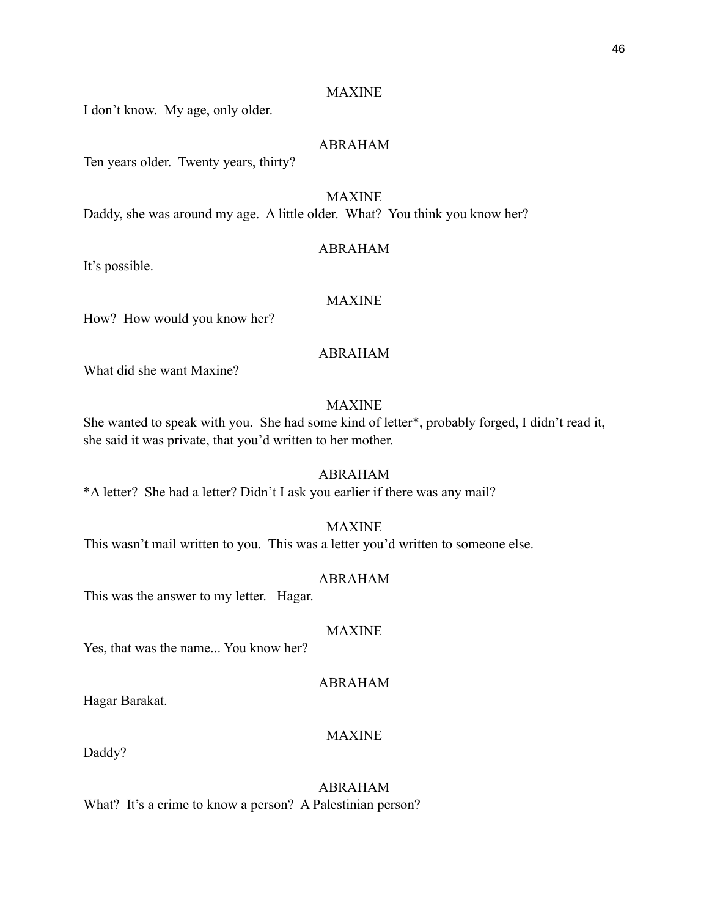MAXINE

I don't know.  My age, only older.

ABRAHAM

Ten years older.  Twenty years, thirty?

MAXINE

Daddy, she was around my age.  A little older.  What?  You think you know her?

ABRAHAM

It's possible.

MAXINE

How?  How would you know her?

ABRAHAM

What did she want Maxine?

MAXINE

She wanted to speak with you.  She had some kind of letter*, probably forged, I didn't read it, she said it was private, that you'd written to her mother.

ABRAHAM

*A letter?  She had a letter? Didn't I ask you earlier if there was any mail?

MAXINE

This wasn't mail written to you.  This was a letter you'd written to someone else.

ABRAHAM

This was the answer to my letter.   Hagar.

MAXINE

Yes, that was the name... You know her?

ABRAHAM

Hagar Barakat.

MAXINE

Daddy?

ABRAHAM

What?  It's a crime to know a person?  A Palestinian person?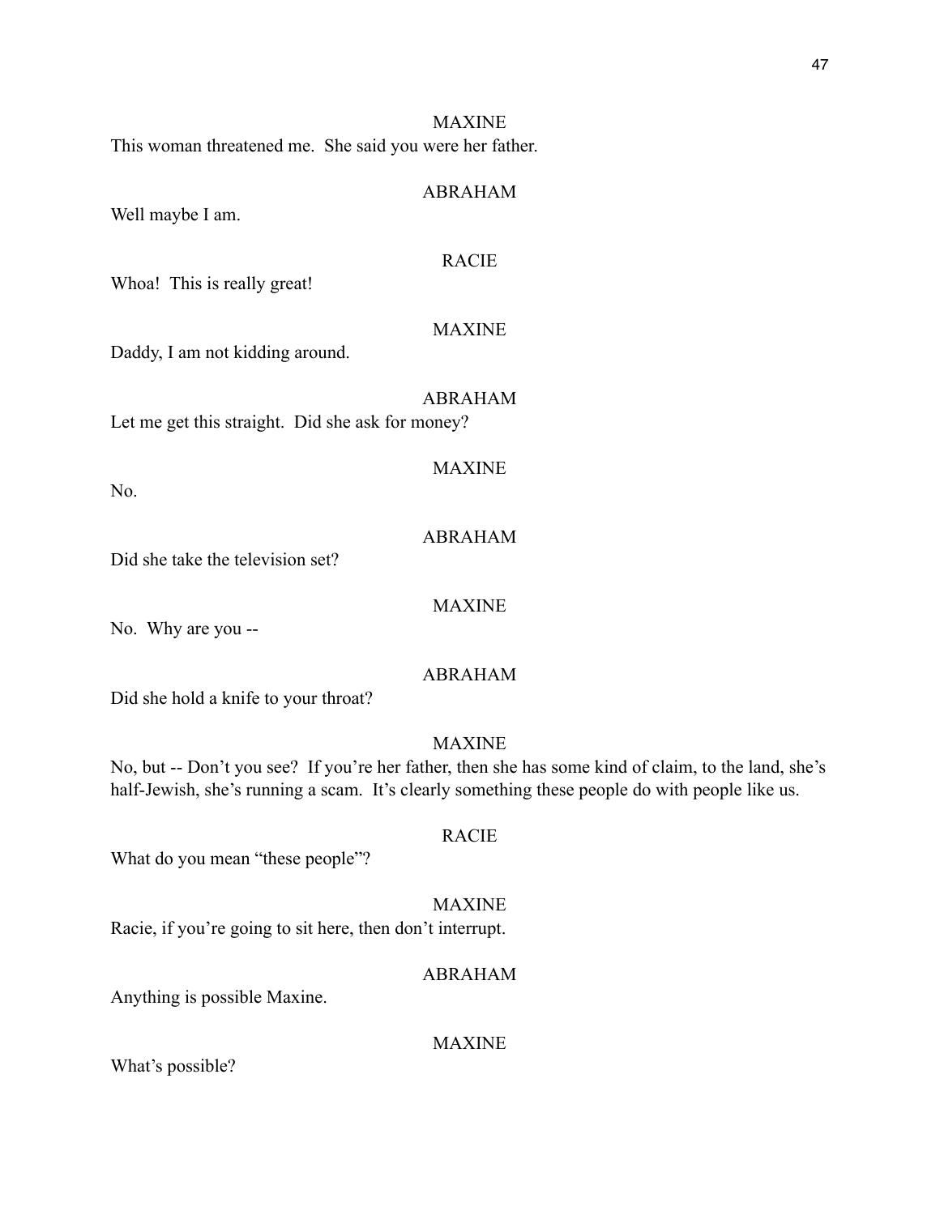MAXINE

This woman threatened me. She said you were her father.

ABRAHAM

Well maybe I am.

RACIE

Whoa! This is really great!

MAXINE

Daddy, I am not kidding around.

ABRAHAM

Let me get this straight. Did she ask for money?

MAXINE

No.

ABRAHAM

Did she take the television set?

MAXINE

No. Why are you --

ABRAHAM

Did she hold a knife to your throat?

MAXINE

No, but -- Don't you see? If you're her father, then she has some kind of claim, to the land, she's half-Jewish, she's running a scam. It's clearly something these people do with people like us.

RACIE

What do you mean "these people"?

MAXINE

Racie, if you're going to sit here, then don't interrupt.

ABRAHAM

Anything is possible Maxine.

MAXINE

What's possible?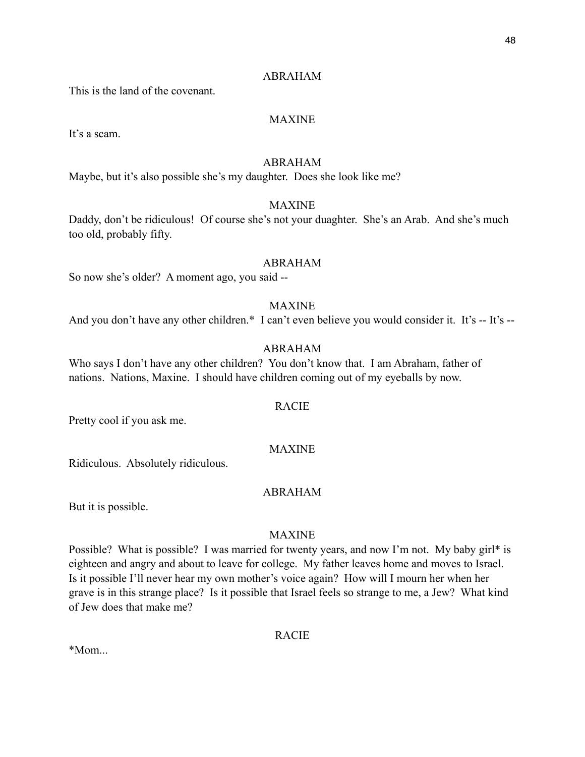ABRAHAM

This is the land of the covenant.

MAXINE

It's a scam.

ABRAHAM

Maybe, but it's also possible she's my daughter. Does she look like me?

MAXINE

Daddy, don't be ridiculous! Of course she's not your duaghter. She's an Arab. And she's much too old, probably fifty.

ABRAHAM

So now she's older? A moment ago, you said --

MAXINE

And you don't have any other children.* I can't even believe you would consider it. It's -- It's --

ABRAHAM

Who says I don't have any other children? You don't know that. I am Abraham, father of nations. Nations, Maxine. I should have children coming out of my eyeballs by now.

RACIE

Pretty cool if you ask me.

MAXINE

Ridiculous. Absolutely ridiculous.

ABRAHAM

But it is possible.

MAXINE

Possible? What is possible? I was married for twenty years, and now I'm not. My baby girl* is eighteen and angry and about to leave for college. My father leaves home and moves to Israel. Is it possible I'll never hear my own mother's voice again? How will I mourn her when her grave is in this strange place? Is it possible that Israel feels so strange to me, a Jew? What kind of Jew does that make me?

RACIE

*Mom...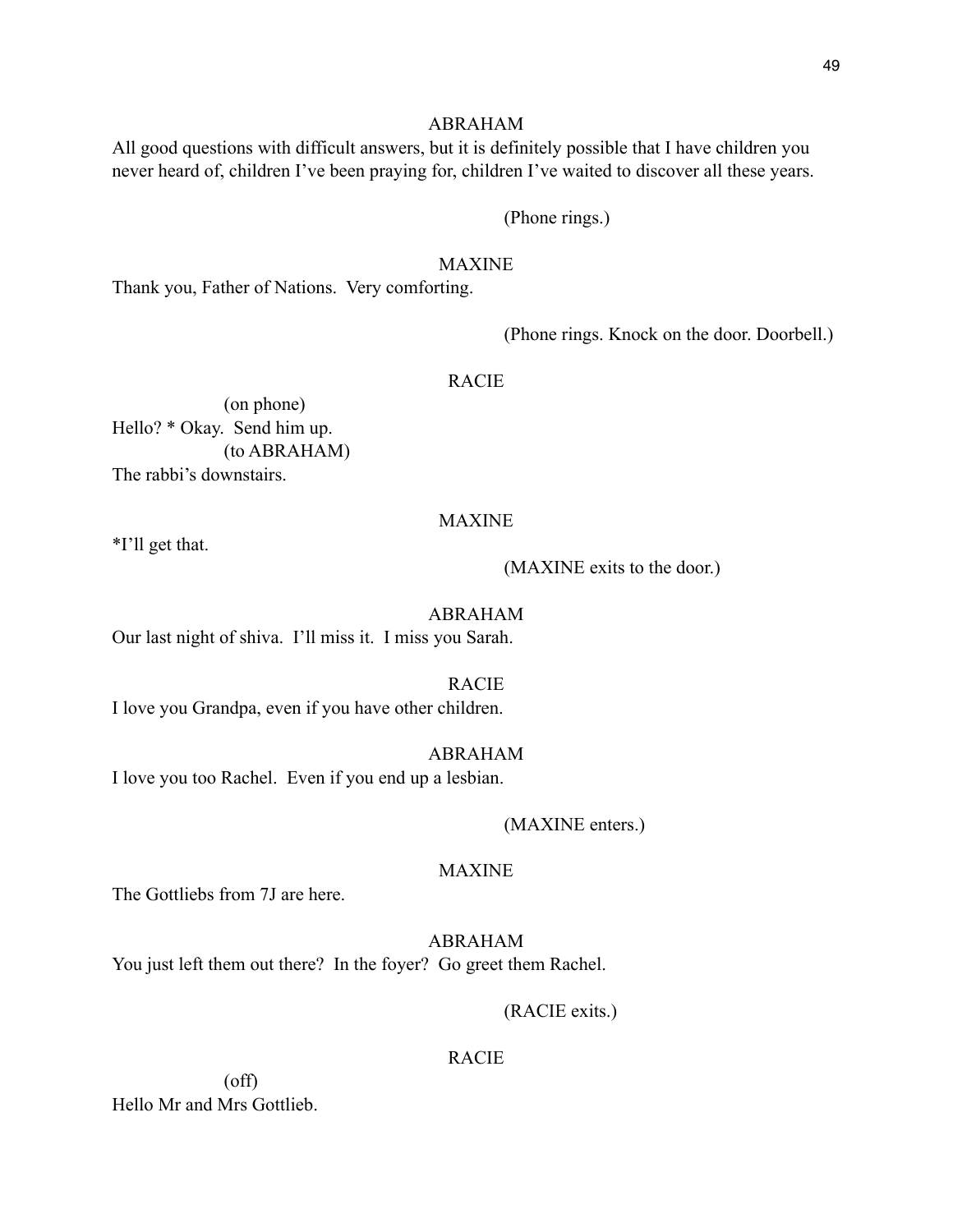ABRAHAM

All good questions with difficult answers, but it is definitely possible that I have children you never heard of, children I've been praying for, children I've waited to discover all these years.

(Phone rings.)

MAXINE

Thank you, Father of Nations. Very comforting.

(Phone rings. Knock on the door. Doorbell.)

RACIE

(on phone)

Hello? * Okay. Send him up.

(to ABRAHAM)

The rabbi's downstairs.

MAXINE

*I'll get that.

(MAXINE exits to the door.)

ABRAHAM

Our last night of shiva. I'll miss it. I miss you Sarah.

RACIE

I love you Grandpa, even if you have other children.

ABRAHAM

I love you too Rachel. Even if you end up a lesbian.

(MAXINE enters.)

MAXINE

The Gottliebs from 7J are here.

ABRAHAM

You just left them out there? In the foyer? Go greet them Rachel.

(RACIE exits.)

RACIE

(off)

Hello Mr and Mrs Gottlieb.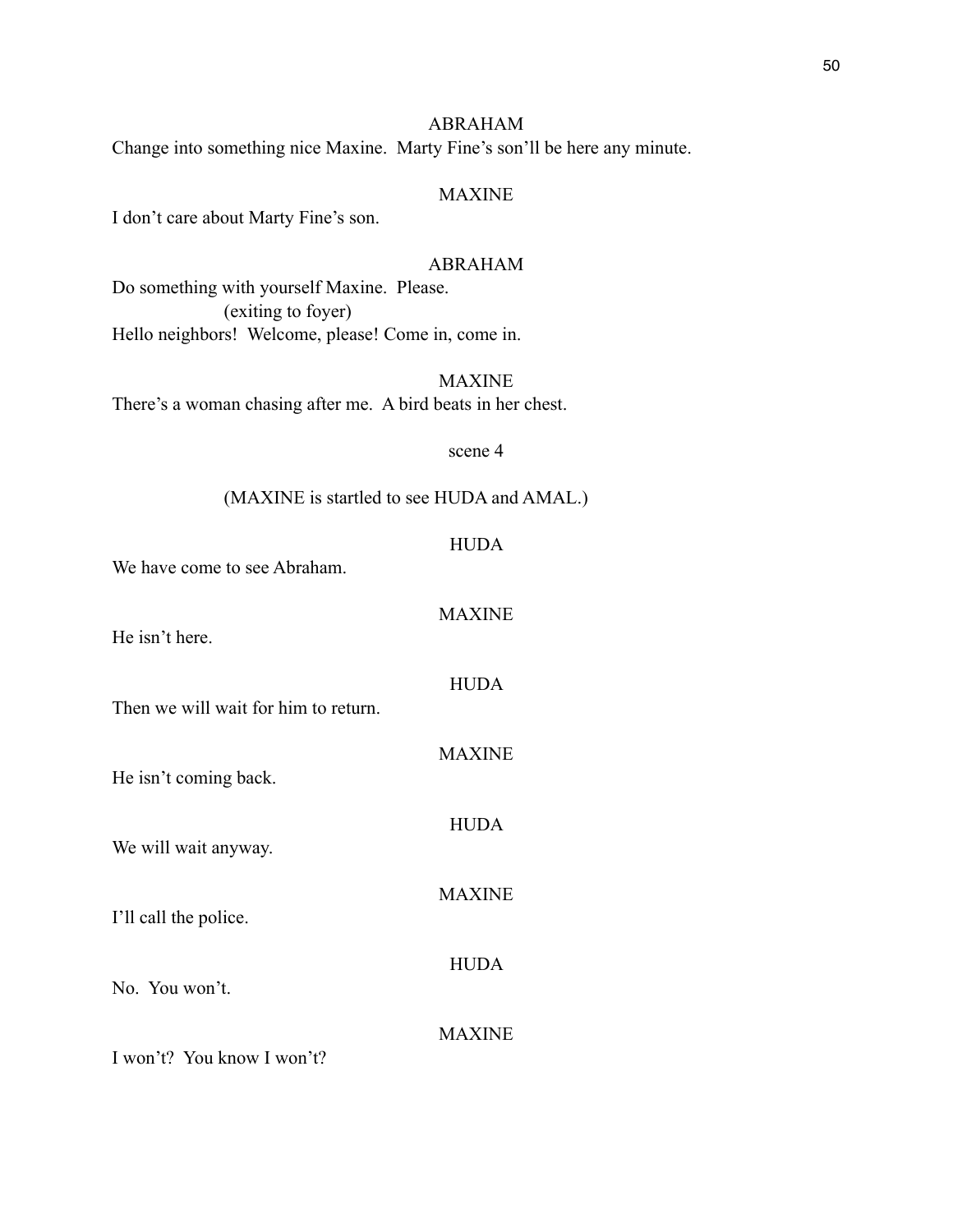ABRAHAM

Change into something nice Maxine. Marty Fine's son'll be here any minute.

MAXINE

I don't care about Marty Fine's son.

ABRAHAM

Do something with yourself Maxine. Please.

(exiting to foyer)

Hello neighbors! Welcome, please! Come in, come in.

MAXINE

There's a woman chasing after me. A bird beats in her chest.

scene 4

(MAXINE is startled to see HUDA and AMAL.)

HUDA

We have come to see Abraham.

MAXINE

He isn't here.

HUDA

Then we will wait for him to return.

MAXINE

He isn't coming back.

HUDA

We will wait anyway.

MAXINE

I'll call the police.

HUDA

No. You won't.

MAXINE

I won't? You know I won't?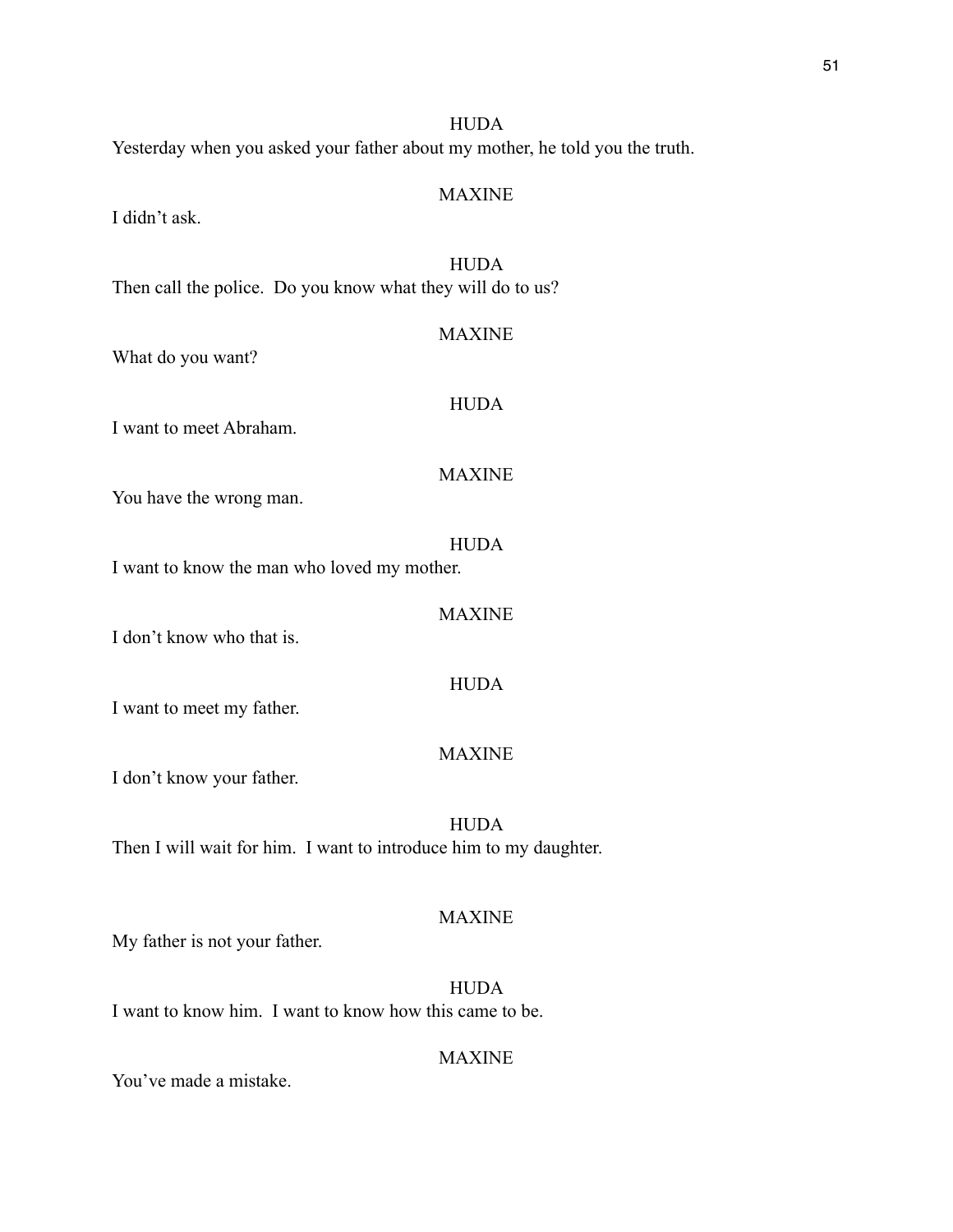HUDA

Yesterday when you asked your father about my mother, he told you the truth.

MAXINE

I didn't ask.

HUDA

Then call the police. Do you know what they will do to us?

MAXINE

What do you want?

HUDA

I want to meet Abraham.

MAXINE

You have the wrong man.

HUDA

I want to know the man who loved my mother.

MAXINE

I don't know who that is.

HUDA

I want to meet my father.

MAXINE

I don't know your father.

HUDA

Then I will wait for him. I want to introduce him to my daughter.

MAXINE

My father is not your father.

HUDA

I want to know him. I want to know how this came to be.

MAXINE

You've made a mistake.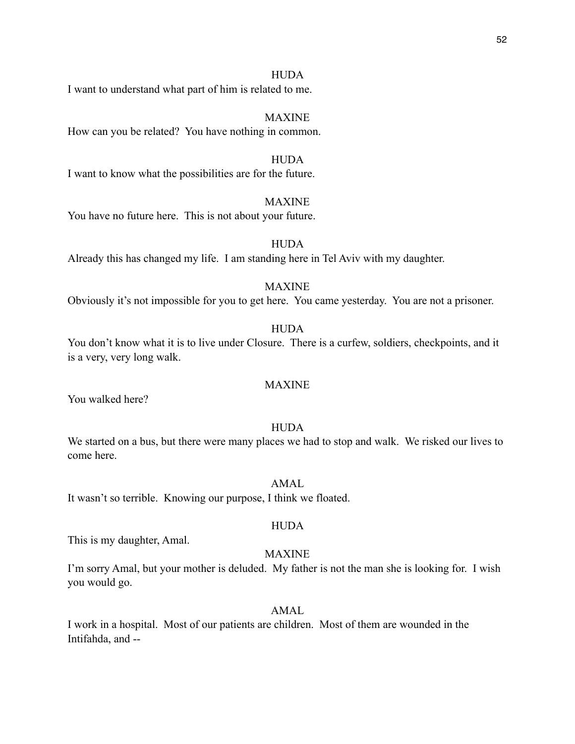HUDA

I want to understand what part of him is related to me.

MAXINE

How can you be related? You have nothing in common.

HUDA

I want to know what the possibilities are for the future.

MAXINE

You have no future here. This is not about your future.

HUDA

Already this has changed my life. I am standing here in Tel Aviv with my daughter.

MAXINE

Obviously it's not impossible for you to get here. You came yesterday. You are not a prisoner.

HUDA

You don't know what it is to live under Closure. There is a curfew, soldiers, checkpoints, and it is a very, very long walk.

MAXINE

You walked here?

HUDA

We started on a bus, but there were many places we had to stop and walk. We risked our lives to come here.

AMAL

It wasn't so terrible. Knowing our purpose, I think we floated.

HUDA

This is my daughter, Amal.

MAXINE

I'm sorry Amal, but your mother is deluded. My father is not the man she is looking for. I wish you would go.

AMAL

I work in a hospital. Most of our patients are children. Most of them are wounded in the Intifahda, and --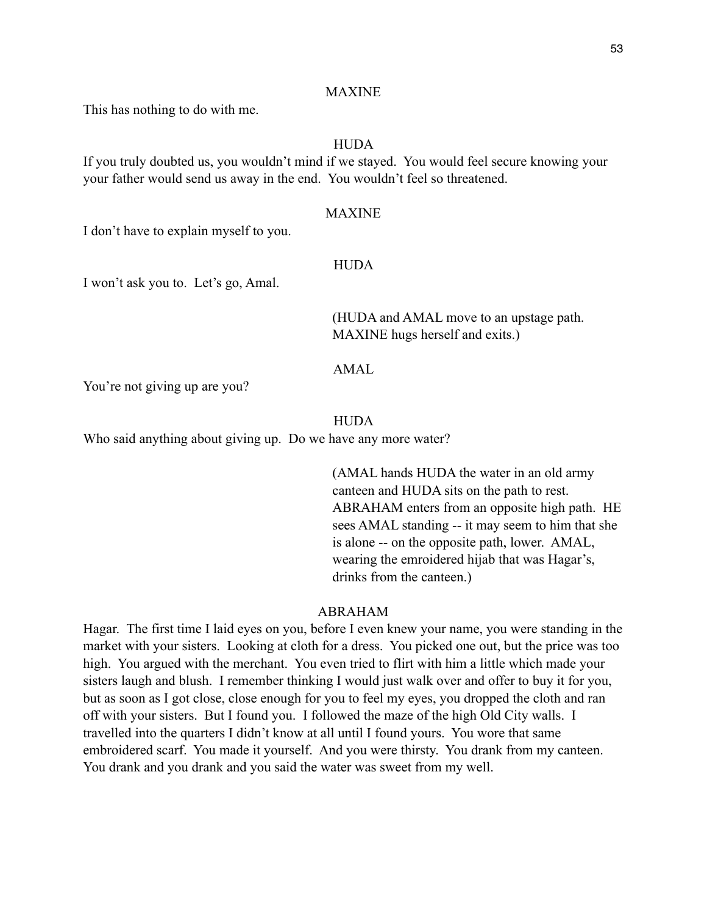MAXINE

This has nothing to do with me.

HUDA

If you truly doubted us, you wouldn't mind if we stayed. You would feel secure knowing your your father would send us away in the end. You wouldn't feel so threatened.

MAXINE

I don't have to explain myself to you.

HUDA

I won't ask you to. Let's go, Amal.

(HUDA and AMAL move to an upstage path. MAXINE hugs herself and exits.)

AMAL

You're not giving up are you?

HUDA

Who said anything about giving up. Do we have any more water?

(AMAL hands HUDA the water in an old army canteen and HUDA sits on the path to rest. ABRAHAM enters from an opposite high path. HE sees AMAL standing -- it may seem to him that she is alone -- on the opposite path, lower. AMAL, wearing the emroidered hijab that was Hagar's, drinks from the canteen.)

ABRAHAM

Hagar. The first time I laid eyes on you, before I even knew your name, you were standing in the market with your sisters. Looking at cloth for a dress. You picked one out, but the price was too high. You argued with the merchant. You even tried to flirt with him a little which made your sisters laugh and blush. I remember thinking I would just walk over and offer to buy it for you, but as soon as I got close, close enough for you to feel my eyes, you dropped the cloth and ran off with your sisters. But I found you. I followed the maze of the high Old City walls. I travelled into the quarters I didn't know at all until I found yours. You wore that same embroidered scarf. You made it yourself. And you were thirsty. You drank from my canteen. You drank and you drank and you said the water was sweet from my well.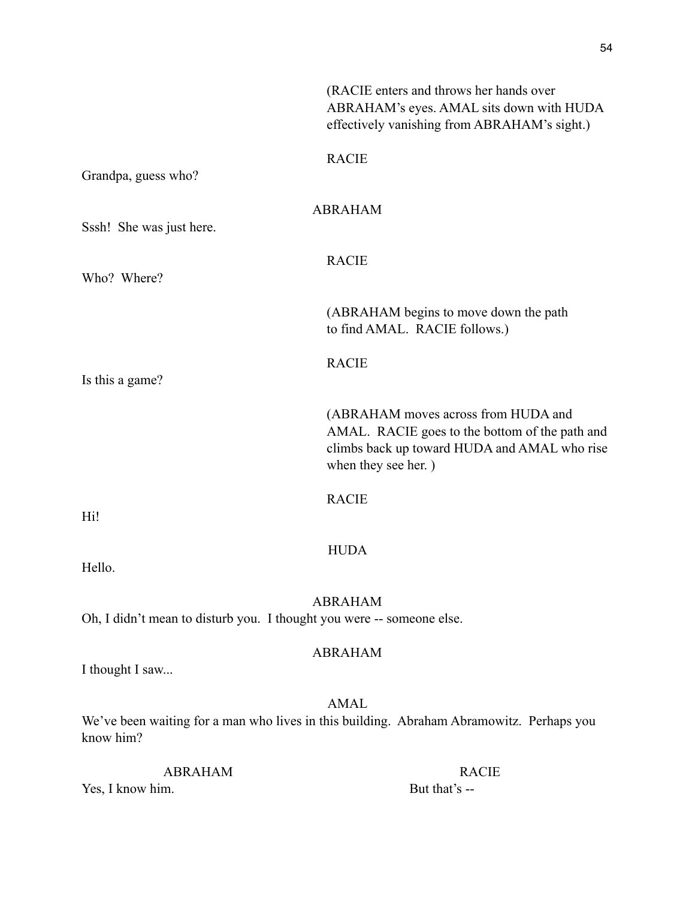(RACIE enters and throws her hands over ABRAHAM's eyes. AMAL sits down with HUDA effectively vanishing from ABRAHAM's sight.)

RACIE

Grandpa, guess who?

ABRAHAM

Sssh! She was just here.

RACIE

Who? Where?

(ABRAHAM begins to move down the path to find AMAL. RACIE follows.)

RACIE

Is this a game?

(ABRAHAM moves across from HUDA and AMAL. RACIE goes to the bottom of the path and climbs back up toward HUDA and AMAL who rise when they see her. )

RACIE

Hi!

HUDA

Hello.

ABRAHAM

Oh, I didn't mean to disturb you. I thought you were -- someone else.

ABRAHAM

I thought I saw...

AMAL

We've been waiting for a man who lives in this building. Abraham Abramowitz. Perhaps you know him?

ABRAHAM

Yes, I know him.

RACIE

But that's --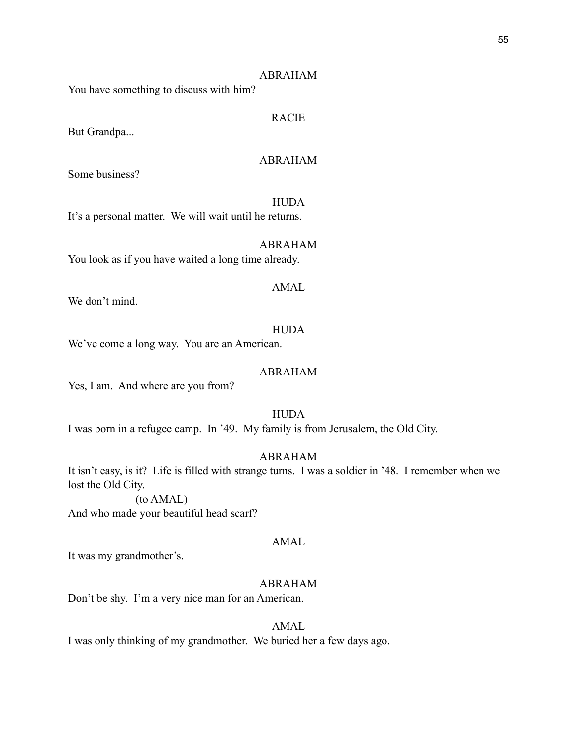ABRAHAM

You have something to discuss with him?

RACIE

But Grandpa...

ABRAHAM

Some business?

HUDA

It's a personal matter. We will wait until he returns.

ABRAHAM

You look as if you have waited a long time already.

AMAL

We don't mind.

HUDA

We've come a long way. You are an American.

ABRAHAM

Yes, I am. And where are you from?

HUDA

I was born in a refugee camp. In '49. My family is from Jerusalem, the Old City.

ABRAHAM

It isn't easy, is it? Life is filled with strange turns. I was a soldier in '48. I remember when we lost the Old City.

(to AMAL)

And who made your beautiful head scarf?

AMAL

It was my grandmother's.

ABRAHAM

Don't be shy. I'm a very nice man for an American.

AMAL

I was only thinking of my grandmother. We buried her a few days ago.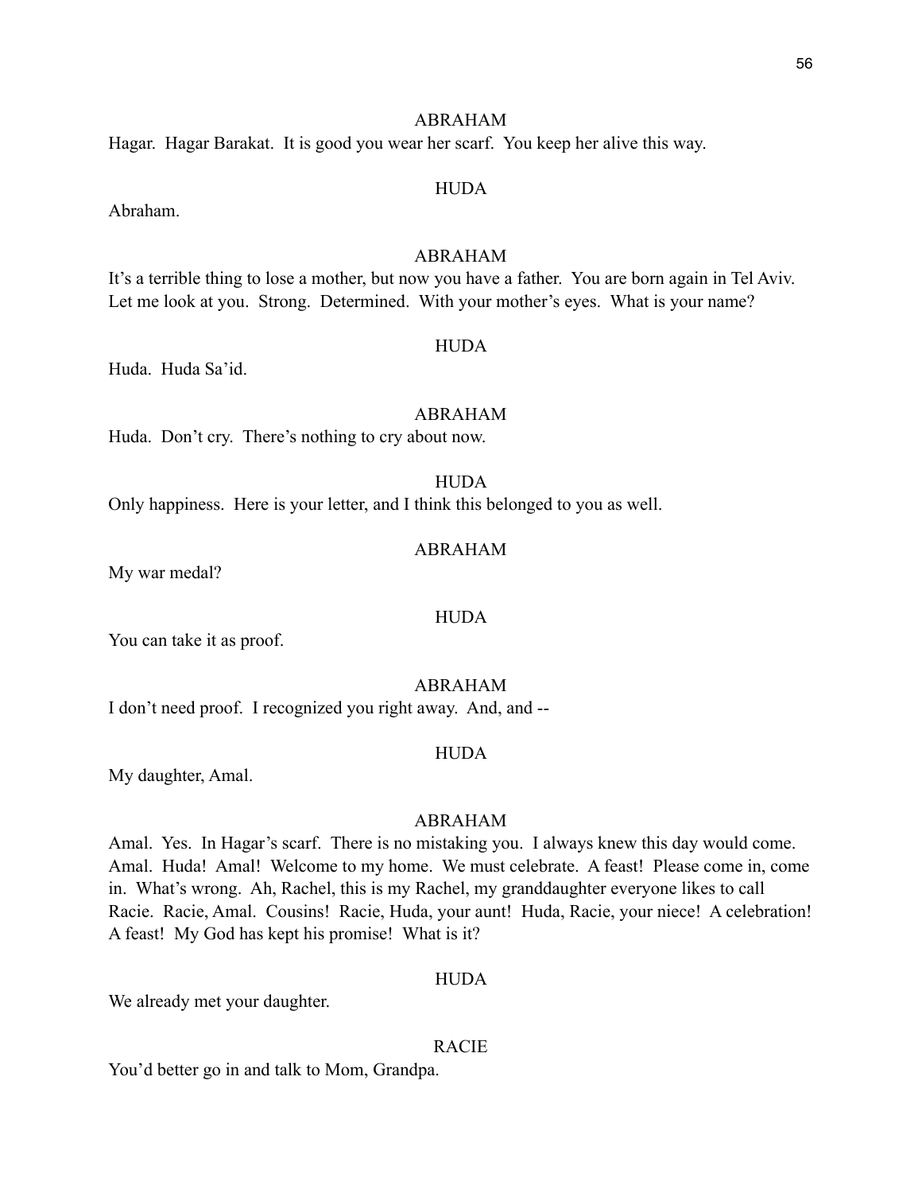ABRAHAM

Hagar. Hagar Barakat. It is good you wear her scarf. You keep her alive this way.

HUDA

Abraham.

ABRAHAM

It's a terrible thing to lose a mother, but now you have a father. You are born again in Tel Aviv. Let me look at you. Strong. Determined. With your mother's eyes. What is your name?

HUDA

Huda. Huda Sa'id.

ABRAHAM

Huda. Don't cry. There's nothing to cry about now.

HUDA

Only happiness. Here is your letter, and I think this belonged to you as well.

ABRAHAM

My war medal?

HUDA

You can take it as proof.

ABRAHAM

I don't need proof. I recognized you right away. And, and --

HUDA

My daughter, Amal.

ABRAHAM

Amal. Yes. In Hagar's scarf. There is no mistaking you. I always knew this day would come. Amal. Huda! Amal! Welcome to my home. We must celebrate. A feast! Please come in, come in. What's wrong. Ah, Rachel, this is my Rachel, my granddaughter everyone likes to call Racie. Racie, Amal. Cousins! Racie, Huda, your aunt! Huda, Racie, your niece! A celebration! A feast! My God has kept his promise! What is it?

HUDA

We already met your daughter.

RACIE

You'd better go in and talk to Mom, Grandpa.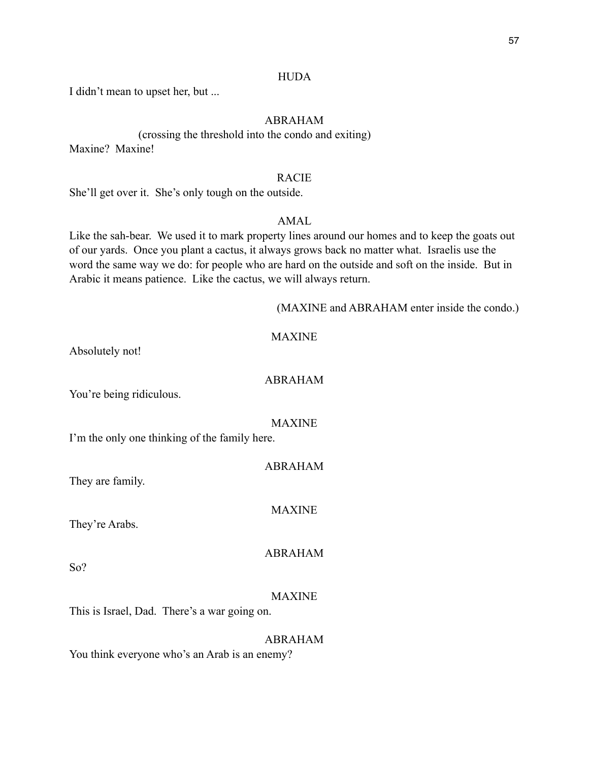HUDA

I didn't mean to upset her, but ...

ABRAHAM

(crossing the threshold into the condo and exiting)

Maxine? Maxine!

RACIE

She'll get over it. She's only tough on the outside.

AMAL

Like the sah-bear. We used it to mark property lines around our homes and to keep the goats out of our yards. Once you plant a cactus, it always grows back no matter what. Israelis use the word the same way we do: for people who are hard on the outside and soft on the inside. But in Arabic it means patience. Like the cactus, we will always return.

(MAXINE and ABRAHAM enter inside the condo.)

MAXINE

Absolutely not!

ABRAHAM

You're being ridiculous.

MAXINE

I'm the only one thinking of the family here.

ABRAHAM

They are family.

MAXINE

They're Arabs.

ABRAHAM

So?

MAXINE

This is Israel, Dad. There's a war going on.

ABRAHAM

You think everyone who's an Arab is an enemy?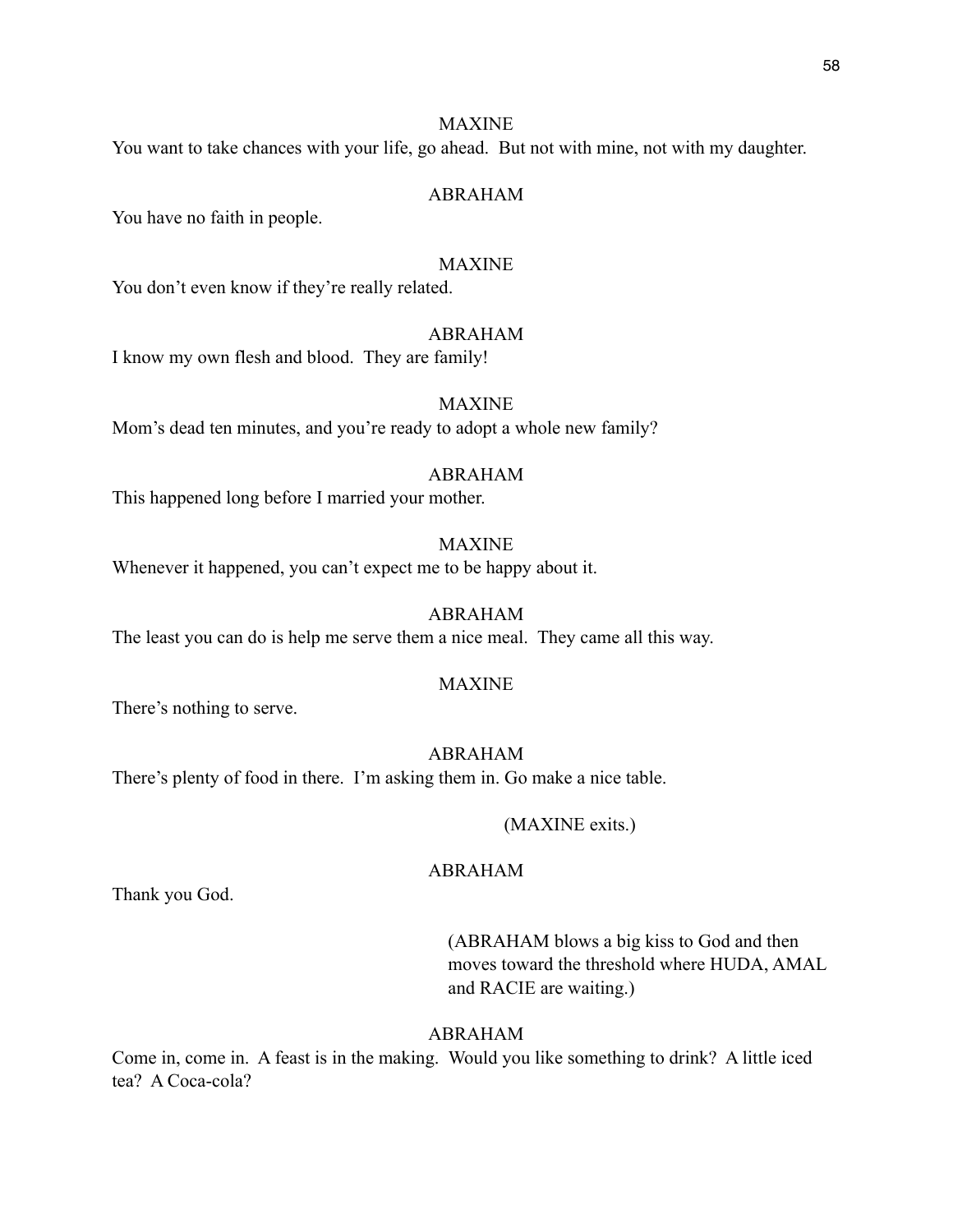MAXINE

You want to take chances with your life, go ahead. But not with mine, not with my daughter.

ABRAHAM

You have no faith in people.

MAXINE

You don't even know if they're really related.

ABRAHAM

I know my own flesh and blood. They are family!

MAXINE

Mom's dead ten minutes, and you're ready to adopt a whole new family?

ABRAHAM

This happened long before I married your mother.

MAXINE

Whenever it happened, you can't expect me to be happy about it.

ABRAHAM

The least you can do is help me serve them a nice meal. They came all this way.

MAXINE

There's nothing to serve.

ABRAHAM

There's plenty of food in there. I'm asking them in. Go make a nice table.

(MAXINE exits.)

ABRAHAM

Thank you God.

(ABRAHAM blows a big kiss to God and then moves toward the threshold where HUDA, AMAL and RACIE are waiting.)

ABRAHAM

Come in, come in. A feast is in the making. Would you like something to drink? A little iced tea? A Coca-cola?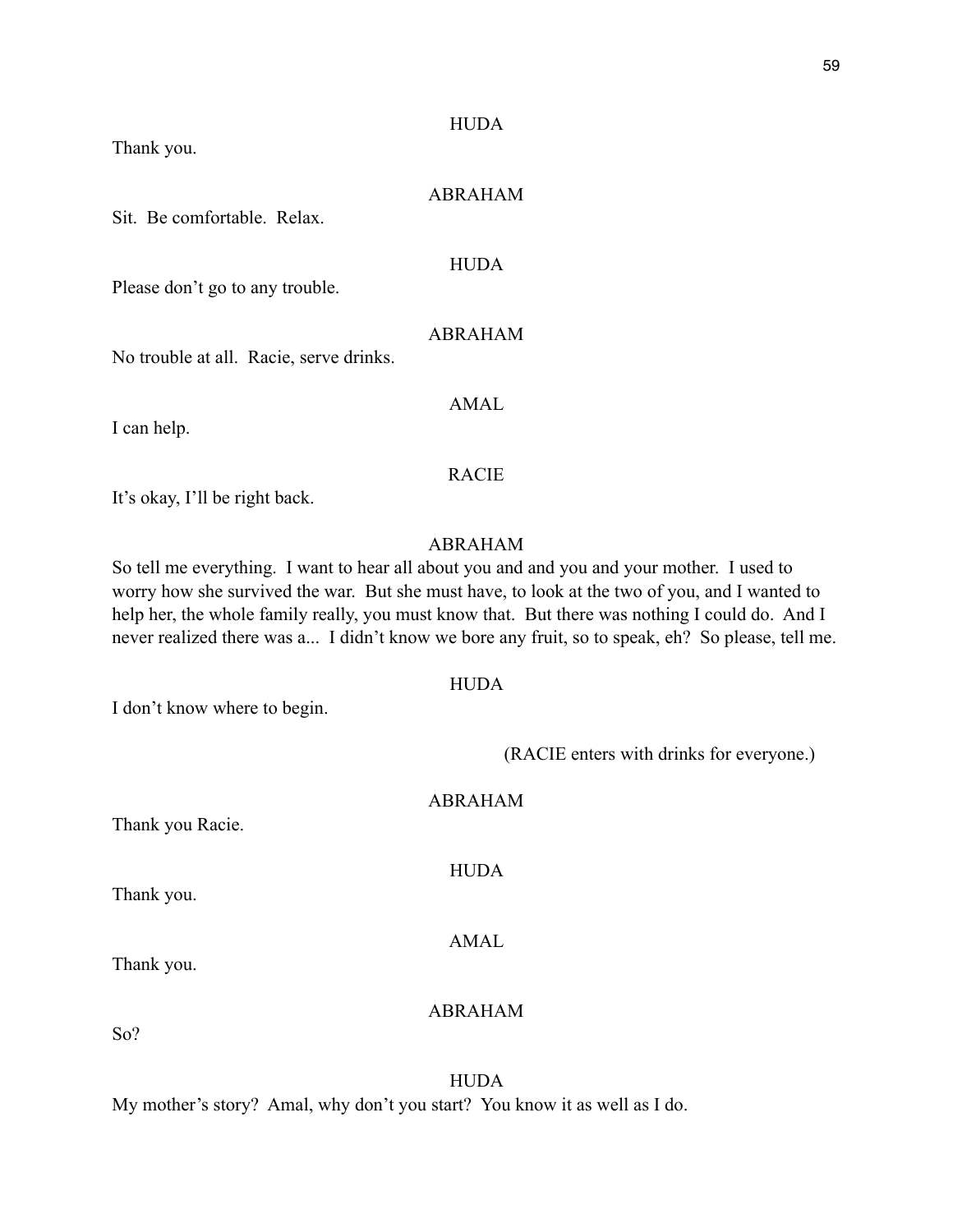HUDA

Thank you.

ABRAHAM

Sit. Be comfortable. Relax.

HUDA

Please don't go to any trouble.

ABRAHAM

No trouble at all. Racie, serve drinks.

AMAL

I can help.

RACIE

It's okay, I'll be right back.

ABRAHAM

So tell me everything. I want to hear all about you and and you and your mother. I used to worry how she survived the war. But she must have, to look at the two of you, and I wanted to help her, the whole family really, you must know that. But there was nothing I could do. And I never realized there was a... I didn't know we bore any fruit, so to speak, eh? So please, tell me.

HUDA

I don't know where to begin.

(RACIE enters with drinks for everyone.)

ABRAHAM

Thank you Racie.

HUDA

Thank you.

AMAL

Thank you.

ABRAHAM

So?

HUDA

My mother's story? Amal, why don't you start? You know it as well as I do.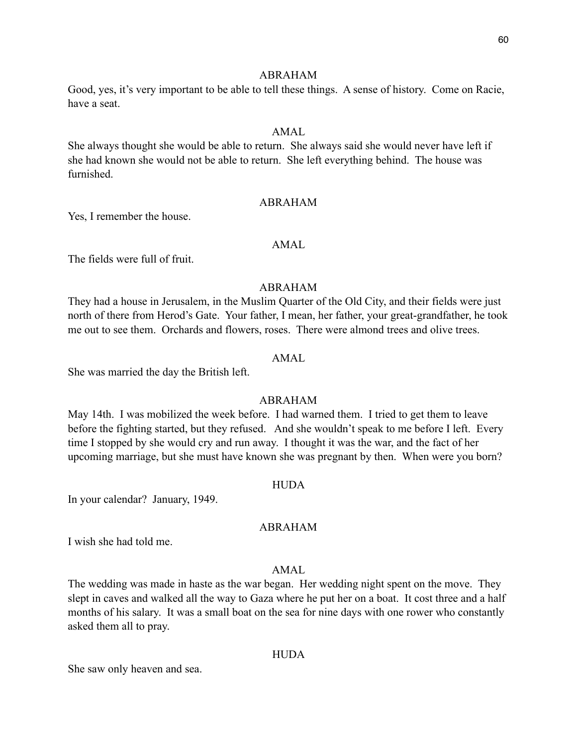ABRAHAM

Good, yes, it's very important to be able to tell these things. A sense of history. Come on Racie, have a seat.

AMAL

She always thought she would be able to return. She always said she would never have left if she had known she would not be able to return. She left everything behind. The house was furnished.

ABRAHAM

Yes, I remember the house.

AMAL

The fields were full of fruit.

ABRAHAM

They had a house in Jerusalem, in the Muslim Quarter of the Old City, and their fields were just north of there from Herod's Gate. Your father, I mean, her father, your great-grandfather, he took me out to see them. Orchards and flowers, roses. There were almond trees and olive trees.

AMAL

She was married the day the British left.

ABRAHAM

May 14th. I was mobilized the week before. I had warned them. I tried to get them to leave before the fighting started, but they refused. And she wouldn't speak to me before I left. Every time I stopped by she would cry and run away. I thought it was the war, and the fact of her upcoming marriage, but she must have known she was pregnant by then. When were you born?

HUDA

In your calendar? January, 1949.

ABRAHAM

I wish she had told me.

AMAL

The wedding was made in haste as the war began. Her wedding night spent on the move. They slept in caves and walked all the way to Gaza where he put her on a boat. It cost three and a half months of his salary. It was a small boat on the sea for nine days with one rower who constantly asked them all to pray.

HUDA

She saw only heaven and sea.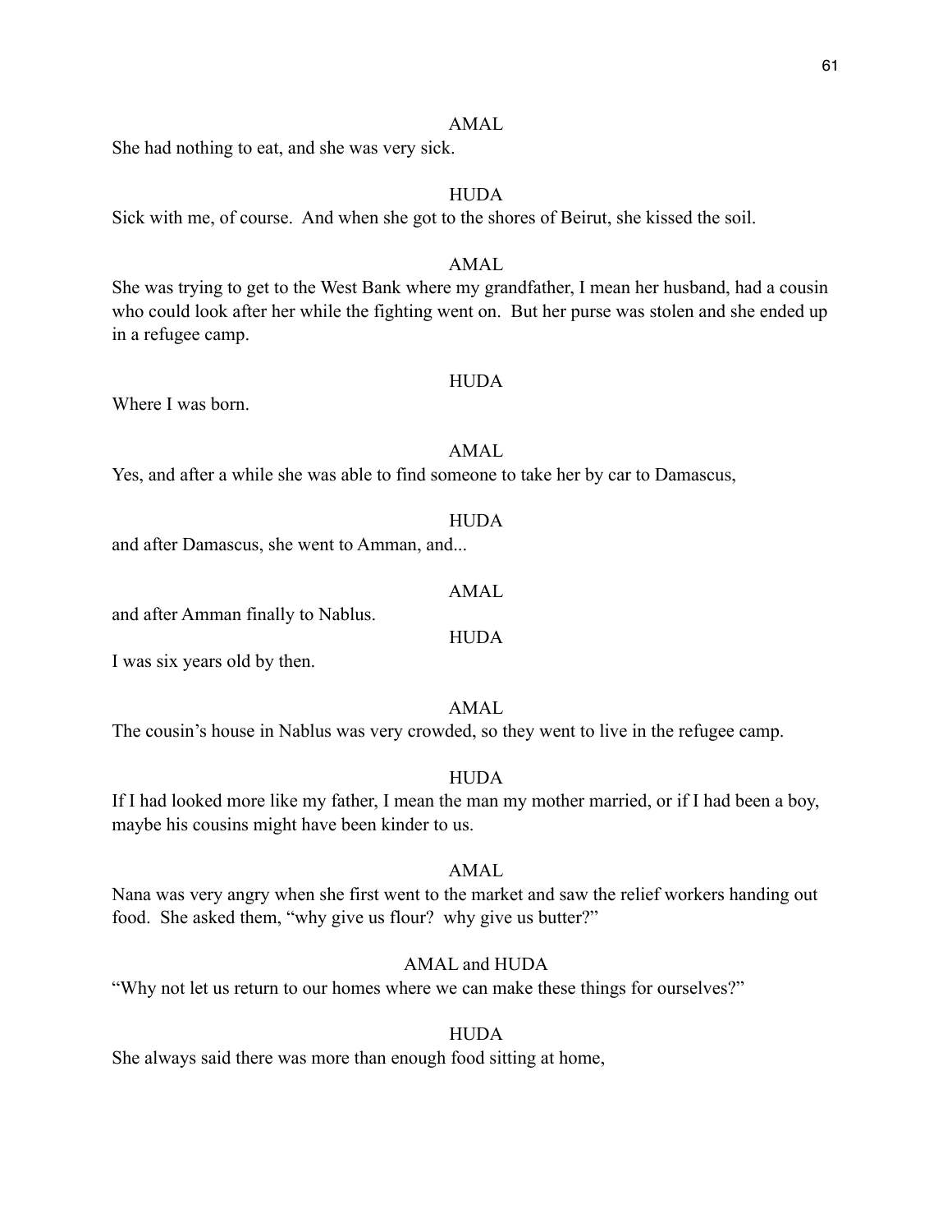AMAL

She had nothing to eat, and she was very sick.

HUDA

Sick with me, of course. And when she got to the shores of Beirut, she kissed the soil.

AMAL

She was trying to get to the West Bank where my grandfather, I mean her husband, had a cousin who could look after her while the fighting went on. But her purse was stolen and she ended up in a refugee camp.

HUDA

Where I was born.

AMAL

Yes, and after a while she was able to find someone to take her by car to Damascus,

HUDA

and after Damascus, she went to Amman, and...

AMAL

and after Amman finally to Nablus.

HUDA

I was six years old by then.

AMAL

The cousin's house in Nablus was very crowded, so they went to live in the refugee camp.

HUDA

If I had looked more like my father, I mean the man my mother married, or if I had been a boy, maybe his cousins might have been kinder to us.

AMAL

Nana was very angry when she first went to the market and saw the relief workers handing out food. She asked them, "why give us flour? why give us butter?"

AMAL and HUDA

"Why not let us return to our homes where we can make these things for ourselves?"

HUDA

She always said there was more than enough food sitting at home,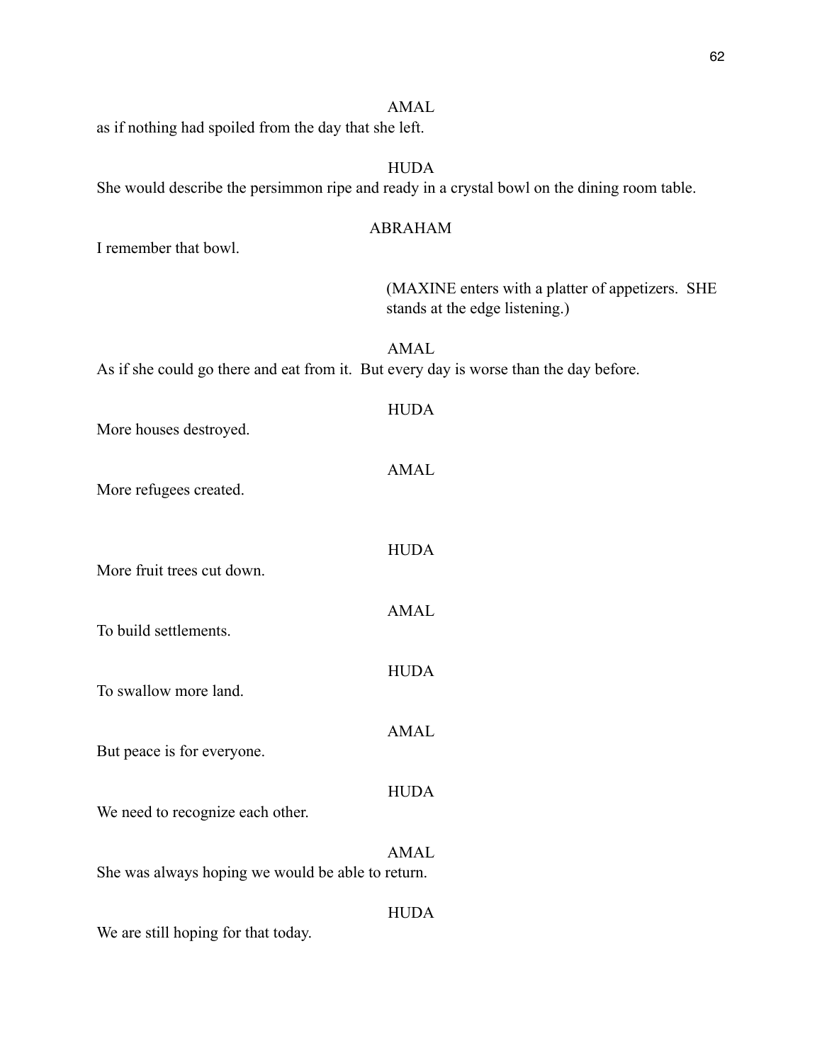AMAL

as if nothing had spoiled from the day that she left.

HUDA

She would describe the persimmon ripe and ready in a crystal bowl on the dining room table.

ABRAHAM

I remember that bowl.

(MAXINE enters with a platter of appetizers. SHE stands at the edge listening.)

AMAL

As if she could go there and eat from it. But every day is worse than the day before.

HUDA

More houses destroyed.

AMAL

More refugees created.

HUDA

More fruit trees cut down.

AMAL

To build settlements.

HUDA

To swallow more land.

AMAL

But peace is for everyone.

HUDA

We need to recognize each other.

AMAL

She was always hoping we would be able to return.

HUDA

We are still hoping for that today.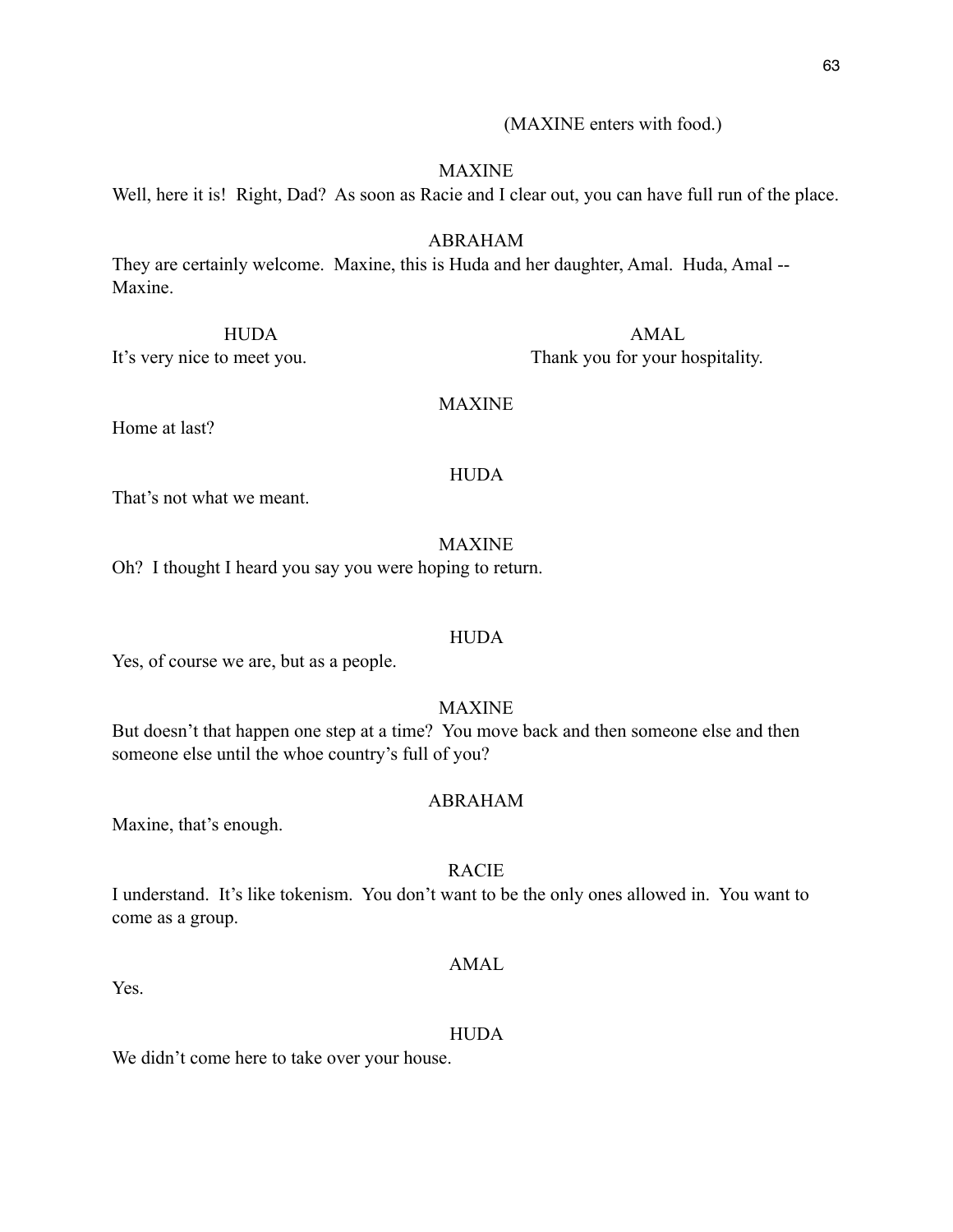(MAXINE enters with food.)

MAXINE

Well, here it is!  Right, Dad?  As soon as Racie and I clear out, you can have full run of the place.

ABRAHAM

They are certainly welcome.  Maxine, this is Huda and her daughter, Amal.  Huda, Amal -- Maxine.

HUDA

It's very nice to meet you.

AMAL

Thank you for your hospitality.

MAXINE

Home at last?

HUDA

That's not what we meant.

MAXINE

Oh?  I thought I heard you say you were hoping to return.

HUDA

Yes, of course we are, but as a people.

MAXINE

But doesn't that happen one step at a time?  You move back and then someone else and then someone else until the whoe country's full of you?

ABRAHAM

Maxine, that's enough.

RACIE

I understand.  It's like tokenism.  You don't want to be the only ones allowed in.  You want to come as a group.

AMAL

Yes.

HUDA

We didn't come here to take over your house.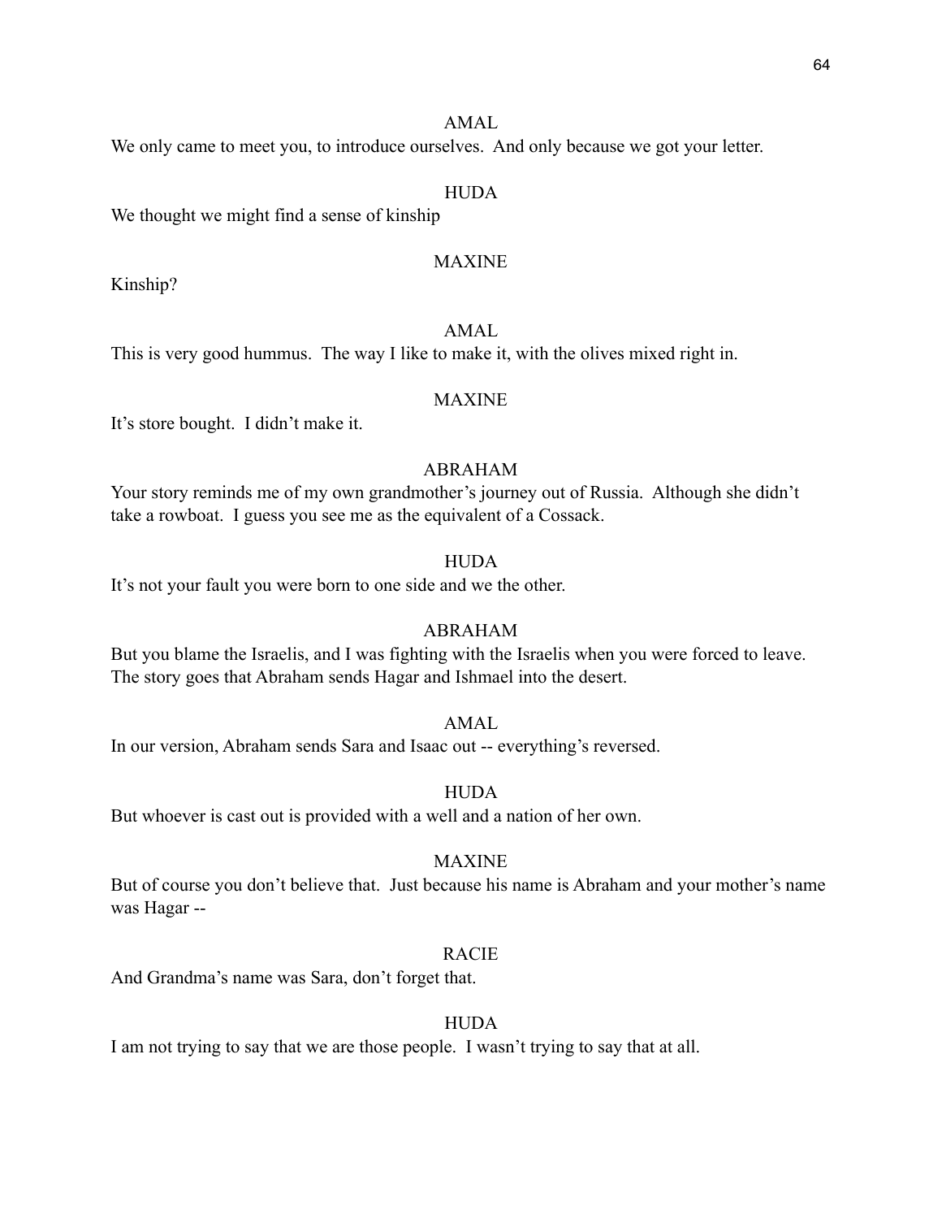AMAL

We only came to meet you, to introduce ourselves. And only because we got your letter.

HUDA

We thought we might find a sense of kinship

MAXINE

Kinship?

AMAL

This is very good hummus. The way I like to make it, with the olives mixed right in.

MAXINE

It's store bought. I didn't make it.

ABRAHAM

Your story reminds me of my own grandmother's journey out of Russia. Although she didn't take a rowboat. I guess you see me as the equivalent of a Cossack.

HUDA

It's not your fault you were born to one side and we the other.

ABRAHAM

But you blame the Israelis, and I was fighting with the Israelis when you were forced to leave. The story goes that Abraham sends Hagar and Ishmael into the desert.

AMAL

In our version, Abraham sends Sara and Isaac out -- everything's reversed.

HUDA

But whoever is cast out is provided with a well and a nation of her own.

MAXINE

But of course you don't believe that. Just because his name is Abraham and your mother's name was Hagar --

RACIE

And Grandma's name was Sara, don't forget that.

HUDA

I am not trying to say that we are those people. I wasn't trying to say that at all.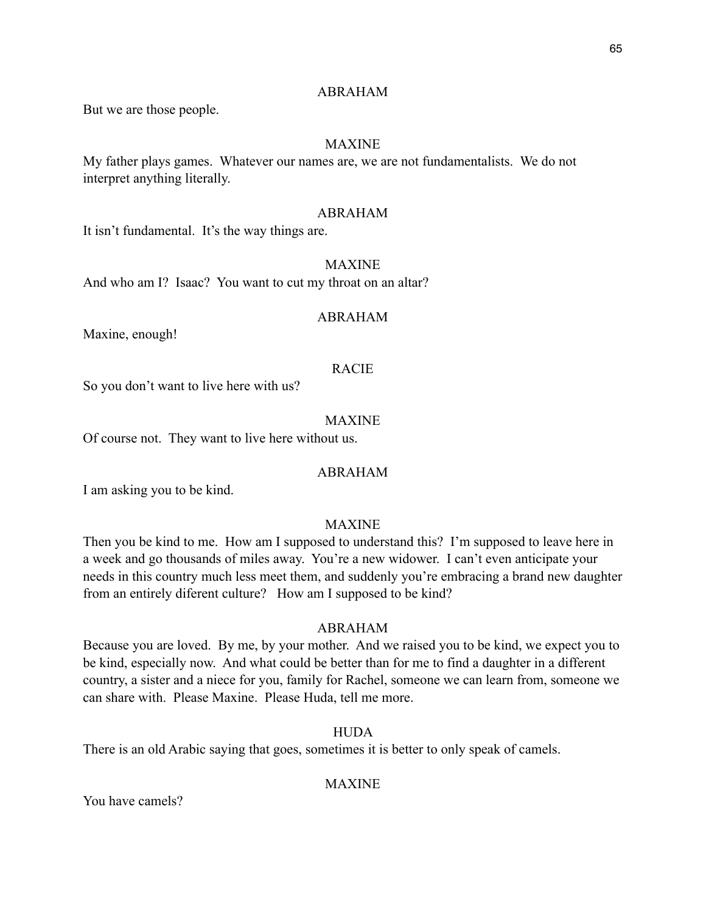ABRAHAM

But we are those people.

MAXINE

My father plays games. Whatever our names are, we are not fundamentalists. We do not interpret anything literally.

ABRAHAM

It isn't fundamental. It's the way things are.

MAXINE

And who am I? Isaac? You want to cut my throat on an altar?

ABRAHAM

Maxine, enough!

RACIE

So you don't want to live here with us?

MAXINE

Of course not. They want to live here without us.

ABRAHAM

I am asking you to be kind.

MAXINE

Then you be kind to me. How am I supposed to understand this? I'm supposed to leave here in a week and go thousands of miles away. You're a new widower. I can't even anticipate your needs in this country much less meet them, and suddenly you're embracing a brand new daughter from an entirely diferent culture? How am I supposed to be kind?

ABRAHAM

Because you are loved. By me, by your mother. And we raised you to be kind, we expect you to be kind, especially now. And what could be better than for me to find a daughter in a different country, a sister and a niece for you, family for Rachel, someone we can learn from, someone we can share with. Please Maxine. Please Huda, tell me more.

HUDA

There is an old Arabic saying that goes, sometimes it is better to only speak of camels.

MAXINE

You have camels?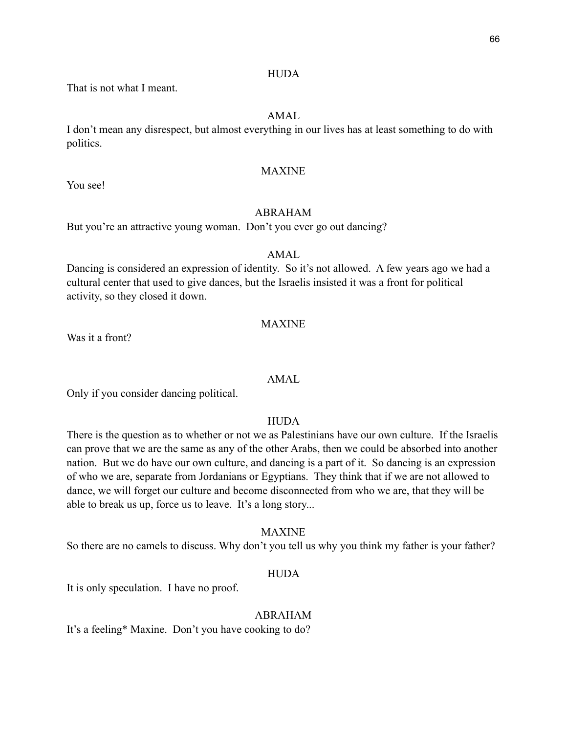HUDA

That is not what I meant.

AMAL

I don't mean any disrespect, but almost everything in our lives has at least something to do with politics.

MAXINE

You see!

ABRAHAM

But you're an attractive young woman. Don't you ever go out dancing?

AMAL

Dancing is considered an expression of identity. So it's not allowed. A few years ago we had a cultural center that used to give dances, but the Israelis insisted it was a front for political activity, so they closed it down.

MAXINE

Was it a front?

AMAL

Only if you consider dancing political.

HUDA

There is the question as to whether or not we as Palestinians have our own culture. If the Israelis can prove that we are the same as any of the other Arabs, then we could be absorbed into another nation. But we do have our own culture, and dancing is a part of it. So dancing is an expression of who we are, separate from Jordanians or Egyptians. They think that if we are not allowed to dance, we will forget our culture and become disconnected from who we are, that they will be able to break us up, force us to leave. It's a long story...

MAXINE

So there are no camels to discuss. Why don't you tell us why you think my father is your father?

HUDA

It is only speculation. I have no proof.

ABRAHAM

It's a feeling* Maxine. Don't you have cooking to do?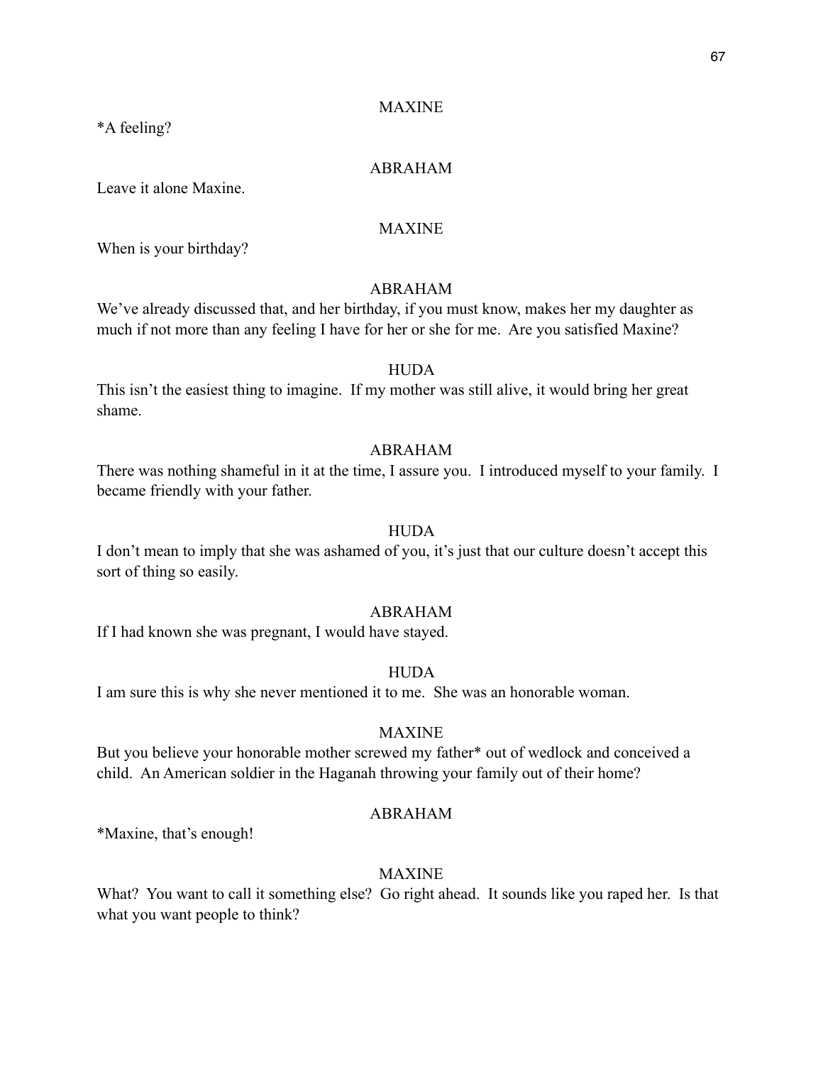MAXINE

*A feeling?

ABRAHAM

Leave it alone Maxine.

MAXINE

When is your birthday?

ABRAHAM

We've already discussed that, and her birthday, if you must know, makes her my daughter as much if not more than any feeling I have for her or she for me. Are you satisfied Maxine?

HUDA

This isn't the easiest thing to imagine. If my mother was still alive, it would bring her great shame.

ABRAHAM

There was nothing shameful in it at the time, I assure you. I introduced myself to your family. I became friendly with your father.

HUDA

I don't mean to imply that she was ashamed of you, it's just that our culture doesn't accept this sort of thing so easily.

ABRAHAM

If I had known she was pregnant, I would have stayed.

HUDA

I am sure this is why she never mentioned it to me. She was an honorable woman.

MAXINE

But you believe your honorable mother screwed my father* out of wedlock and conceived a child. An American soldier in the Haganah throwing your family out of their home?

ABRAHAM

*Maxine, that's enough!

MAXINE

What? You want to call it something else? Go right ahead. It sounds like you raped her. Is that what you want people to think?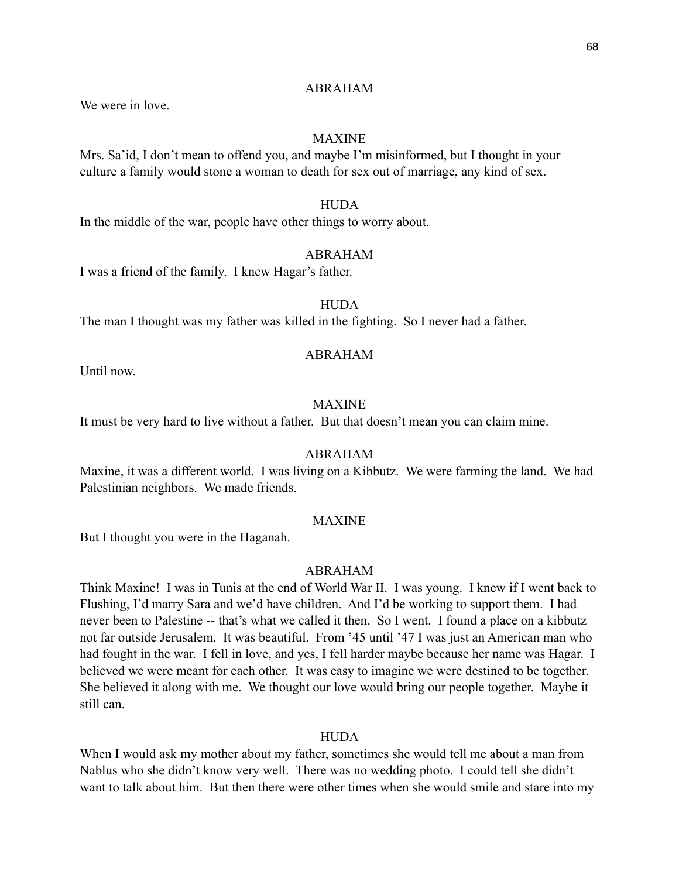ABRAHAM

We were in love.

MAXINE

Mrs. Sa'id, I don't mean to offend you, and maybe I'm misinformed, but I thought in your culture a family would stone a woman to death for sex out of marriage, any kind of sex.

HUDA

In the middle of the war, people have other things to worry about.

ABRAHAM

I was a friend of the family. I knew Hagar's father.

HUDA

The man I thought was my father was killed in the fighting. So I never had a father.

ABRAHAM

Until now.

MAXINE

It must be very hard to live without a father. But that doesn't mean you can claim mine.

ABRAHAM

Maxine, it was a different world. I was living on a Kibbutz. We were farming the land. We had Palestinian neighbors. We made friends.

MAXINE

But I thought you were in the Haganah.

ABRAHAM

Think Maxine! I was in Tunis at the end of World War II. I was young. I knew if I went back to Flushing, I'd marry Sara and we'd have children. And I'd be working to support them. I had never been to Palestine -- that's what we called it then. So I went. I found a place on a kibbutz not far outside Jerusalem. It was beautiful. From '45 until '47 I was just an American man who had fought in the war. I fell in love, and yes, I fell harder maybe because her name was Hagar. I believed we were meant for each other. It was easy to imagine we were destined to be together. She believed it along with me. We thought our love would bring our people together. Maybe it still can.

HUDA

When I would ask my mother about my father, sometimes she would tell me about a man from Nablus who she didn't know very well. There was no wedding photo. I could tell she didn't want to talk about him. But then there were other times when she would smile and stare into my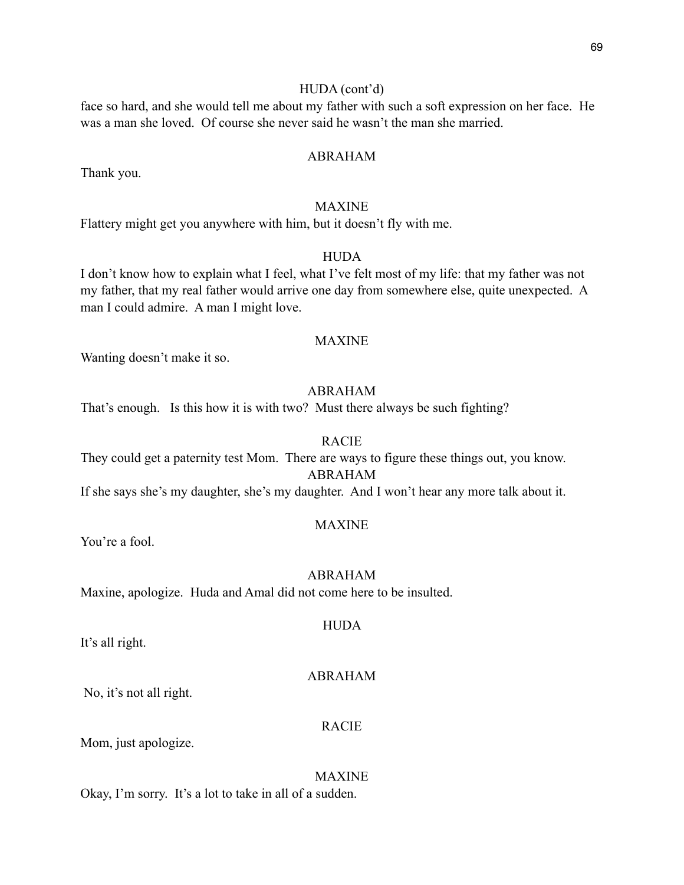HUDA (cont'd)

face so hard, and she would tell me about my father with such a soft expression on her face. He was a man she loved. Of course she never said he wasn't the man she married.

ABRAHAM

Thank you.

MAXINE

Flattery might get you anywhere with him, but it doesn't fly with me.

HUDA

I don't know how to explain what I feel, what I've felt most of my life: that my father was not my father, that my real father would arrive one day from somewhere else, quite unexpected. A man I could admire. A man I might love.

MAXINE

Wanting doesn't make it so.

ABRAHAM

That's enough. Is this how it is with two? Must there always be such fighting?

RACIE

They could get a paternity test Mom. There are ways to figure these things out, you know.

ABRAHAM

If she says she's my daughter, she's my daughter. And I won't hear any more talk about it.

MAXINE

You're a fool.

ABRAHAM

Maxine, apologize. Huda and Amal did not come here to be insulted.

HUDA

It's all right.

ABRAHAM

No, it's not all right.

RACIE

Mom, just apologize.

MAXINE

Okay, I'm sorry. It's a lot to take in all of a sudden.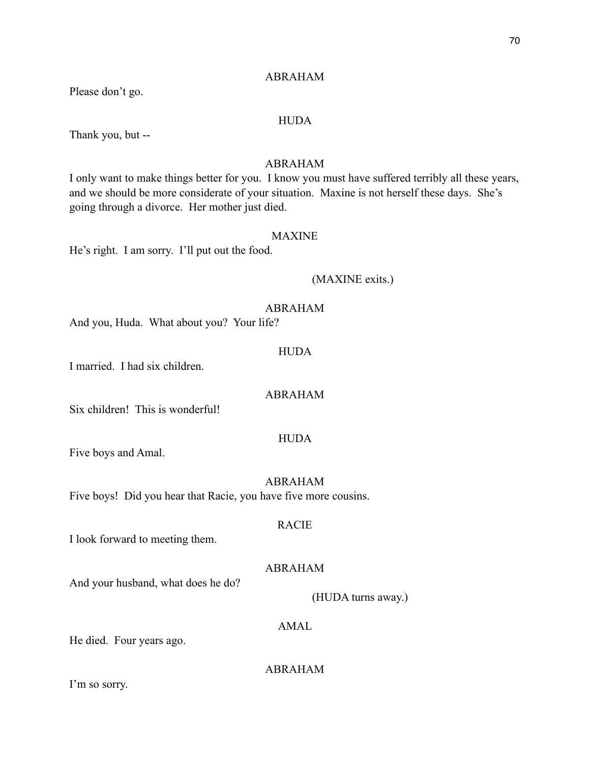ABRAHAM

Please don't go.

HUDA

Thank you, but --

ABRAHAM

I only want to make things better for you. I know you must have suffered terribly all these years, and we should be more considerate of your situation. Maxine is not herself these days. She's going through a divorce. Her mother just died.

MAXINE

He's right. I am sorry. I'll put out the food.

(MAXINE exits.)

ABRAHAM

And you, Huda. What about you? Your life?

HUDA

I married. I had six children.

ABRAHAM

Six children! This is wonderful!

HUDA

Five boys and Amal.

ABRAHAM

Five boys! Did you hear that Racie, you have five more cousins.

RACIE

I look forward to meeting them.

ABRAHAM

And your husband, what does he do?

(HUDA turns away.)

AMAL

He died. Four years ago.

ABRAHAM

I'm so sorry.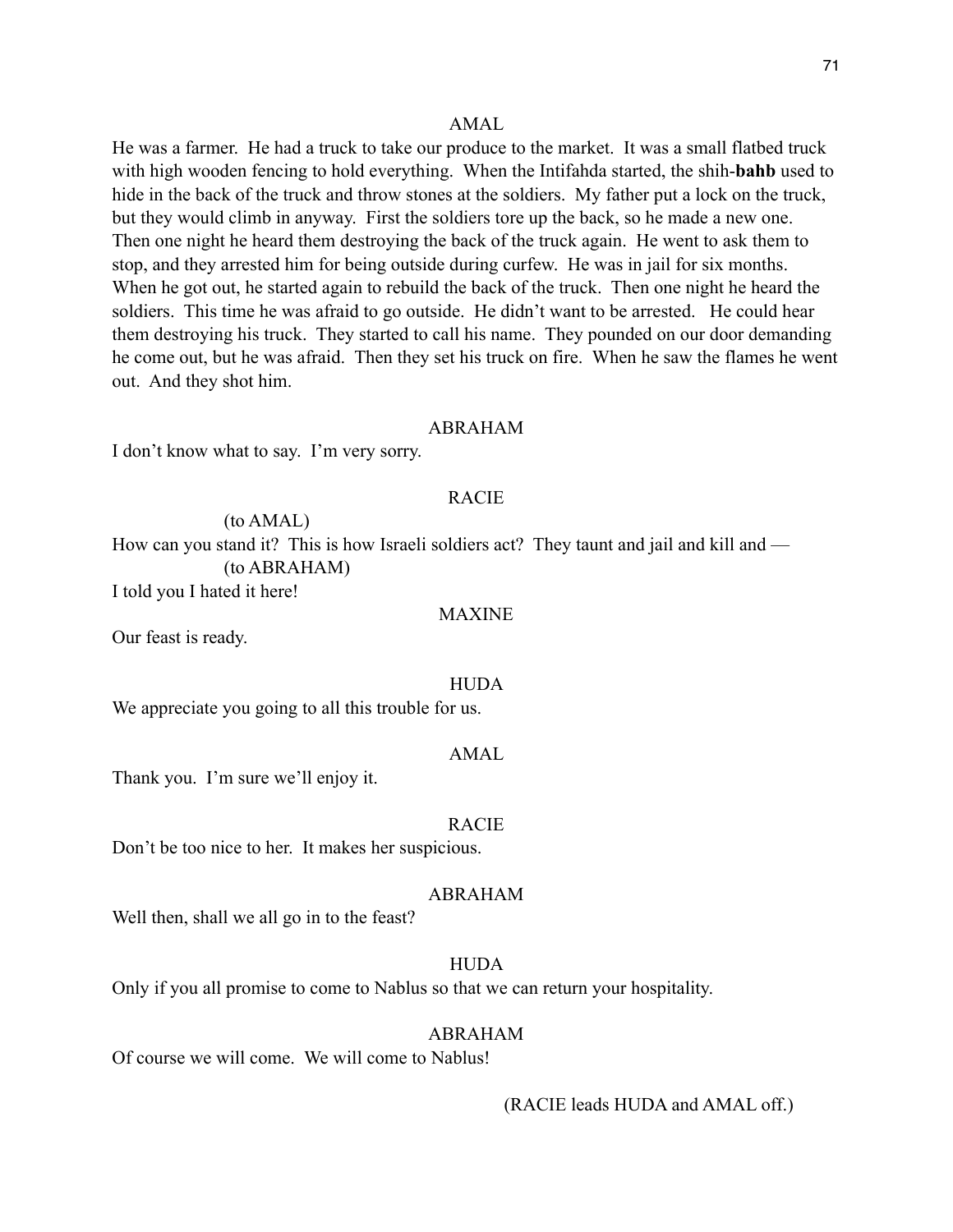AMAL

He was a farmer. He had a truck to take our produce to the market. It was a small flatbed truck with high wooden fencing to hold everything. When the Intifahda started, the shih-**bahb** used to hide in the back of the truck and throw stones at the soldiers. My father put a lock on the truck, but they would climb in anyway. First the soldiers tore up the back, so he made a new one. Then one night he heard them destroying the back of the truck again. He went to ask them to stop, and they arrested him for being outside during curfew. He was in jail for six months. When he got out, he started again to rebuild the back of the truck. Then one night he heard the soldiers. This time he was afraid to go outside. He didn't want to be arrested. He could hear them destroying his truck. They started to call his name. They pounded on our door demanding he come out, but he was afraid. Then they set his truck on fire. When he saw the flames he went out. And they shot him.

ABRAHAM

I don't know what to say. I'm very sorry.

RACIE

(to AMAL)

How can you stand it? This is how Israeli soldiers act? They taunt and jail and kill and —

(to ABRAHAM)

I told you I hated it here!

MAXINE

Our feast is ready.

HUDA

We appreciate you going to all this trouble for us.

AMAL

Thank you. I'm sure we'll enjoy it.

RACIE

Don't be too nice to her. It makes her suspicious.

ABRAHAM

Well then, shall we all go in to the feast?

HUDA

Only if you all promise to come to Nablus so that we can return your hospitality.

ABRAHAM

Of course we will come. We will come to Nablus!

(RACIE leads HUDA and AMAL off.)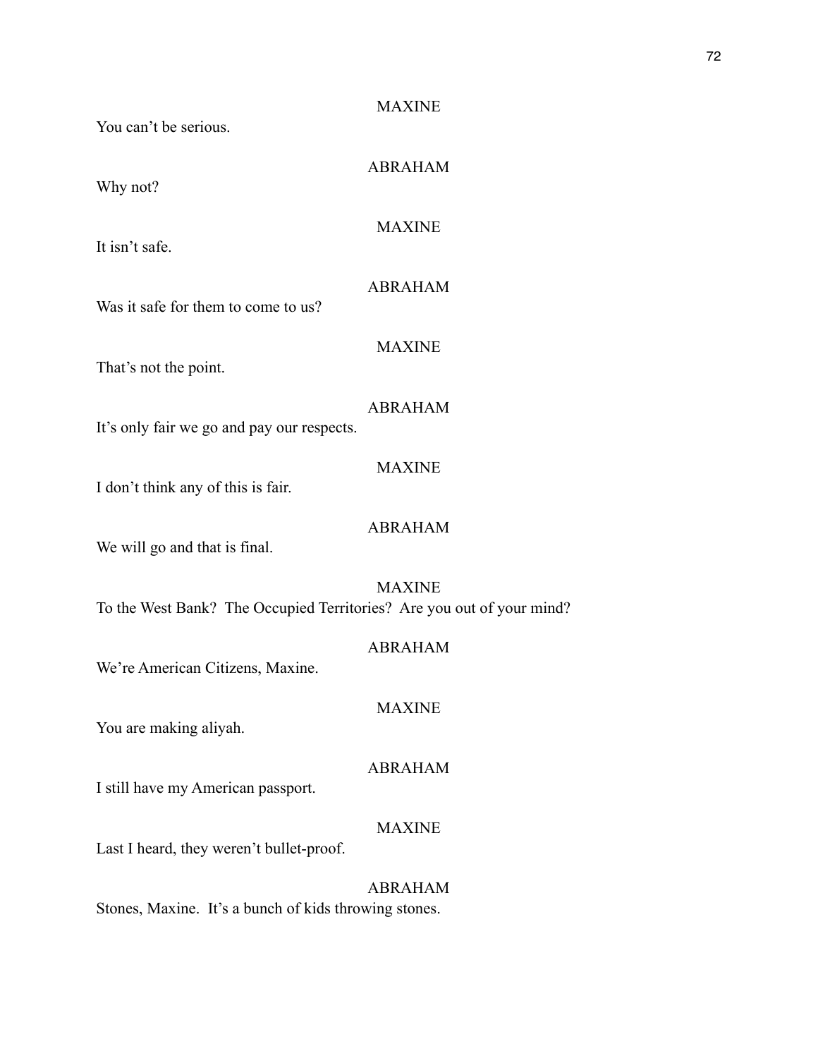MAXINE

You can't be serious.

ABRAHAM

Why not?

MAXINE

It isn't safe.

ABRAHAM

Was it safe for them to come to us?

MAXINE

That's not the point.

ABRAHAM

It's only fair we go and pay our respects.

MAXINE

I don't think any of this is fair.

ABRAHAM

We will go and that is final.

MAXINE

To the West Bank? The Occupied Territories? Are you out of your mind?

ABRAHAM

We're American Citizens, Maxine.

MAXINE

You are making aliyah.

ABRAHAM

I still have my American passport.

MAXINE

Last I heard, they weren't bullet-proof.

ABRAHAM

Stones, Maxine. It's a bunch of kids throwing stones.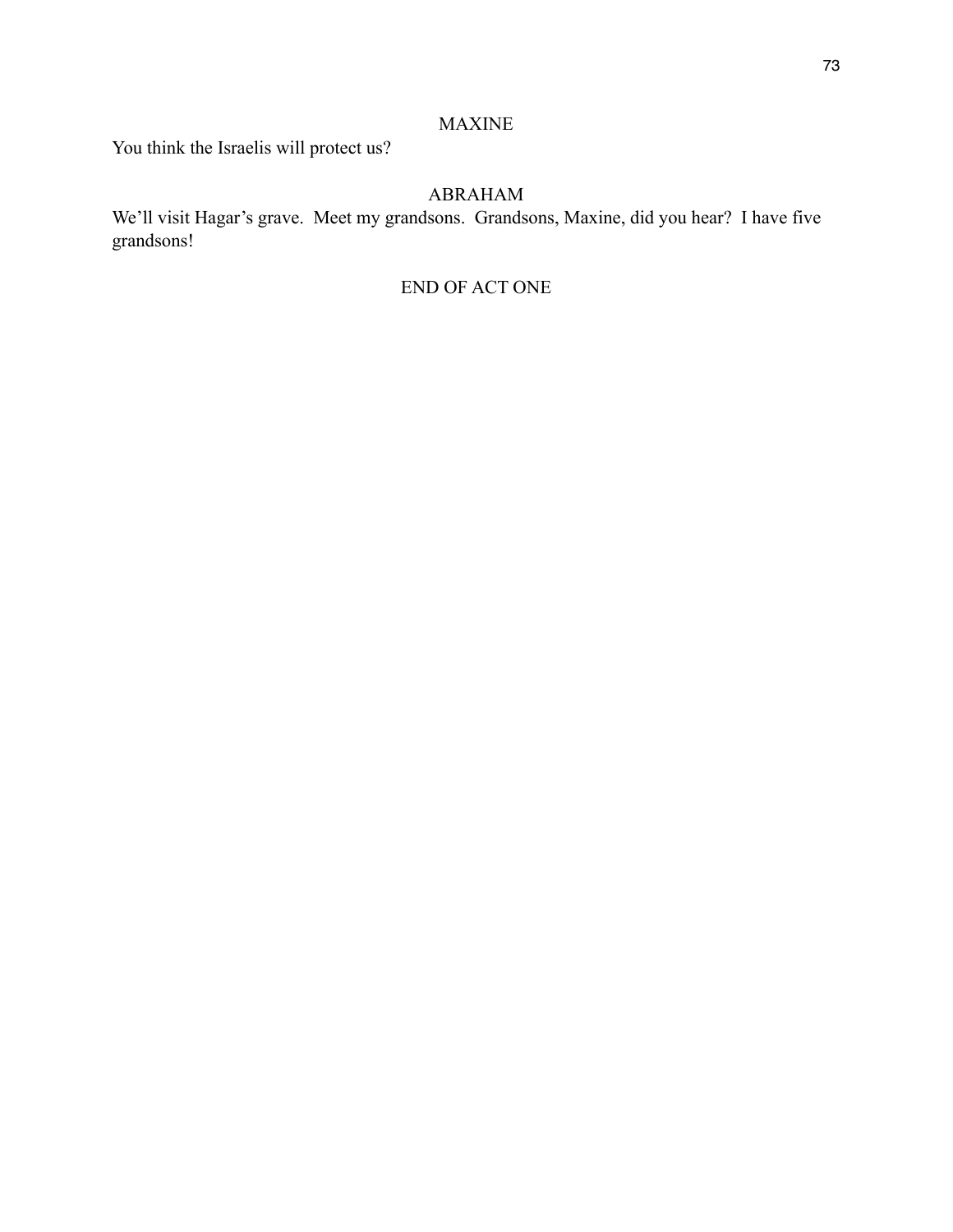MAXINE

You think the Israelis will protect us?

ABRAHAM

We'll visit Hagar's grave. Meet my grandsons. Grandsons, Maxine, did you hear? I have five grandsons!

END OF ACT ONE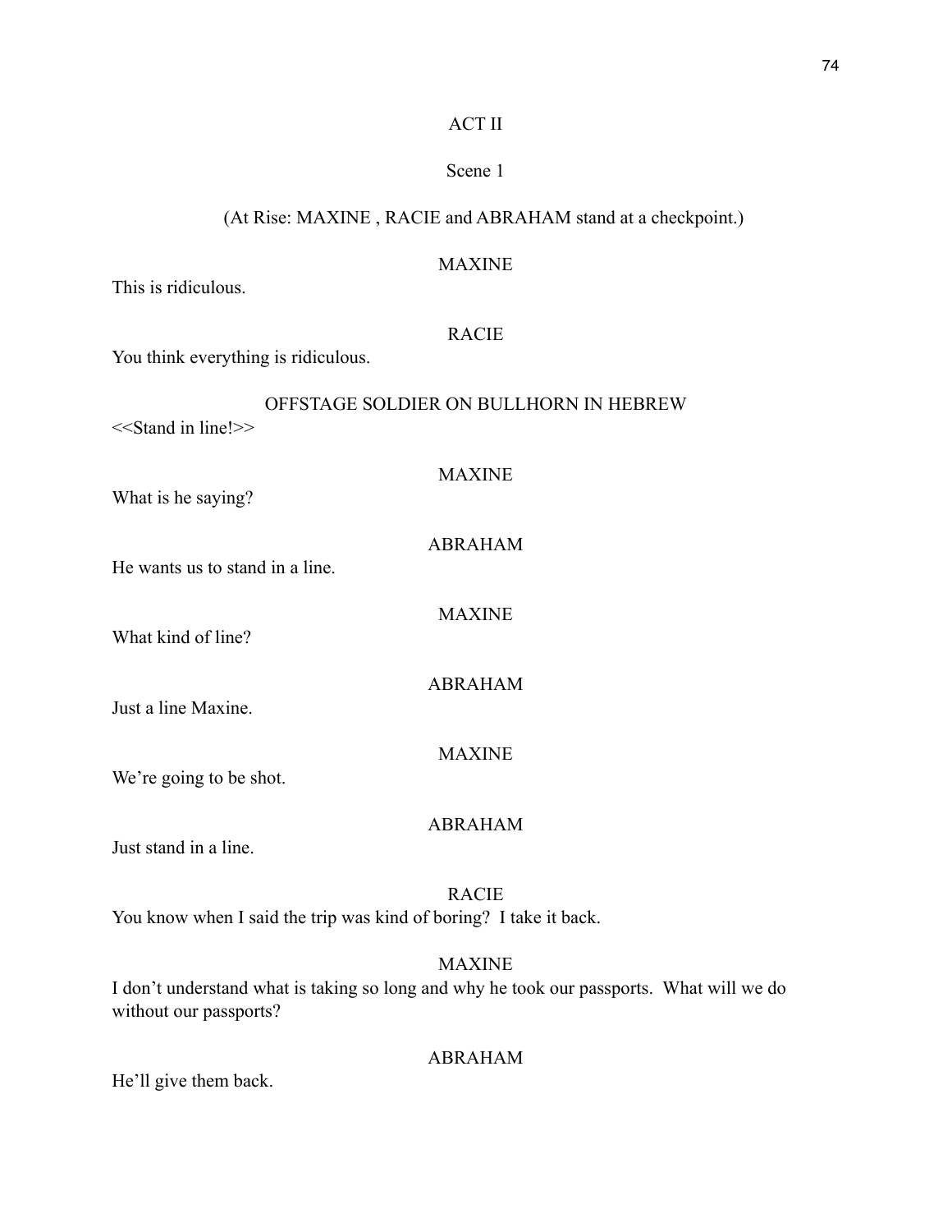ACT II

Scene 1

(At Rise: MAXINE , RACIE and ABRAHAM stand at a checkpoint.)

MAXINE

This is ridiculous.

RACIE

You think everything is ridiculous.

OFFSTAGE SOLDIER ON BULLHORN IN HEBREW

<<Stand in line!>>

MAXINE

What is he saying?

ABRAHAM

He wants us to stand in a line.

MAXINE

What kind of line?

ABRAHAM

Just a line Maxine.

MAXINE

We're going to be shot.

ABRAHAM

Just stand in a line.

RACIE

You know when I said the trip was kind of boring? I take it back.

MAXINE

I don't understand what is taking so long and why he took our passports. What will we do without our passports?

ABRAHAM

He'll give them back.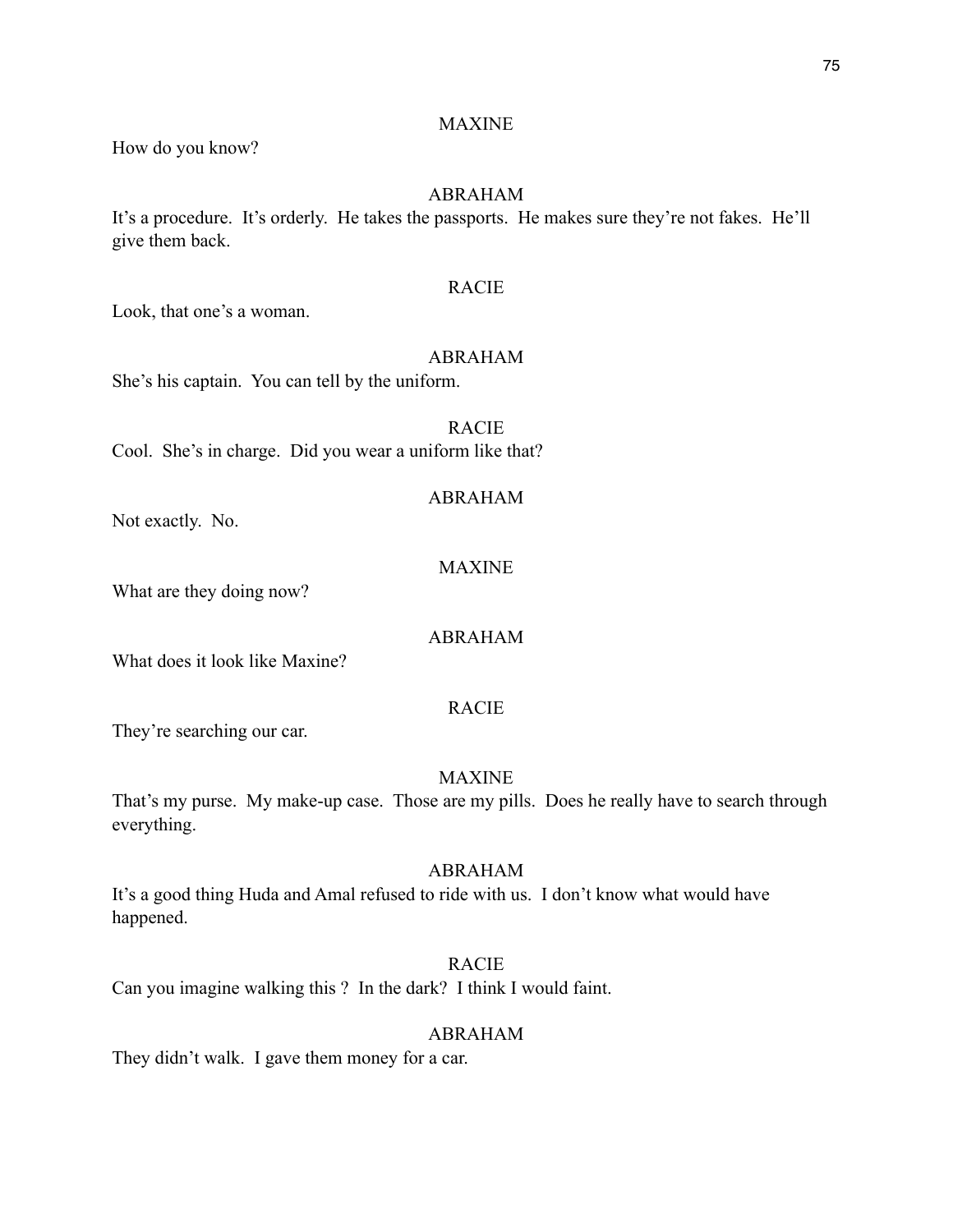MAXINE

How do you know?

ABRAHAM

It's a procedure. It's orderly. He takes the passports. He makes sure they're not fakes. He'll give them back.

RACIE

Look, that one's a woman.

ABRAHAM

She's his captain. You can tell by the uniform.

RACIE

Cool. She's in charge. Did you wear a uniform like that?

ABRAHAM

Not exactly. No.

MAXINE

What are they doing now?

ABRAHAM

What does it look like Maxine?

RACIE

They're searching our car.

MAXINE

That's my purse. My make-up case. Those are my pills. Does he really have to search through everything.

ABRAHAM

It's a good thing Huda and Amal refused to ride with us. I don't know what would have happened.

RACIE

Can you imagine walking this ? In the dark? I think I would faint.

ABRAHAM

They didn't walk. I gave them money for a car.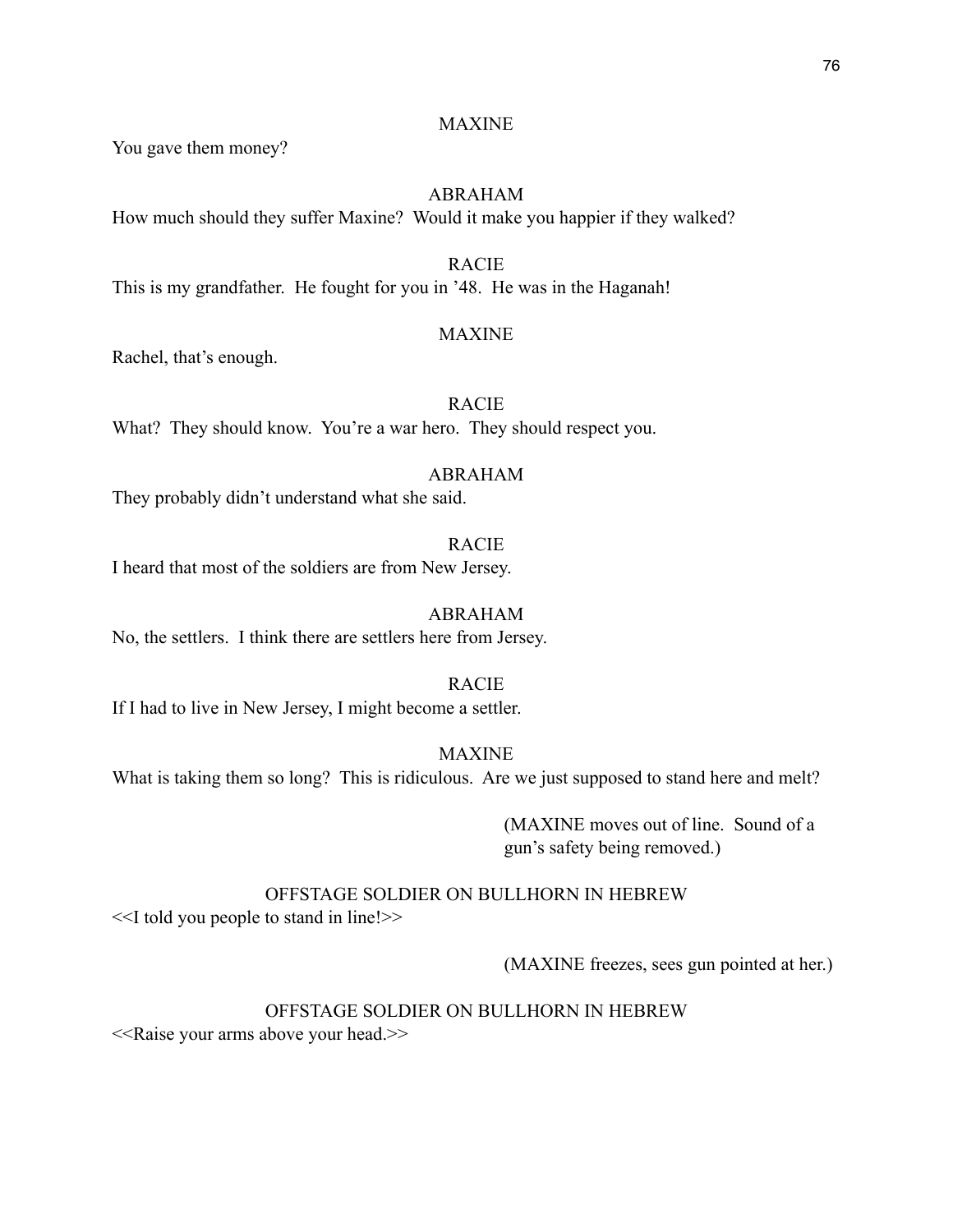MAXINE

You gave them money?

ABRAHAM

How much should they suffer Maxine? Would it make you happier if they walked?

RACIE

This is my grandfather. He fought for you in '48. He was in the Haganah!

MAXINE

Rachel, that's enough.

RACIE

What? They should know. You're a war hero. They should respect you.

ABRAHAM

They probably didn't understand what she said.

RACIE

I heard that most of the soldiers are from New Jersey.

ABRAHAM

No, the settlers. I think there are settlers here from Jersey.

RACIE

If I had to live in New Jersey, I might become a settler.

MAXINE

What is taking them so long? This is ridiculous. Are we just supposed to stand here and melt?

(MAXINE moves out of line. Sound of a gun's safety being removed.)

OFFSTAGE SOLDIER ON BULLHORN IN HEBREW

<<I told you people to stand in line!>>

(MAXINE freezes, sees gun pointed at her.)

OFFSTAGE SOLDIER ON BULLHORN IN HEBREW

<<Raise your arms above your head.>>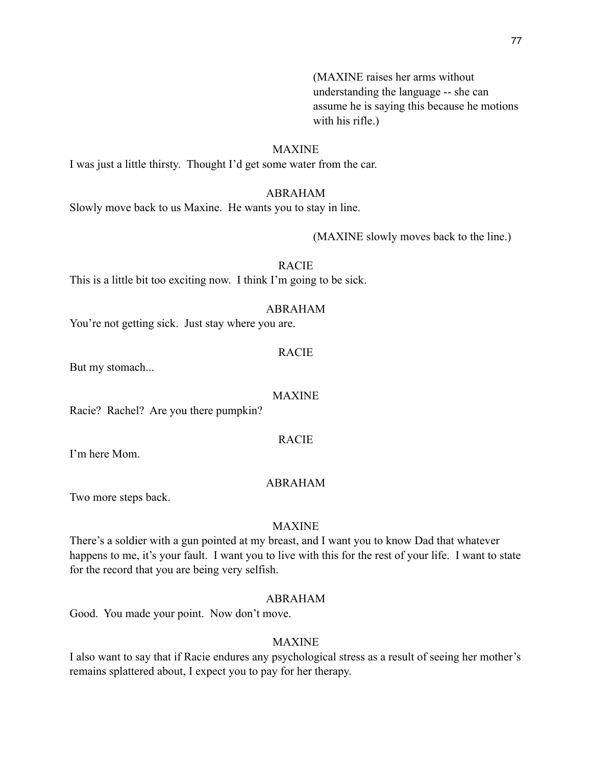(MAXINE raises her arms without understanding the language -- she can assume he is saying this because he motions with his rifle.)

MAXINE

I was just a little thirsty. Thought I'd get some water from the car.

ABRAHAM

Slowly move back to us Maxine. He wants you to stay in line.

(MAXINE slowly moves back to the line.)

RACIE

This is a little bit too exciting now. I think I'm going to be sick.

ABRAHAM

You're not getting sick. Just stay where you are.

RACIE

But my stomach...

MAXINE

Racie? Rachel? Are you there pumpkin?

RACIE

I'm here Mom.

ABRAHAM

Two more steps back.

MAXINE

There's a soldier with a gun pointed at my breast, and I want you to know Dad that whatever happens to me, it's your fault. I want you to live with this for the rest of your life. I want to state for the record that you are being very selfish.

ABRAHAM

Good. You made your point. Now don't move.

MAXINE

I also want to say that if Racie endures any psychological stress as a result of seeing her mother's remains splattered about, I expect you to pay for her therapy.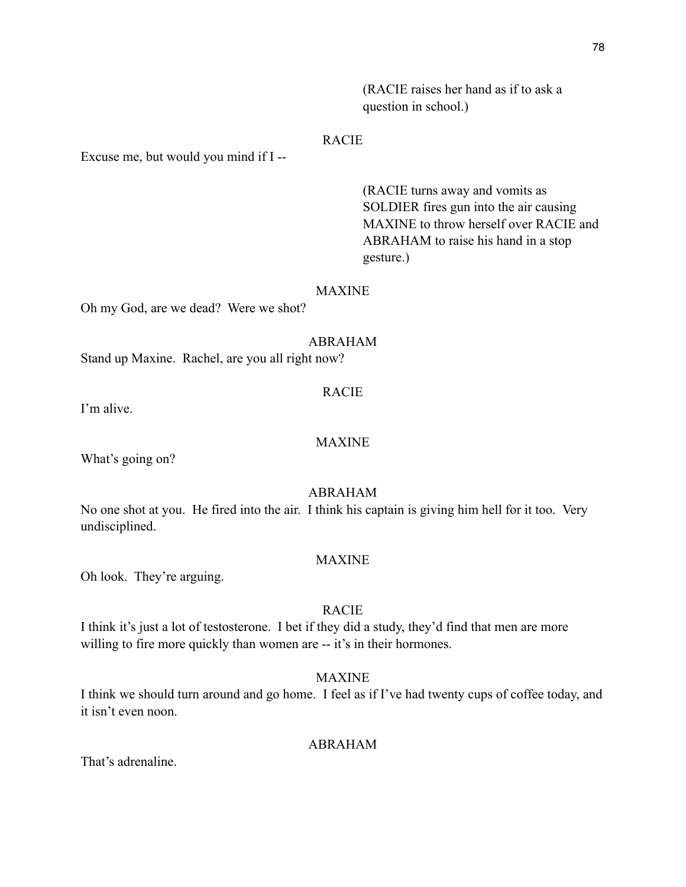(RACIE raises her hand as if to ask a question in school.)

RACIE

Excuse me, but would you mind if I --

(RACIE turns away and vomits as SOLDIER fires gun into the air causing MAXINE to throw herself over RACIE and ABRAHAM to raise his hand in a stop gesture.)

MAXINE

Oh my God, are we dead? Were we shot?

ABRAHAM

Stand up Maxine. Rachel, are you all right now?

RACIE

I'm alive.

MAXINE

What's going on?

ABRAHAM

No one shot at you. He fired into the air. I think his captain is giving him hell for it too. Very undisciplined.

MAXINE

Oh look. They're arguing.

RACIE

I think it's just a lot of testosterone. I bet if they did a study, they'd find that men are more willing to fire more quickly than women are -- it's in their hormones.

MAXINE

I think we should turn around and go home. I feel as if I've had twenty cups of coffee today, and it isn't even noon.

ABRAHAM

That's adrenaline.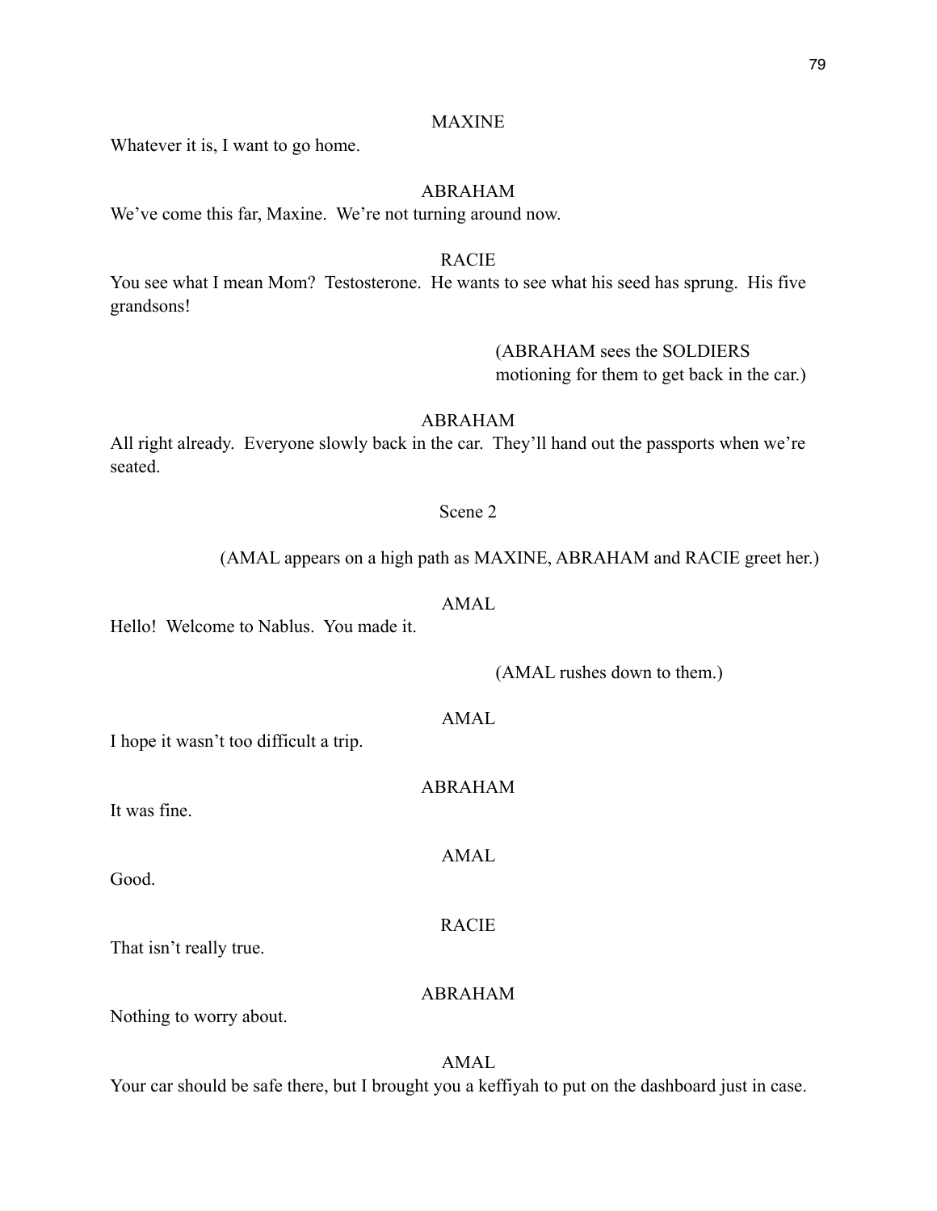MAXINE

Whatever it is, I want to go home.

ABRAHAM

We've come this far, Maxine. We're not turning around now.

RACIE

You see what I mean Mom? Testosterone. He wants to see what his seed has sprung. His five grandsons!

(ABRAHAM sees the SOLDIERS motioning for them to get back in the car.)

ABRAHAM

All right already. Everyone slowly back in the car. They'll hand out the passports when we're seated.

Scene 2

(AMAL appears on a high path as MAXINE, ABRAHAM and RACIE greet her.)

AMAL

Hello! Welcome to Nablus. You made it.

(AMAL rushes down to them.)

AMAL

I hope it wasn't too difficult a trip.

ABRAHAM

It was fine.

AMAL

Good.

RACIE

That isn't really true.

ABRAHAM

Nothing to worry about.

AMAL

Your car should be safe there, but I brought you a keffiyah to put on the dashboard just in case.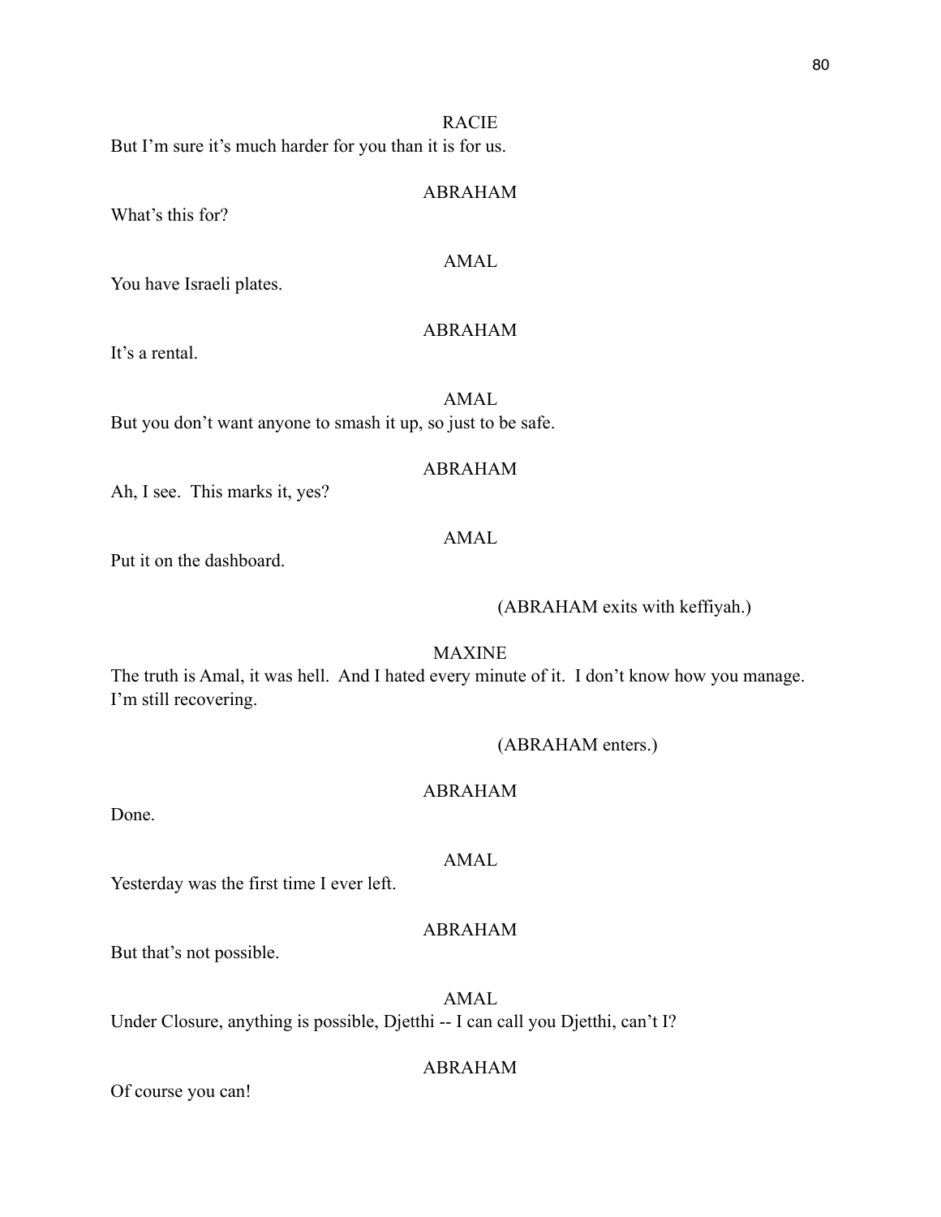RACIE

But I'm sure it's much harder for you than it is for us.

ABRAHAM

What's this for?

AMAL

You have Israeli plates.

ABRAHAM

It's a rental.

AMAL

But you don't want anyone to smash it up, so just to be safe.

ABRAHAM

Ah, I see. This marks it, yes?

AMAL

Put it on the dashboard.

(ABRAHAM exits with keffiyah.)

MAXINE

The truth is Amal, it was hell. And I hated every minute of it. I don't know how you manage. I'm still recovering.

(ABRAHAM enters.)

ABRAHAM

Done.

AMAL

Yesterday was the first time I ever left.

ABRAHAM

But that's not possible.

AMAL

Under Closure, anything is possible, Djetthi -- I can call you Djetthi, can't I?

ABRAHAM

Of course you can!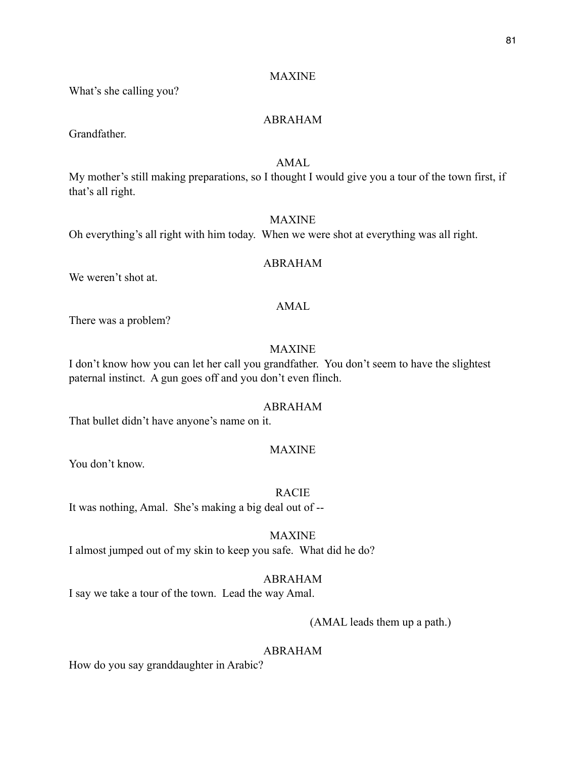MAXINE

What's she calling you?

ABRAHAM

Grandfather.

AMAL

My mother's still making preparations, so I thought I would give you a tour of the town first, if that's all right.

MAXINE

Oh everything's all right with him today. When we were shot at everything was all right.

ABRAHAM

We weren't shot at.

AMAL

There was a problem?

MAXINE

I don't know how you can let her call you grandfather. You don't seem to have the slightest paternal instinct. A gun goes off and you don't even flinch.

ABRAHAM

That bullet didn't have anyone's name on it.

MAXINE

You don't know.

RACIE

It was nothing, Amal. She's making a big deal out of --

MAXINE

I almost jumped out of my skin to keep you safe. What did he do?

ABRAHAM

I say we take a tour of the town. Lead the way Amal.

(AMAL leads them up a path.)

ABRAHAM

How do you say granddaughter in Arabic?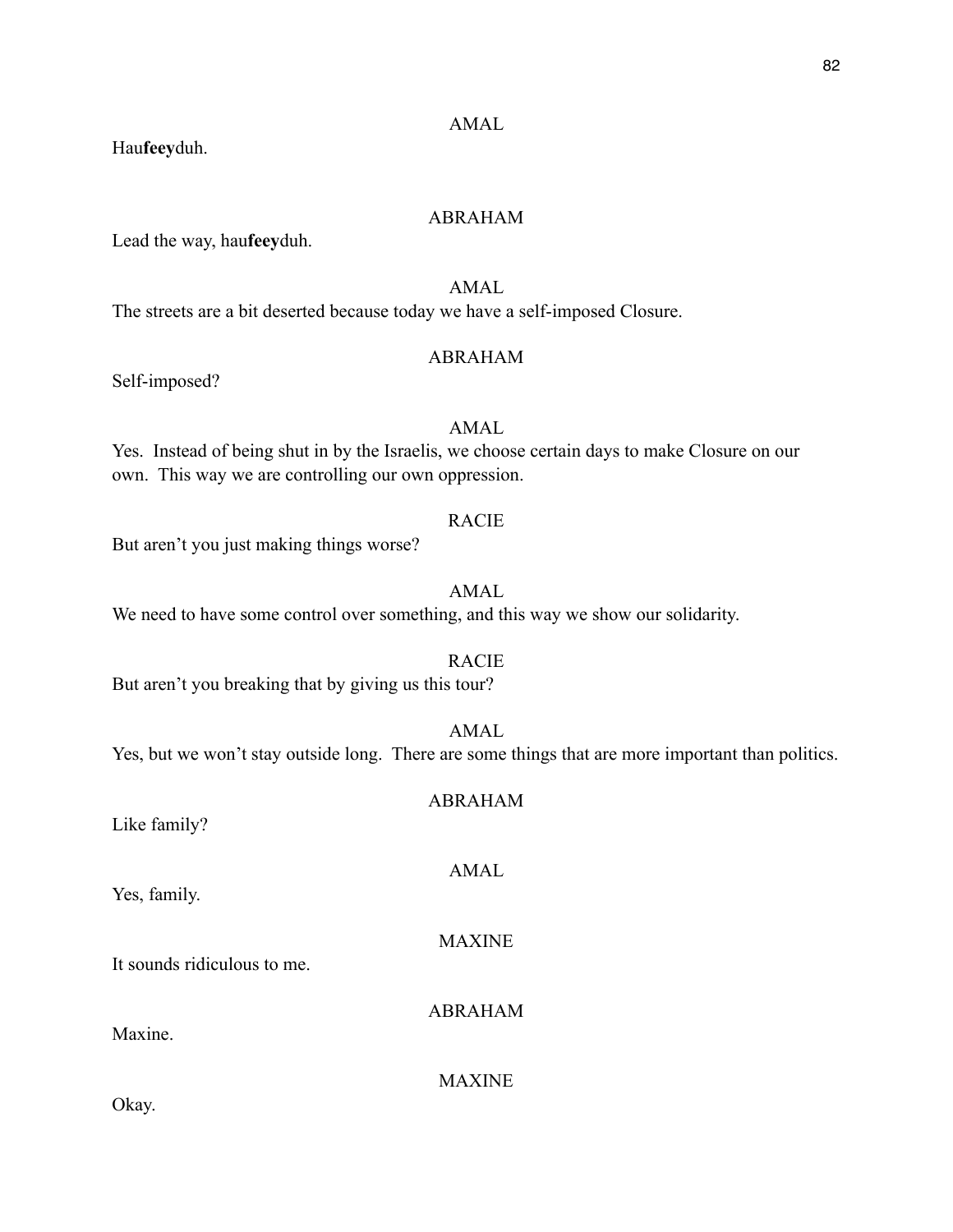AMAL

Hau**feey**duh.

ABRAHAM

Lead the way, hau**feey**duh.

AMAL

The streets are a bit deserted because today we have a self-imposed Closure.

ABRAHAM

Self-imposed?

AMAL

Yes. Instead of being shut in by the Israelis, we choose certain days to make Closure on our own. This way we are controlling our own oppression.

RACIE

But aren't you just making things worse?

AMAL

We need to have some control over something, and this way we show our solidarity.

RACIE

But aren't you breaking that by giving us this tour?

AMAL

Yes, but we won't stay outside long. There are some things that are more important than politics.

ABRAHAM

Like family?

AMAL

Yes, family.

MAXINE

It sounds ridiculous to me.

ABRAHAM

Maxine.

MAXINE

Okay.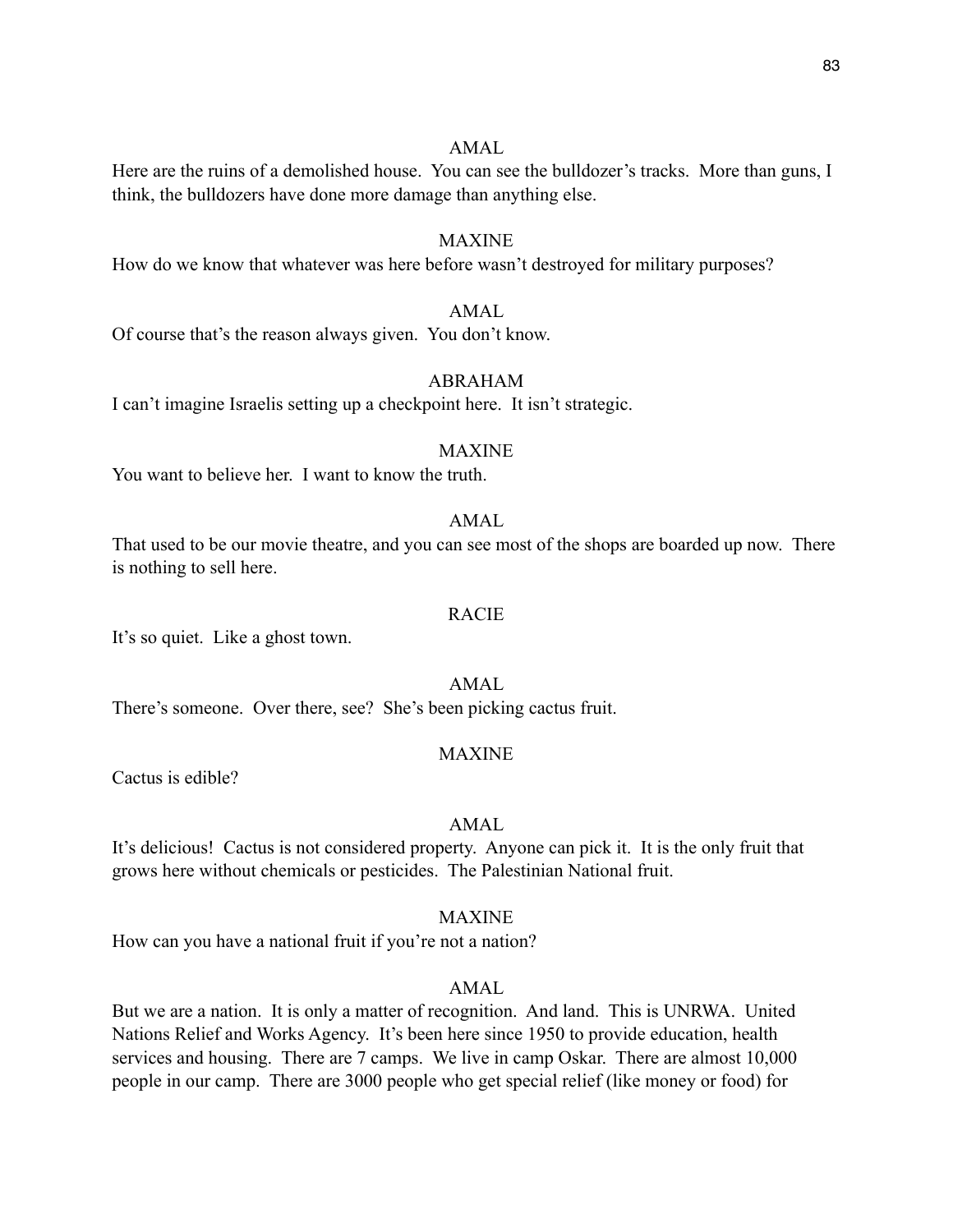AMAL

Here are the ruins of a demolished house. You can see the bulldozer's tracks. More than guns, I think, the bulldozers have done more damage than anything else.

MAXINE

How do we know that whatever was here before wasn't destroyed for military purposes?

AMAL

Of course that's the reason always given. You don't know.

ABRAHAM

I can't imagine Israelis setting up a checkpoint here. It isn't strategic.

MAXINE

You want to believe her. I want to know the truth.

AMAL

That used to be our movie theatre, and you can see most of the shops are boarded up now. There is nothing to sell here.

RACIE

It's so quiet. Like a ghost town.

AMAL

There's someone. Over there, see? She's been picking cactus fruit.

MAXINE

Cactus is edible?

AMAL

It's delicious! Cactus is not considered property. Anyone can pick it. It is the only fruit that grows here without chemicals or pesticides. The Palestinian National fruit.

MAXINE

How can you have a national fruit if you're not a nation?

AMAL

But we are a nation. It is only a matter of recognition. And land. This is UNRWA. United Nations Relief and Works Agency. It's been here since 1950 to provide education, health services and housing. There are 7 camps. We live in camp Oskar. There are almost 10,000 people in our camp. There are 3000 people who get special relief (like money or food) for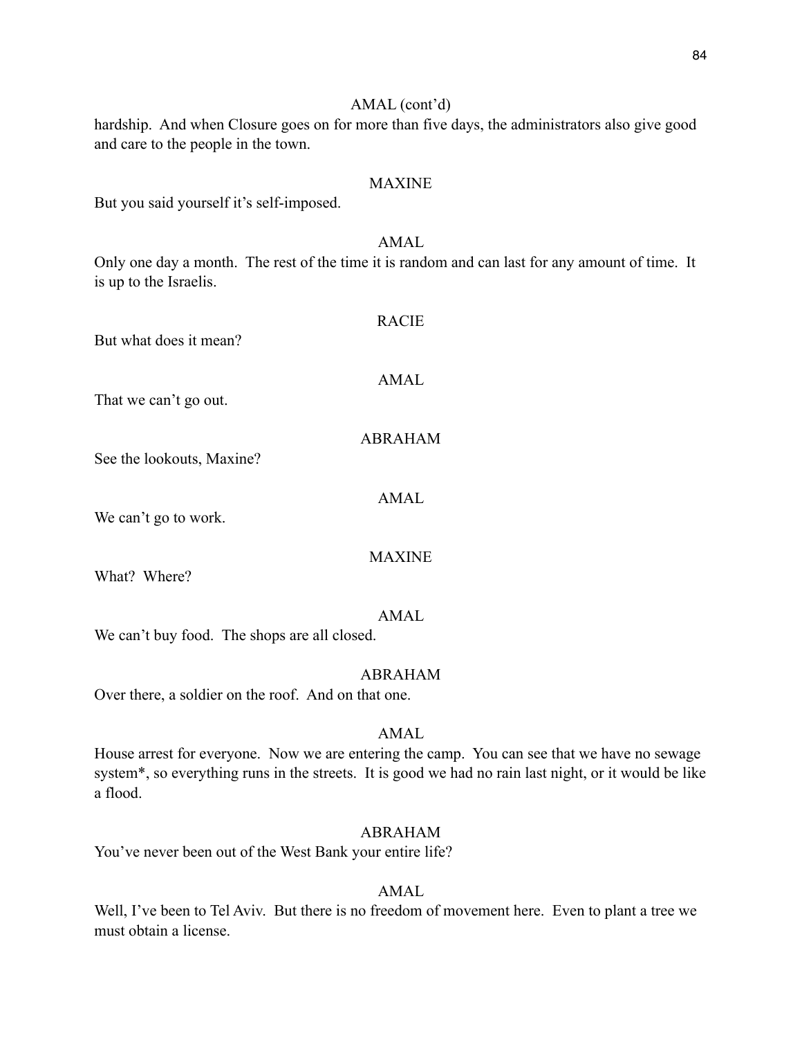AMAL (cont'd)

hardship. And when Closure goes on for more than five days, the administrators also give good and care to the people in the town.

MAXINE

But you said yourself it's self-imposed.

AMAL

Only one day a month. The rest of the time it is random and can last for any amount of time. It is up to the Israelis.

RACIE

But what does it mean?

AMAL

That we can't go out.

ABRAHAM

See the lookouts, Maxine?

AMAL

We can't go to work.

MAXINE

What? Where?

AMAL

We can't buy food. The shops are all closed.

ABRAHAM

Over there, a soldier on the roof. And on that one.

AMAL

House arrest for everyone. Now we are entering the camp. You can see that we have no sewage system*, so everything runs in the streets. It is good we had no rain last night, or it would be like a flood.

ABRAHAM

You've never been out of the West Bank your entire life?

AMAL

Well, I've been to Tel Aviv. But there is no freedom of movement here. Even to plant a tree we must obtain a license.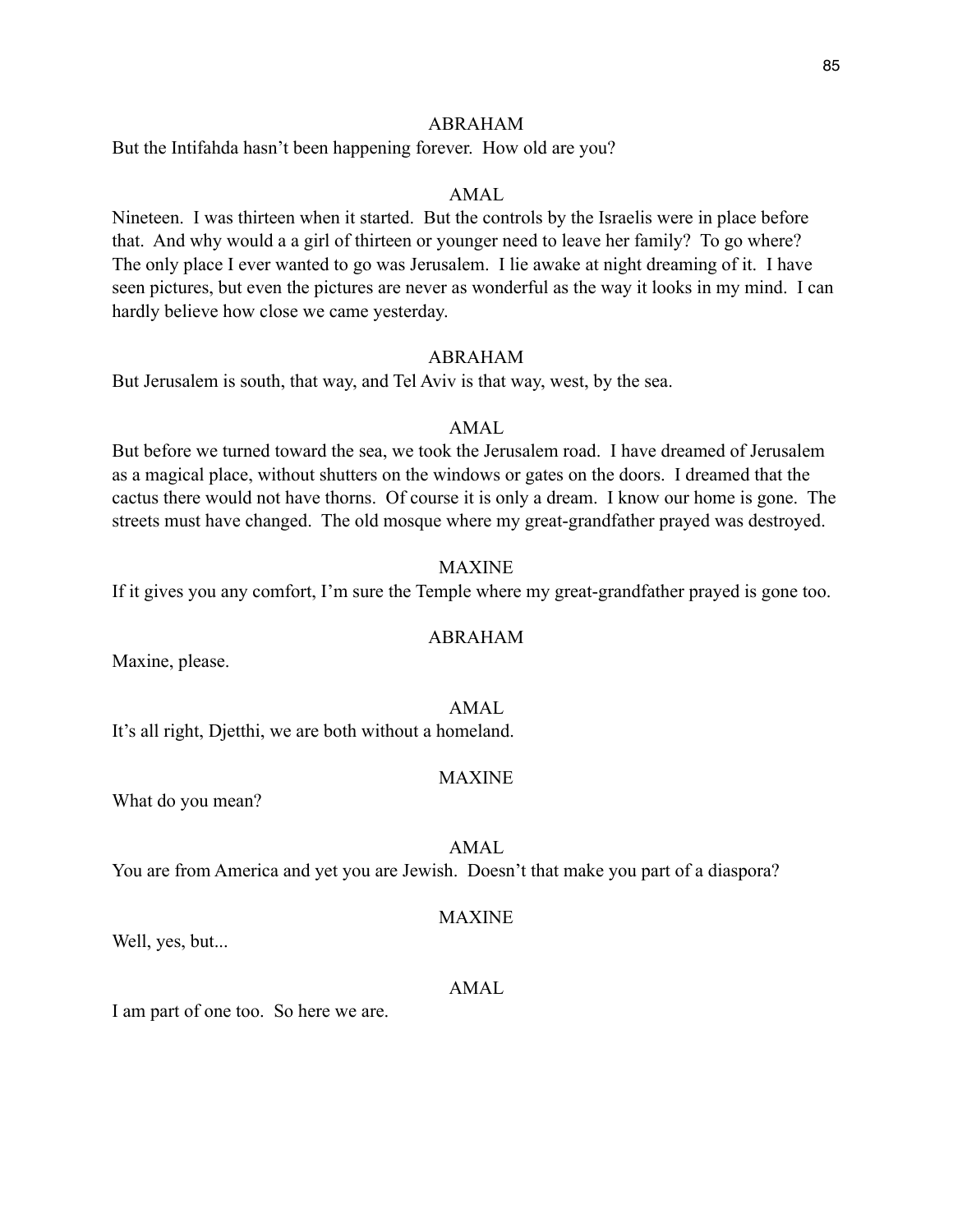ABRAHAM

But the Intifahda hasn't been happening forever. How old are you?

AMAL

Nineteen. I was thirteen when it started. But the controls by the Israelis were in place before that. And why would a a girl of thirteen or younger need to leave her family? To go where? The only place I ever wanted to go was Jerusalem. I lie awake at night dreaming of it. I have seen pictures, but even the pictures are never as wonderful as the way it looks in my mind. I can hardly believe how close we came yesterday.

ABRAHAM

But Jerusalem is south, that way, and Tel Aviv is that way, west, by the sea.

AMAL

But before we turned toward the sea, we took the Jerusalem road. I have dreamed of Jerusalem as a magical place, without shutters on the windows or gates on the doors. I dreamed that the cactus there would not have thorns. Of course it is only a dream. I know our home is gone. The streets must have changed. The old mosque where my great-grandfather prayed was destroyed.

MAXINE

If it gives you any comfort, I'm sure the Temple where my great-grandfather prayed is gone too.

ABRAHAM

Maxine, please.

AMAL

It's all right, Djetthi, we are both without a homeland.

MAXINE

What do you mean?

AMAL

You are from America and yet you are Jewish. Doesn't that make you part of a diaspora?

MAXINE

Well, yes, but...

AMAL

I am part of one too. So here we are.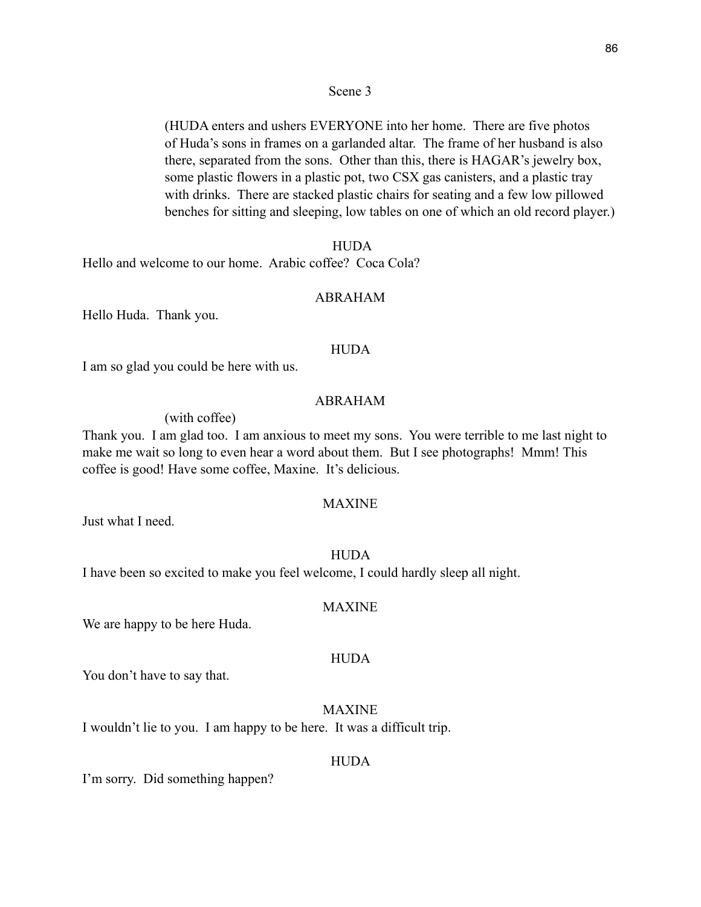Scene 3

(HUDA enters and ushers EVERYONE into her home. There are five photos of Huda's sons in frames on a garlanded altar. The frame of her husband is also there, separated from the sons. Other than this, there is HAGAR's jewelry box, some plastic flowers in a plastic pot, two CSX gas canisters, and a plastic tray with drinks. There are stacked plastic chairs for seating and a few low pillowed benches for sitting and sleeping, low tables on one of which an old record player.)

HUDA

Hello and welcome to our home. Arabic coffee? Coca Cola?

ABRAHAM

Hello Huda. Thank you.

HUDA

I am so glad you could be here with us.

ABRAHAM

(with coffee)

Thank you. I am glad too. I am anxious to meet my sons. You were terrible to me last night to make me wait so long to even hear a word about them. But I see photographs! Mmm! This coffee is good! Have some coffee, Maxine. It's delicious.

MAXINE

Just what I need.

HUDA

I have been so excited to make you feel welcome, I could hardly sleep all night.

MAXINE

We are happy to be here Huda.

HUDA

You don't have to say that.

MAXINE

I wouldn't lie to you. I am happy to be here. It was a difficult trip.

HUDA

I'm sorry. Did something happen?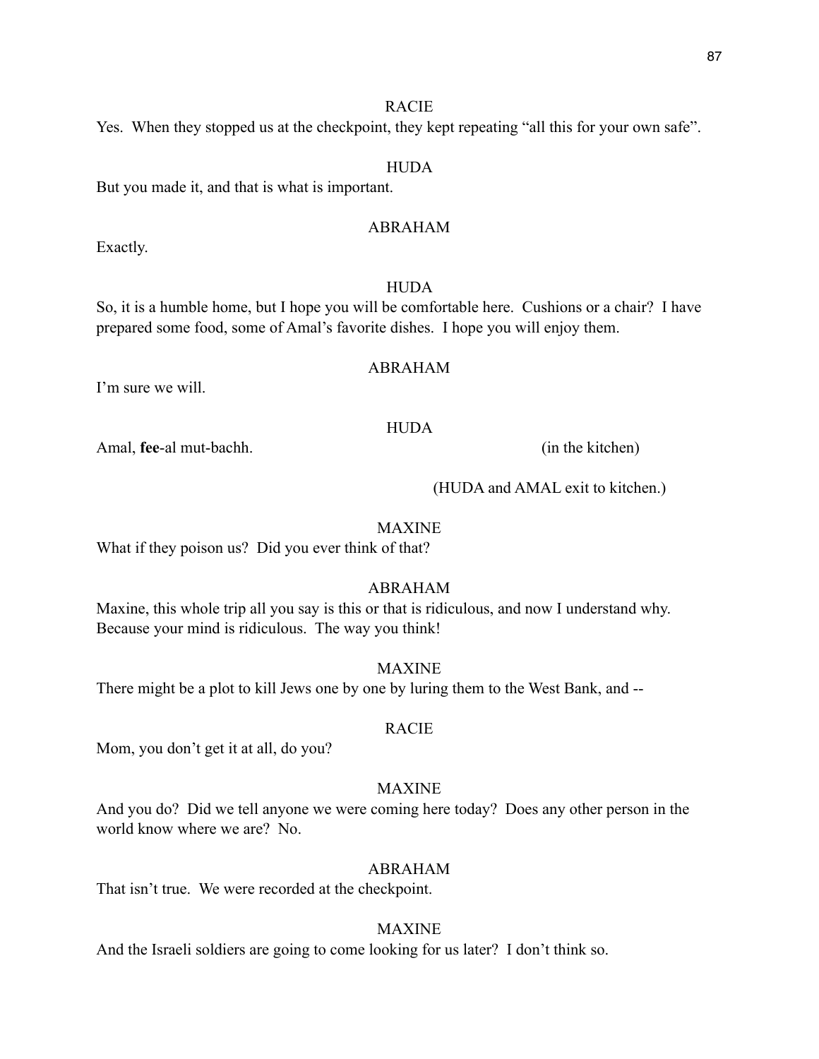RACIE

Yes. When they stopped us at the checkpoint, they kept repeating "all this for your own safe".

HUDA

But you made it, and that is what is important.

ABRAHAM

Exactly.

HUDA

So, it is a humble home, but I hope you will be comfortable here. Cushions or a chair? I have prepared some food, some of Amal's favorite dishes. I hope you will enjoy them.

ABRAHAM

I'm sure we will.

HUDA

Amal, **fee**-al mut-bachh. (in the kitchen)

(HUDA and AMAL exit to kitchen.)

MAXINE

What if they poison us? Did you ever think of that?

ABRAHAM

Maxine, this whole trip all you say is this or that is ridiculous, and now I understand why. Because your mind is ridiculous. The way you think!

MAXINE

There might be a plot to kill Jews one by one by luring them to the West Bank, and --

RACIE

Mom, you don't get it at all, do you?

MAXINE

And you do? Did we tell anyone we were coming here today? Does any other person in the world know where we are? No.

ABRAHAM

That isn't true. We were recorded at the checkpoint.

MAXINE

And the Israeli soldiers are going to come looking for us later? I don't think so.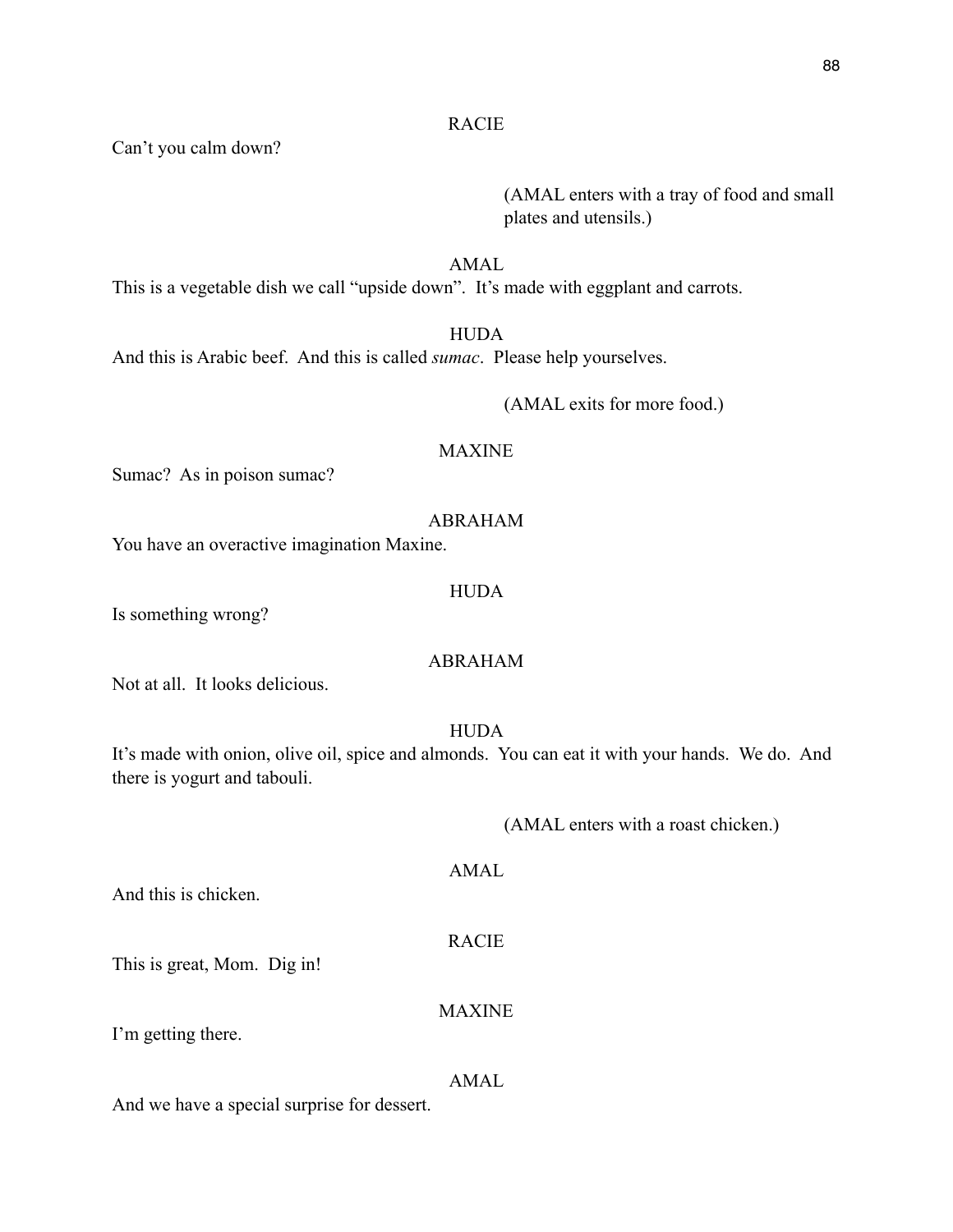RACIE

Can't you calm down?

(AMAL enters with a tray of food and small plates and utensils.)

AMAL

This is a vegetable dish we call "upside down". It's made with eggplant and carrots.

HUDA

And this is Arabic beef. And this is called *sumac*. Please help yourselves.

(AMAL exits for more food.)

MAXINE

Sumac? As in poison sumac?

ABRAHAM

You have an overactive imagination Maxine.

HUDA

Is something wrong?

ABRAHAM

Not at all. It looks delicious.

HUDA

It's made with onion, olive oil, spice and almonds. You can eat it with your hands. We do. And there is yogurt and tabouli.

(AMAL enters with a roast chicken.)

AMAL

And this is chicken.

RACIE

This is great, Mom. Dig in!

MAXINE

I'm getting there.

AMAL

And we have a special surprise for dessert.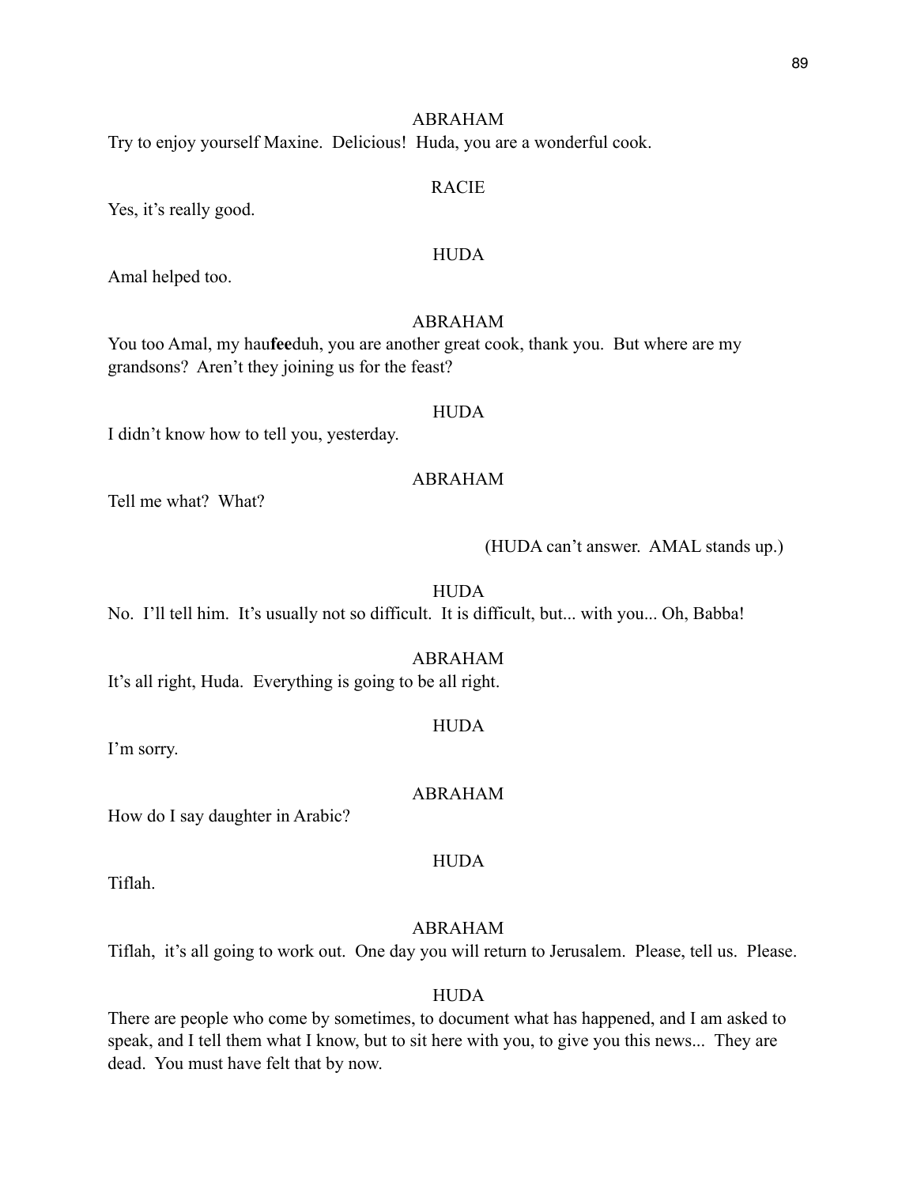ABRAHAM

Try to enjoy yourself Maxine. Delicious! Huda, you are a wonderful cook.

RACIE

Yes, it's really good.

HUDA

Amal helped too.

ABRAHAM

You too Amal, my hau**fee**duh, you are another great cook, thank you. But where are my grandsons? Aren't they joining us for the feast?

HUDA

I didn't know how to tell you, yesterday.

ABRAHAM

Tell me what? What?

(HUDA can't answer. AMAL stands up.)

HUDA

No. I'll tell him. It's usually not so difficult. It is difficult, but... with you... Oh, Babba!

ABRAHAM

It's all right, Huda. Everything is going to be all right.

HUDA

I'm sorry.

ABRAHAM

How do I say daughter in Arabic?

HUDA

Tiflah.

ABRAHAM

Tiflah, it's all going to work out. One day you will return to Jerusalem. Please, tell us. Please.

HUDA

There are people who come by sometimes, to document what has happened, and I am asked to speak, and I tell them what I know, but to sit here with you, to give you this news... They are dead. You must have felt that by now.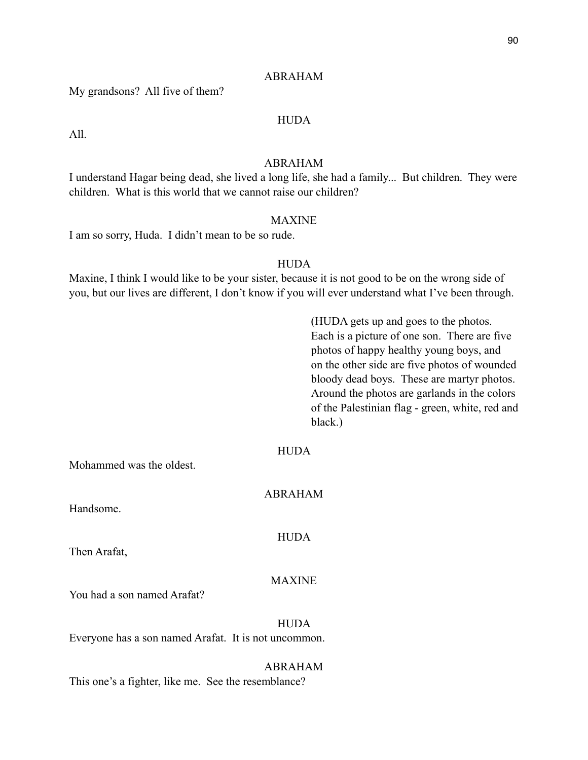ABRAHAM

My grandsons? All five of them?

HUDA

All.

ABRAHAM

I understand Hagar being dead, she lived a long life, she had a family... But children. They were children. What is this world that we cannot raise our children?

MAXINE

I am so sorry, Huda. I didn't mean to be so rude.

HUDA

Maxine, I think I would like to be your sister, because it is not good to be on the wrong side of you, but our lives are different, I don't know if you will ever understand what I've been through.

(HUDA gets up and goes to the photos. Each is a picture of one son. There are five photos of happy healthy young boys, and on the other side are five photos of wounded bloody dead boys. These are martyr photos. Around the photos are garlands in the colors of the Palestinian flag - green, white, red and black.)

HUDA

Mohammed was the oldest.

ABRAHAM

Handsome.

HUDA

Then Arafat,

MAXINE

You had a son named Arafat?

HUDA

Everyone has a son named Arafat. It is not uncommon.

ABRAHAM

This one's a fighter, like me. See the resemblance?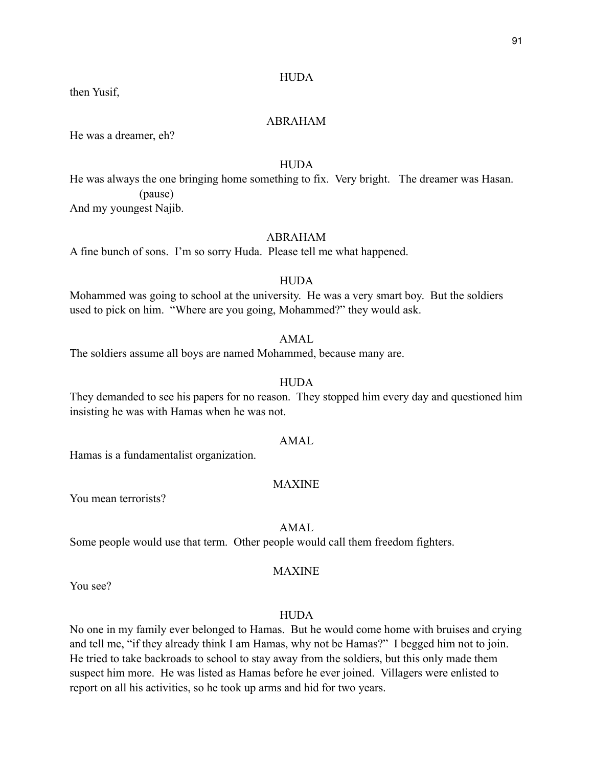HUDA

then Yusif,

ABRAHAM

He was a dreamer, eh?

HUDA

He was always the one bringing home something to fix. Very bright. The dreamer was Hasan.

(pause)

And my youngest Najib.

ABRAHAM

A fine bunch of sons. I'm so sorry Huda. Please tell me what happened.

HUDA

Mohammed was going to school at the university. He was a very smart boy. But the soldiers used to pick on him. "Where are you going, Mohammed?" they would ask.

AMAL

The soldiers assume all boys are named Mohammed, because many are.

HUDA

They demanded to see his papers for no reason. They stopped him every day and questioned him insisting he was with Hamas when he was not.

AMAL

Hamas is a fundamentalist organization.

MAXINE

You mean terrorists?

AMAL

Some people would use that term. Other people would call them freedom fighters.

MAXINE

You see?

HUDA

No one in my family ever belonged to Hamas. But he would come home with bruises and crying and tell me, "if they already think I am Hamas, why not be Hamas?" I begged him not to join. He tried to take backroads to school to stay away from the soldiers, but this only made them suspect him more. He was listed as Hamas before he ever joined. Villagers were enlisted to report on all his activities, so he took up arms and hid for two years.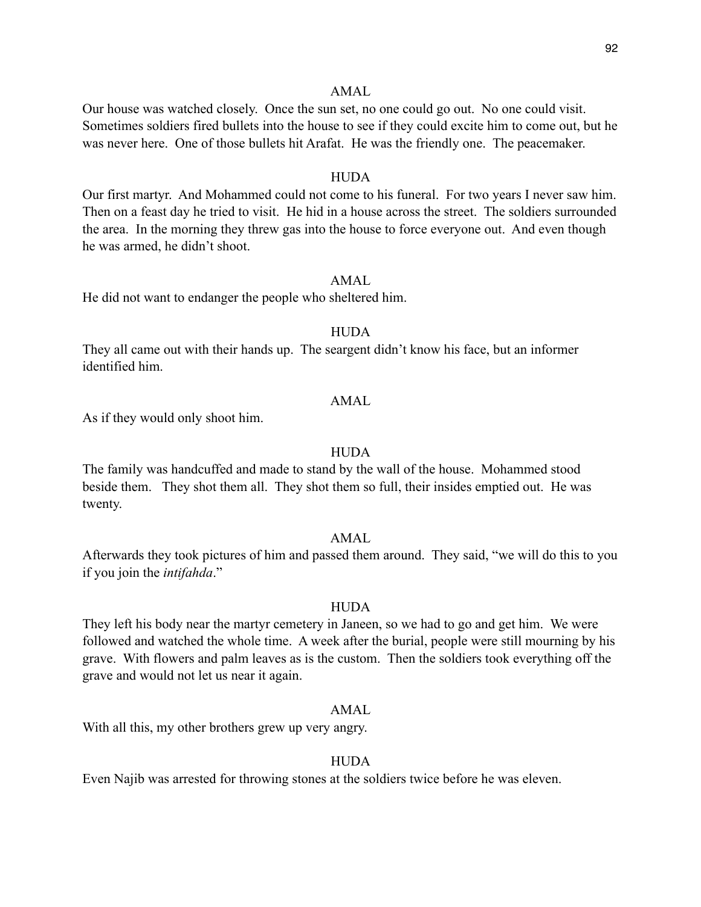AMAL

Our house was watched closely. Once the sun set, no one could go out. No one could visit. Sometimes soldiers fired bullets into the house to see if they could excite him to come out, but he was never here. One of those bullets hit Arafat. He was the friendly one. The peacemaker.

HUDA

Our first martyr. And Mohammed could not come to his funeral. For two years I never saw him. Then on a feast day he tried to visit. He hid in a house across the street. The soldiers surrounded the area. In the morning they threw gas into the house to force everyone out. And even though he was armed, he didn't shoot.

AMAL

He did not want to endanger the people who sheltered him.

HUDA

They all came out with their hands up. The seargent didn't know his face, but an informer identified him.

AMAL

As if they would only shoot him.

HUDA

The family was handcuffed and made to stand by the wall of the house. Mohammed stood beside them. They shot them all. They shot them so full, their insides emptied out. He was twenty.

AMAL

Afterwards they took pictures of him and passed them around. They said, "we will do this to you if you join the *intifahda*."

HUDA

They left his body near the martyr cemetery in Janeen, so we had to go and get him. We were followed and watched the whole time. A week after the burial, people were still mourning by his grave. With flowers and palm leaves as is the custom. Then the soldiers took everything off the grave and would not let us near it again.

AMAL

With all this, my other brothers grew up very angry.

HUDA

Even Najib was arrested for throwing stones at the soldiers twice before he was eleven.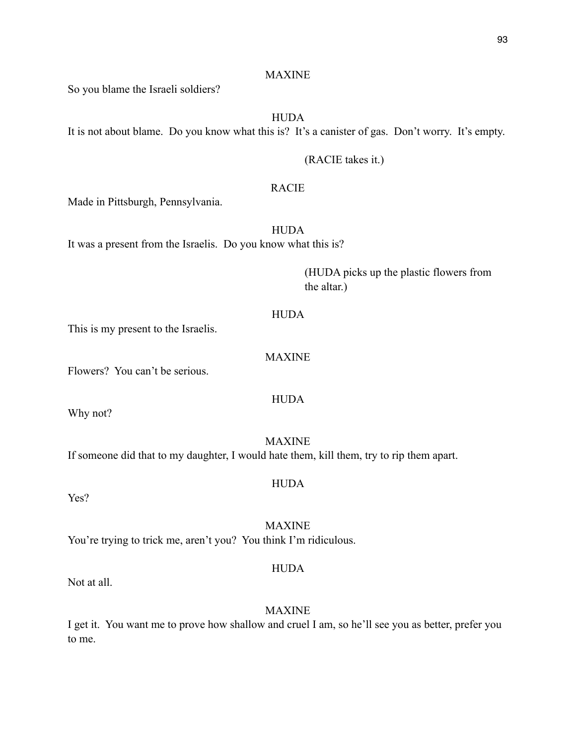MAXINE

So you blame the Israeli soldiers?

HUDA

It is not about blame.  Do you know what this is?  It's a canister of gas.  Don't worry.  It's empty.

(RACIE takes it.)

RACIE

Made in Pittsburgh, Pennsylvania.

HUDA

It was a present from the Israelis.  Do you know what this is?

(HUDA picks up the plastic flowers from the altar.)

HUDA

This is my present to the Israelis.

MAXINE

Flowers?  You can't be serious.

HUDA

Why not?

MAXINE

If someone did that to my daughter, I would hate them, kill them, try to rip them apart.

HUDA

Yes?

MAXINE

You're trying to trick me, aren't you?  You think I'm ridiculous.

HUDA

Not at all.

MAXINE

I get it.  You want me to prove how shallow and cruel I am, so he'll see you as better, prefer you to me.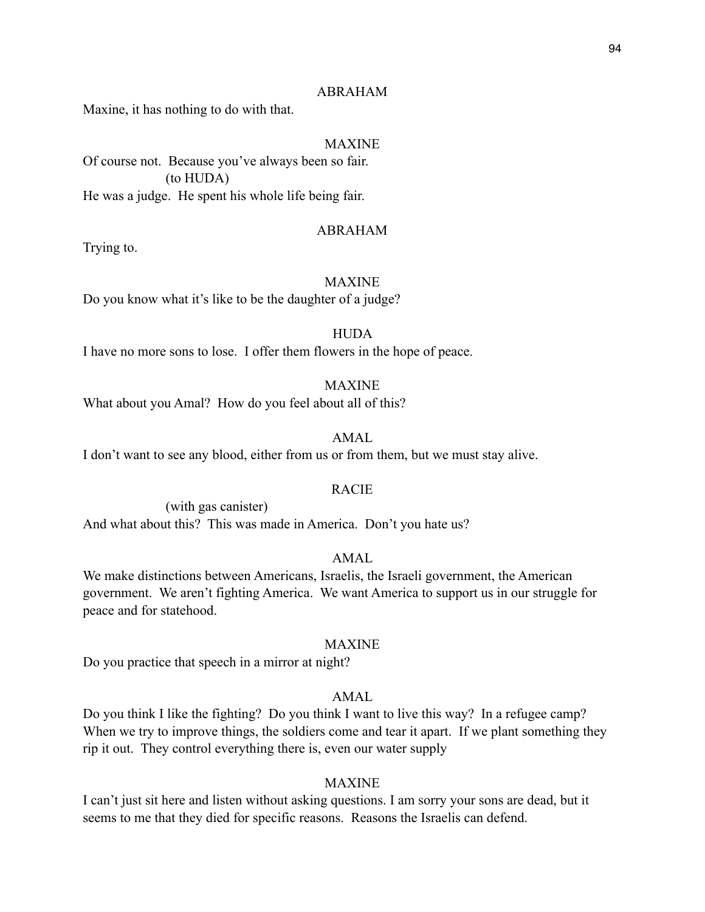ABRAHAM

Maxine, it has nothing to do with that.

MAXINE

Of course not. Because you've always been so fair.

(to HUDA)

He was a judge. He spent his whole life being fair.

ABRAHAM

Trying to.

MAXINE

Do you know what it's like to be the daughter of a judge?

HUDA

I have no more sons to lose. I offer them flowers in the hope of peace.

MAXINE

What about you Amal? How do you feel about all of this?

AMAL

I don't want to see any blood, either from us or from them, but we must stay alive.

RACIE

(with gas canister)

And what about this? This was made in America. Don't you hate us?

AMAL

We make distinctions between Americans, Israelis, the Israeli government, the American government. We aren't fighting America. We want America to support us in our struggle for peace and for statehood.

MAXINE

Do you practice that speech in a mirror at night?

AMAL

Do you think I like the fighting? Do you think I want to live this way? In a refugee camp? When we try to improve things, the soldiers come and tear it apart. If we plant something they rip it out. They control everything there is, even our water supply

MAXINE

I can't just sit here and listen without asking questions. I am sorry your sons are dead, but it seems to me that they died for specific reasons. Reasons the Israelis can defend.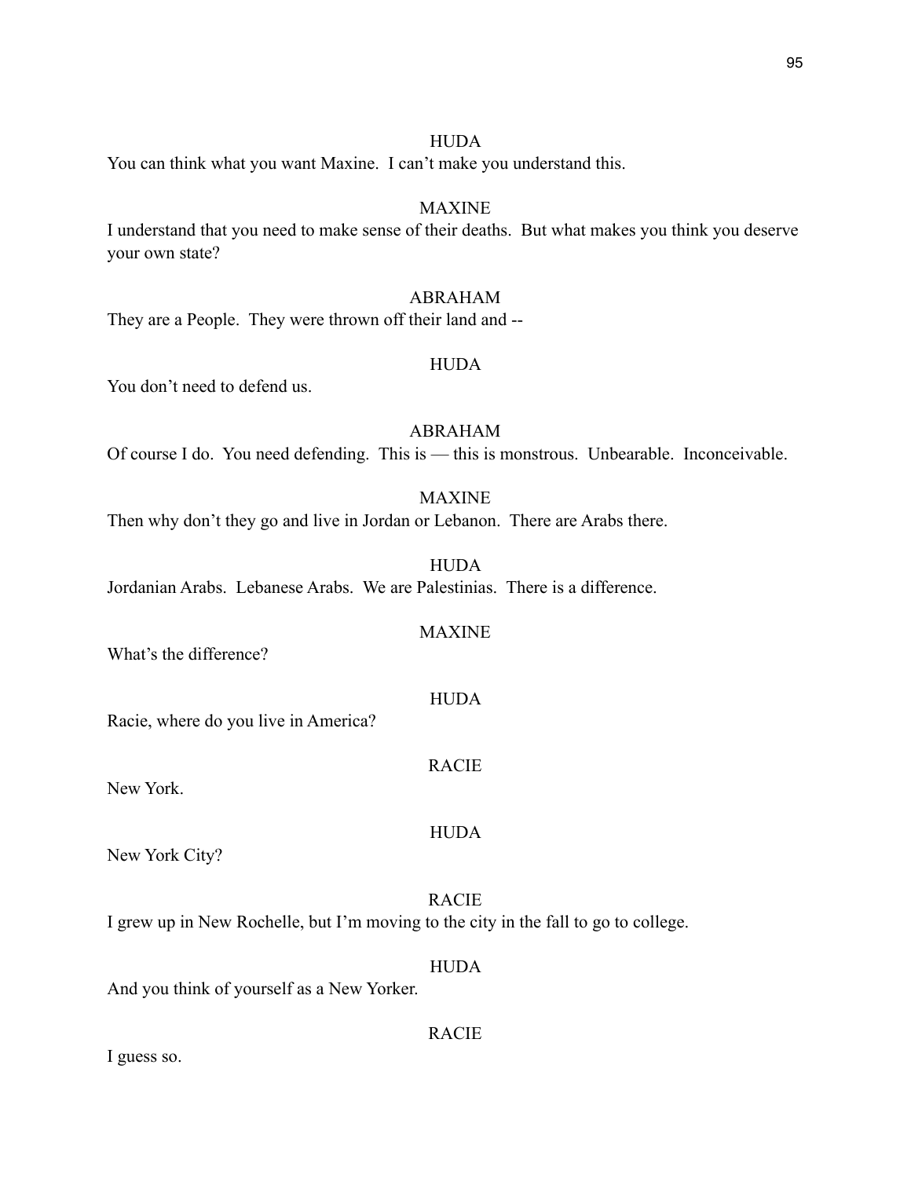HUDA

You can think what you want Maxine. I can't make you understand this.

MAXINE

I understand that you need to make sense of their deaths. But what makes you think you deserve your own state?

ABRAHAM

They are a People. They were thrown off their land and --

HUDA

You don't need to defend us.

ABRAHAM

Of course I do. You need defending. This is — this is monstrous. Unbearable. Inconceivable.

MAXINE

Then why don't they go and live in Jordan or Lebanon. There are Arabs there.

HUDA

Jordanian Arabs. Lebanese Arabs. We are Palestinias. There is a difference.

MAXINE

What's the difference?

HUDA

Racie, where do you live in America?

RACIE

New York.

HUDA

New York City?

RACIE

I grew up in New Rochelle, but I'm moving to the city in the fall to go to college.

HUDA

And you think of yourself as a New Yorker.

RACIE

I guess so.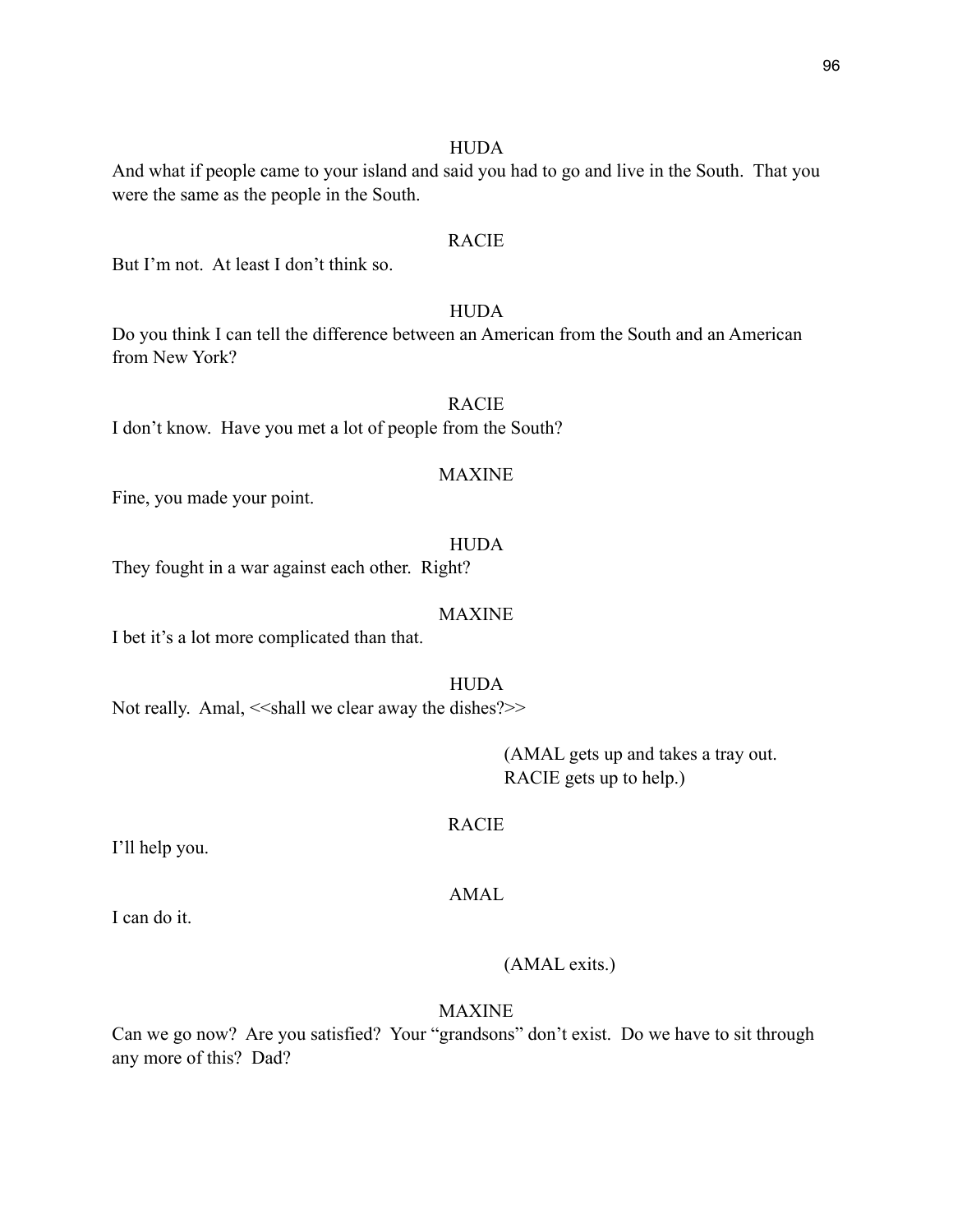HUDA

And what if people came to your island and said you had to go and live in the South. That you were the same as the people in the South.

RACIE

But I'm not. At least I don't think so.

HUDA

Do you think I can tell the difference between an American from the South and an American from New York?

RACIE

I don't know. Have you met a lot of people from the South?

MAXINE

Fine, you made your point.

HUDA

They fought in a war against each other. Right?

MAXINE

I bet it's a lot more complicated than that.

HUDA

Not really. Amal, <<shall we clear away the dishes?>>

(AMAL gets up and takes a tray out. RACIE gets up to help.)

RACIE

I'll help you.

AMAL

I can do it.

(AMAL exits.)

MAXINE

Can we go now? Are you satisfied? Your "grandsons" don't exist. Do we have to sit through any more of this? Dad?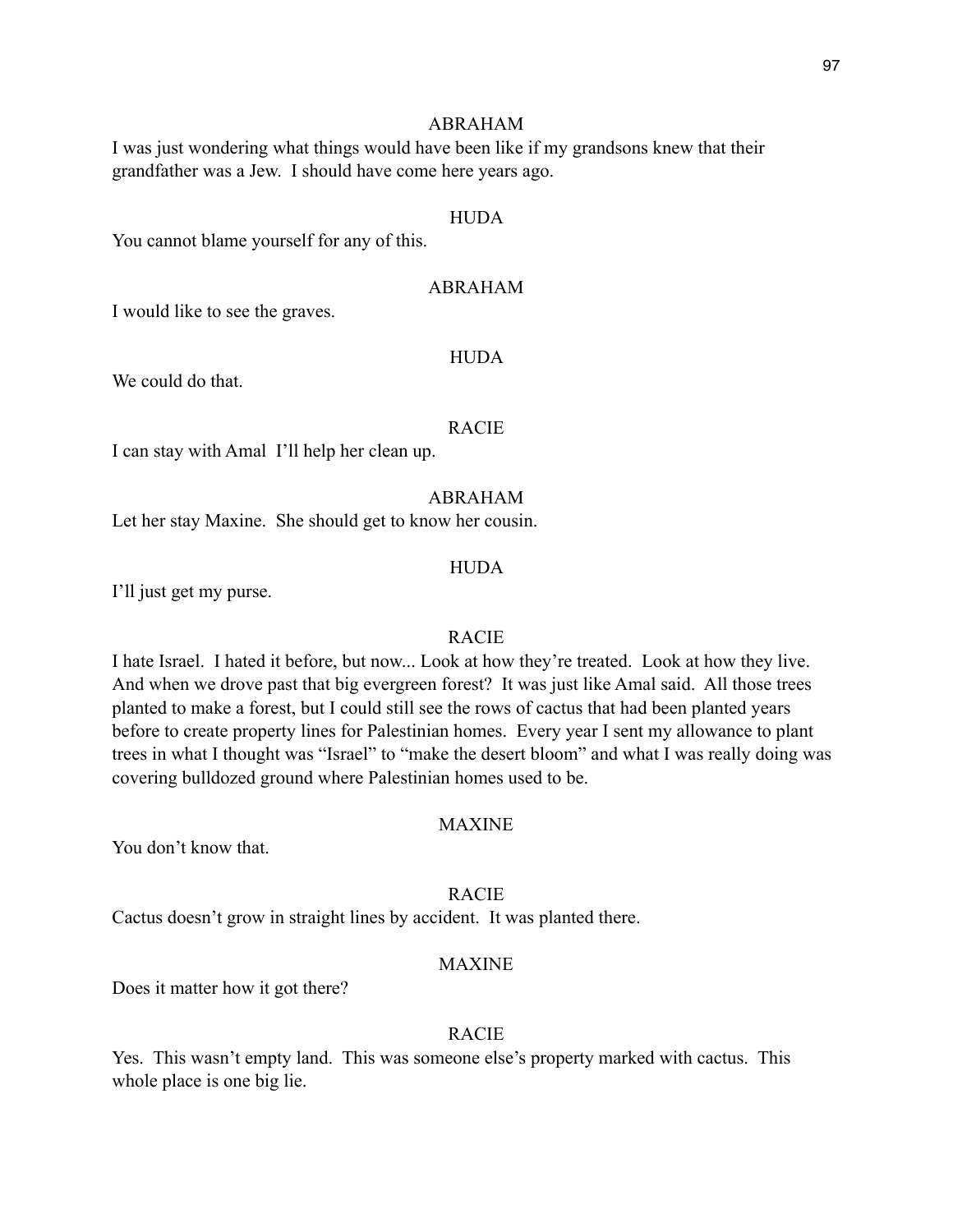ABRAHAM

I was just wondering what things would have been like if my grandsons knew that their grandfather was a Jew. I should have come here years ago.

HUDA

You cannot blame yourself for any of this.

ABRAHAM

I would like to see the graves.

HUDA

We could do that.

RACIE

I can stay with Amal I'll help her clean up.

ABRAHAM

Let her stay Maxine. She should get to know her cousin.

HUDA

I'll just get my purse.

RACIE

I hate Israel. I hated it before, but now... Look at how they're treated. Look at how they live. And when we drove past that big evergreen forest? It was just like Amal said. All those trees planted to make a forest, but I could still see the rows of cactus that had been planted years before to create property lines for Palestinian homes. Every year I sent my allowance to plant trees in what I thought was "Israel" to "make the desert bloom" and what I was really doing was covering bulldozed ground where Palestinian homes used to be.

MAXINE

You don't know that.

RACIE

Cactus doesn't grow in straight lines by accident. It was planted there.

MAXINE

Does it matter how it got there?

RACIE

Yes. This wasn't empty land. This was someone else's property marked with cactus. This whole place is one big lie.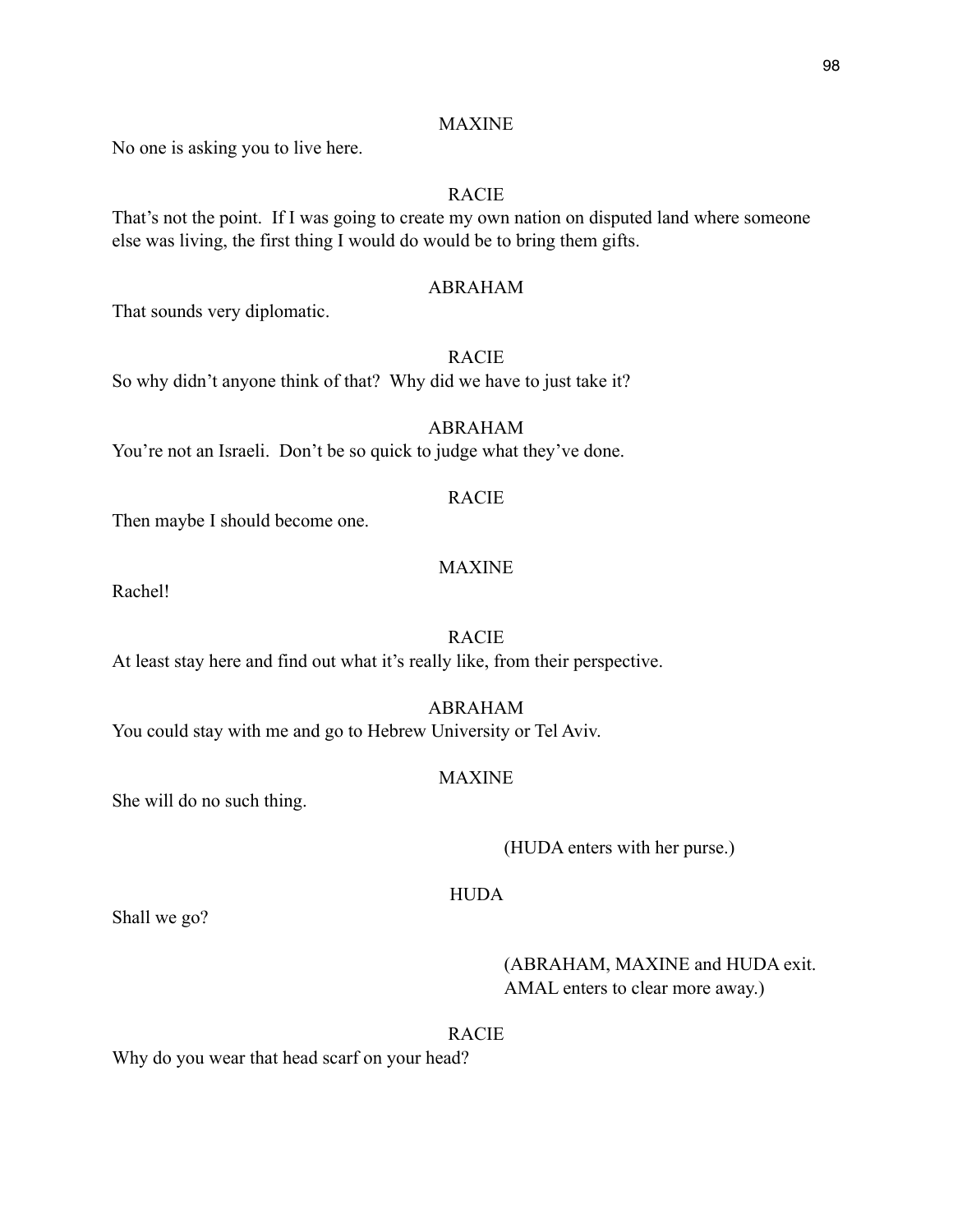MAXINE

No one is asking you to live here.

RACIE

That's not the point. If I was going to create my own nation on disputed land where someone else was living, the first thing I would do would be to bring them gifts.

ABRAHAM

That sounds very diplomatic.

RACIE

So why didn't anyone think of that? Why did we have to just take it?

ABRAHAM

You're not an Israeli. Don't be so quick to judge what they've done.

RACIE

Then maybe I should become one.

MAXINE

Rachel!

RACIE

At least stay here and find out what it's really like, from their perspective.

ABRAHAM

You could stay with me and go to Hebrew University or Tel Aviv.

MAXINE

She will do no such thing.

(HUDA enters with her purse.)

HUDA

Shall we go?

(ABRAHAM, MAXINE and HUDA exit. AMAL enters to clear more away.)

RACIE

Why do you wear that head scarf on your head?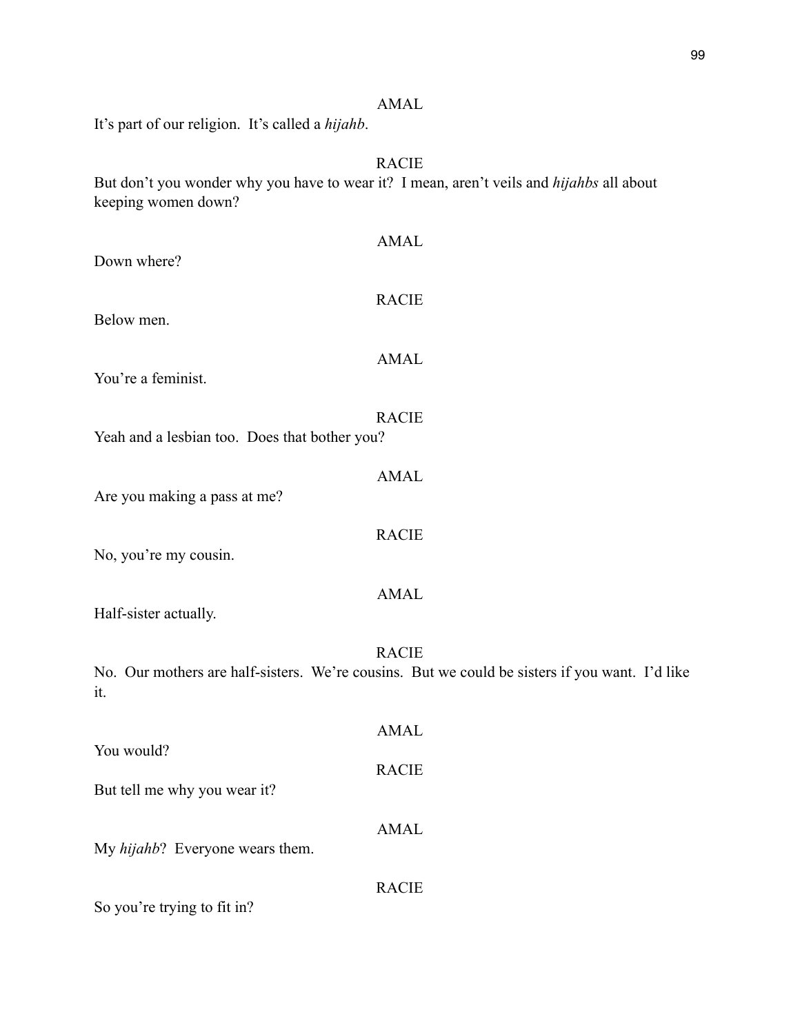AMAL

It's part of our religion. It's called a *hijahb*.

RACIE

But don't you wonder why you have to wear it? I mean, aren't veils and *hijahbs* all about keeping women down?

AMAL

Down where?

RACIE

Below men.

AMAL

You're a feminist.

RACIE

Yeah and a lesbian too. Does that bother you?

AMAL

Are you making a pass at me?

RACIE

No, you're my cousin.

AMAL

Half-sister actually.

RACIE

No. Our mothers are half-sisters. We're cousins. But we could be sisters if you want. I'd like it.

AMAL

You would?

RACIE

But tell me why you wear it?

AMAL

My *hijahb*? Everyone wears them.

RACIE

So you're trying to fit in?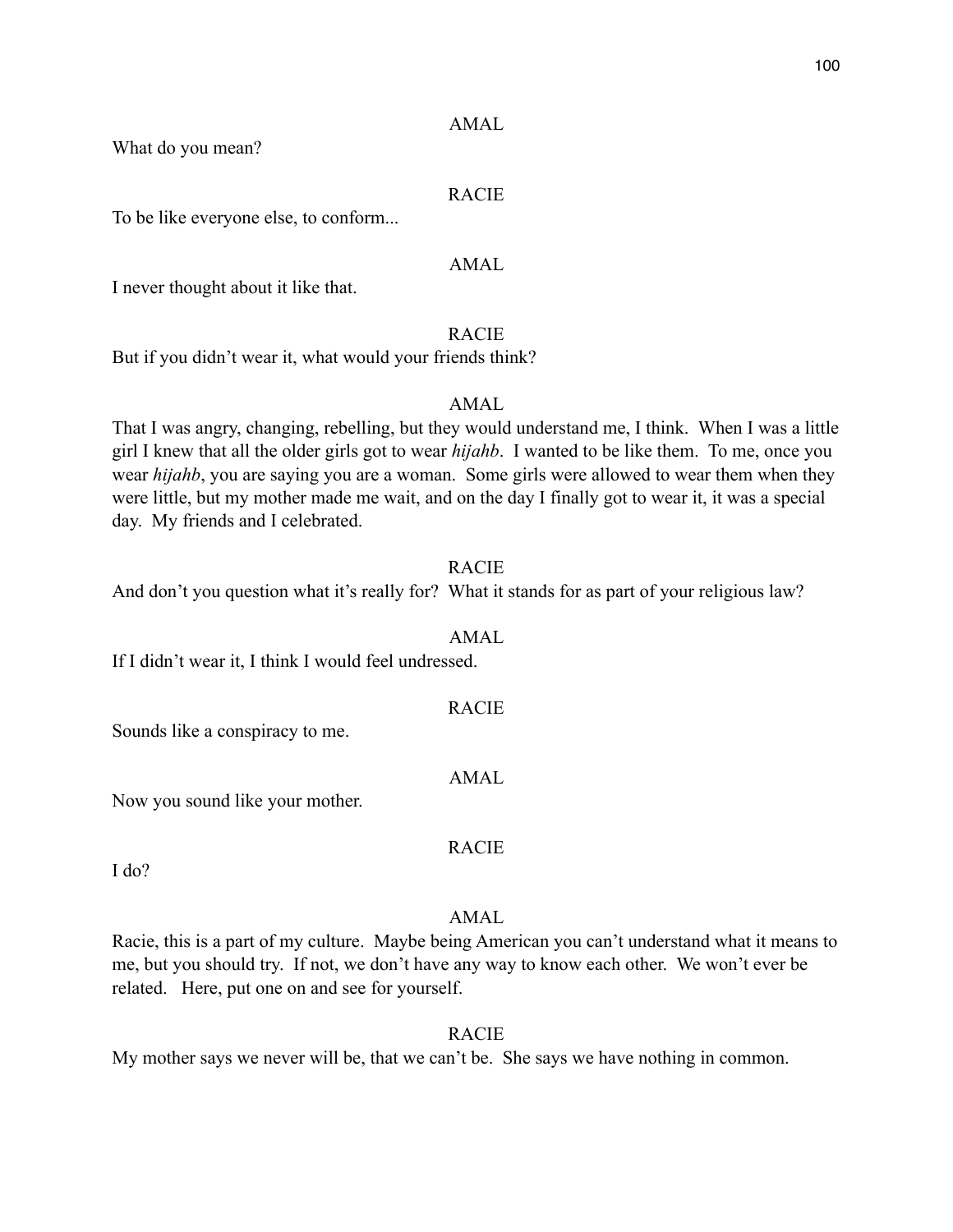AMAL

What do you mean?

RACIE

To be like everyone else, to conform...

AMAL

I never thought about it like that.

RACIE

But if you didn't wear it, what would your friends think?

AMAL

That I was angry, changing, rebelling, but they would understand me, I think. When I was a little girl I knew that all the older girls got to wear *hijahb*. I wanted to be like them. To me, once you wear *hijahb*, you are saying you are a woman. Some girls were allowed to wear them when they were little, but my mother made me wait, and on the day I finally got to wear it, it was a special day. My friends and I celebrated.

RACIE

And don't you question what it's really for? What it stands for as part of your religious law?

AMAL

If I didn't wear it, I think I would feel undressed.

RACIE

Sounds like a conspiracy to me.

AMAL

Now you sound like your mother.

RACIE

I do?

AMAL

Racie, this is a part of my culture. Maybe being American you can't understand what it means to me, but you should try. If not, we don't have any way to know each other. We won't ever be related. Here, put one on and see for yourself.

RACIE

My mother says we never will be, that we can't be. She says we have nothing in common.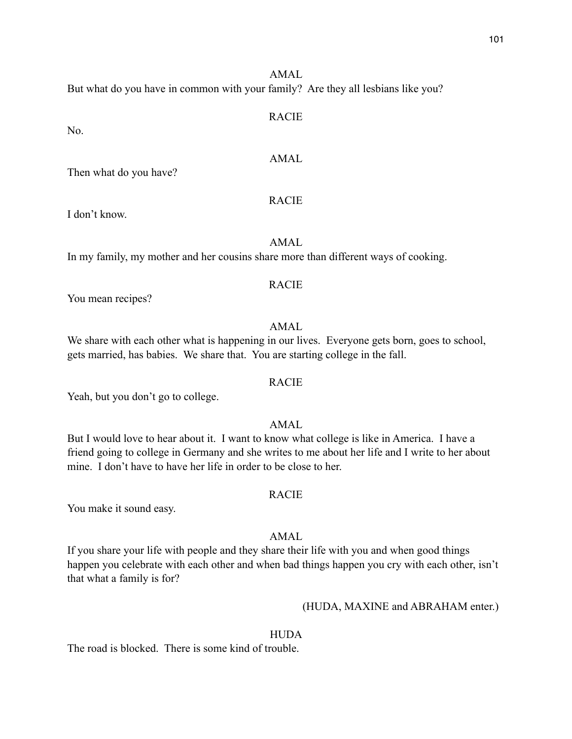AMAL

But what do you have in common with your family? Are they all lesbians like you?

RACIE

No.

AMAL

Then what do you have?

RACIE

I don't know.

AMAL

In my family, my mother and her cousins share more than different ways of cooking.

RACIE

You mean recipes?

AMAL

We share with each other what is happening in our lives. Everyone gets born, goes to school, gets married, has babies. We share that. You are starting college in the fall.

RACIE

Yeah, but you don't go to college.

AMAL

But I would love to hear about it. I want to know what college is like in America. I have a friend going to college in Germany and she writes to me about her life and I write to her about mine. I don't have to have her life in order to be close to her.

RACIE

You make it sound easy.

AMAL

If you share your life with people and they share their life with you and when good things happen you celebrate with each other and when bad things happen you cry with each other, isn't that what a family is for?

(HUDA, MAXINE and ABRAHAM enter.)

HUDA

The road is blocked. There is some kind of trouble.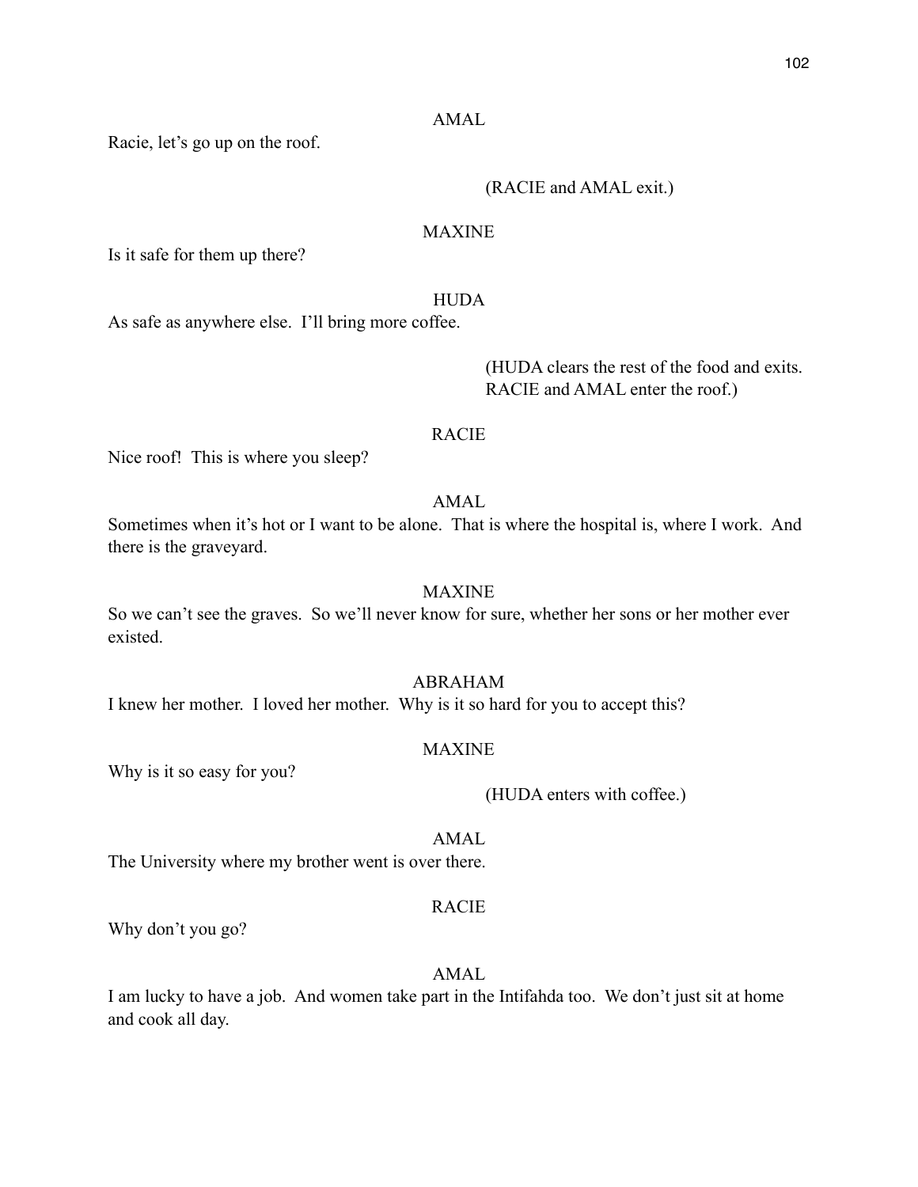AMAL

Racie, let's go up on the roof.

(RACIE and AMAL exit.)

MAXINE

Is it safe for them up there?

HUDA

As safe as anywhere else. I'll bring more coffee.

(HUDA clears the rest of the food and exits. RACIE and AMAL enter the roof.)

RACIE

Nice roof! This is where you sleep?

AMAL

Sometimes when it's hot or I want to be alone. That is where the hospital is, where I work. And there is the graveyard.

MAXINE

So we can't see the graves. So we'll never know for sure, whether her sons or her mother ever existed.

ABRAHAM

I knew her mother. I loved her mother. Why is it so hard for you to accept this?

MAXINE

Why is it so easy for you?

(HUDA enters with coffee.)

AMAL

The University where my brother went is over there.

RACIE

Why don't you go?

AMAL

I am lucky to have a job. And women take part in the Intifahda too. We don't just sit at home and cook all day.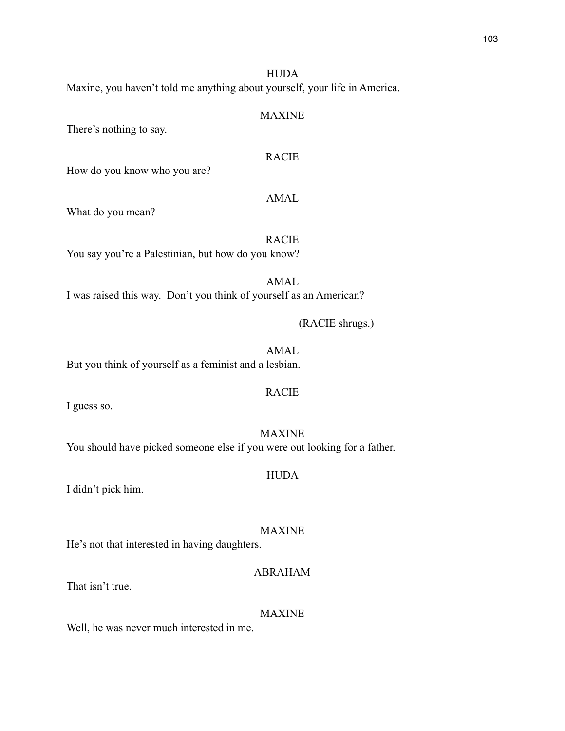HUDA

Maxine, you haven't told me anything about yourself, your life in America.

MAXINE

There's nothing to say.

RACIE

How do you know who you are?

AMAL

What do you mean?

RACIE

You say you're a Palestinian, but how do you know?

AMAL

I was raised this way. Don't you think of yourself as an American?

(RACIE shrugs.)

AMAL

But you think of yourself as a feminist and a lesbian.

RACIE

I guess so.

MAXINE

You should have picked someone else if you were out looking for a father.

HUDA

I didn't pick him.

MAXINE

He's not that interested in having daughters.

ABRAHAM

That isn't true.

MAXINE

Well, he was never much interested in me.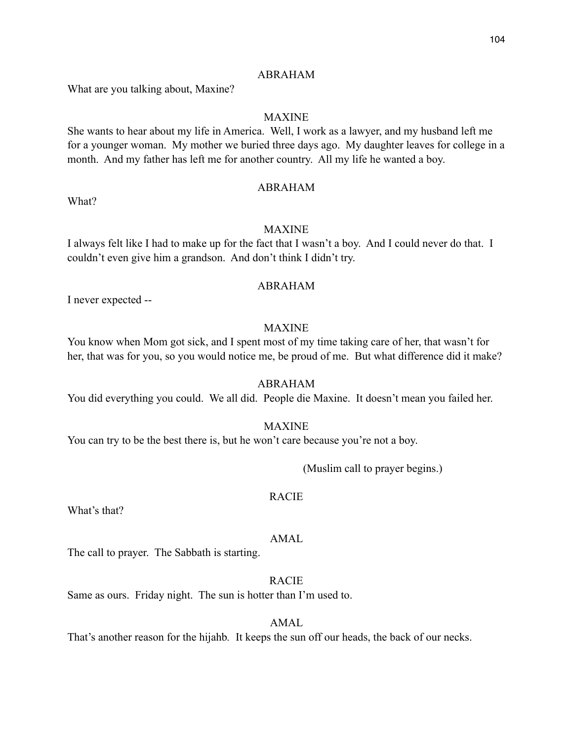ABRAHAM

What are you talking about, Maxine?

MAXINE

She wants to hear about my life in America. Well, I work as a lawyer, and my husband left me for a younger woman. My mother we buried three days ago. My daughter leaves for college in a month. And my father has left me for another country. All my life he wanted a boy.

ABRAHAM

What?

MAXINE

I always felt like I had to make up for the fact that I wasn't a boy. And I could never do that. I couldn't even give him a grandson. And don't think I didn't try.

ABRAHAM

I never expected --

MAXINE

You know when Mom got sick, and I spent most of my time taking care of her, that wasn't for her, that was for you, so you would notice me, be proud of me. But what difference did it make?

ABRAHAM

You did everything you could. We all did. People die Maxine. It doesn't mean you failed her.

MAXINE

You can try to be the best there is, but he won't care because you're not a boy.

(Muslim call to prayer begins.)

RACIE

What's that?

AMAL

The call to prayer. The Sabbath is starting.

RACIE

Same as ours. Friday night. The sun is hotter than I'm used to.

AMAL

That's another reason for the hijahb. It keeps the sun off our heads, the back of our necks.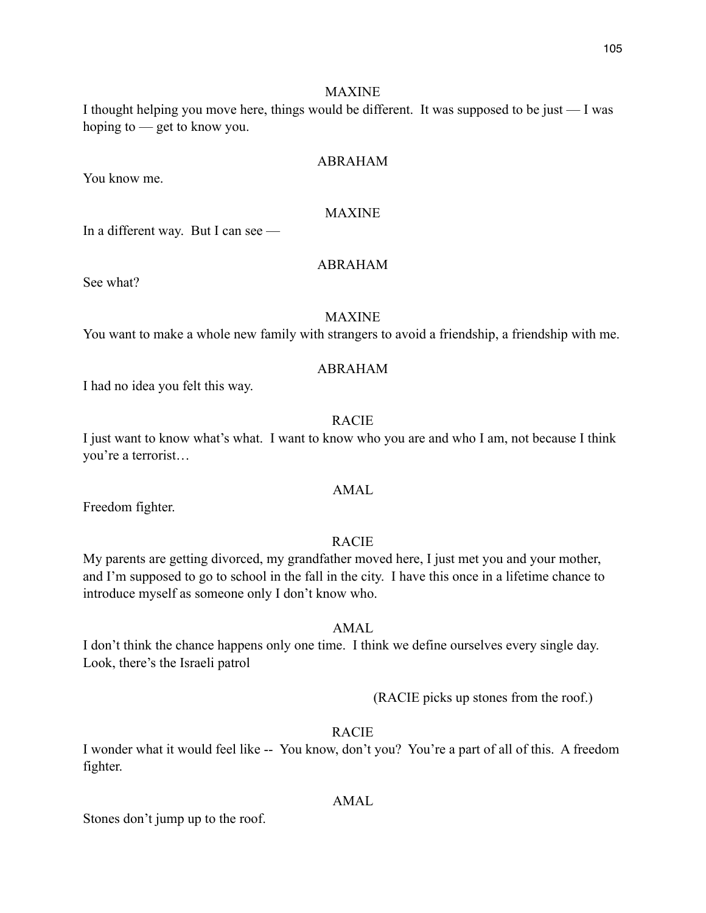MAXINE

I thought helping you move here, things would be different. It was supposed to be just — I was hoping to — get to know you.

ABRAHAM

You know me.

MAXINE

In a different way. But I can see —

ABRAHAM

See what?

MAXINE

You want to make a whole new family with strangers to avoid a friendship, a friendship with me.

ABRAHAM

I had no idea you felt this way.

RACIE

I just want to know what's what. I want to know who you are and who I am, not because I think you're a terrorist…

AMAL

Freedom fighter.

RACIE

My parents are getting divorced, my grandfather moved here, I just met you and your mother, and I'm supposed to go to school in the fall in the city. I have this once in a lifetime chance to introduce myself as someone only I don't know who.

AMAL

I don't think the chance happens only one time. I think we define ourselves every single day. Look, there's the Israeli patrol

(RACIE picks up stones from the roof.)

RACIE

I wonder what it would feel like -- You know, don't you? You're a part of all of this. A freedom fighter.

AMAL

Stones don't jump up to the roof.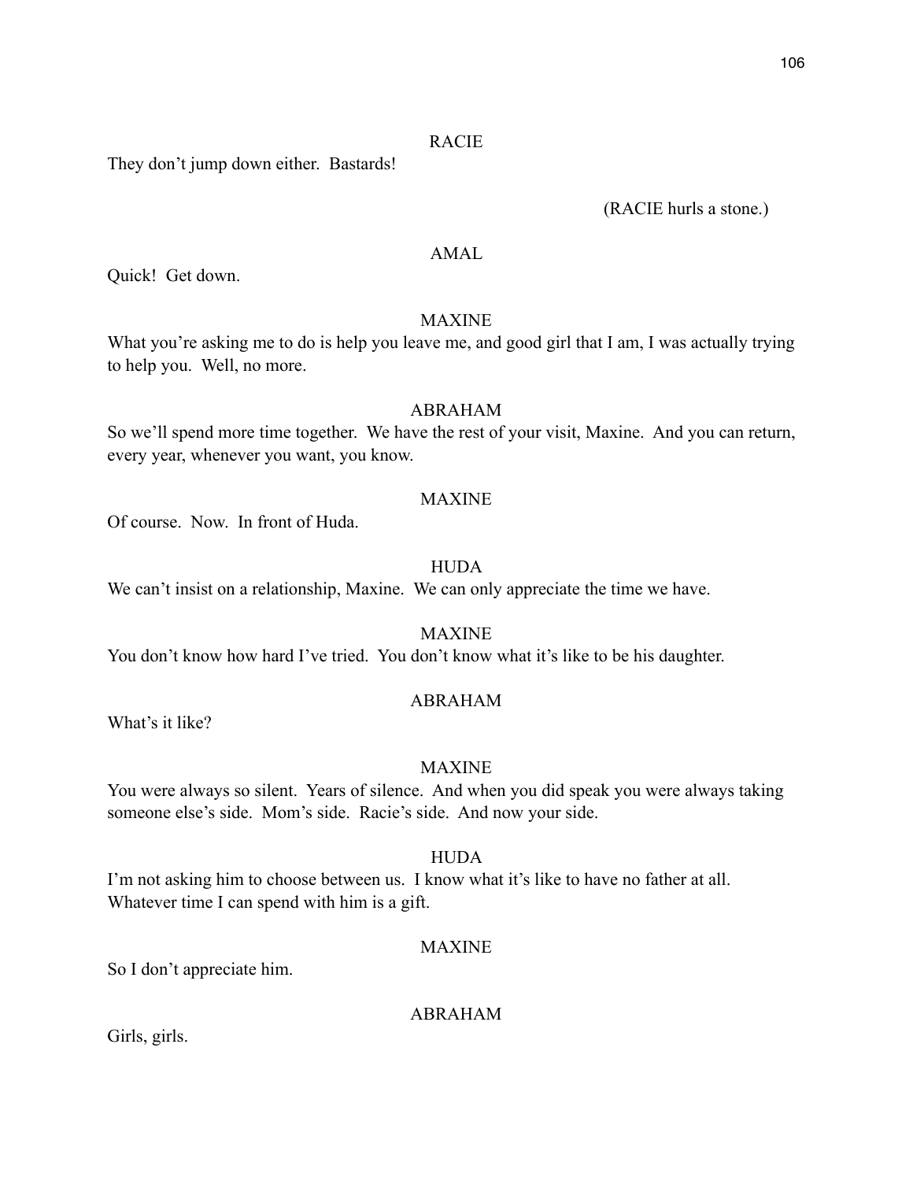RACIE

They don't jump down either. Bastards!

(RACIE hurls a stone.)

AMAL

Quick! Get down.

MAXINE

What you're asking me to do is help you leave me, and good girl that I am, I was actually trying to help you. Well, no more.

ABRAHAM

So we'll spend more time together. We have the rest of your visit, Maxine. And you can return, every year, whenever you want, you know.

MAXINE

Of course. Now. In front of Huda.

HUDA

We can't insist on a relationship, Maxine. We can only appreciate the time we have.

MAXINE

You don't know how hard I've tried. You don't know what it's like to be his daughter.

ABRAHAM

What's it like?

MAXINE

You were always so silent. Years of silence. And when you did speak you were always taking someone else's side. Mom's side. Racie's side. And now your side.

HUDA

I'm not asking him to choose between us. I know what it's like to have no father at all. Whatever time I can spend with him is a gift.

MAXINE

So I don't appreciate him.

ABRAHAM

Girls, girls.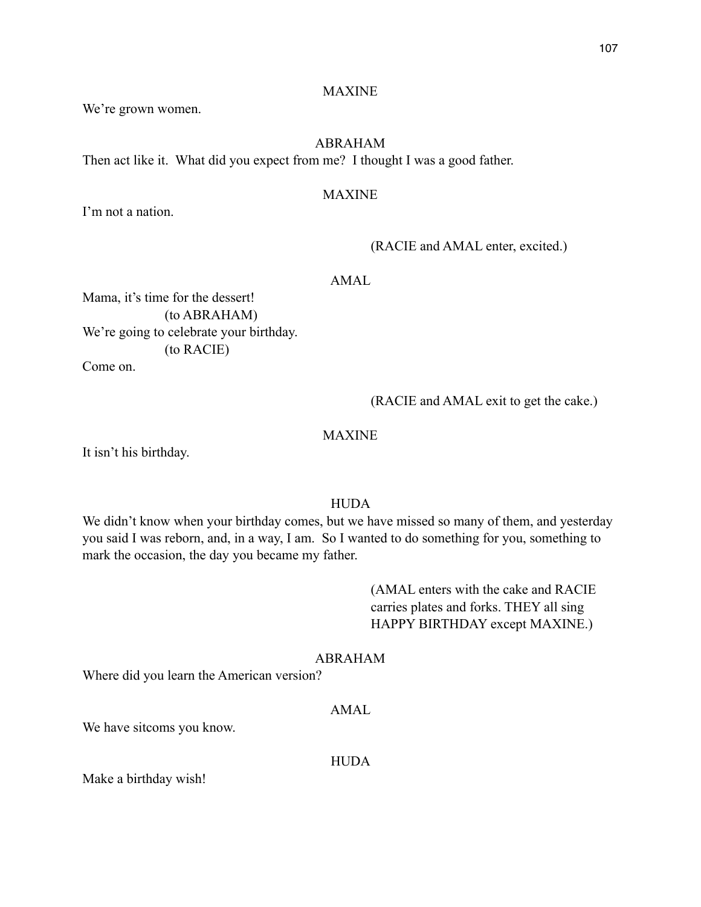MAXINE

We're grown women.

ABRAHAM

Then act like it. What did you expect from me? I thought I was a good father.

MAXINE

I'm not a nation.

(RACIE and AMAL enter, excited.)

AMAL

Mama, it's time for the dessert!
(to ABRAHAM)
We're going to celebrate your birthday.
(to RACIE)
Come on.

(RACIE and AMAL exit to get the cake.)

MAXINE

It isn't his birthday.

HUDA

We didn't know when your birthday comes, but we have missed so many of them, and yesterday you said I was reborn, and, in a way, I am. So I wanted to do something for you, something to mark the occasion, the day you became my father.

(AMAL enters with the cake and RACIE carries plates and forks. THEY all sing HAPPY BIRTHDAY except MAXINE.)

ABRAHAM

Where did you learn the American version?

AMAL

We have sitcoms you know.

HUDA

Make a birthday wish!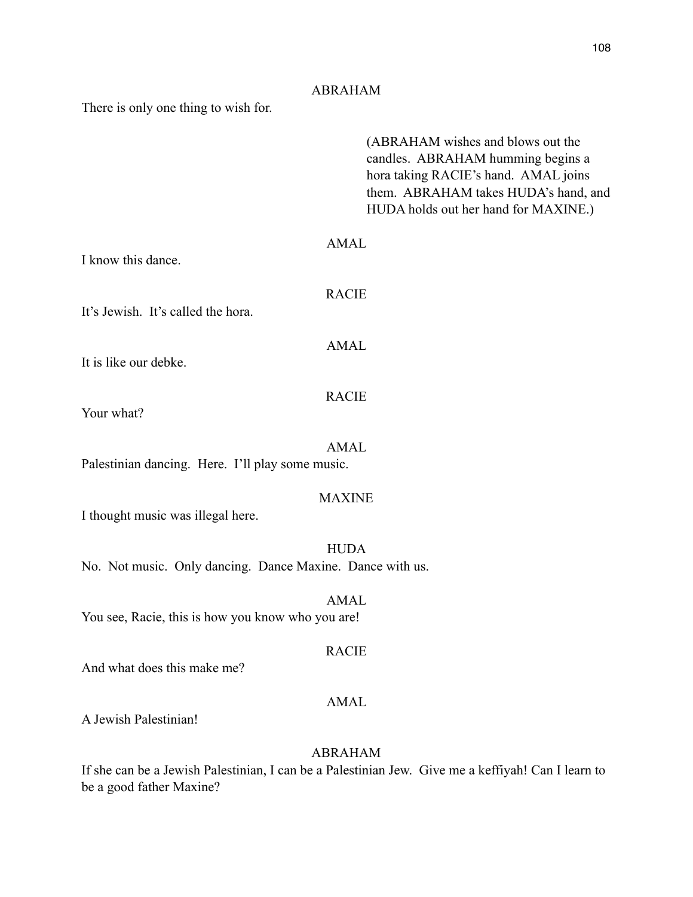ABRAHAM

There is only one thing to wish for.

(ABRAHAM wishes and blows out the candles. ABRAHAM humming begins a hora taking RACIE's hand. AMAL joins them. ABRAHAM takes HUDA's hand, and HUDA holds out her hand for MAXINE.)

AMAL

I know this dance.

RACIE

It's Jewish. It's called the hora.

AMAL

It is like our debke.

RACIE

Your what?

AMAL

Palestinian dancing. Here. I'll play some music.

MAXINE

I thought music was illegal here.

HUDA

No. Not music. Only dancing. Dance Maxine. Dance with us.

AMAL

You see, Racie, this is how you know who you are!

RACIE

And what does this make me?

AMAL

A Jewish Palestinian!

ABRAHAM

If she can be a Jewish Palestinian, I can be a Palestinian Jew. Give me a keffiyah! Can I learn to be a good father Maxine?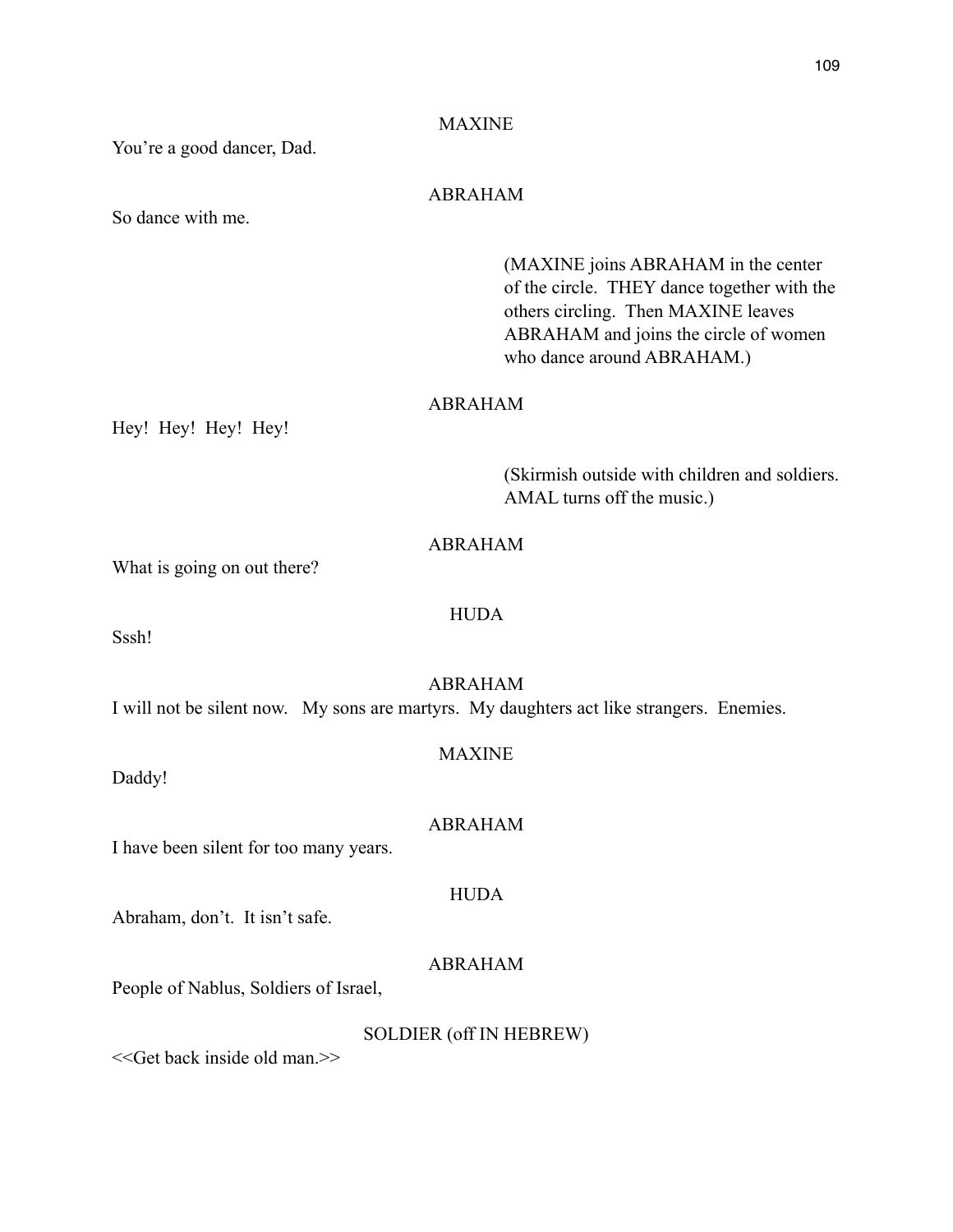MAXINE

You're a good dancer, Dad.

ABRAHAM

So dance with me.

(MAXINE joins ABRAHAM in the center of the circle. THEY dance together with the others circling. Then MAXINE leaves ABRAHAM and joins the circle of women who dance around ABRAHAM.)

ABRAHAM

Hey! Hey! Hey! Hey!

(Skirmish outside with children and soldiers. AMAL turns off the music.)

ABRAHAM

What is going on out there?

HUDA

Sssh!

ABRAHAM

I will not be silent now. My sons are martyrs. My daughters act like strangers. Enemies.

MAXINE

Daddy!

ABRAHAM

I have been silent for too many years.

HUDA

Abraham, don't. It isn't safe.

ABRAHAM

People of Nablus, Soldiers of Israel,

SOLDIER (off IN HEBREW)

<<Get back inside old man.>>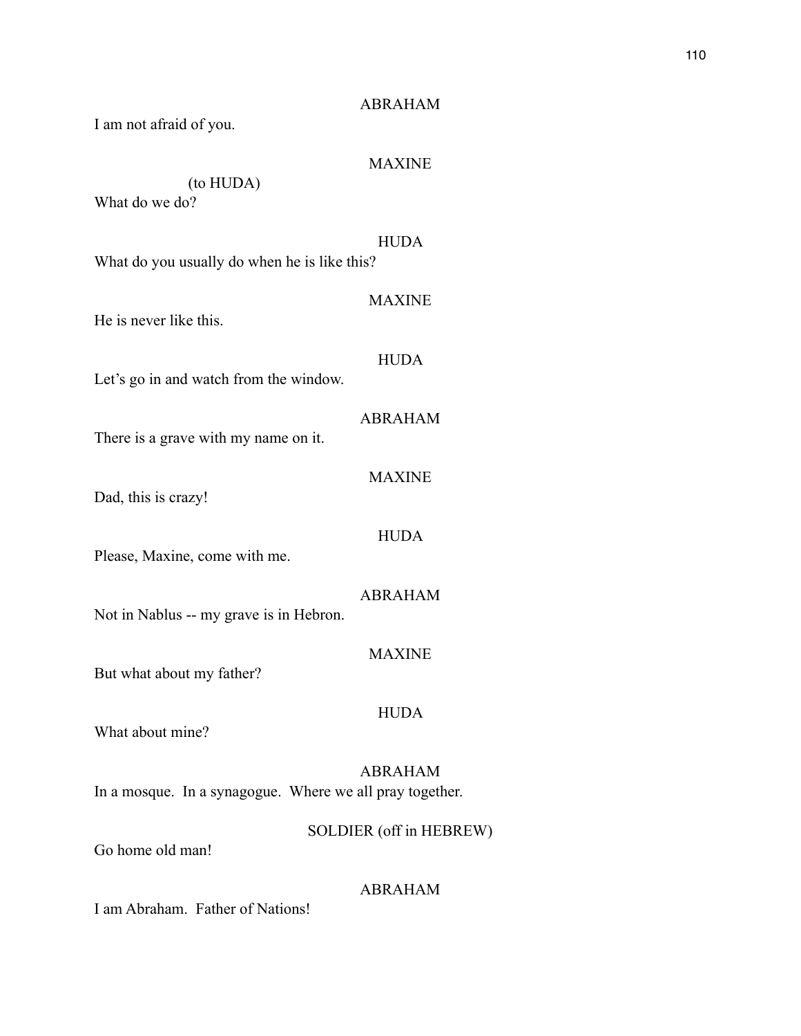ABRAHAM

I am not afraid of you.

MAXINE

(to HUDA)

What do we do?

HUDA

What do you usually do when he is like this?

MAXINE

He is never like this.

HUDA

Let's go in and watch from the window.

ABRAHAM

There is a grave with my name on it.

MAXINE

Dad, this is crazy!

HUDA

Please, Maxine, come with me.

ABRAHAM

Not in Nablus -- my grave is in Hebron.

MAXINE

But what about my father?

HUDA

What about mine?

ABRAHAM

In a mosque. In a synagogue. Where we all pray together.

SOLDIER (off in HEBREW)

Go home old man!

ABRAHAM

I am Abraham. Father of Nations!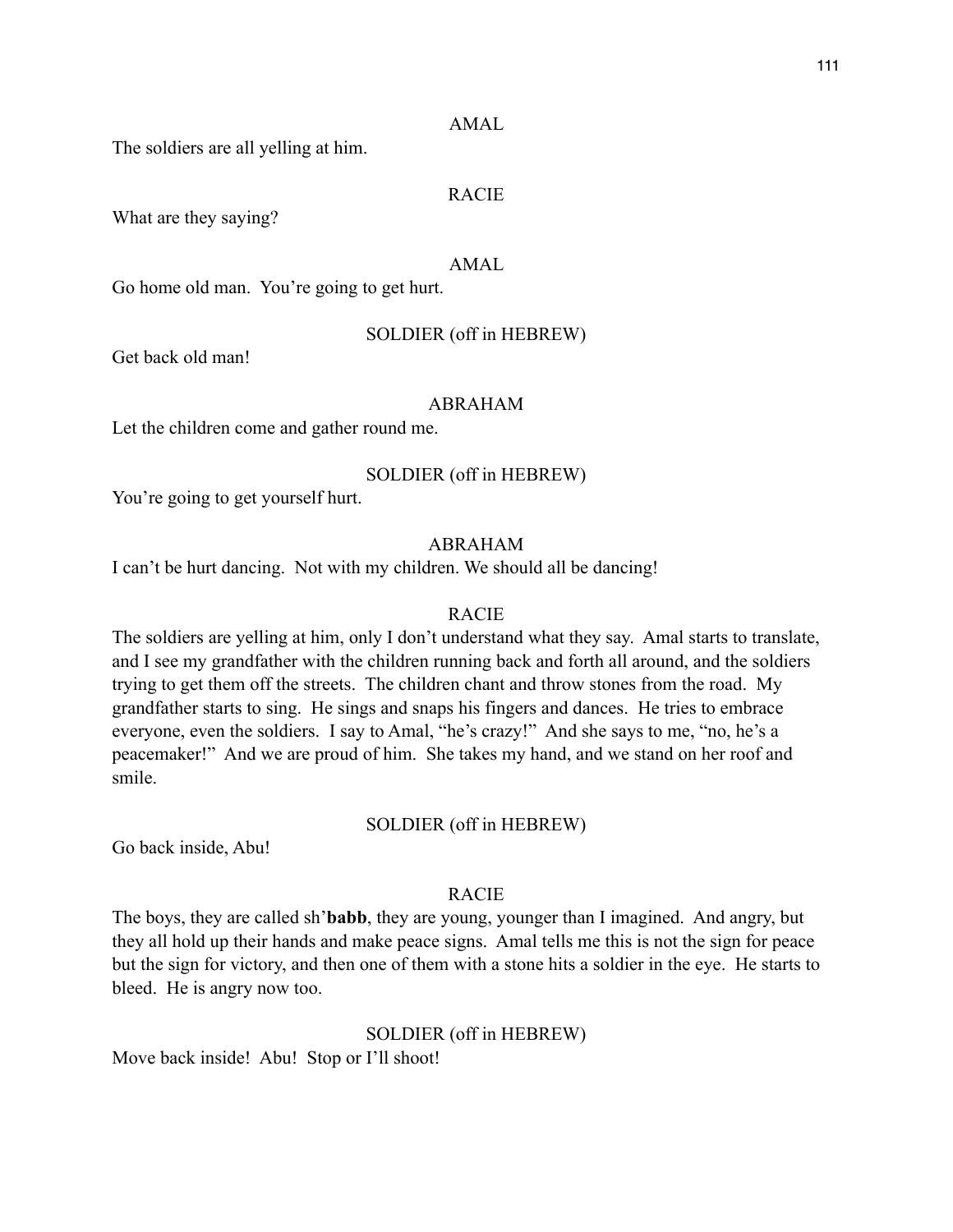AMAL

The soldiers are all yelling at him.

RACIE

What are they saying?

AMAL

Go home old man. You're going to get hurt.

SOLDIER (off in HEBREW)

Get back old man!

ABRAHAM

Let the children come and gather round me.

SOLDIER (off in HEBREW)

You're going to get yourself hurt.

ABRAHAM

I can't be hurt dancing. Not with my children. We should all be dancing!

RACIE

The soldiers are yelling at him, only I don't understand what they say. Amal starts to translate, and I see my grandfather with the children running back and forth all around, and the soldiers trying to get them off the streets. The children chant and throw stones from the road. My grandfather starts to sing. He sings and snaps his fingers and dances. He tries to embrace everyone, even the soldiers. I say to Amal, "he's crazy!" And she says to me, "no, he's a peacemaker!" And we are proud of him. She takes my hand, and we stand on her roof and smile.

SOLDIER (off in HEBREW)

Go back inside, Abu!

RACIE

The boys, they are called sh'**babb**, they are young, younger than I imagined. And angry, but they all hold up their hands and make peace signs. Amal tells me this is not the sign for peace but the sign for victory, and then one of them with a stone hits a soldier in the eye. He starts to bleed. He is angry now too.

SOLDIER (off in HEBREW)

Move back inside! Abu! Stop or I'll shoot!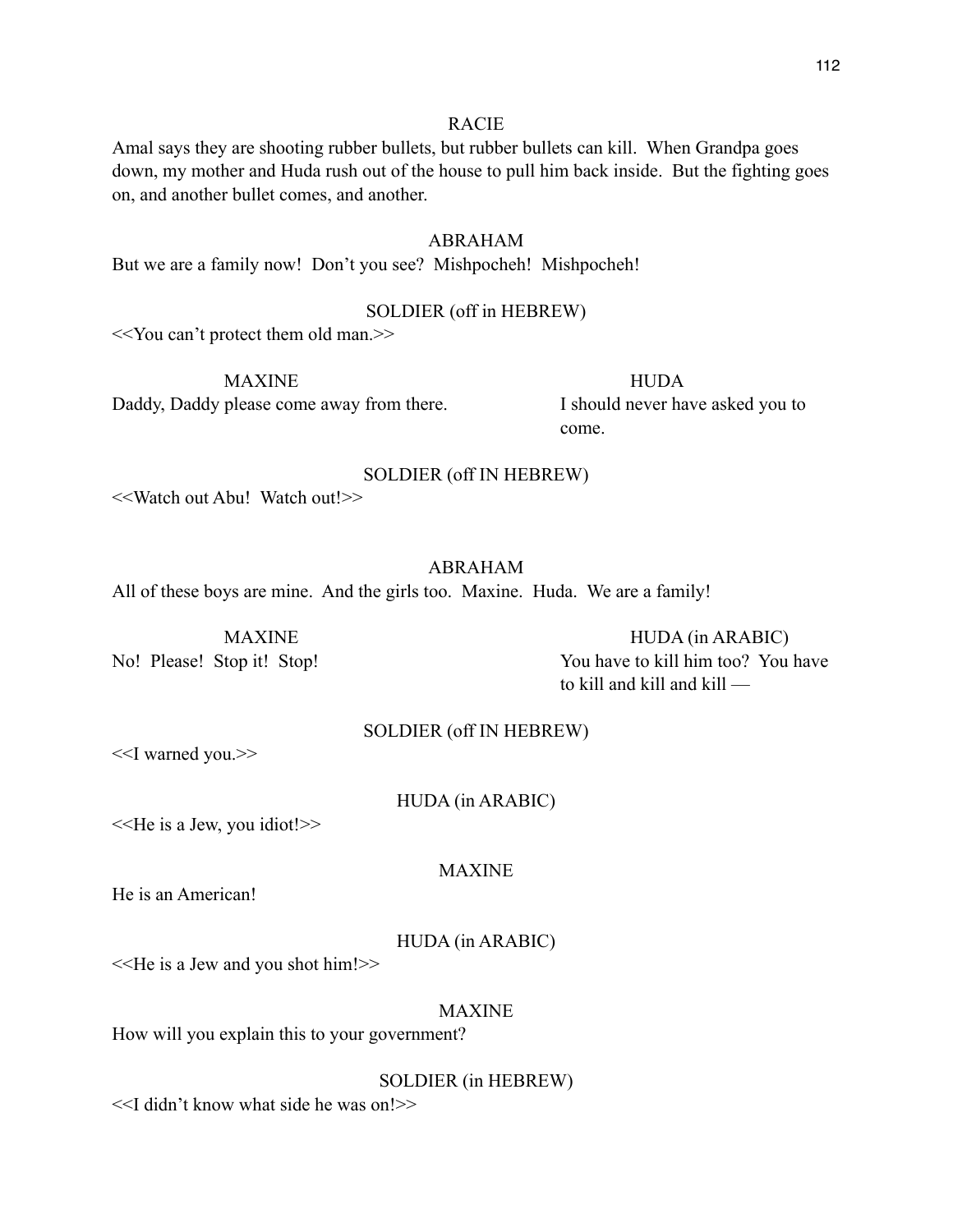RACIE

Amal says they are shooting rubber bullets, but rubber bullets can kill. When Grandpa goes down, my mother and Huda rush out of the house to pull him back inside. But the fighting goes on, and another bullet comes, and another.

ABRAHAM

But we are a family now! Don't you see? Mishpocheh! Mishpocheh!

SOLDIER (off in HEBREW)

<<You can't protect them old man.>>

MAXINE

Daddy, Daddy please come away from there.

HUDA

I should never have asked you to come.

SOLDIER (off IN HEBREW)

<<Watch out Abu! Watch out!>>

ABRAHAM

All of these boys are mine. And the girls too. Maxine. Huda. We are a family!

MAXINE

No! Please! Stop it! Stop!

HUDA (in ARABIC)

You have to kill him too? You have to kill and kill and kill —

SOLDIER (off IN HEBREW)

<<I warned you.>>

HUDA (in ARABIC)

<<He is a Jew, you idiot!>>

MAXINE

He is an American!

HUDA (in ARABIC)

<<He is a Jew and you shot him!>>

MAXINE

How will you explain this to your government?

SOLDIER (in HEBREW)

<<I didn't know what side he was on!>>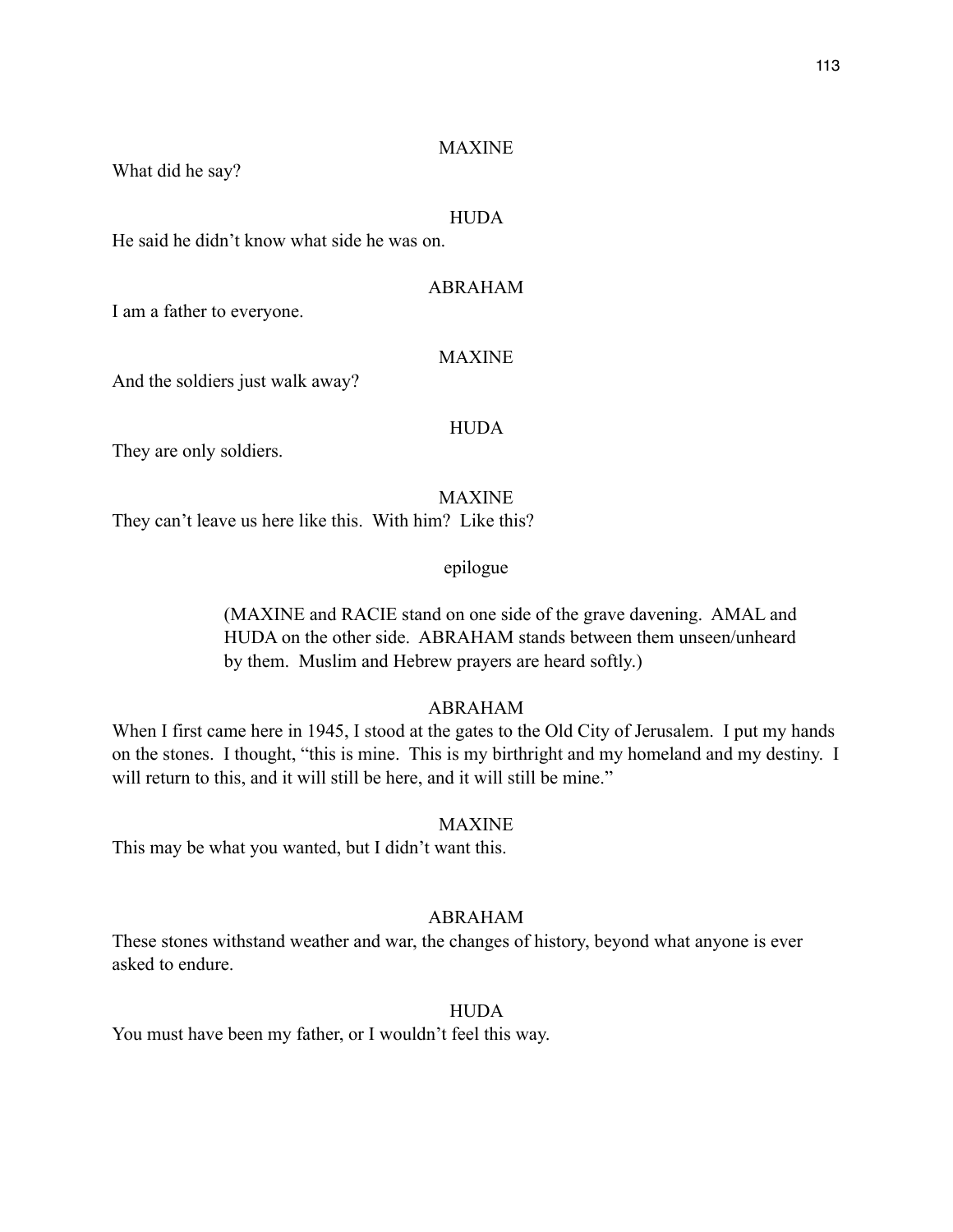MAXINE

What did he say?

HUDA

He said he didn't know what side he was on.

ABRAHAM

I am a father to everyone.

MAXINE

And the soldiers just walk away?

HUDA

They are only soldiers.

MAXINE

They can't leave us here like this. With him? Like this?

epilogue

(MAXINE and RACIE stand on one side of the grave davening. AMAL and HUDA on the other side. ABRAHAM stands between them unseen/unheard by them. Muslim and Hebrew prayers are heard softly.)

ABRAHAM

When I first came here in 1945, I stood at the gates to the Old City of Jerusalem. I put my hands on the stones. I thought, "this is mine. This is my birthright and my homeland and my destiny. I will return to this, and it will still be here, and it will still be mine."

MAXINE

This may be what you wanted, but I didn't want this.

ABRAHAM

These stones withstand weather and war, the changes of history, beyond what anyone is ever asked to endure.

HUDA

You must have been my father, or I wouldn't feel this way.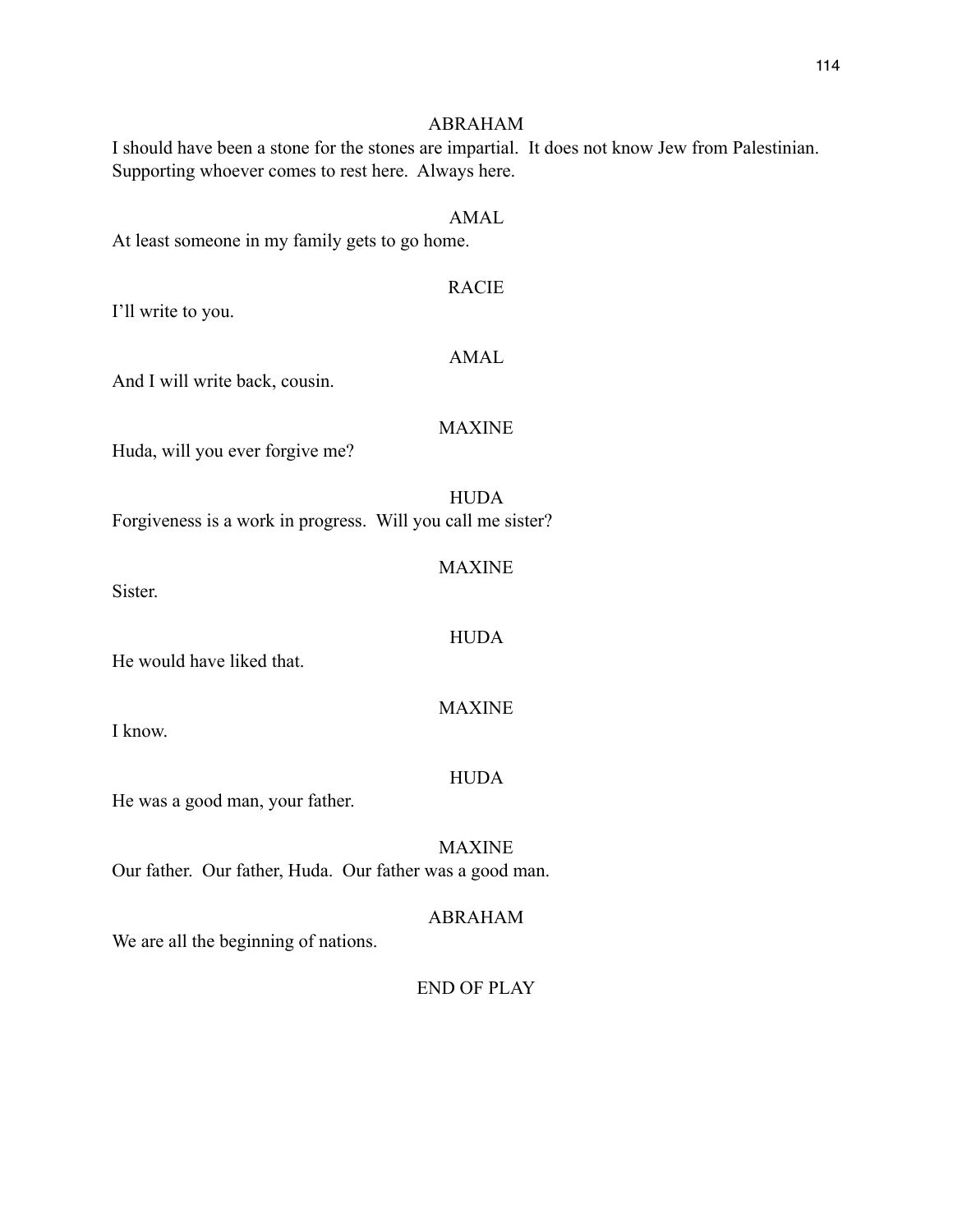ABRAHAM

I should have been a stone for the stones are impartial. It does not know Jew from Palestinian. Supporting whoever comes to rest here. Always here.

AMAL

At least someone in my family gets to go home.

RACIE

I'll write to you.

AMAL

And I will write back, cousin.

MAXINE

Huda, will you ever forgive me?

HUDA

Forgiveness is a work in progress. Will you call me sister?

MAXINE

Sister.

HUDA

He would have liked that.

MAXINE

I know.

HUDA

He was a good man, your father.

MAXINE

Our father. Our father, Huda. Our father was a good man.

ABRAHAM

We are all the beginning of nations.

END OF PLAY